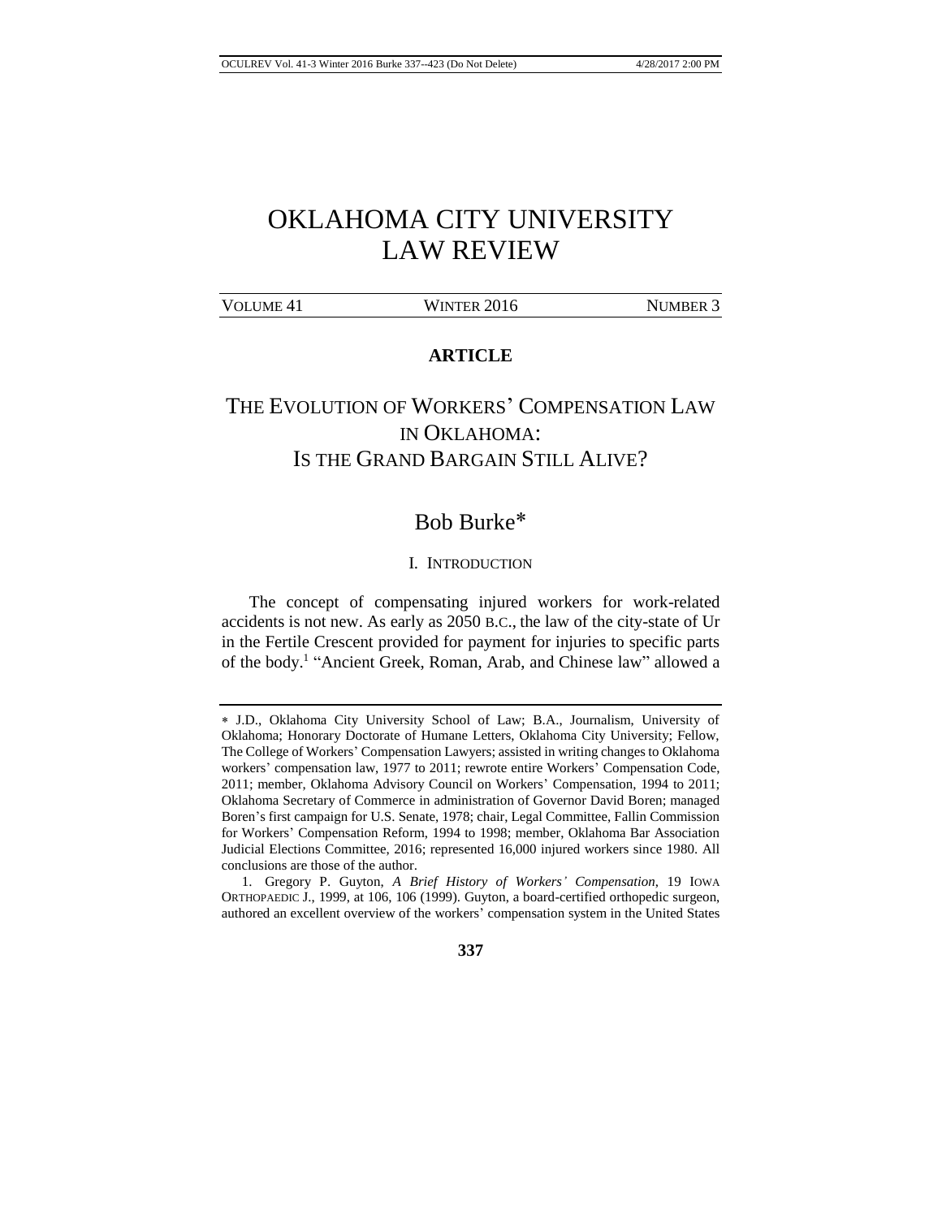# OKLAHOMA CITY UNIVERSITY LAW REVIEW

VOLUME 41 WINTER 2016 NUMBER 3

**ARTICLE**

## THE EVOLUTION OF WORKERS' COMPENSATION LAW IN OKLAHOMA: IS THE GRAND BARGAIN STILL ALIVE?

Bob Burke*

### I. INTRODUCTION

The concept of compensating injured workers for work-related accidents is not new. As early as 2050 B.C., the law of the city-state of Ur in the Fertile Crescent provided for payment for injuries to specific parts of the body.[1] "Ancient Greek, Roman, Arab, and Chinese law" allowed a

---

* J.D., Oklahoma City University School of Law; B.A., Journalism, University of Oklahoma; Honorary Doctorate of Humane Letters, Oklahoma City University; Fellow, The College of Workers' Compensation Lawyers; assisted in writing changes to Oklahoma workers' compensation law, 1977 to 2011; rewrote entire Workers' Compensation Code, 2011; member, Oklahoma Advisory Council on Workers' Compensation, 1994 to 2011; Oklahoma Secretary of Commerce in administration of Governor David Boren; managed Boren's first campaign for U.S. Senate, 1978; chair, Legal Committee, Fallin Commission for Workers' Compensation Reform, 1994 to 1998; member, Oklahoma Bar Association Judicial Elections Committee, 2016; represented 16,000 injured workers since 1980. All conclusions are those of the author.

1. Gregory P. Guyton, *A Brief History of Workers' Compensation*, 19 IOWA ORTHOPAEDIC J., 1999, at 106, 106 (1999). Guyton, a board-certified orthopedic surgeon, authored an excellent overview of the workers' compensation system in the United States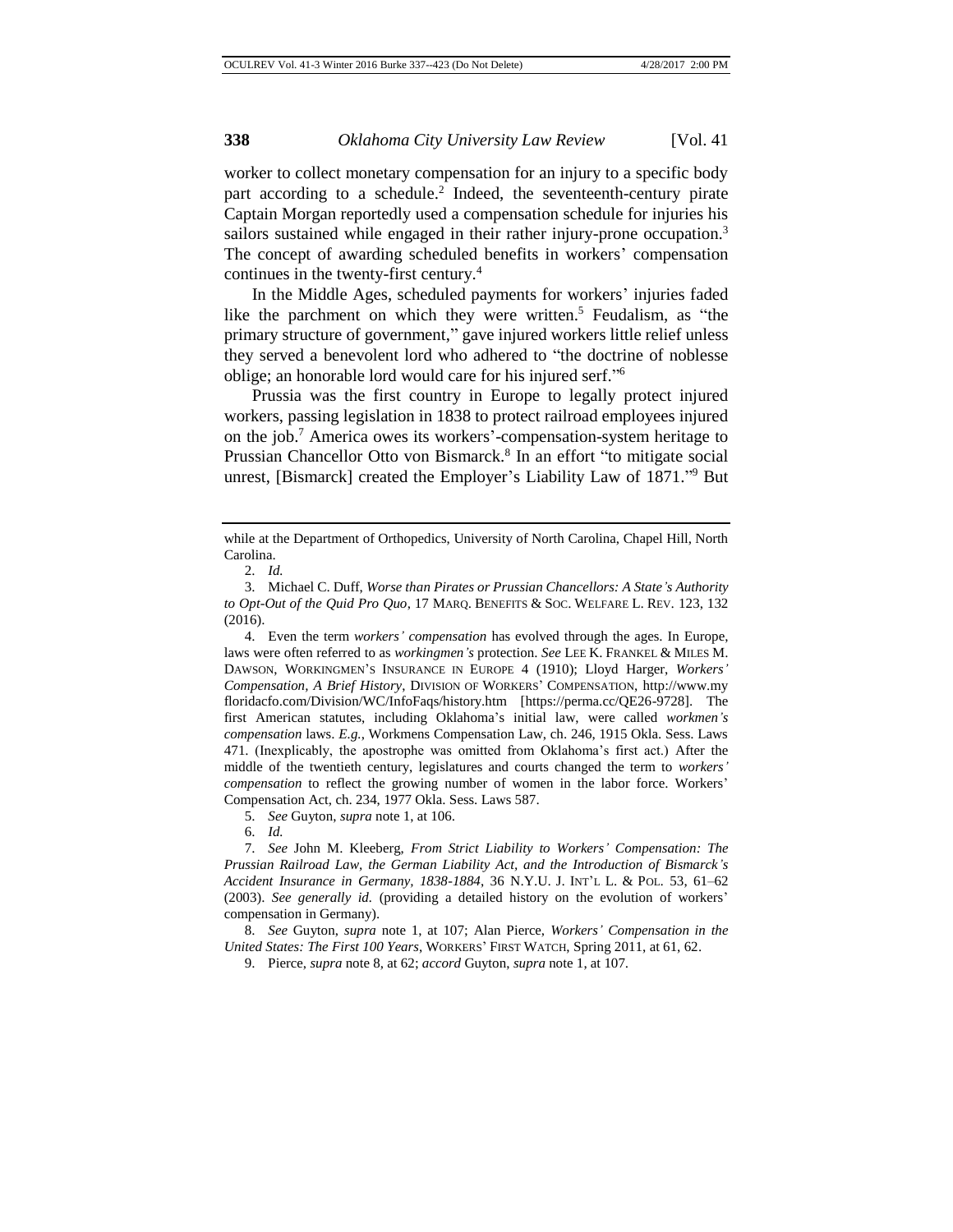worker to collect monetary compensation for an injury to a specific body part according to a schedule.[2] Indeed, the seventeenth-century pirate Captain Morgan reportedly used a compensation schedule for injuries his sailors sustained while engaged in their rather injury-prone occupation.[3] The concept of awarding scheduled benefits in workers' compensation continues in the twenty-first century.[4]

In the Middle Ages, scheduled payments for workers' injuries faded like the parchment on which they were written.[5] Feudalism, as "the primary structure of government," gave injured workers little relief unless they served a benevolent lord who adhered to "the doctrine of noblesse oblige; an honorable lord would care for his injured serf."[6]

Prussia was the first country in Europe to legally protect injured workers, passing legislation in 1838 to protect railroad employees injured on the job.[7] America owes its workers'-compensation-system heritage to Prussian Chancellor Otto von Bismarck.[8] In an effort "to mitigate social unrest, [Bismarck] created the Employer's Liability Law of 1871."[9] But

---

while at the Department of Orthopedics, University of North Carolina, Chapel Hill, North Carolina.

2. *Id.*

3. Michael C. Duff, *Worse than Pirates or Prussian Chancellors: A State's Authority to Opt-Out of the Quid Pro Quo*, 17 MARQ. BENEFITS & SOC. WELFARE L. REV. 123, 132 (2016).

4. Even the term *workers' compensation* has evolved through the ages. In Europe, laws were often referred to as *workingmen's* protection. *See* LEE K. FRANKEL & MILES M. DAWSON, WORKINGMEN'S INSURANCE IN EUROPE 4 (1910); Lloyd Harger, *Workers' Compensation, A Brief History*, DIVISION OF WORKERS' COMPENSATION, http://www.myfloridacfo.com/Division/WC/InfoFaqs/history.htm [https://perma.cc/QE26-9728]. The first American statutes, including Oklahoma's initial law, were called *workmen's compensation* laws. *E.g.*, Workmens Compensation Law, ch. 246, 1915 Okla. Sess. Laws 471. (Inexplicably, the apostrophe was omitted from Oklahoma's first act.) After the middle of the twentieth century, legislatures and courts changed the term to *workers' compensation* to reflect the growing number of women in the labor force. Workers' Compensation Act, ch. 234, 1977 Okla. Sess. Laws 587.

5. *See* Guyton, *supra* note 1, at 106.

6. *Id.*

7. *See* John M. Kleeberg, *From Strict Liability to Workers' Compensation: The Prussian Railroad Law, the German Liability Act, and the Introduction of Bismarck's Accident Insurance in Germany, 1838-1884*, 36 N.Y.U. J. INT'L L. & POL. 53, 61–62 (2003). *See generally id.* (providing a detailed history on the evolution of workers' compensation in Germany).

8. *See* Guyton, *supra* note 1, at 107; Alan Pierce, *Workers' Compensation in the United States: The First 100 Years*, WORKERS' FIRST WATCH, Spring 2011, at 61, 62.

9. Pierce, *supra* note 8, at 62; *accord* Guyton, *supra* note 1, at 107.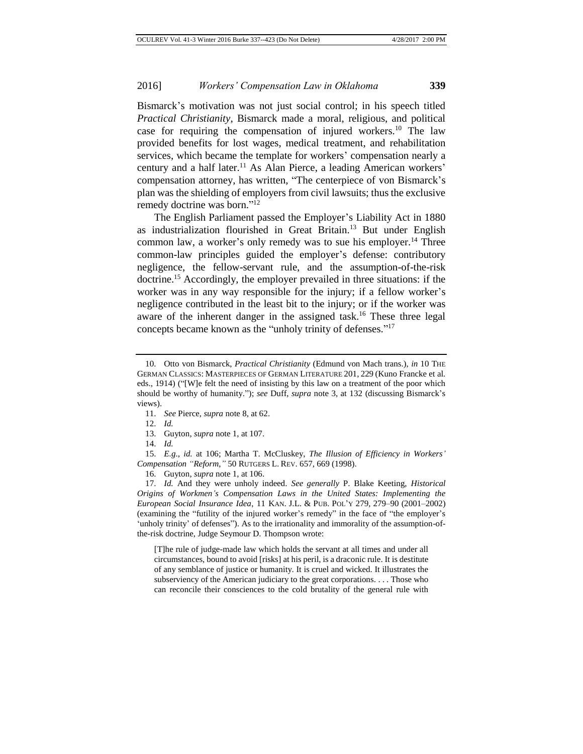Bismarck's motivation was not just social control; in his speech titled *Practical Christianity*, Bismarck made a moral, religious, and political case for requiring the compensation of injured workers.[10] The law provided benefits for lost wages, medical treatment, and rehabilitation services, which became the template for workers' compensation nearly a century and a half later.[11] As Alan Pierce, a leading American workers' compensation attorney, has written, "The centerpiece of von Bismarck's plan was the shielding of employers from civil lawsuits; thus the exclusive remedy doctrine was born."[12]

The English Parliament passed the Employer's Liability Act in 1880 as industrialization flourished in Great Britain.[13] But under English common law, a worker's only remedy was to sue his employer.[14] Three common-law principles guided the employer's defense: contributory negligence, the fellow-servant rule, and the assumption-of-the-risk doctrine.[15] Accordingly, the employer prevailed in three situations: if the worker was in any way responsible for the injury; if a fellow worker's negligence contributed in the least bit to the injury; or if the worker was aware of the inherent danger in the assigned task.[16] These three legal concepts became known as the "unholy trinity of defenses."[17]

---

10. Otto von Bismarck, *Practical Christianity* (Edmund von Mach trans.), *in* 10 THE GERMAN CLASSICS: MASTERPIECES OF GERMAN LITERATURE 201, 229 (Kuno Francke et al. eds., 1914) ("[W]e felt the need of insisting by this law on a treatment of the poor which should be worthy of humanity."); *see* Duff, *supra* note 3, at 132 (discussing Bismarck's views).

11. *See* Pierce, *supra* note 8, at 62.

12. *Id.*

13. Guyton, *supra* note 1, at 107.

14. *Id.*

15. *E.g.*, *id.* at 106; Martha T. McCluskey, *The Illusion of Efficiency in Workers' Compensation "Reform*,*"* 50 RUTGERS L. REV. 657, 669 (1998).

16. Guyton, *supra* note 1, at 106.

17. *Id.* And they were unholy indeed. *See generally* P. Blake Keeting, *Historical Origins of Workmen's Compensation Laws in the United States: Implementing the European Social Insurance Idea*, 11 KAN. J.L. & PUB. POL'Y 279, 279–90 (2001–2002) (examining the "futility of the injured worker's remedy" in the face of "the employer's 'unholy trinity' of defenses"). As to the irrationality and immorality of the assumption-of-the-risk doctrine, Judge Seymour D. Thompson wrote:

> [T]he rule of judge-made law which holds the servant at all times and under all circumstances, bound to avoid [risks] at his peril, is a draconic rule. It is destitute of any semblance of justice or humanity. It is cruel and wicked. It illustrates the subserviency of the American judiciary to the great corporations. . . . Those who can reconcile their consciences to the cold brutality of the general rule with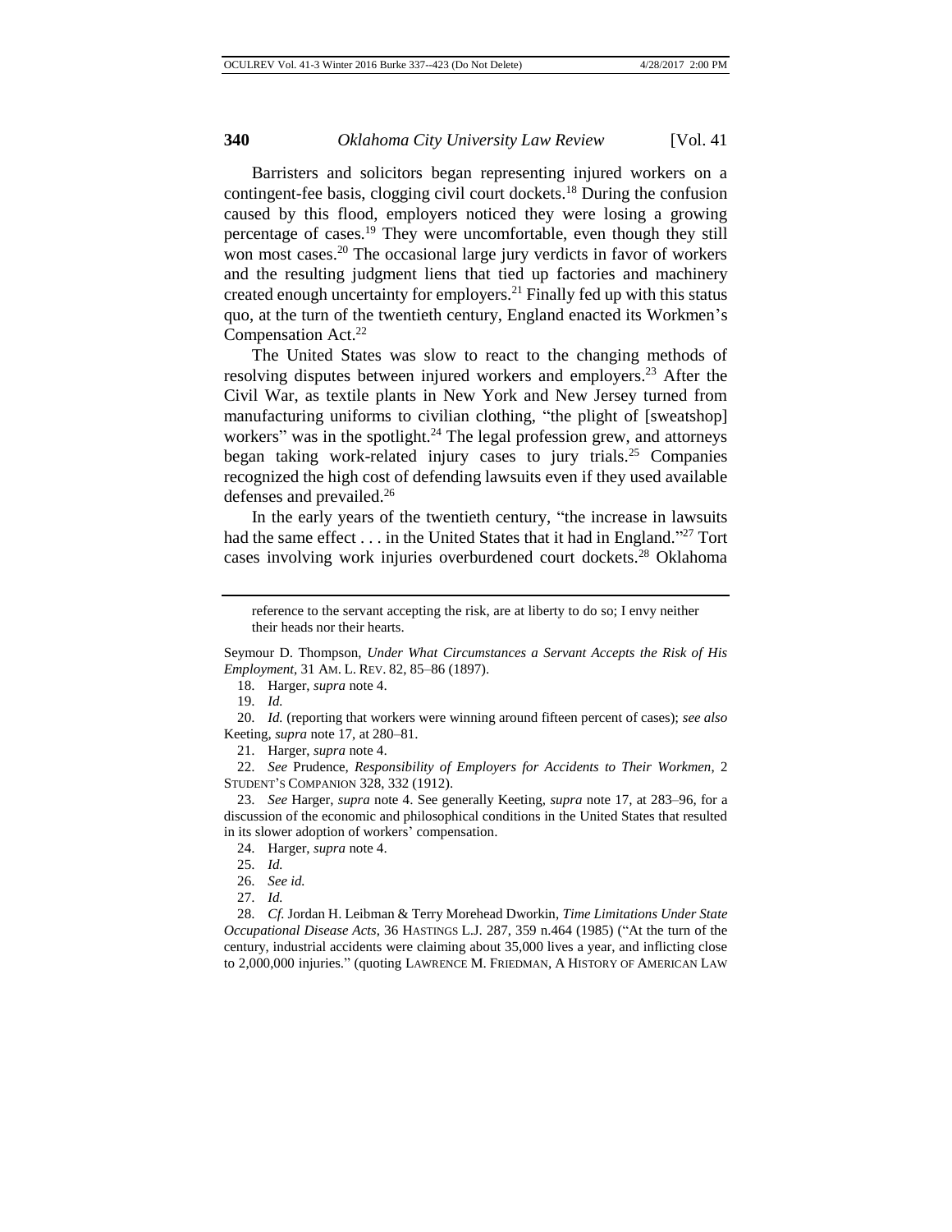Barristers and solicitors began representing injured workers on a contingent-fee basis, clogging civil court dockets.[18] During the confusion caused by this flood, employers noticed they were losing a growing percentage of cases.[19] They were uncomfortable, even though they still won most cases.[20] The occasional large jury verdicts in favor of workers and the resulting judgment liens that tied up factories and machinery created enough uncertainty for employers.[21] Finally fed up with this status quo, at the turn of the twentieth century, England enacted its Workmen's Compensation Act.[22]

The United States was slow to react to the changing methods of resolving disputes between injured workers and employers.[23] After the Civil War, as textile plants in New York and New Jersey turned from manufacturing uniforms to civilian clothing, "the plight of [sweatshop] workers" was in the spotlight.[24] The legal profession grew, and attorneys began taking work-related injury cases to jury trials.[25] Companies recognized the high cost of defending lawsuits even if they used available defenses and prevailed.[26]

In the early years of the twentieth century, "the increase in lawsuits had the same effect . . . in the United States that it had in England."[27] Tort cases involving work injuries overburdened court dockets.[28] Oklahoma

---

reference to the servant accepting the risk, are at liberty to do so; I envy neither their heads nor their hearts.

Seymour D. Thompson, *Under What Circumstances a Servant Accepts the Risk of His Employment*, 31 AM. L. REV. 82, 85–86 (1897).

18. Harger, *supra* note 4.

19. *Id.*

20. *Id.* (reporting that workers were winning around fifteen percent of cases); *see also* Keeting, *supra* note 17, at 280–81.

21. Harger, *supra* note 4.

22. *See* Prudence, *Responsibility of Employers for Accidents to Their Workmen*, 2 STUDENT'S COMPANION 328, 332 (1912).

23. *See* Harger, *supra* note 4. See generally Keeting, *supra* note 17, at 283–96, for a discussion of the economic and philosophical conditions in the United States that resulted in its slower adoption of workers' compensation.

24. Harger, *supra* note 4.

25. *Id.*

26. *See id.*

27. *Id.*

28. *Cf.* Jordan H. Leibman & Terry Morehead Dworkin, *Time Limitations Under State Occupational Disease Acts*, 36 HASTINGS L.J. 287, 359 n.464 (1985) ("At the turn of the century, industrial accidents were claiming about 35,000 lives a year, and inflicting close to 2,000,000 injuries." (quoting LAWRENCE M. FRIEDMAN, A HISTORY OF AMERICAN LAW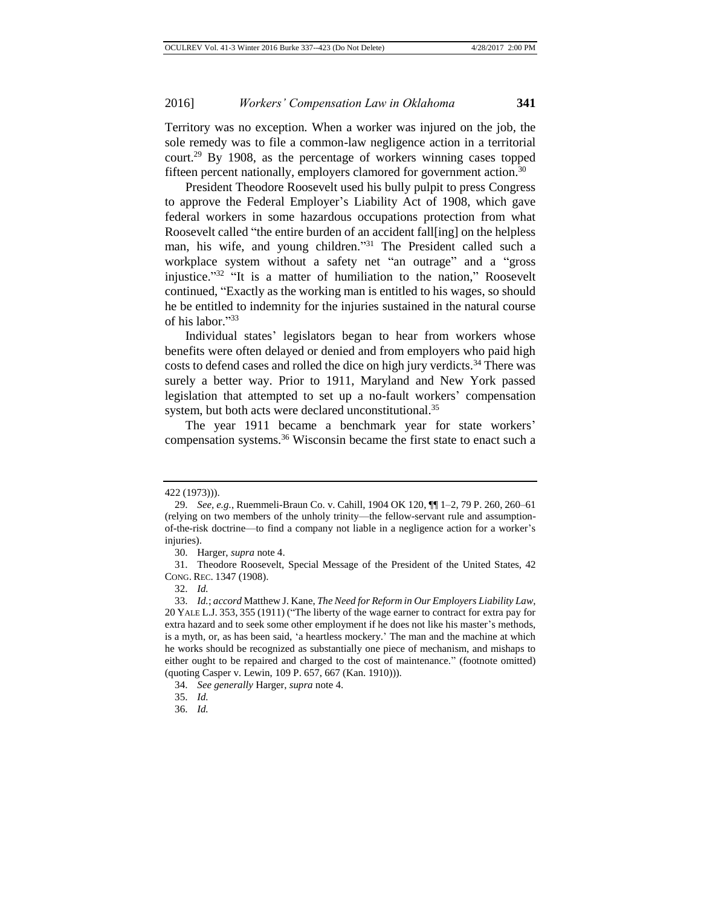Territory was no exception. When a worker was injured on the job, the sole remedy was to file a common-law negligence action in a territorial court.[29] By 1908, as the percentage of workers winning cases topped fifteen percent nationally, employers clamored for government action.[30]

President Theodore Roosevelt used his bully pulpit to press Congress to approve the Federal Employer's Liability Act of 1908, which gave federal workers in some hazardous occupations protection from what Roosevelt called "the entire burden of an accident fall[ing] on the helpless man, his wife, and young children."[31] The President called such a workplace system without a safety net "an outrage" and a "gross injustice."[32] "It is a matter of humiliation to the nation," Roosevelt continued, "Exactly as the working man is entitled to his wages, so should he be entitled to indemnity for the injuries sustained in the natural course of his labor."[33]

Individual states' legislators began to hear from workers whose benefits were often delayed or denied and from employers who paid high costs to defend cases and rolled the dice on high jury verdicts.[34] There was surely a better way. Prior to 1911, Maryland and New York passed legislation that attempted to set up a no-fault workers' compensation system, but both acts were declared unconstitutional.[35]

The year 1911 became a benchmark year for state workers' compensation systems.[36] Wisconsin became the first state to enact such a

---

422 (1973))).

29. *See, e.g.*, Ruemmeli-Braun Co. v. Cahill, 1904 OK 120, ¶¶ 1–2, 79 P. 260, 260–61 (relying on two members of the unholy trinity—the fellow-servant rule and assumption-of-the-risk doctrine—to find a company not liable in a negligence action for a worker's injuries).

30. Harger, *supra* note 4.

31. Theodore Roosevelt, Special Message of the President of the United States, 42 CONG. REC. 1347 (1908).

32. *Id.*

33. *Id.*; *accord* Matthew J. Kane, *The Need for Reform in Our Employers Liability Law*, 20 YALE L.J. 353, 355 (1911) ("The liberty of the wage earner to contract for extra pay for extra hazard and to seek some other employment if he does not like his master's methods, is a myth, or, as has been said, 'a heartless mockery.' The man and the machine at which he works should be recognized as substantially one piece of mechanism, and mishaps to either ought to be repaired and charged to the cost of maintenance." (footnote omitted) (quoting Casper v. Lewin, 109 P. 657, 667 (Kan. 1910))).

34. *See generally* Harger, *supra* note 4.

35. *Id.*

36. *Id.*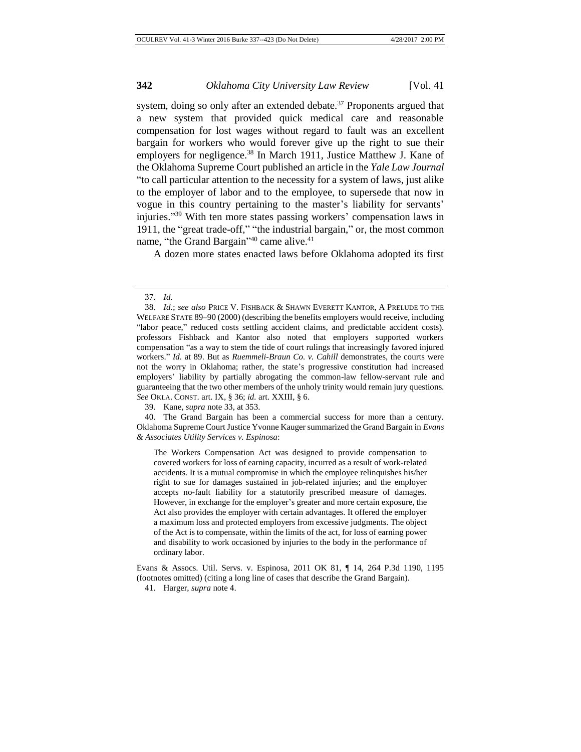system, doing so only after an extended debate.[37] Proponents argued that a new system that provided quick medical care and reasonable compensation for lost wages without regard to fault was an excellent bargain for workers who would forever give up the right to sue their employers for negligence.[38] In March 1911, Justice Matthew J. Kane of the Oklahoma Supreme Court published an article in the *Yale Law Journal* "to call particular attention to the necessity for a system of laws, just alike to the employer of labor and to the employee, to supersede that now in vogue in this country pertaining to the master's liability for servants' injuries."[39] With ten more states passing workers' compensation laws in 1911, the "great trade-off," "the industrial bargain," or, the most common name, "the Grand Bargain"[40] came alive.[41]

A dozen more states enacted laws before Oklahoma adopted its first

---

37. *Id.*

38. *Id.*; *see also* PRICE V. FISHBACK & SHAWN EVERETT KANTOR, A PRELUDE TO THE WELFARE STATE 89–90 (2000) (describing the benefits employers would receive, including "labor peace," reduced costs settling accident claims, and predictable accident costs). professors Fishback and Kantor also noted that employers supported workers compensation "as a way to stem the tide of court rulings that increasingly favored injured workers." *Id.* at 89. But as *Ruemmeli-Braun Co. v. Cahill* demonstrates, the courts were not the worry in Oklahoma; rather, the state's progressive constitution had increased employers' liability by partially abrogating the common-law fellow-servant rule and guaranteeing that the two other members of the unholy trinity would remain jury questions. *See* OKLA. CONST. art. IX, § 36; *id.* art. XXIII, § 6.

39. Kane, *supra* note 33, at 353.

40. The Grand Bargain has been a commercial success for more than a century. Oklahoma Supreme Court Justice Yvonne Kauger summarized the Grand Bargain in *Evans & Associates Utility Services v. Espinosa*:

> The Workers Compensation Act was designed to provide compensation to covered workers for loss of earning capacity, incurred as a result of work-related accidents. It is a mutual compromise in which the employee relinquishes his/her right to sue for damages sustained in job-related injuries; and the employer accepts no-fault liability for a statutorily prescribed measure of damages. However, in exchange for the employer's greater and more certain exposure, the Act also provides the employer with certain advantages. It offered the employer a maximum loss and protected employers from excessive judgments. The object of the Act is to compensate, within the limits of the act, for loss of earning power and disability to work occasioned by injuries to the body in the performance of ordinary labor.

Evans & Assocs. Util. Servs. v. Espinosa, 2011 OK 81, ¶ 14, 264 P.3d 1190, 1195 (footnotes omitted) (citing a long line of cases that describe the Grand Bargain).

41. Harger, *supra* note 4.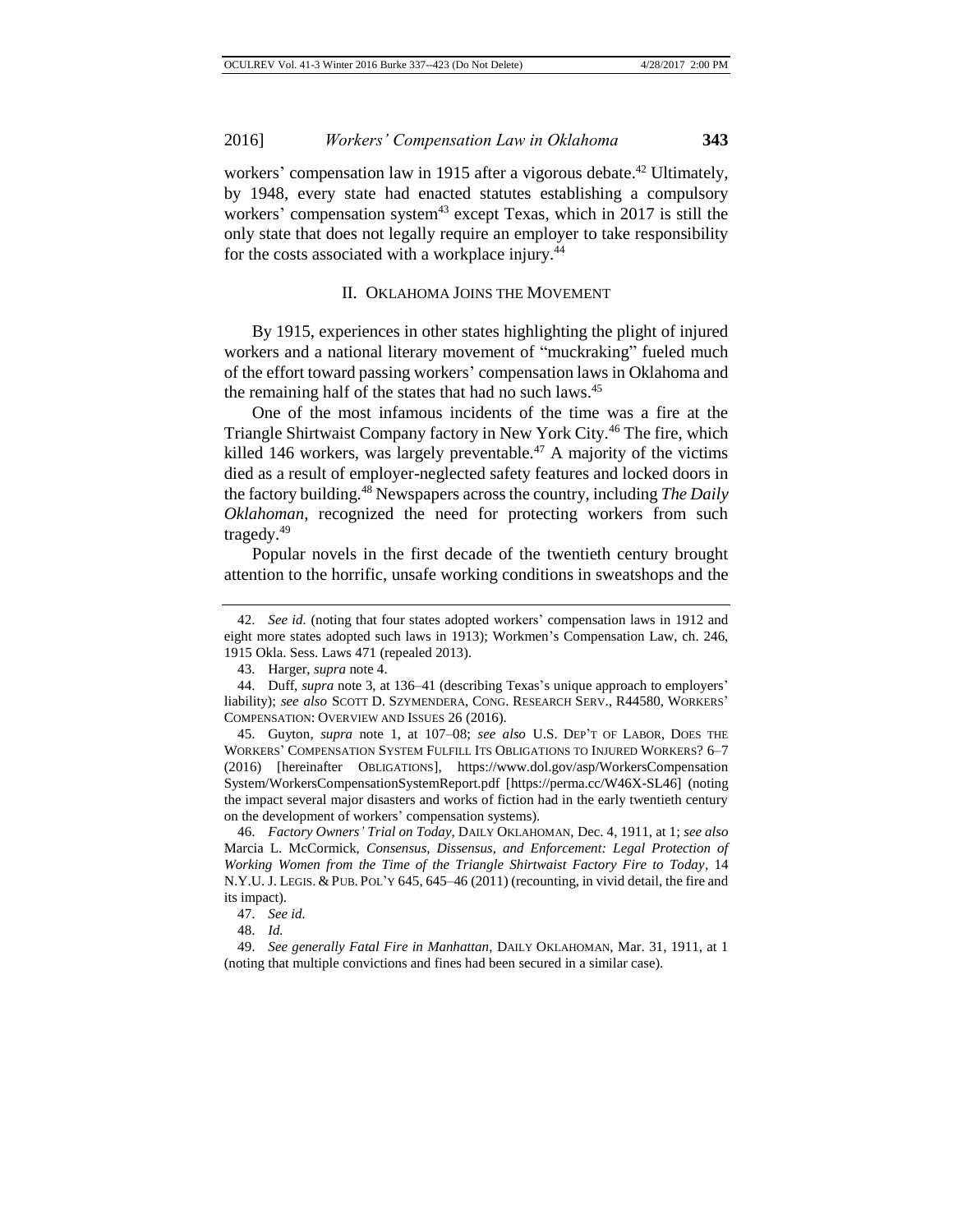workers' compensation law in 1915 after a vigorous debate.[42] Ultimately, by 1948, every state had enacted statutes establishing a compulsory workers' compensation system[43] except Texas, which in 2017 is still the only state that does not legally require an employer to take responsibility for the costs associated with a workplace injury.[44]

## II. OKLAHOMA JOINS THE MOVEMENT

By 1915, experiences in other states highlighting the plight of injured workers and a national literary movement of "muckraking" fueled much of the effort toward passing workers' compensation laws in Oklahoma and the remaining half of the states that had no such laws.[45]

One of the most infamous incidents of the time was a fire at the Triangle Shirtwaist Company factory in New York City.[46] The fire, which killed 146 workers, was largely preventable.[47] A majority of the victims died as a result of employer-neglected safety features and locked doors in the factory building.[48] Newspapers across the country, including *The Daily Oklahoman*, recognized the need for protecting workers from such tragedy.[49]

Popular novels in the first decade of the twentieth century brought attention to the horrific, unsafe working conditions in sweatshops and the

---

42. *See id.* (noting that four states adopted workers' compensation laws in 1912 and eight more states adopted such laws in 1913); Workmen's Compensation Law, ch. 246, 1915 Okla. Sess. Laws 471 (repealed 2013).

43. Harger, *supra* note 4.

44. Duff, *supra* note 3, at 136–41 (describing Texas's unique approach to employers' liability); *see also* SCOTT D. SZYMENDERA, CONG. RESEARCH SERV., R44580, WORKERS' COMPENSATION: OVERVIEW AND ISSUES 26 (2016).

45. Guyton, *supra* note 1, at 107–08; *see also* U.S. DEP'T OF LABOR, DOES THE WORKERS' COMPENSATION SYSTEM FULFILL ITS OBLIGATIONS TO INJURED WORKERS? 6–7 (2016) [hereinafter OBLIGATIONS], https://www.dol.gov/asp/WorkersCompensationSystem/WorkersCompensationSystemReport.pdf [https://perma.cc/W46X-SL46] (noting the impact several major disasters and works of fiction had in the early twentieth century on the development of workers' compensation systems).

46. *Factory Owners' Trial on Today*, DAILY OKLAHOMAN, Dec. 4, 1911, at 1; *see also* Marcia L. McCormick, *Consensus, Dissensus, and Enforcement: Legal Protection of Working Women from the Time of the Triangle Shirtwaist Factory Fire to Today*, 14 N.Y.U. J. LEGIS. & PUB. POL'Y 645, 645–46 (2011) (recounting, in vivid detail, the fire and its impact).

47. *See id.*

48. *Id.*

49. *See generally Fatal Fire in Manhattan*, DAILY OKLAHOMAN, Mar. 31, 1911, at 1 (noting that multiple convictions and fines had been secured in a similar case).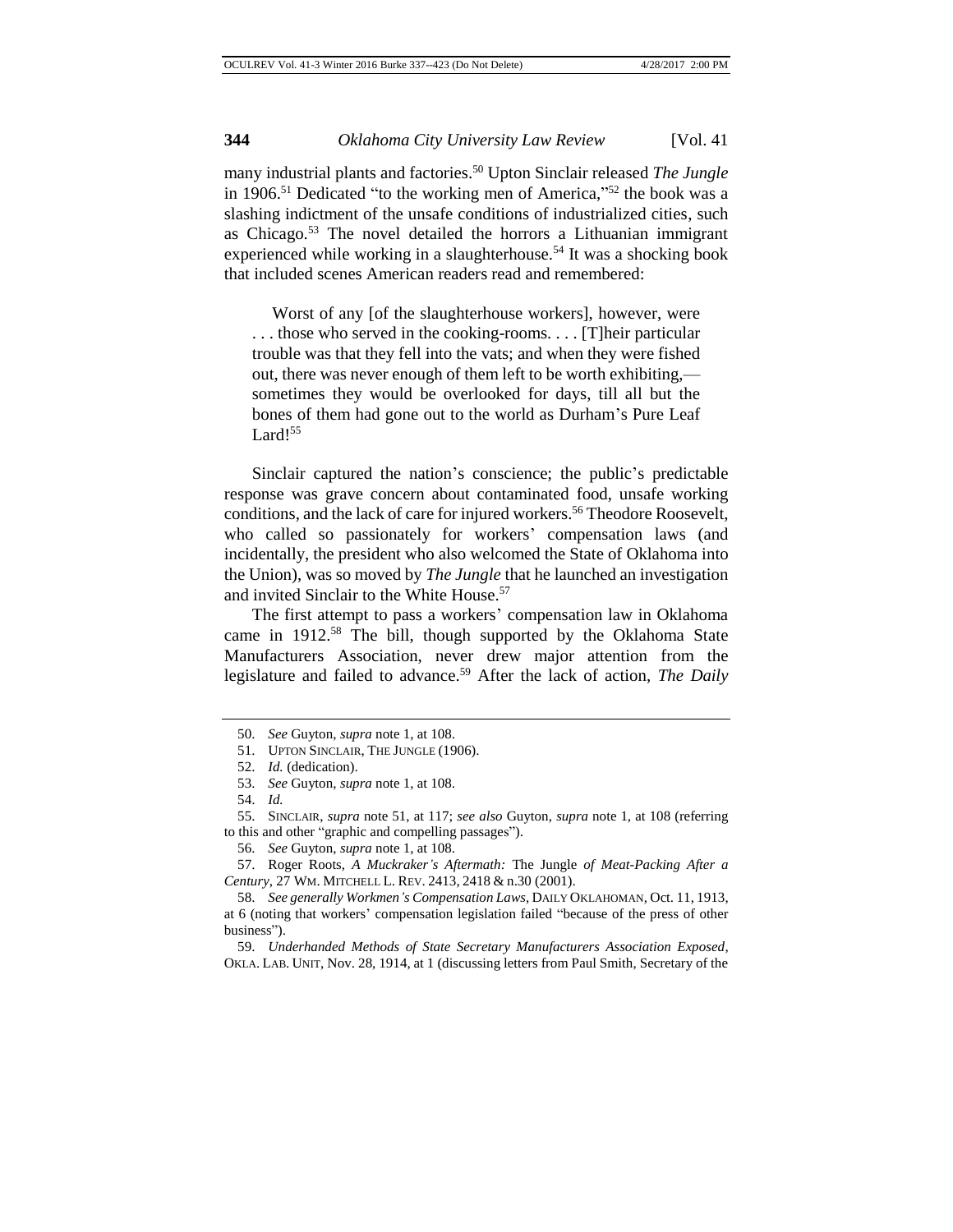many industrial plants and factories.[50] Upton Sinclair released *The Jungle* in 1906.[51] Dedicated "to the working men of America,"[52] the book was a slashing indictment of the unsafe conditions of industrialized cities, such as Chicago.[53] The novel detailed the horrors a Lithuanian immigrant experienced while working in a slaughterhouse.[54] It was a shocking book that included scenes American readers read and remembered:

> Worst of any [of the slaughterhouse workers], however, were . . . those who served in the cooking-rooms. . . . [T]heir particular trouble was that they fell into the vats; and when they were fished out, there was never enough of them left to be worth exhibiting,—sometimes they would be overlooked for days, till all but the bones of them had gone out to the world as Durham's Pure Leaf Lard![55]

Sinclair captured the nation's conscience; the public's predictable response was grave concern about contaminated food, unsafe working conditions, and the lack of care for injured workers.[56] Theodore Roosevelt, who called so passionately for workers' compensation laws (and incidentally, the president who also welcomed the State of Oklahoma into the Union), was so moved by *The Jungle* that he launched an investigation and invited Sinclair to the White House.[57]

The first attempt to pass a workers' compensation law in Oklahoma came in 1912.[58] The bill, though supported by the Oklahoma State Manufacturers Association, never drew major attention from the legislature and failed to advance.[59] After the lack of action, *The Daily*

---

50. *See* Guyton, *supra* note 1, at 108.

51. UPTON SINCLAIR, THE JUNGLE (1906).

52. *Id.* (dedication).

53. *See* Guyton, *supra* note 1, at 108.

54. *Id.*

55. SINCLAIR, *supra* note 51, at 117; *see also* Guyton, *supra* note 1, at 108 (referring to this and other "graphic and compelling passages").

56. *See* Guyton, *supra* note 1, at 108.

57. Roger Roots, *A Muckraker's Aftermath:* The Jungle *of Meat-Packing After a Century*, 27 WM. MITCHELL L. REV. 2413, 2418 & n.30 (2001).

58. *See generally Workmen's Compensation Laws*, DAILY OKLAHOMAN, Oct. 11, 1913, at 6 (noting that workers' compensation legislation failed "because of the press of other business").

59. *Underhanded Methods of State Secretary Manufacturers Association Exposed*, OKLA. LAB. UNIT, Nov. 28, 1914, at 1 (discussing letters from Paul Smith, Secretary of the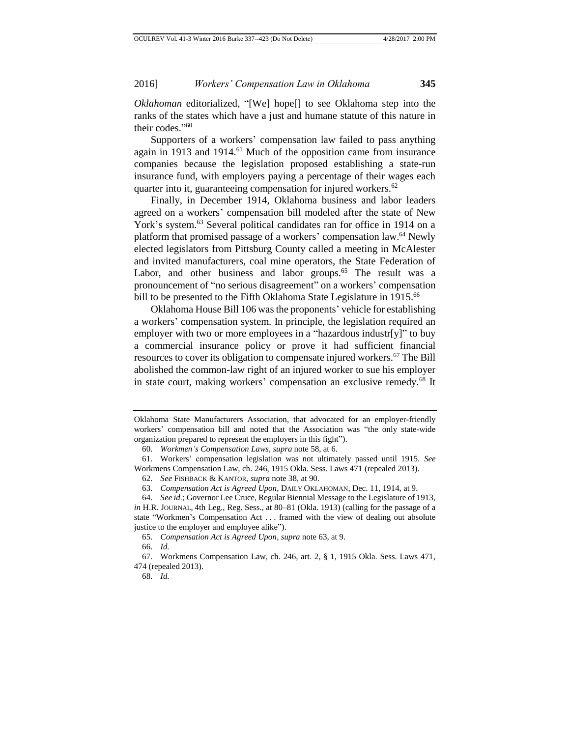*Oklahoman* editorialized, "[We] hope[] to see Oklahoma step into the ranks of the states which have a just and humane statute of this nature in their codes."[60]

Supporters of a workers' compensation law failed to pass anything again in 1913 and 1914.[61] Much of the opposition came from insurance companies because the legislation proposed establishing a state-run insurance fund, with employers paying a percentage of their wages each quarter into it, guaranteeing compensation for injured workers.[62]

Finally, in December 1914, Oklahoma business and labor leaders agreed on a workers' compensation bill modeled after the state of New York's system.[63] Several political candidates ran for office in 1914 on a platform that promised passage of a workers' compensation law.[64] Newly elected legislators from Pittsburg County called a meeting in McAlester and invited manufacturers, coal mine operators, the State Federation of Labor, and other business and labor groups.[65] The result was a pronouncement of "no serious disagreement" on a workers' compensation bill to be presented to the Fifth Oklahoma State Legislature in 1915.[66]

Oklahoma House Bill 106 was the proponents' vehicle for establishing a workers' compensation system. In principle, the legislation required an employer with two or more employees in a "hazardous industr[y]" to buy a commercial insurance policy or prove it had sufficient financial resources to cover its obligation to compensate injured workers.[67] The Bill abolished the common-law right of an injured worker to sue his employer in state court, making workers' compensation an exclusive remedy.[68] It

---

Oklahoma State Manufacturers Association, that advocated for an employer-friendly workers' compensation bill and noted that the Association was "the only state-wide organization prepared to represent the employers in this fight").

60. *Workmen's Compensation Laws*, *supra* note 58, at 6.

61. Workers' compensation legislation was not ultimately passed until 1915. *See* Workmens Compensation Law, ch. 246, 1915 Okla. Sess. Laws 471 (repealed 2013).

62. *See* FISHBACK & KANTOR, *supra* note 38, at 90.

63. *Compensation Act is Agreed Upon*, DAILY OKLAHOMAN, Dec. 11, 1914, at 9.

64. *See id.*; Governor Lee Cruce, Regular Biennial Message to the Legislature of 1913, *in* H.R. JOURNAL, 4th Leg., Reg. Sess., at 80–81 (Okla. 1913) (calling for the passage of a state "Workmen's Compensation Act . . . framed with the view of dealing out absolute justice to the employer and employee alike").

65. *Compensation Act is Agreed Upon*, *supra* note 63, at 9.

66. *Id.*

67. Workmens Compensation Law, ch. 246, art. 2, § 1, 1915 Okla. Sess. Laws 471, 474 (repealed 2013).

68. *Id.*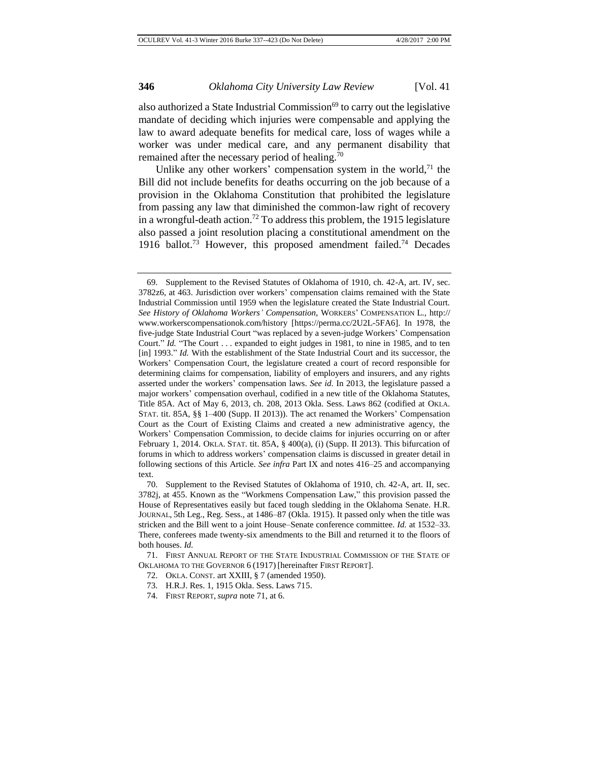also authorized a State Industrial Commission[69] to carry out the legislative mandate of deciding which injuries were compensable and applying the law to award adequate benefits for medical care, loss of wages while a worker was under medical care, and any permanent disability that remained after the necessary period of healing.[70]

Unlike any other workers' compensation system in the world,[71] the Bill did not include benefits for deaths occurring on the job because of a provision in the Oklahoma Constitution that prohibited the legislature from passing any law that diminished the common-law right of recovery in a wrongful-death action.[72] To address this problem, the 1915 legislature also passed a joint resolution placing a constitutional amendment on the 1916 ballot.[73] However, this proposed amendment failed.[74] Decades

---

69. Supplement to the Revised Statutes of Oklahoma of 1910, ch. 42-A, art. IV, sec. 3782z6, at 463. Jurisdiction over workers' compensation claims remained with the State Industrial Commission until 1959 when the legislature created the State Industrial Court. *See History of Oklahoma Workers' Compensation*, WORKERS' COMPENSATION L., http://www.workerscompensationok.com/history [https://perma.cc/2U2L-5FA6]. In 1978, the five-judge State Industrial Court "was replaced by a seven-judge Workers' Compensation Court." *Id.* "The Court . . . expanded to eight judges in 1981, to nine in 1985, and to ten [in] 1993." *Id.* With the establishment of the State Industrial Court and its successor, the Workers' Compensation Court, the legislature created a court of record responsible for determining claims for compensation, liability of employers and insurers, and any rights asserted under the workers' compensation laws. *See id.* In 2013, the legislature passed a major workers' compensation overhaul, codified in a new title of the Oklahoma Statutes, Title 85A. Act of May 6, 2013, ch. 208, 2013 Okla. Sess. Laws 862 (codified at OKLA. STAT. tit. 85A, §§ 1–400 (Supp. II 2013)). The act renamed the Workers' Compensation Court as the Court of Existing Claims and created a new administrative agency, the Workers' Compensation Commission, to decide claims for injuries occurring on or after February 1, 2014. OKLA. STAT. tit. 85A, § 400(a), (i) (Supp. II 2013). This bifurcation of forums in which to address workers' compensation claims is discussed in greater detail in following sections of this Article. *See infra* Part IX and notes 416–25 and accompanying text.

70. Supplement to the Revised Statutes of Oklahoma of 1910, ch. 42-A, art. II, sec. 3782j, at 455. Known as the "Workmens Compensation Law," this provision passed the House of Representatives easily but faced tough sledding in the Oklahoma Senate. H.R. JOURNAL, 5th Leg., Reg. Sess., at 1486–87 (Okla. 1915). It passed only when the title was stricken and the Bill went to a joint House–Senate conference committee. *Id.* at 1532–33. There, conferees made twenty-six amendments to the Bill and returned it to the floors of both houses. *Id.*

71. FIRST ANNUAL REPORT OF THE STATE INDUSTRIAL COMMISSION OF THE STATE OF OKLAHOMA TO THE GOVERNOR 6 (1917) [hereinafter FIRST REPORT].

72. OKLA. CONST. art XXIII, § 7 (amended 1950).

73. H.R.J. Res. 1, 1915 Okla. Sess. Laws 715.

74. FIRST REPORT, *supra* note 71, at 6.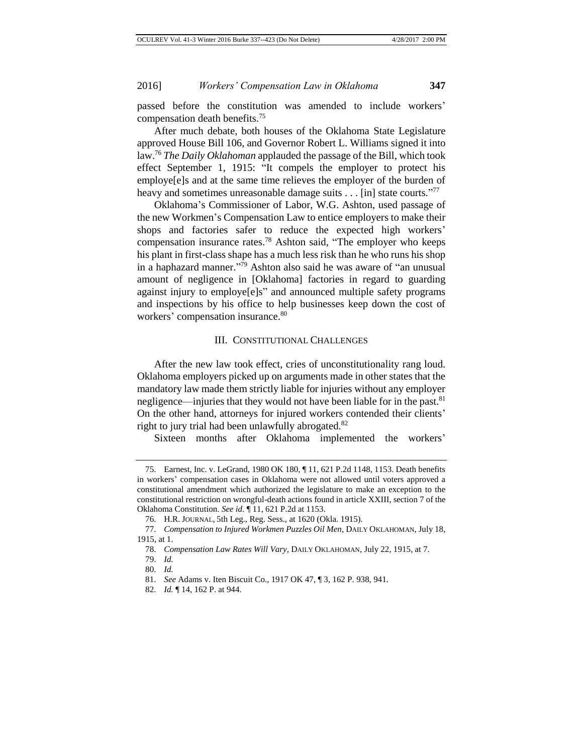passed before the constitution was amended to include workers' compensation death benefits.[75]

After much debate, both houses of the Oklahoma State Legislature approved House Bill 106, and Governor Robert L. Williams signed it into law.[76] *The Daily Oklahoman* applauded the passage of the Bill, which took effect September 1, 1915: "It compels the employer to protect his employe[e]s and at the same time relieves the employer of the burden of heavy and sometimes unreasonable damage suits . . . [in] state courts."[77]

Oklahoma's Commissioner of Labor, W.G. Ashton, used passage of the new Workmen's Compensation Law to entice employers to make their shops and factories safer to reduce the expected high workers' compensation insurance rates.[78] Ashton said, "The employer who keeps his plant in first-class shape has a much less risk than he who runs his shop in a haphazard manner."[79] Ashton also said he was aware of "an unusual amount of negligence in [Oklahoma] factories in regard to guarding against injury to employe[e]s" and announced multiple safety programs and inspections by his office to help businesses keep down the cost of workers' compensation insurance.[80]

## III. Constitutional Challenges

After the new law took effect, cries of unconstitutionality rang loud. Oklahoma employers picked up on arguments made in other states that the mandatory law made them strictly liable for injuries without any employer negligence—injuries that they would not have been liable for in the past.[81] On the other hand, attorneys for injured workers contended their clients' right to jury trial had been unlawfully abrogated.[82]

Sixteen months after Oklahoma implemented the workers'

---

75. Earnest, Inc. v. LeGrand, 1980 OK 180, ¶ 11, 621 P.2d 1148, 1153. Death benefits in workers' compensation cases in Oklahoma were not allowed until voters approved a constitutional amendment which authorized the legislature to make an exception to the constitutional restriction on wrongful-death actions found in article XXIII, section 7 of the Oklahoma Constitution. *See id.* ¶ 11, 621 P.2d at 1153.

76. H.R. Journal, 5th Leg., Reg. Sess., at 1620 (Okla. 1915).

77. *Compensation to Injured Workmen Puzzles Oil Men*, Daily Oklahoman, July 18, 1915, at 1.

78. *Compensation Law Rates Will Vary*, Daily Oklahoman, July 22, 1915, at 7.

79. *Id.*

80. *Id.*

81. *See* Adams v. Iten Biscuit Co., 1917 OK 47, ¶ 3, 162 P. 938, 941.

82. *Id.* ¶ 14, 162 P. at 944.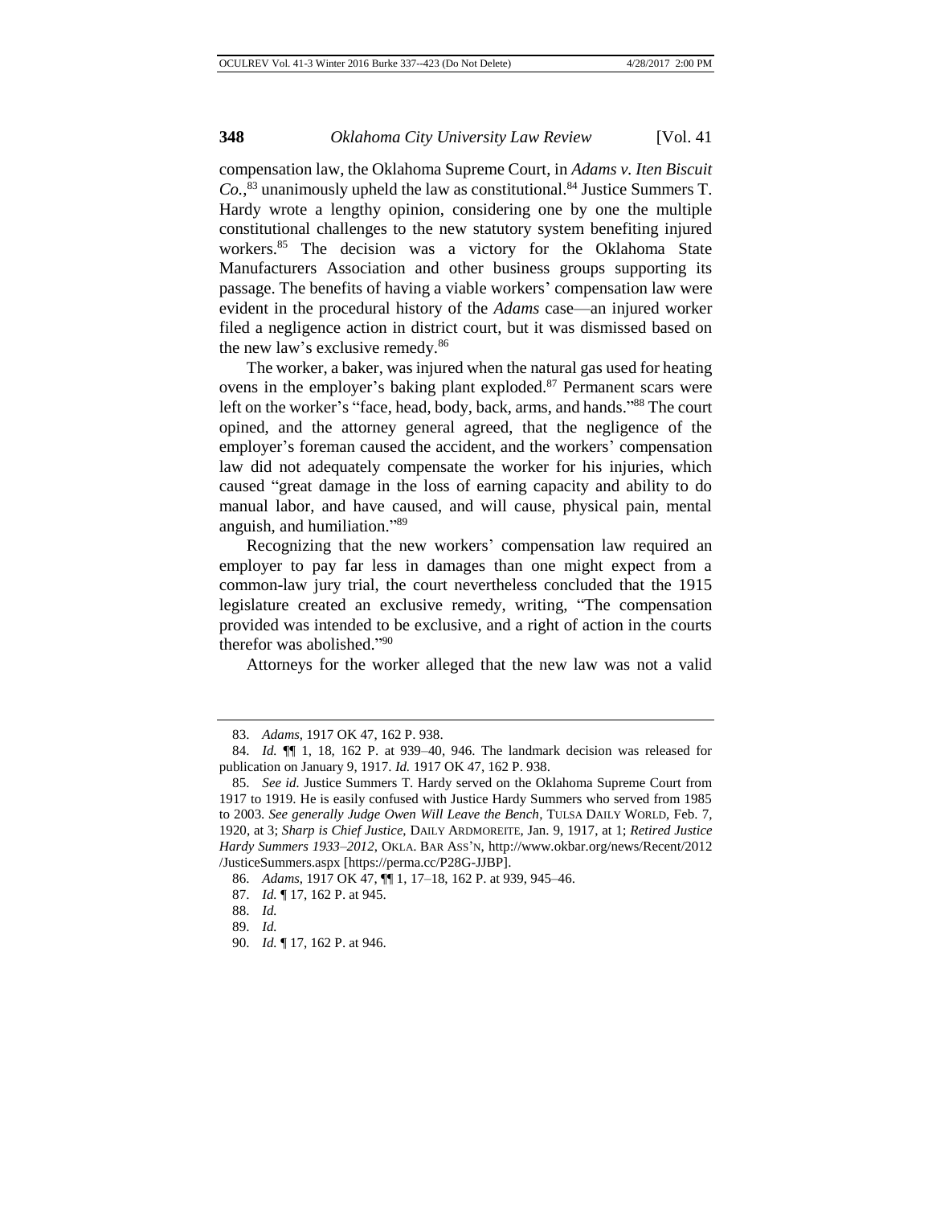compensation law, the Oklahoma Supreme Court, in *Adams v. Iten Biscuit Co.*,[83] unanimously upheld the law as constitutional.[84] Justice Summers T. Hardy wrote a lengthy opinion, considering one by one the multiple constitutional challenges to the new statutory system benefiting injured workers.[85] The decision was a victory for the Oklahoma State Manufacturers Association and other business groups supporting its passage. The benefits of having a viable workers' compensation law were evident in the procedural history of the *Adams* case—an injured worker filed a negligence action in district court, but it was dismissed based on the new law's exclusive remedy.[86]

The worker, a baker, was injured when the natural gas used for heating ovens in the employer's baking plant exploded.[87] Permanent scars were left on the worker's "face, head, body, back, arms, and hands."[88] The court opined, and the attorney general agreed, that the negligence of the employer's foreman caused the accident, and the workers' compensation law did not adequately compensate the worker for his injuries, which caused "great damage in the loss of earning capacity and ability to do manual labor, and have caused, and will cause, physical pain, mental anguish, and humiliation."[89]

Recognizing that the new workers' compensation law required an employer to pay far less in damages than one might expect from a common-law jury trial, the court nevertheless concluded that the 1915 legislature created an exclusive remedy, writing, "The compensation provided was intended to be exclusive, and a right of action in the courts therefor was abolished."[90]

Attorneys for the worker alleged that the new law was not a valid

---

83. *Adams*, 1917 OK 47, 162 P. 938.

84. *Id.* ¶¶ 1, 18, 162 P. at 939–40, 946. The landmark decision was released for publication on January 9, 1917. *Id.* 1917 OK 47, 162 P. 938.

85. *See id.* Justice Summers T. Hardy served on the Oklahoma Supreme Court from 1917 to 1919. He is easily confused with Justice Hardy Summers who served from 1985 to 2003. *See generally Judge Owen Will Leave the Bench*, TULSA DAILY WORLD, Feb. 7, 1920, at 3; *Sharp is Chief Justice*, DAILY ARDMOREITE, Jan. 9, 1917, at 1; *Retired Justice Hardy Summers 1933–2012*, OKLA. BAR ASS'N, http://www.okbar.org/news/Recent/2012/JusticeSummers.aspx [https://perma.cc/P28G-JJBP].

86. *Adams*, 1917 OK 47, ¶¶ 1, 17–18, 162 P. at 939, 945–46.

87. *Id.* ¶ 17, 162 P. at 945.

88. *Id.*

89. *Id.*

90. *Id.* ¶ 17, 162 P. at 946.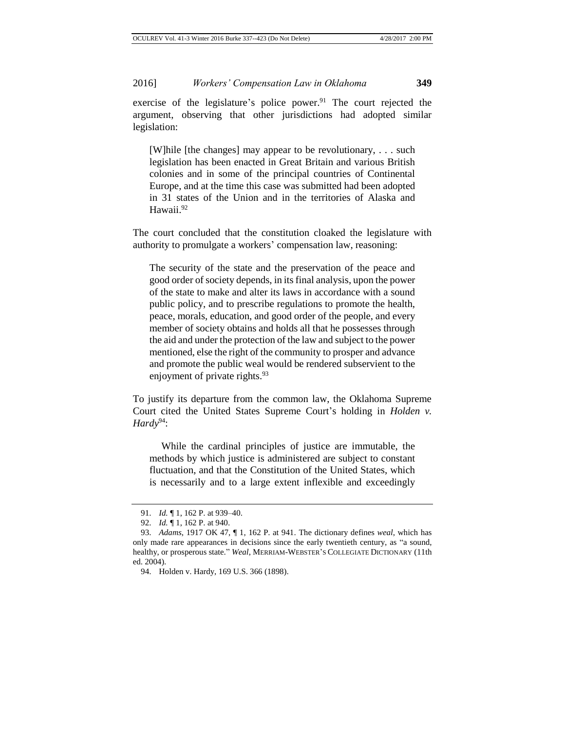exercise of the legislature's police power.[91] The court rejected the argument, observing that other jurisdictions had adopted similar legislation:

> [W]hile [the changes] may appear to be revolutionary, . . . such legislation has been enacted in Great Britain and various British colonies and in some of the principal countries of Continental Europe, and at the time this case was submitted had been adopted in 31 states of the Union and in the territories of Alaska and Hawaii.[92]

The court concluded that the constitution cloaked the legislature with authority to promulgate a workers' compensation law, reasoning:

> The security of the state and the preservation of the peace and good order of society depends, in its final analysis, upon the power of the state to make and alter its laws in accordance with a sound public policy, and to prescribe regulations to promote the health, peace, morals, education, and good order of the people, and every member of society obtains and holds all that he possesses through the aid and under the protection of the law and subject to the power mentioned, else the right of the community to prosper and advance and promote the public weal would be rendered subservient to the enjoyment of private rights.[93]

To justify its departure from the common law, the Oklahoma Supreme Court cited the United States Supreme Court's holding in *Holden v. Hardy*[94]:

> While the cardinal principles of justice are immutable, the methods by which justice is administered are subject to constant fluctuation, and that the Constitution of the United States, which is necessarily and to a large extent inflexible and exceedingly

---

91. *Id.* ¶ 1, 162 P. at 939–40.

92. *Id.* ¶ 1, 162 P. at 940.

93. *Adams*, 1917 OK 47, ¶ 1, 162 P. at 941. The dictionary defines *weal*, which has only made rare appearances in decisions since the early twentieth century, as "a sound, healthy, or prosperous state." *Weal*, MERRIAM-WEBSTER'S COLLEGIATE DICTIONARY (11th ed. 2004).

94. Holden v. Hardy, 169 U.S. 366 (1898).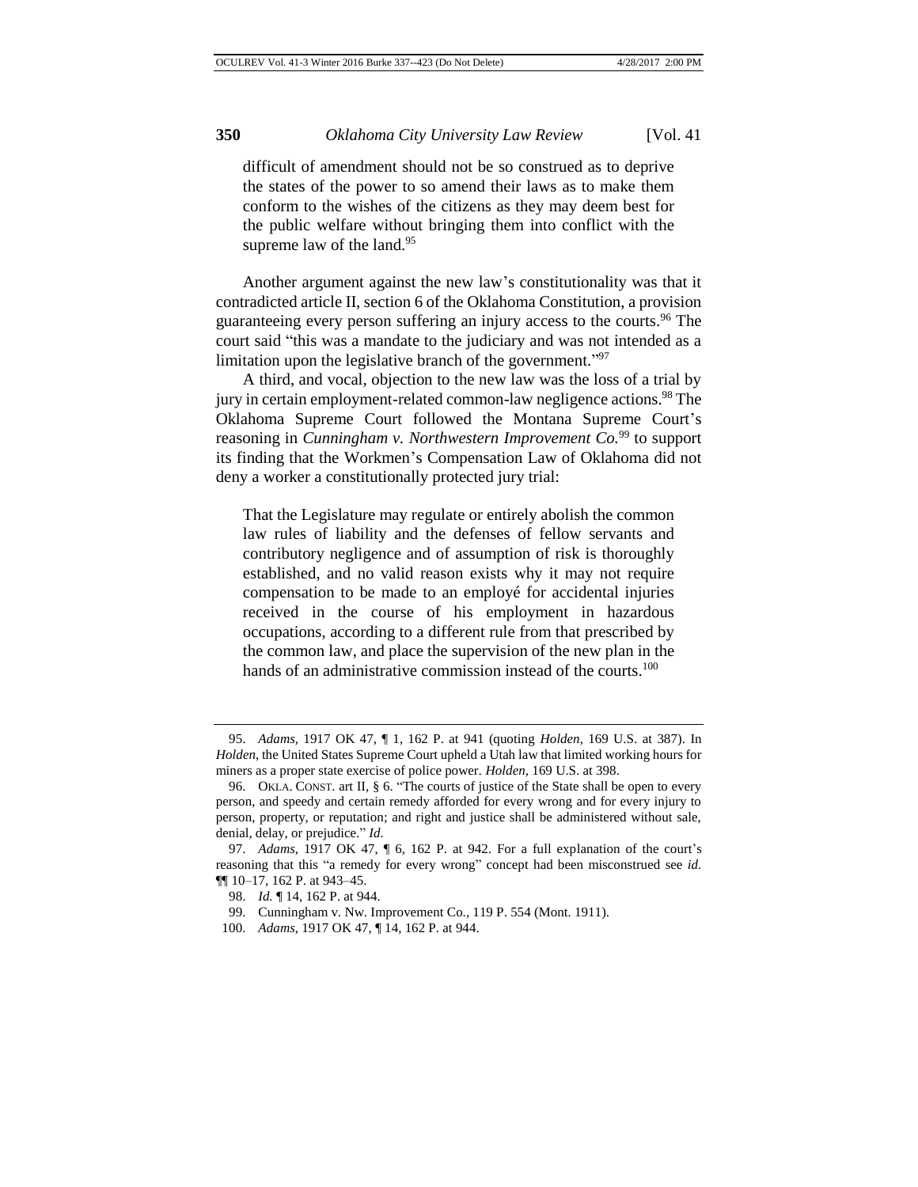> difficult of amendment should not be so construed as to deprive the states of the power to so amend their laws as to make them conform to the wishes of the citizens as they may deem best for the public welfare without bringing them into conflict with the supreme law of the land.[95]

Another argument against the new law's constitutionality was that it contradicted article II, section 6 of the Oklahoma Constitution, a provision guaranteeing every person suffering an injury access to the courts.[96] The court said "this was a mandate to the judiciary and was not intended as a limitation upon the legislative branch of the government."[97]

A third, and vocal, objection to the new law was the loss of a trial by jury in certain employment-related common-law negligence actions.[98] The Oklahoma Supreme Court followed the Montana Supreme Court's reasoning in *Cunningham v. Northwestern Improvement Co.*[99] to support its finding that the Workmen's Compensation Law of Oklahoma did not deny a worker a constitutionally protected jury trial:

> That the Legislature may regulate or entirely abolish the common law rules of liability and the defenses of fellow servants and contributory negligence and of assumption of risk is thoroughly established, and no valid reason exists why it may not require compensation to be made to an employé for accidental injuries received in the course of his employment in hazardous occupations, according to a different rule from that prescribed by the common law, and place the supervision of the new plan in the hands of an administrative commission instead of the courts.[100]

---

95. *Adams*, 1917 OK 47, ¶ 1, 162 P. at 941 (quoting *Holden*, 169 U.S. at 387). In *Holden*, the United States Supreme Court upheld a Utah law that limited working hours for miners as a proper state exercise of police power. *Holden*, 169 U.S. at 398.

96. OKLA. CONST. art II, § 6. "The courts of justice of the State shall be open to every person, and speedy and certain remedy afforded for every wrong and for every injury to person, property, or reputation; and right and justice shall be administered without sale, denial, delay, or prejudice." *Id.*

97. *Adams*, 1917 OK 47, ¶ 6, 162 P. at 942. For a full explanation of the court's reasoning that this "a remedy for every wrong" concept had been misconstrued see *id.* ¶¶ 10–17, 162 P. at 943–45.

98. *Id.* ¶ 14, 162 P. at 944.

99. Cunningham v. Nw. Improvement Co., 119 P. 554 (Mont. 1911).

100. *Adams*, 1917 OK 47, ¶ 14, 162 P. at 944.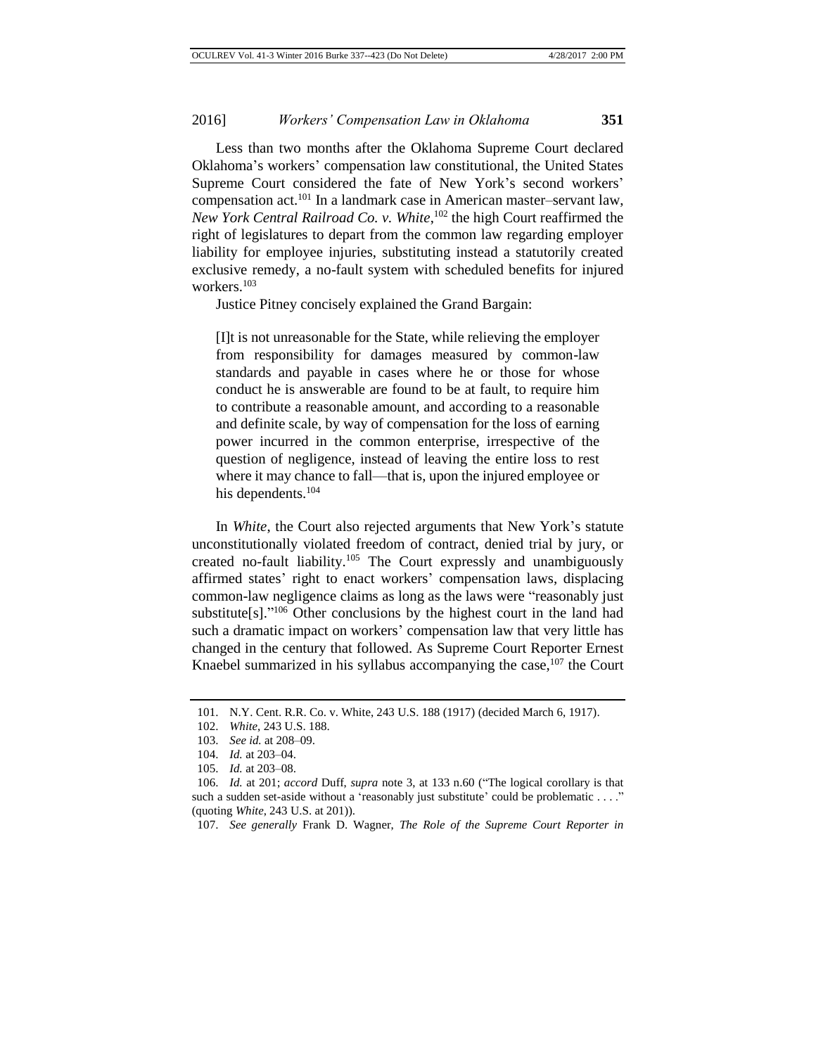Less than two months after the Oklahoma Supreme Court declared Oklahoma's workers' compensation law constitutional, the United States Supreme Court considered the fate of New York's second workers' compensation act.[101] In a landmark case in American master–servant law, *New York Central Railroad Co. v. White*,[102] the high Court reaffirmed the right of legislatures to depart from the common law regarding employer liability for employee injuries, substituting instead a statutorily created exclusive remedy, a no-fault system with scheduled benefits for injured workers.[103]

Justice Pitney concisely explained the Grand Bargain:

> [I]t is not unreasonable for the State, while relieving the employer from responsibility for damages measured by common-law standards and payable in cases where he or those for whose conduct he is answerable are found to be at fault, to require him to contribute a reasonable amount, and according to a reasonable and definite scale, by way of compensation for the loss of earning power incurred in the common enterprise, irrespective of the question of negligence, instead of leaving the entire loss to rest where it may chance to fall—that is, upon the injured employee or his dependents.[104]

In *White*, the Court also rejected arguments that New York's statute unconstitutionally violated freedom of contract, denied trial by jury, or created no-fault liability.[105] The Court expressly and unambiguously affirmed states' right to enact workers' compensation laws, displacing common-law negligence claims as long as the laws were "reasonably just substitute[s]."[106] Other conclusions by the highest court in the land had such a dramatic impact on workers' compensation law that very little has changed in the century that followed. As Supreme Court Reporter Ernest Knaebel summarized in his syllabus accompanying the case,[107] the Court

---

101. N.Y. Cent. R.R. Co. v. White, 243 U.S. 188 (1917) (decided March 6, 1917).

102. *White*, 243 U.S. 188.

103. *See id.* at 208–09.

104. *Id.* at 203–04.

105. *Id.* at 203–08.

106. *Id.* at 201; *accord* Duff, *supra* note 3, at 133 n.60 ("The logical corollary is that such a sudden set-aside without a 'reasonably just substitute' could be problematic . . . ." (quoting *White*, 243 U.S. at 201)).

107. *See generally* Frank D. Wagner, *The Role of the Supreme Court Reporter in*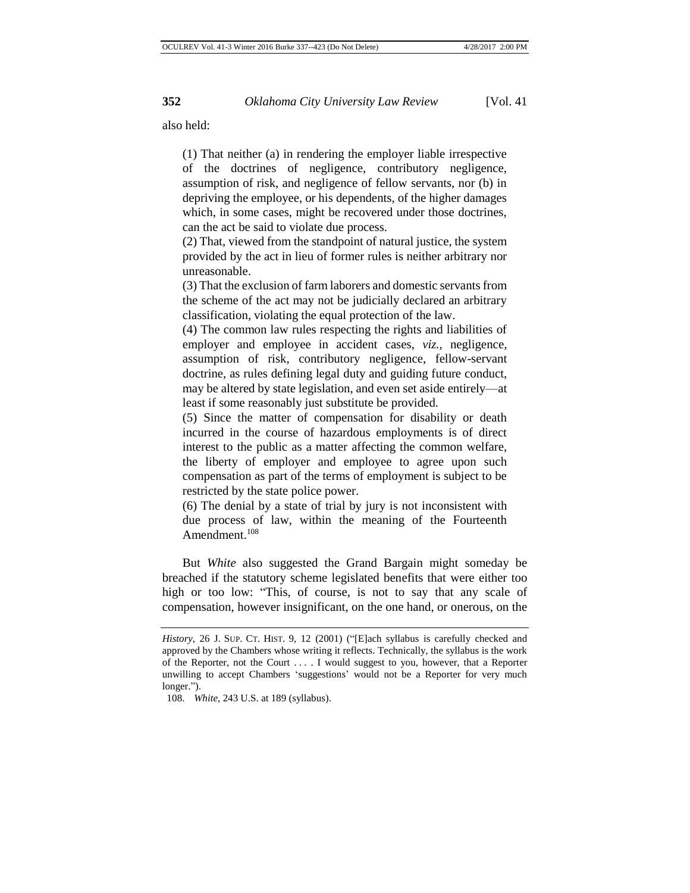also held:

> (1) That neither (a) in rendering the employer liable irrespective of the doctrines of negligence, contributory negligence, assumption of risk, and negligence of fellow servants, nor (b) in depriving the employee, or his dependents, of the higher damages which, in some cases, might be recovered under those doctrines, can the act be said to violate due process.
>
> (2) That, viewed from the standpoint of natural justice, the system provided by the act in lieu of former rules is neither arbitrary nor unreasonable.
>
> (3) That the exclusion of farm laborers and domestic servants from the scheme of the act may not be judicially declared an arbitrary classification, violating the equal protection of the law.
>
> (4) The common law rules respecting the rights and liabilities of employer and employee in accident cases, *viz.*, negligence, assumption of risk, contributory negligence, fellow-servant doctrine, as rules defining legal duty and guiding future conduct, may be altered by state legislation, and even set aside entirely—at least if some reasonably just substitute be provided.
>
> (5) Since the matter of compensation for disability or death incurred in the course of hazardous employments is of direct interest to the public as a matter affecting the common welfare, the liberty of employer and employee to agree upon such compensation as part of the terms of employment is subject to be restricted by the state police power.
>
> (6) The denial by a state of trial by jury is not inconsistent with due process of law, within the meaning of the Fourteenth Amendment.[108]

But *White* also suggested the Grand Bargain might someday be breached if the statutory scheme legislated benefits that were either too high or too low: "This, of course, is not to say that any scale of compensation, however insignificant, on the one hand, or onerous, on the

---

*History*, 26 J. SUP. CT. HIST. 9, 12 (2001) ("[E]ach syllabus is carefully checked and approved by the Chambers whose writing it reflects. Technically, the syllabus is the work of the Reporter, not the Court . . . . I would suggest to you, however, that a Reporter unwilling to accept Chambers 'suggestions' would not be a Reporter for very much longer.").

108. *White*, 243 U.S. at 189 (syllabus).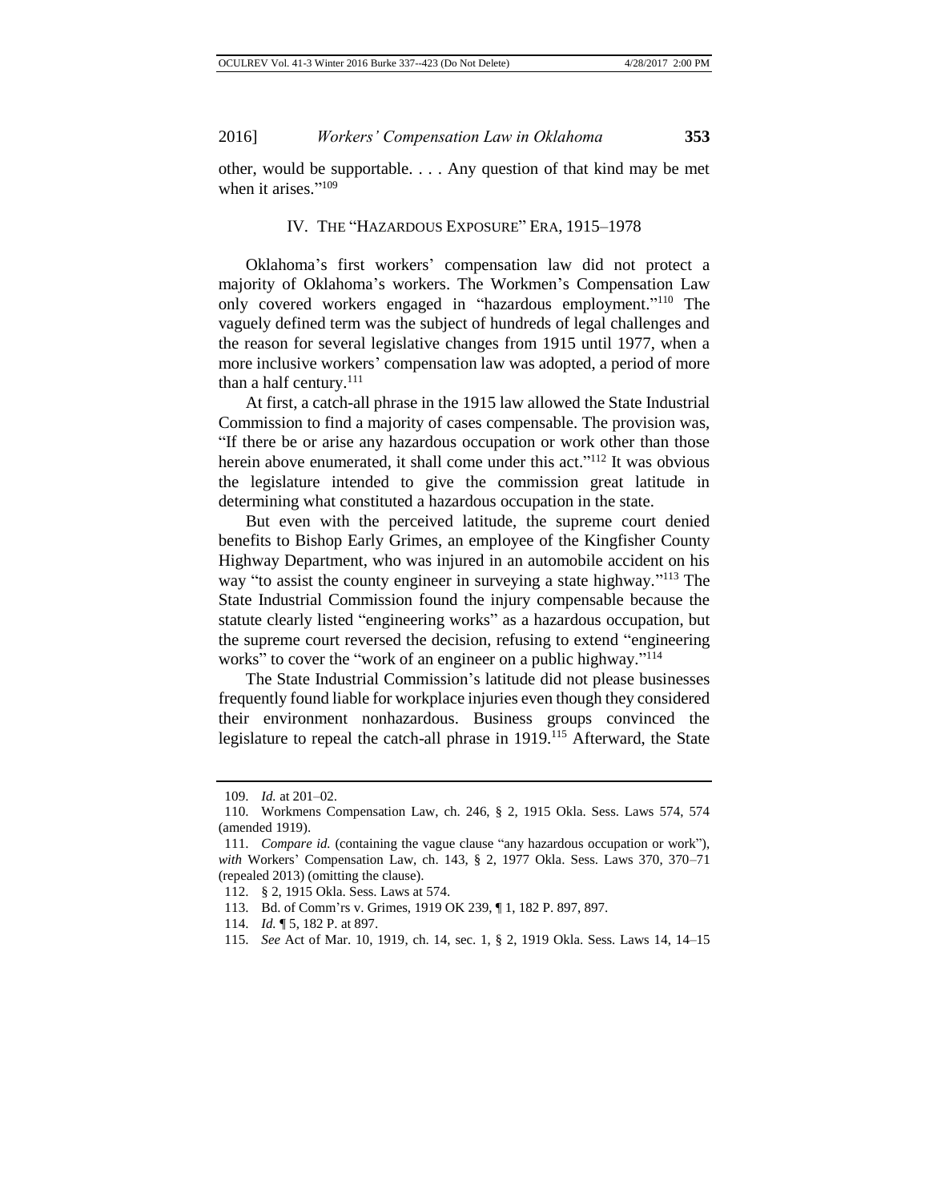other, would be supportable. . . . Any question of that kind may be met when it arises."[109]

## IV. The "Hazardous Exposure" Era, 1915–1978

Oklahoma's first workers' compensation law did not protect a majority of Oklahoma's workers. The Workmen's Compensation Law only covered workers engaged in "hazardous employment."[110] The vaguely defined term was the subject of hundreds of legal challenges and the reason for several legislative changes from 1915 until 1977, when a more inclusive workers' compensation law was adopted, a period of more than a half century.[111]

At first, a catch-all phrase in the 1915 law allowed the State Industrial Commission to find a majority of cases compensable. The provision was, "If there be or arise any hazardous occupation or work other than those herein above enumerated, it shall come under this act."[112] It was obvious the legislature intended to give the commission great latitude in determining what constituted a hazardous occupation in the state.

But even with the perceived latitude, the supreme court denied benefits to Bishop Early Grimes, an employee of the Kingfisher County Highway Department, who was injured in an automobile accident on his way "to assist the county engineer in surveying a state highway."[113] The State Industrial Commission found the injury compensable because the statute clearly listed "engineering works" as a hazardous occupation, but the supreme court reversed the decision, refusing to extend "engineering works" to cover the "work of an engineer on a public highway."[114]

The State Industrial Commission's latitude did not please businesses frequently found liable for workplace injuries even though they considered their environment nonhazardous. Business groups convinced the legislature to repeal the catch-all phrase in 1919.[115] Afterward, the State

---

109. *Id.* at 201–02.

110. Workmens Compensation Law, ch. 246, § 2, 1915 Okla. Sess. Laws 574, 574 (amended 1919).

111. *Compare id.* (containing the vague clause "any hazardous occupation or work"), *with* Workers' Compensation Law, ch. 143, § 2, 1977 Okla. Sess. Laws 370, 370–71 (repealed 2013) (omitting the clause).

112. § 2, 1915 Okla. Sess. Laws at 574.

113. Bd. of Comm'rs v. Grimes, 1919 OK 239, ¶ 1, 182 P. 897, 897.

114. *Id.* ¶ 5, 182 P. at 897.

115. *See* Act of Mar. 10, 1919, ch. 14, sec. 1, § 2, 1919 Okla. Sess. Laws 14, 14–15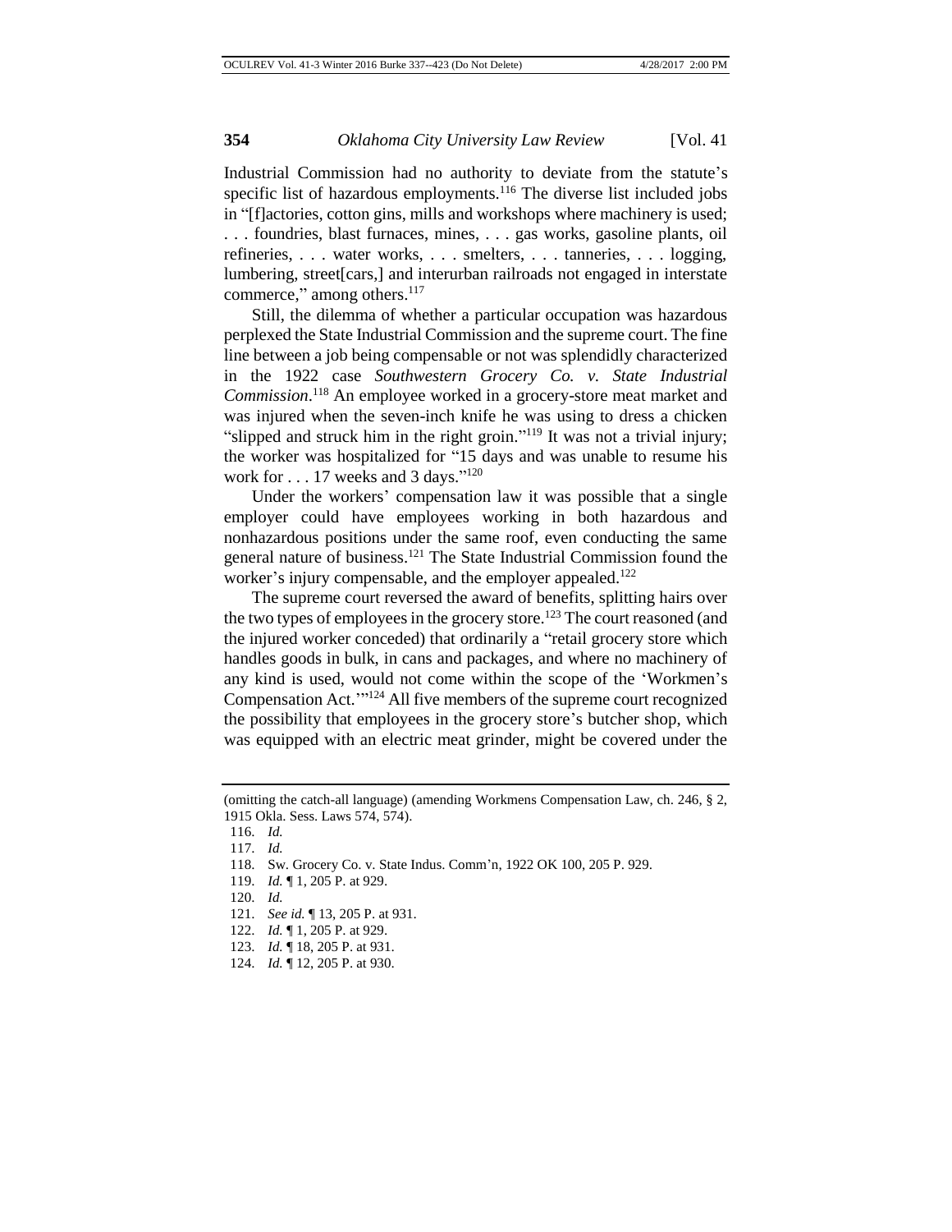Industrial Commission had no authority to deviate from the statute's specific list of hazardous employments.[116] The diverse list included jobs in "[f]actories, cotton gins, mills and workshops where machinery is used; . . . foundries, blast furnaces, mines, . . . gas works, gasoline plants, oil refineries, . . . water works, . . . smelters, . . . tanneries, . . . logging, lumbering, street[cars,] and interurban railroads not engaged in interstate commerce," among others.[117]

Still, the dilemma of whether a particular occupation was hazardous perplexed the State Industrial Commission and the supreme court. The fine line between a job being compensable or not was splendidly characterized in the 1922 case *Southwestern Grocery Co. v. State Industrial Commission*.[118] An employee worked in a grocery-store meat market and was injured when the seven-inch knife he was using to dress a chicken "slipped and struck him in the right groin."[119] It was not a trivial injury; the worker was hospitalized for "15 days and was unable to resume his work for . . . 17 weeks and 3 days."[120]

Under the workers' compensation law it was possible that a single employer could have employees working in both hazardous and nonhazardous positions under the same roof, even conducting the same general nature of business.[121] The State Industrial Commission found the worker's injury compensable, and the employer appealed.[122]

The supreme court reversed the award of benefits, splitting hairs over the two types of employees in the grocery store.[123] The court reasoned (and the injured worker conceded) that ordinarily a "retail grocery store which handles goods in bulk, in cans and packages, and where no machinery of any kind is used, would not come within the scope of the 'Workmen's Compensation Act.'"[124] All five members of the supreme court recognized the possibility that employees in the grocery store's butcher shop, which was equipped with an electric meat grinder, might be covered under the

---

(omitting the catch-all language) (amending Workmens Compensation Law, ch. 246, § 2, 1915 Okla. Sess. Laws 574, 574).

116. *Id.*

117. *Id.*

118. Sw. Grocery Co. v. State Indus. Comm'n, 1922 OK 100, 205 P. 929.

119. *Id.* ¶ 1, 205 P. at 929.

120. *Id.*

121. *See id.* ¶ 13, 205 P. at 931.

122. *Id.* ¶ 1, 205 P. at 929.

123. *Id.* ¶ 18, 205 P. at 931.

124. *Id.* ¶ 12, 205 P. at 930.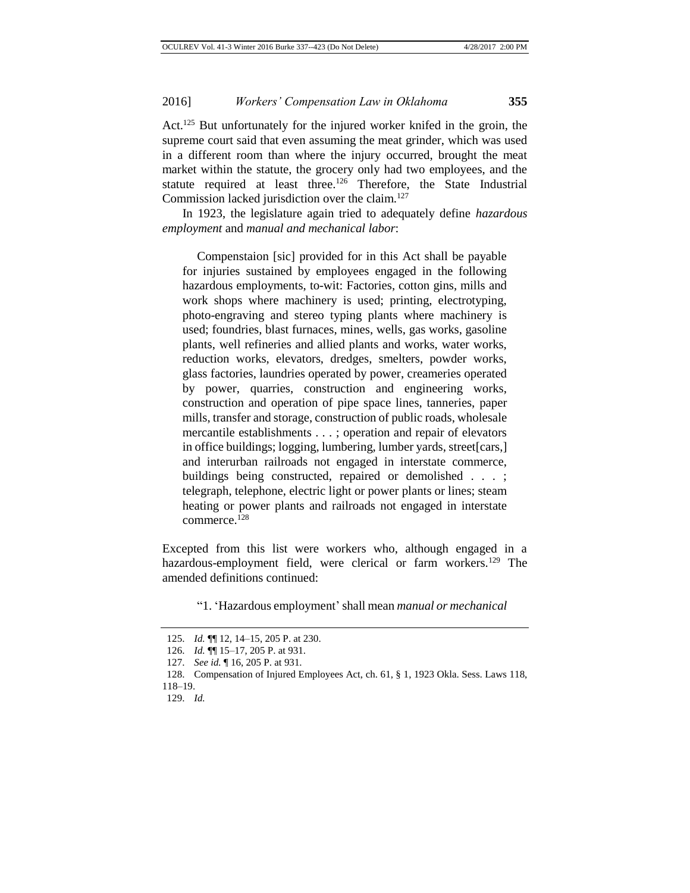Act.[125] But unfortunately for the injured worker knifed in the groin, the supreme court said that even assuming the meat grinder, which was used in a different room than where the injury occurred, brought the meat market within the statute, the grocery only had two employees, and the statute required at least three.[126] Therefore, the State Industrial Commission lacked jurisdiction over the claim.[127]

In 1923, the legislature again tried to adequately define *hazardous employment* and *manual and mechanical labor*:

> Compenstaion [sic] provided for in this Act shall be payable for injuries sustained by employees engaged in the following hazardous employments, to-wit: Factories, cotton gins, mills and work shops where machinery is used; printing, electrotyping, photo-engraving and stereo typing plants where machinery is used; foundries, blast furnaces, mines, wells, gas works, gasoline plants, well refineries and allied plants and works, water works, reduction works, elevators, dredges, smelters, powder works, glass factories, laundries operated by power, creameries operated by power, quarries, construction and engineering works, construction and operation of pipe space lines, tanneries, paper mills, transfer and storage, construction of public roads, wholesale mercantile establishments . . . ; operation and repair of elevators in office buildings; logging, lumbering, lumber yards, street[cars,] and interurban railroads not engaged in interstate commerce, buildings being constructed, repaired or demolished . . . ; telegraph, telephone, electric light or power plants or lines; steam heating or power plants and railroads not engaged in interstate commerce.[128]

Excepted from this list were workers who, although engaged in a hazardous-employment field, were clerical or farm workers.[129] The amended definitions continued:

> "1. 'Hazardous employment' shall mean *manual or mechanical*

---

125. *Id.* ¶¶ 12, 14–15, 205 P. at 230.

126. *Id.* ¶¶ 15–17, 205 P. at 931.

127. *See id.* ¶ 16, 205 P. at 931.

128. Compensation of Injured Employees Act, ch. 61, § 1, 1923 Okla. Sess. Laws 118, 118–19.

129. *Id.*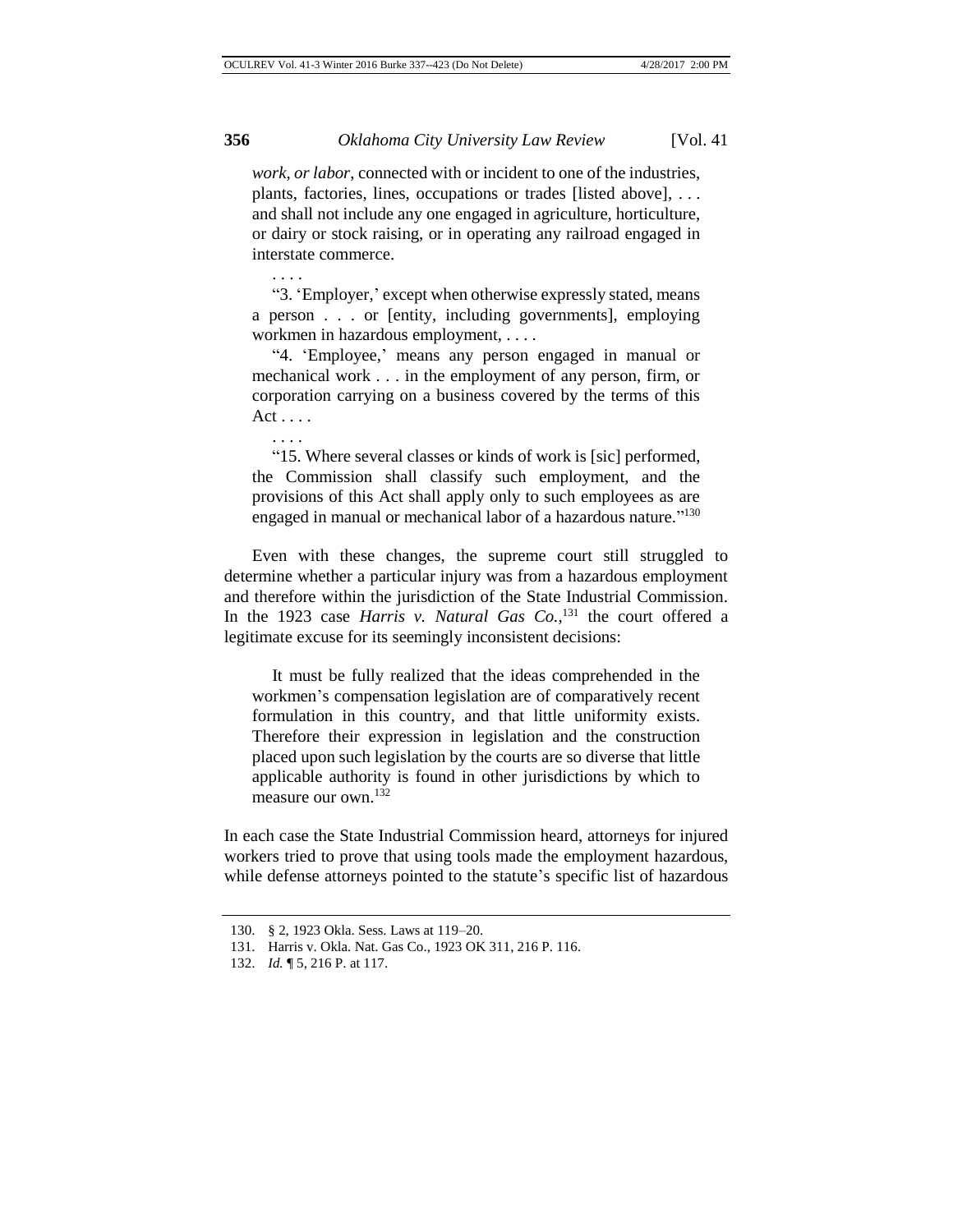*work, or labor*, connected with or incident to one of the industries, plants, factories, lines, occupations or trades [listed above], . . . and shall not include any one engaged in agriculture, horticulture, or dairy or stock raising, or in operating any railroad engaged in interstate commerce.

> . . . .
>
> "3. 'Employer,' except when otherwise expressly stated, means a person . . . or [entity, including governments], employing workmen in hazardous employment, . . . .
>
> "4. 'Employee,' means any person engaged in manual or mechanical work . . . in the employment of any person, firm, or corporation carrying on a business covered by the terms of this Act . . . .
>
> . . . .
>
> "15. Where several classes or kinds of work is [sic] performed, the Commission shall classify such employment, and the provisions of this Act shall apply only to such employees as are engaged in manual or mechanical labor of a hazardous nature."[130]

Even with these changes, the supreme court still struggled to determine whether a particular injury was from a hazardous employment and therefore within the jurisdiction of the State Industrial Commission. In the 1923 case *Harris v. Natural Gas Co.*,[131] the court offered a legitimate excuse for its seemingly inconsistent decisions:

> It must be fully realized that the ideas comprehended in the workmen's compensation legislation are of comparatively recent formulation in this country, and that little uniformity exists. Therefore their expression in legislation and the construction placed upon such legislation by the courts are so diverse that little applicable authority is found in other jurisdictions by which to measure our own.[132]

In each case the State Industrial Commission heard, attorneys for injured workers tried to prove that using tools made the employment hazardous, while defense attorneys pointed to the statute's specific list of hazardous

---

130. § 2, 1923 Okla. Sess. Laws at 119–20.

131. Harris v. Okla. Nat. Gas Co., 1923 OK 311, 216 P. 116.

132. *Id.* ¶ 5, 216 P. at 117.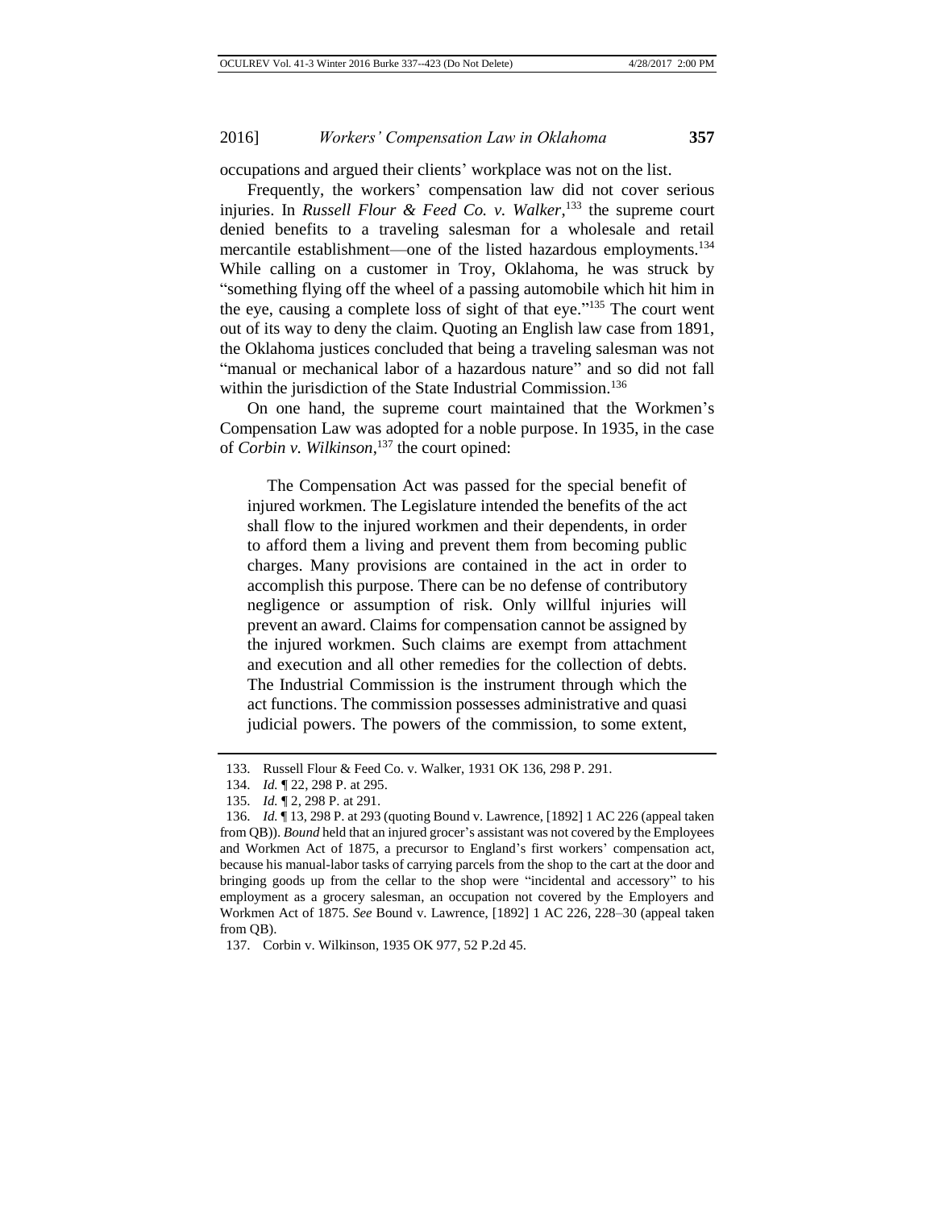occupations and argued their clients' workplace was not on the list.

Frequently, the workers' compensation law did not cover serious injuries. In *Russell Flour & Feed Co. v. Walker*,[133] the supreme court denied benefits to a traveling salesman for a wholesale and retail mercantile establishment—one of the listed hazardous employments.[134] While calling on a customer in Troy, Oklahoma, he was struck by "something flying off the wheel of a passing automobile which hit him in the eye, causing a complete loss of sight of that eye."[135] The court went out of its way to deny the claim. Quoting an English law case from 1891, the Oklahoma justices concluded that being a traveling salesman was not "manual or mechanical labor of a hazardous nature" and so did not fall within the jurisdiction of the State Industrial Commission.[136]

On one hand, the supreme court maintained that the Workmen's Compensation Law was adopted for a noble purpose. In 1935, in the case of *Corbin v. Wilkinson*,[137] the court opined:

> The Compensation Act was passed for the special benefit of injured workmen. The Legislature intended the benefits of the act shall flow to the injured workmen and their dependents, in order to afford them a living and prevent them from becoming public charges. Many provisions are contained in the act in order to accomplish this purpose. There can be no defense of contributory negligence or assumption of risk. Only willful injuries will prevent an award. Claims for compensation cannot be assigned by the injured workmen. Such claims are exempt from attachment and execution and all other remedies for the collection of debts. The Industrial Commission is the instrument through which the act functions. The commission possesses administrative and quasi judicial powers. The powers of the commission, to some extent,

---

133. Russell Flour & Feed Co. v. Walker, 1931 OK 136, 298 P. 291.

134. *Id.* ¶ 22, 298 P. at 295.

135. *Id.* ¶ 2, 298 P. at 291.

136. *Id.* ¶ 13, 298 P. at 293 (quoting Bound v. Lawrence, [1892] 1 AC 226 (appeal taken from QB)). *Bound* held that an injured grocer's assistant was not covered by the Employees and Workmen Act of 1875, a precursor to England's first workers' compensation act, because his manual-labor tasks of carrying parcels from the shop to the cart at the door and bringing goods up from the cellar to the shop were "incidental and accessory" to his employment as a grocery salesman, an occupation not covered by the Employers and Workmen Act of 1875. *See* Bound v. Lawrence, [1892] 1 AC 226, 228–30 (appeal taken from QB).

137. Corbin v. Wilkinson, 1935 OK 977, 52 P.2d 45.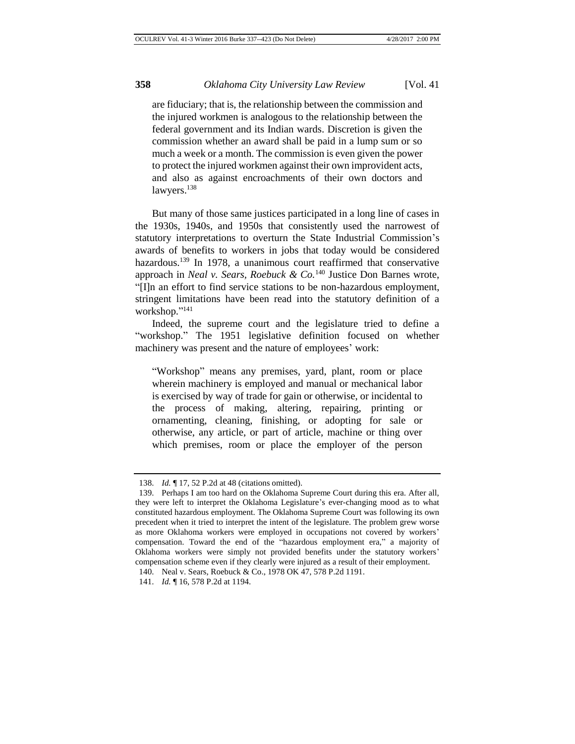> are fiduciary; that is, the relationship between the commission and the injured workmen is analogous to the relationship between the federal government and its Indian wards. Discretion is given the commission whether an award shall be paid in a lump sum or so much a week or a month. The commission is even given the power to protect the injured workmen against their own improvident acts, and also as against encroachments of their own doctors and lawyers.[138]

But many of those same justices participated in a long line of cases in the 1930s, 1940s, and 1950s that consistently used the narrowest of statutory interpretations to overturn the State Industrial Commission's awards of benefits to workers in jobs that today would be considered hazardous.[139] In 1978, a unanimous court reaffirmed that conservative approach in *Neal v. Sears, Roebuck & Co.*[140] Justice Don Barnes wrote, "[I]n an effort to find service stations to be non-hazardous employment, stringent limitations have been read into the statutory definition of a workshop."[141]

Indeed, the supreme court and the legislature tried to define a "workshop." The 1951 legislative definition focused on whether machinery was present and the nature of employees' work:

> "Workshop" means any premises, yard, plant, room or place wherein machinery is employed and manual or mechanical labor is exercised by way of trade for gain or otherwise, or incidental to the process of making, altering, repairing, printing or ornamenting, cleaning, finishing, or adopting for sale or otherwise, any article, or part of article, machine or thing over which premises, room or place the employer of the person

---

138. *Id.* ¶ 17, 52 P.2d at 48 (citations omitted).

139. Perhaps I am too hard on the Oklahoma Supreme Court during this era. After all, they were left to interpret the Oklahoma Legislature's ever-changing mood as to what constituted hazardous employment. The Oklahoma Supreme Court was following its own precedent when it tried to interpret the intent of the legislature. The problem grew worse as more Oklahoma workers were employed in occupations not covered by workers' compensation. Toward the end of the "hazardous employment era," a majority of Oklahoma workers were simply not provided benefits under the statutory workers' compensation scheme even if they clearly were injured as a result of their employment.

140. Neal v. Sears, Roebuck & Co., 1978 OK 47, 578 P.2d 1191.

141. *Id.* ¶ 16, 578 P.2d at 1194.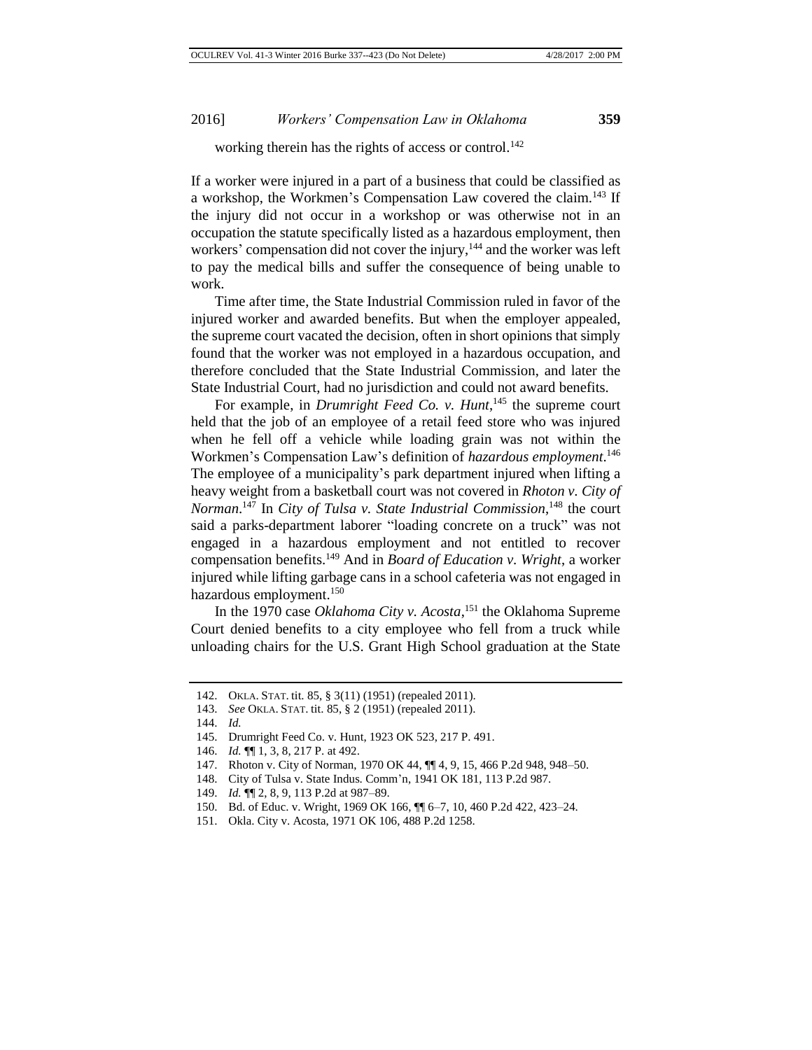working therein has the rights of access or control.[142]

If a worker were injured in a part of a business that could be classified as a workshop, the Workmen's Compensation Law covered the claim.[143] If the injury did not occur in a workshop or was otherwise not in an occupation the statute specifically listed as a hazardous employment, then workers' compensation did not cover the injury,[144] and the worker was left to pay the medical bills and suffer the consequence of being unable to work.

Time after time, the State Industrial Commission ruled in favor of the injured worker and awarded benefits. But when the employer appealed, the supreme court vacated the decision, often in short opinions that simply found that the worker was not employed in a hazardous occupation, and therefore concluded that the State Industrial Commission, and later the State Industrial Court, had no jurisdiction and could not award benefits.

For example, in *Drumright Feed Co. v. Hunt*,[145] the supreme court held that the job of an employee of a retail feed store who was injured when he fell off a vehicle while loading grain was not within the Workmen's Compensation Law's definition of *hazardous employment*.[146] The employee of a municipality's park department injured when lifting a heavy weight from a basketball court was not covered in *Rhoton v. City of Norman*.[147] In *City of Tulsa v. State Industrial Commission*,[148] the court said a parks-department laborer "loading concrete on a truck" was not engaged in a hazardous employment and not entitled to recover compensation benefits.[149] And in *Board of Education v. Wright*, a worker injured while lifting garbage cans in a school cafeteria was not engaged in hazardous employment.[150]

In the 1970 case *Oklahoma City v. Acosta*,[151] the Oklahoma Supreme Court denied benefits to a city employee who fell from a truck while unloading chairs for the U.S. Grant High School graduation at the State

---

142. OKLA. STAT. tit. 85, § 3(11) (1951) (repealed 2011).
143. *See* OKLA. STAT. tit. 85, § 2 (1951) (repealed 2011).
144. *Id.*
145. Drumright Feed Co. v. Hunt, 1923 OK 523, 217 P. 491.
146. *Id.* ¶¶ 1, 3, 8, 217 P. at 492.
147. Rhoton v. City of Norman, 1970 OK 44, ¶¶ 4, 9, 15, 466 P.2d 948, 948–50.
148. City of Tulsa v. State Indus. Comm'n, 1941 OK 181, 113 P.2d 987.
149. *Id.* ¶¶ 2, 8, 9, 113 P.2d at 987–89.
150. Bd. of Educ. v. Wright, 1969 OK 166, ¶¶ 6–7, 10, 460 P.2d 422, 423–24.
151. Okla. City v. Acosta, 1971 OK 106, 488 P.2d 1258.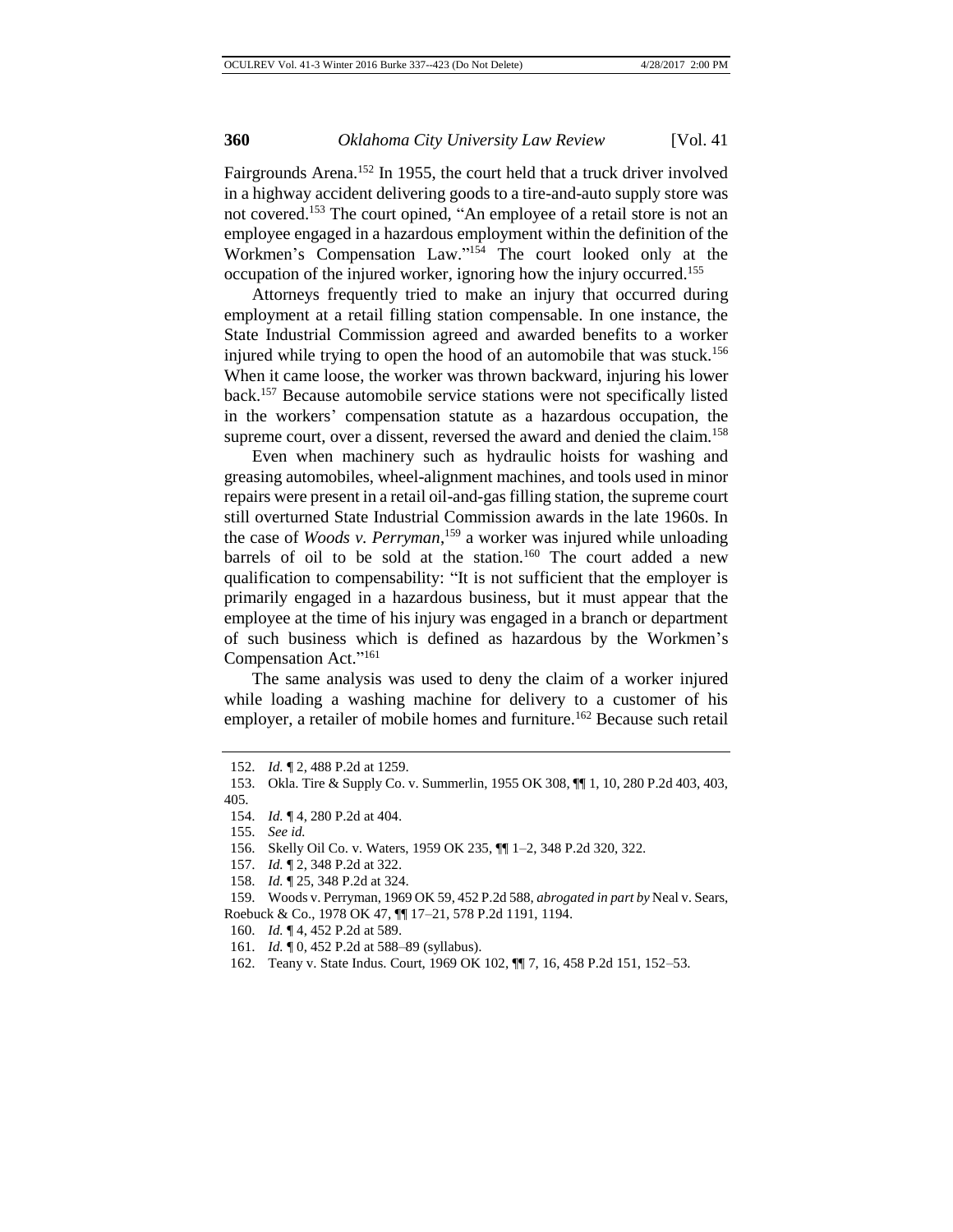Fairgrounds Arena.[152] In 1955, the court held that a truck driver involved in a highway accident delivering goods to a tire-and-auto supply store was not covered.[153] The court opined, "An employee of a retail store is not an employee engaged in a hazardous employment within the definition of the Workmen's Compensation Law."[154] The court looked only at the occupation of the injured worker, ignoring how the injury occurred.[155]

Attorneys frequently tried to make an injury that occurred during employment at a retail filling station compensable. In one instance, the State Industrial Commission agreed and awarded benefits to a worker injured while trying to open the hood of an automobile that was stuck.[156] When it came loose, the worker was thrown backward, injuring his lower back.[157] Because automobile service stations were not specifically listed in the workers' compensation statute as a hazardous occupation, the supreme court, over a dissent, reversed the award and denied the claim.[158]

Even when machinery such as hydraulic hoists for washing and greasing automobiles, wheel-alignment machines, and tools used in minor repairs were present in a retail oil-and-gas filling station, the supreme court still overturned State Industrial Commission awards in the late 1960s. In the case of *Woods v. Perryman*,[159] a worker was injured while unloading barrels of oil to be sold at the station.[160] The court added a new qualification to compensability: "It is not sufficient that the employer is primarily engaged in a hazardous business, but it must appear that the employee at the time of his injury was engaged in a branch or department of such business which is defined as hazardous by the Workmen's Compensation Act."[161]

The same analysis was used to deny the claim of a worker injured while loading a washing machine for delivery to a customer of his employer, a retailer of mobile homes and furniture.[162] Because such retail

---

152. *Id.* ¶ 2, 488 P.2d at 1259.

153. Okla. Tire & Supply Co. v. Summerlin, 1955 OK 308, ¶¶ 1, 10, 280 P.2d 403, 403, 405.

154. *Id.* ¶ 4, 280 P.2d at 404.

155. *See id.*

156. Skelly Oil Co. v. Waters, 1959 OK 235, ¶¶ 1–2, 348 P.2d 320, 322.

157. *Id.* ¶ 2, 348 P.2d at 322.

158. *Id.* ¶ 25, 348 P.2d at 324.

159. Woods v. Perryman, 1969 OK 59, 452 P.2d 588, *abrogated in part by* Neal v. Sears, Roebuck & Co., 1978 OK 47, ¶¶ 17–21, 578 P.2d 1191, 1194.

160. *Id.* ¶ 4, 452 P.2d at 589.

161. *Id.* ¶ 0, 452 P.2d at 588–89 (syllabus).

162. Teany v. State Indus. Court, 1969 OK 102, ¶¶ 7, 16, 458 P.2d 151, 152–53.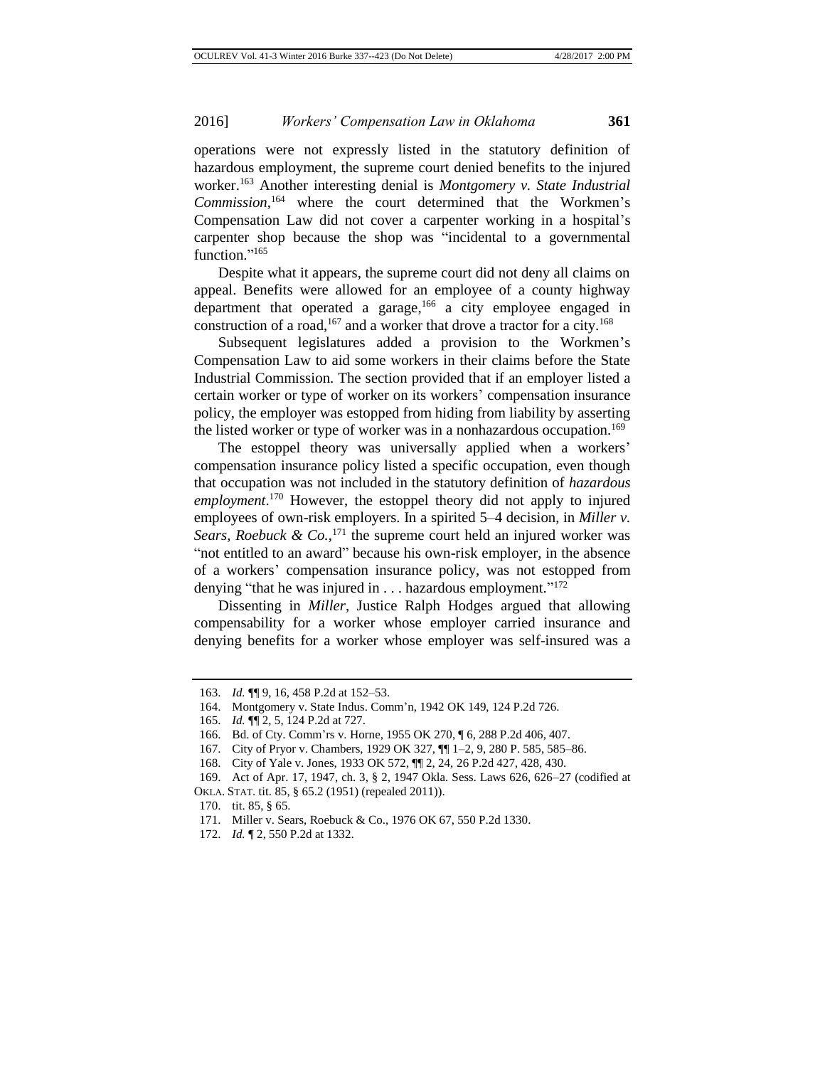operations were not expressly listed in the statutory definition of hazardous employment, the supreme court denied benefits to the injured worker.[163] Another interesting denial is *Montgomery v. State Industrial Commission*,[164] where the court determined that the Workmen's Compensation Law did not cover a carpenter working in a hospital's carpenter shop because the shop was "incidental to a governmental function."[165]

Despite what it appears, the supreme court did not deny all claims on appeal. Benefits were allowed for an employee of a county highway department that operated a garage,[166] a city employee engaged in construction of a road,[167] and a worker that drove a tractor for a city.[168]

Subsequent legislatures added a provision to the Workmen's Compensation Law to aid some workers in their claims before the State Industrial Commission. The section provided that if an employer listed a certain worker or type of worker on its workers' compensation insurance policy, the employer was estopped from hiding from liability by asserting the listed worker or type of worker was in a nonhazardous occupation.[169]

The estoppel theory was universally applied when a workers' compensation insurance policy listed a specific occupation, even though that occupation was not included in the statutory definition of *hazardous employment*.[170] However, the estoppel theory did not apply to injured employees of own-risk employers. In a spirited 5–4 decision, in *Miller v. Sears, Roebuck & Co.*,[171] the supreme court held an injured worker was "not entitled to an award" because his own-risk employer, in the absence of a workers' compensation insurance policy, was not estopped from denying "that he was injured in . . . hazardous employment."[172]

Dissenting in *Miller*, Justice Ralph Hodges argued that allowing compensability for a worker whose employer carried insurance and denying benefits for a worker whose employer was self-insured was a

---

163. *Id.* ¶¶ 9, 16, 458 P.2d at 152–53.

164. Montgomery v. State Indus. Comm'n, 1942 OK 149, 124 P.2d 726.

165. *Id.* ¶¶ 2, 5, 124 P.2d at 727.

166. Bd. of Cty. Comm'rs v. Horne, 1955 OK 270, ¶ 6, 288 P.2d 406, 407.

167. City of Pryor v. Chambers, 1929 OK 327, ¶¶ 1–2, 9, 280 P. 585, 585–86.

168. City of Yale v. Jones, 1933 OK 572, ¶¶ 2, 24, 26 P.2d 427, 428, 430.

169. Act of Apr. 17, 1947, ch. 3, § 2, 1947 Okla. Sess. Laws 626, 626–27 (codified at OKLA. STAT. tit. 85, § 65.2 (1951) (repealed 2011)).

170. tit. 85, § 65.

171. Miller v. Sears, Roebuck & Co., 1976 OK 67, 550 P.2d 1330.

172. *Id.* ¶ 2, 550 P.2d at 1332.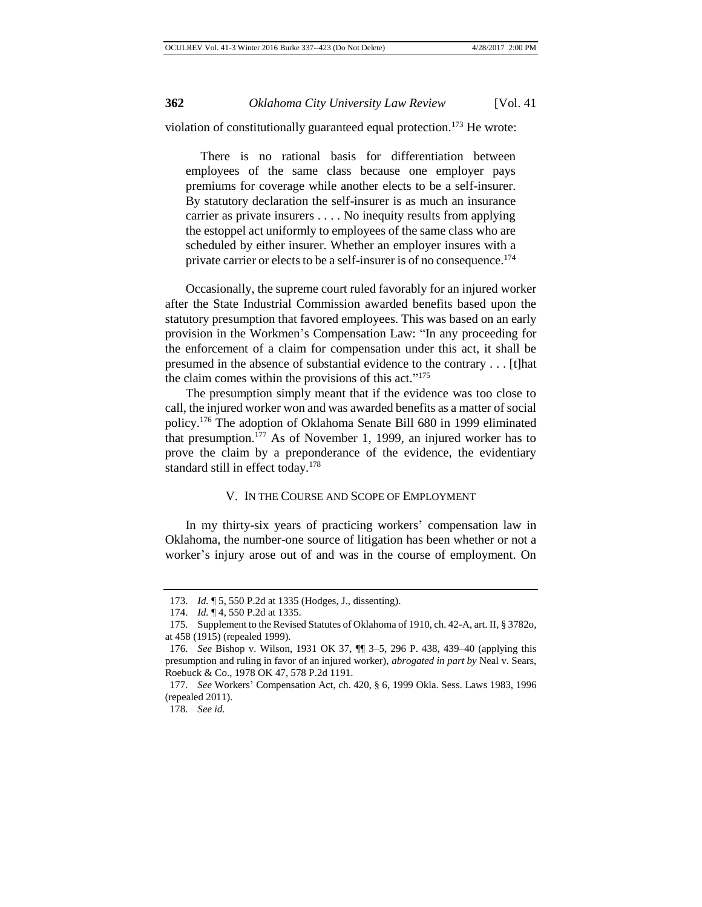violation of constitutionally guaranteed equal protection.[173] He wrote:

> There is no rational basis for differentiation between employees of the same class because one employer pays premiums for coverage while another elects to be a self-insurer. By statutory declaration the self-insurer is as much an insurance carrier as private insurers . . . . No inequity results from applying the estoppel act uniformly to employees of the same class who are scheduled by either insurer. Whether an employer insures with a private carrier or elects to be a self-insurer is of no consequence.[174]

Occasionally, the supreme court ruled favorably for an injured worker after the State Industrial Commission awarded benefits based upon the statutory presumption that favored employees. This was based on an early provision in the Workmen's Compensation Law: "In any proceeding for the enforcement of a claim for compensation under this act, it shall be presumed in the absence of substantial evidence to the contrary . . . [t]hat the claim comes within the provisions of this act."[175]

The presumption simply meant that if the evidence was too close to call, the injured worker won and was awarded benefits as a matter of social policy.[176] The adoption of Oklahoma Senate Bill 680 in 1999 eliminated that presumption.[177] As of November 1, 1999, an injured worker has to prove the claim by a preponderance of the evidence, the evidentiary standard still in effect today.[178]

## V. In the Course and Scope of Employment

In my thirty-six years of practicing workers' compensation law in Oklahoma, the number-one source of litigation has been whether or not a worker's injury arose out of and was in the course of employment. On

---

173. *Id.* ¶ 5, 550 P.2d at 1335 (Hodges, J., dissenting).

174. *Id.* ¶ 4, 550 P.2d at 1335.

175. Supplement to the Revised Statutes of Oklahoma of 1910, ch. 42-A, art. II, § 3782o, at 458 (1915) (repealed 1999).

176. *See* Bishop v. Wilson, 1931 OK 37, ¶¶ 3–5, 296 P. 438, 439–40 (applying this presumption and ruling in favor of an injured worker), *abrogated in part by* Neal v. Sears, Roebuck & Co., 1978 OK 47, 578 P.2d 1191.

177. *See* Workers' Compensation Act, ch. 420, § 6, 1999 Okla. Sess. Laws 1983, 1996 (repealed 2011).

178. *See id.*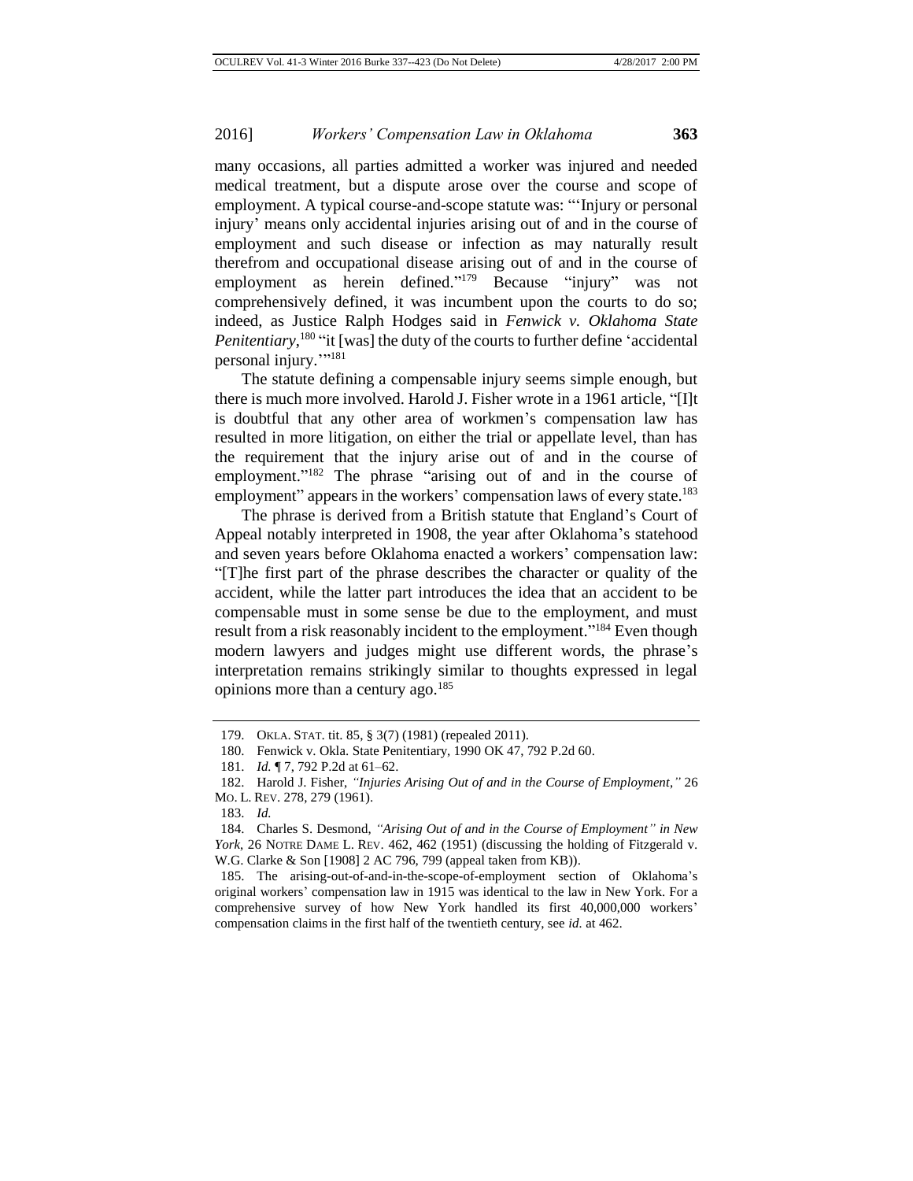many occasions, all parties admitted a worker was injured and needed medical treatment, but a dispute arose over the course and scope of employment. A typical course-and-scope statute was: "'Injury or personal injury' means only accidental injuries arising out of and in the course of employment and such disease or infection as may naturally result therefrom and occupational disease arising out of and in the course of employment as herein defined."[179] Because "injury" was not comprehensively defined, it was incumbent upon the courts to do so; indeed, as Justice Ralph Hodges said in *Fenwick v. Oklahoma State Penitentiary*,[180] "it [was] the duty of the courts to further define 'accidental personal injury.'"[181]

The statute defining a compensable injury seems simple enough, but there is much more involved. Harold J. Fisher wrote in a 1961 article, "[I]t is doubtful that any other area of workmen's compensation law has resulted in more litigation, on either the trial or appellate level, than has the requirement that the injury arise out of and in the course of employment."[182] The phrase "arising out of and in the course of employment" appears in the workers' compensation laws of every state.[183]

The phrase is derived from a British statute that England's Court of Appeal notably interpreted in 1908, the year after Oklahoma's statehood and seven years before Oklahoma enacted a workers' compensation law: "[T]he first part of the phrase describes the character or quality of the accident, while the latter part introduces the idea that an accident to be compensable must in some sense be due to the employment, and must result from a risk reasonably incident to the employment."[184] Even though modern lawyers and judges might use different words, the phrase's interpretation remains strikingly similar to thoughts expressed in legal opinions more than a century ago.[185]

---

179. OKLA. STAT. tit. 85, § 3(7) (1981) (repealed 2011).

180. Fenwick v. Okla. State Penitentiary, 1990 OK 47, 792 P.2d 60.

181. *Id.* ¶ 7, 792 P.2d at 61–62.

182. Harold J. Fisher, *"Injuries Arising Out of and in the Course of Employment*,*"* 26 MO. L. REV. 278, 279 (1961).

183. *Id.*

184. Charles S. Desmond, *"Arising Out of and in the Course of Employment" in New York*, 26 NOTRE DAME L. REV. 462, 462 (1951) (discussing the holding of Fitzgerald v. W.G. Clarke & Son [1908] 2 AC 796, 799 (appeal taken from KB)).

185. The arising-out-of-and-in-the-scope-of-employment section of Oklahoma's original workers' compensation law in 1915 was identical to the law in New York. For a comprehensive survey of how New York handled its first 40,000,000 workers' compensation claims in the first half of the twentieth century, see *id.* at 462.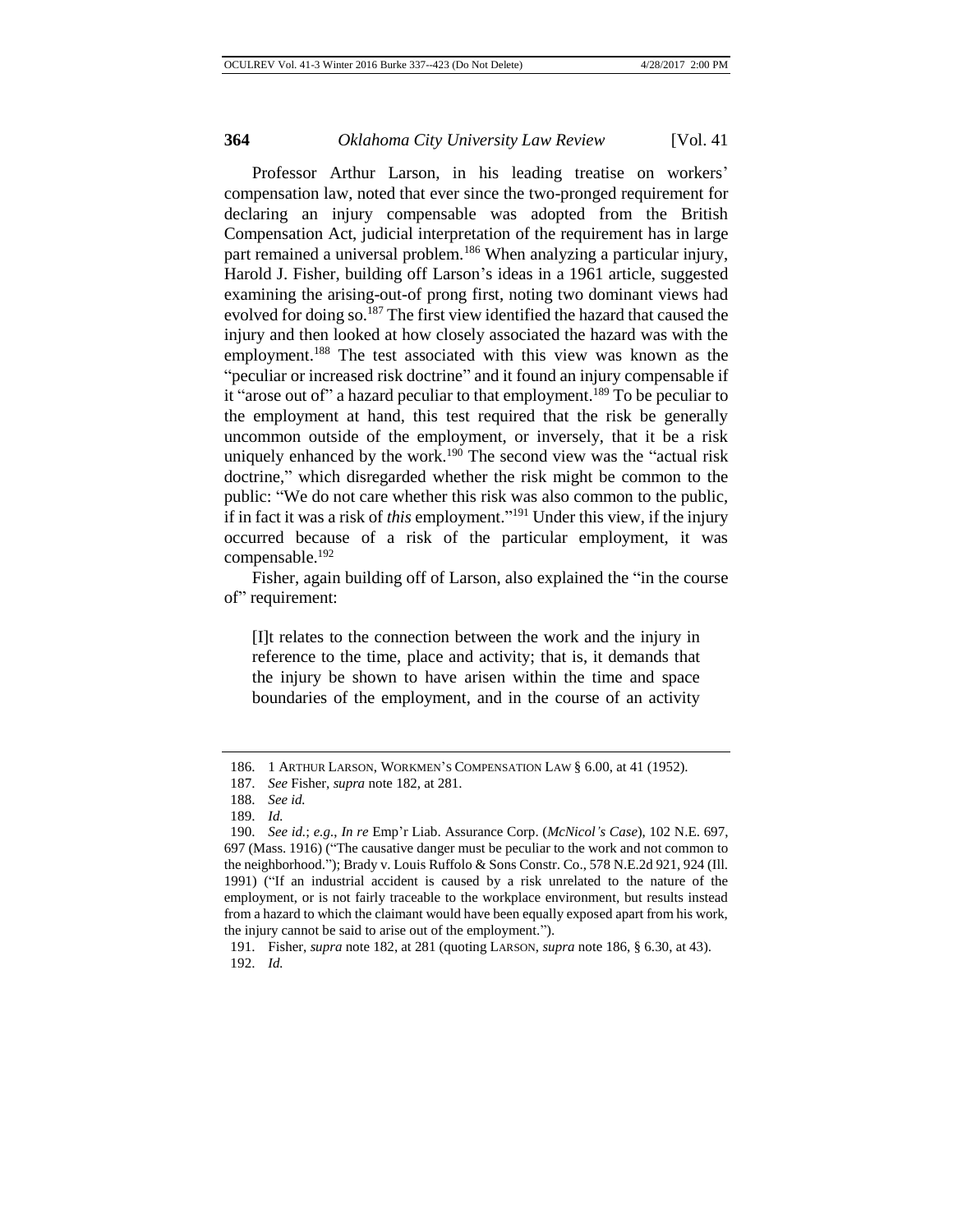Professor Arthur Larson, in his leading treatise on workers' compensation law, noted that ever since the two-pronged requirement for declaring an injury compensable was adopted from the British Compensation Act, judicial interpretation of the requirement has in large part remained a universal problem.[186] When analyzing a particular injury, Harold J. Fisher, building off Larson's ideas in a 1961 article, suggested examining the arising-out-of prong first, noting two dominant views had evolved for doing so.[187] The first view identified the hazard that caused the injury and then looked at how closely associated the hazard was with the employment.[188] The test associated with this view was known as the "peculiar or increased risk doctrine" and it found an injury compensable if it "arose out of" a hazard peculiar to that employment.[189] To be peculiar to the employment at hand, this test required that the risk be generally uncommon outside of the employment, or inversely, that it be a risk uniquely enhanced by the work.[190] The second view was the "actual risk doctrine," which disregarded whether the risk might be common to the public: "We do not care whether this risk was also common to the public, if in fact it was a risk of *this* employment."[191] Under this view, if the injury occurred because of a risk of the particular employment, it was compensable.[192]

Fisher, again building off of Larson, also explained the "in the course of" requirement:

> [I]t relates to the connection between the work and the injury in reference to the time, place and activity; that is, it demands that the injury be shown to have arisen within the time and space boundaries of the employment, and in the course of an activity

---

186. 1 ARTHUR LARSON, WORKMEN'S COMPENSATION LAW § 6.00, at 41 (1952).

187. *See* Fisher, *supra* note 182, at 281.

188. *See id.*

189. *Id.*

190. *See id.*; *e.g.*, *In re* Emp'r Liab. Assurance Corp. (*McNicol's Case*), 102 N.E. 697, 697 (Mass. 1916) ("The causative danger must be peculiar to the work and not common to the neighborhood."); Brady v. Louis Ruffolo & Sons Constr. Co., 578 N.E.2d 921, 924 (Ill. 1991) ("If an industrial accident is caused by a risk unrelated to the nature of the employment, or is not fairly traceable to the workplace environment, but results instead from a hazard to which the claimant would have been equally exposed apart from his work, the injury cannot be said to arise out of the employment.").

191. Fisher, *supra* note 182, at 281 (quoting LARSON, *supra* note 186, § 6.30, at 43).

192. *Id.*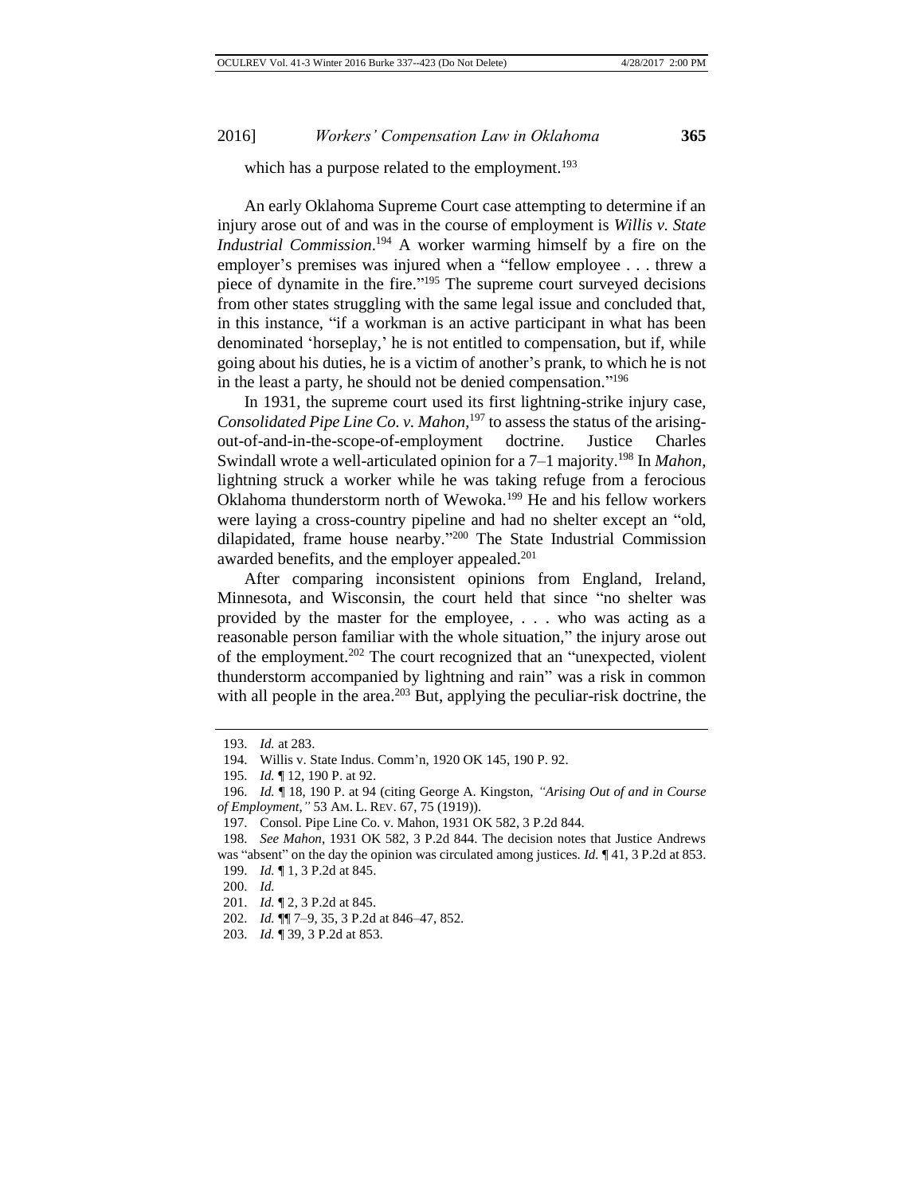which has a purpose related to the employment.[193]

An early Oklahoma Supreme Court case attempting to determine if an injury arose out of and was in the course of employment is *Willis v. State Industrial Commission*.[194] A worker warming himself by a fire on the employer's premises was injured when a "fellow employee . . . threw a piece of dynamite in the fire."[195] The supreme court surveyed decisions from other states struggling with the same legal issue and concluded that, in this instance, "if a workman is an active participant in what has been denominated 'horseplay,' he is not entitled to compensation, but if, while going about his duties, he is a victim of another's prank, to which he is not in the least a party, he should not be denied compensation."[196]

In 1931, the supreme court used its first lightning-strike injury case, *Consolidated Pipe Line Co. v. Mahon*,[197] to assess the status of the arising-out-of-and-in-the-scope-of-employment doctrine. Justice Charles Swindall wrote a well-articulated opinion for a 7–1 majority.[198] In *Mahon*, lightning struck a worker while he was taking refuge from a ferocious Oklahoma thunderstorm north of Wewoka.[199] He and his fellow workers were laying a cross-country pipeline and had no shelter except an "old, dilapidated, frame house nearby."[200] The State Industrial Commission awarded benefits, and the employer appealed.[201]

After comparing inconsistent opinions from England, Ireland, Minnesota, and Wisconsin, the court held that since "no shelter was provided by the master for the employee, . . . who was acting as a reasonable person familiar with the whole situation," the injury arose out of the employment.[202] The court recognized that an "unexpected, violent thunderstorm accompanied by lightning and rain" was a risk in common with all people in the area.[203] But, applying the peculiar-risk doctrine, the

---

193. *Id.* at 283.

194. Willis v. State Indus. Comm'n, 1920 OK 145, 190 P. 92.

195. *Id.* ¶ 12, 190 P. at 92.

196. *Id.* ¶ 18, 190 P. at 94 (citing George A. Kingston, *"Arising Out of and in Course of Employment,"* 53 AM. L. REV. 67, 75 (1919)).

197. Consol. Pipe Line Co. v. Mahon, 1931 OK 582, 3 P.2d 844.

198. *See Mahon*, 1931 OK 582, 3 P.2d 844. The decision notes that Justice Andrews was "absent" on the day the opinion was circulated among justices. *Id.* ¶ 41, 3 P.2d at 853.

199. *Id.* ¶ 1, 3 P.2d at 845.

200. *Id.*

201. *Id.* ¶ 2, 3 P.2d at 845.

202. *Id.* ¶¶ 7–9, 35, 3 P.2d at 846–47, 852.

203. *Id.* ¶ 39, 3 P.2d at 853.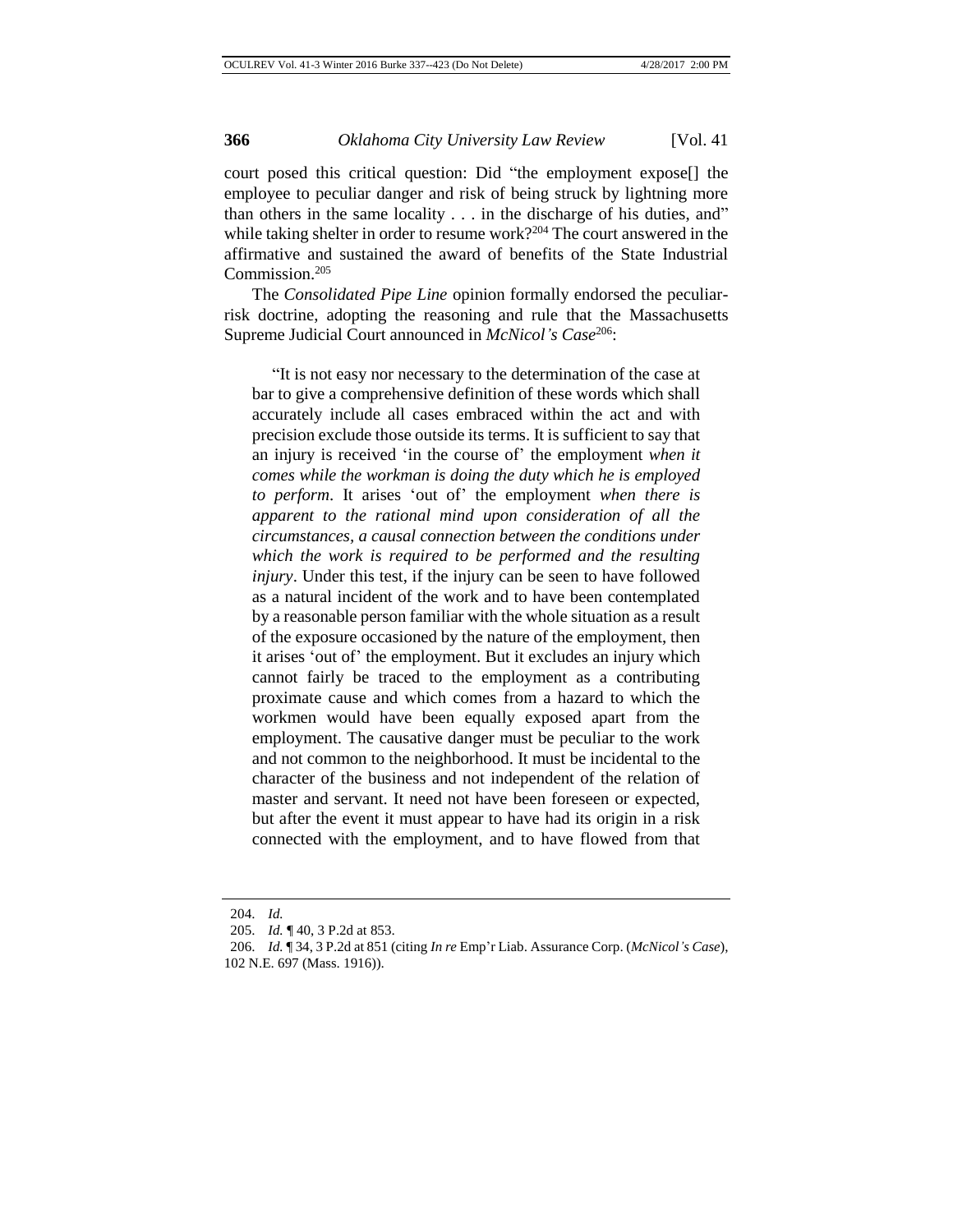court posed this critical question: Did "the employment expose[] the employee to peculiar danger and risk of being struck by lightning more than others in the same locality . . . in the discharge of his duties, and" while taking shelter in order to resume work?[204] The court answered in the affirmative and sustained the award of benefits of the State Industrial Commission.[205]

The *Consolidated Pipe Line* opinion formally endorsed the peculiar-risk doctrine, adopting the reasoning and rule that the Massachusetts Supreme Judicial Court announced in *McNicol's Case*[206]:

> "It is not easy nor necessary to the determination of the case at bar to give a comprehensive definition of these words which shall accurately include all cases embraced within the act and with precision exclude those outside its terms. It is sufficient to say that an injury is received 'in the course of' the employment *when it comes while the workman is doing the duty which he is employed to perform*. It arises 'out of' the employment *when there is apparent to the rational mind upon consideration of all the circumstances, a causal connection between the conditions under which the work is required to be performed and the resulting injury*. Under this test, if the injury can be seen to have followed as a natural incident of the work and to have been contemplated by a reasonable person familiar with the whole situation as a result of the exposure occasioned by the nature of the employment, then it arises 'out of' the employment. But it excludes an injury which cannot fairly be traced to the employment as a contributing proximate cause and which comes from a hazard to which the workmen would have been equally exposed apart from the employment. The causative danger must be peculiar to the work and not common to the neighborhood. It must be incidental to the character of the business and not independent of the relation of master and servant. It need not have been foreseen or expected, but after the event it must appear to have had its origin in a risk connected with the employment, and to have flowed from that

---

204. *Id.*

205. *Id.* ¶ 40, 3 P.2d at 853.

206. *Id.* ¶ 34, 3 P.2d at 851 (citing *In re* Emp'r Liab. Assurance Corp. (*McNicol's Case*), 102 N.E. 697 (Mass. 1916)).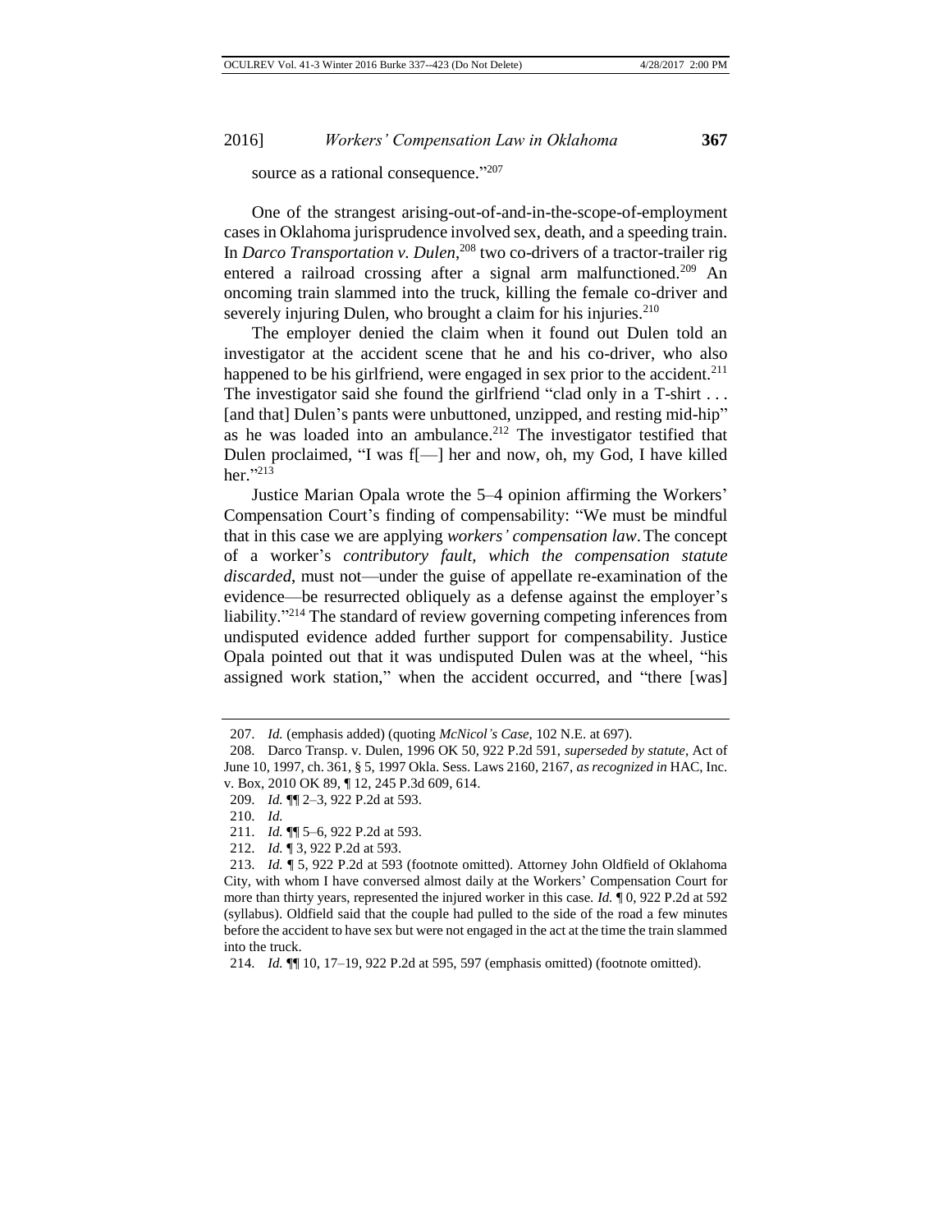source as a rational consequence."[207]

One of the strangest arising-out-of-and-in-the-scope-of-employment cases in Oklahoma jurisprudence involved sex, death, and a speeding train. In *Darco Transportation v. Dulen*,[208] two co-drivers of a tractor-trailer rig entered a railroad crossing after a signal arm malfunctioned.[209] An oncoming train slammed into the truck, killing the female co-driver and severely injuring Dulen, who brought a claim for his injuries.[210]

The employer denied the claim when it found out Dulen told an investigator at the accident scene that he and his co-driver, who also happened to be his girlfriend, were engaged in sex prior to the accident.[211] The investigator said she found the girlfriend "clad only in a T-shirt . . . [and that] Dulen's pants were unbuttoned, unzipped, and resting mid-hip" as he was loaded into an ambulance.[212] The investigator testified that Dulen proclaimed, "I was f[—] her and now, oh, my God, I have killed her."[213]

Justice Marian Opala wrote the 5–4 opinion affirming the Workers' Compensation Court's finding of compensability: "We must be mindful that in this case we are applying *workers' compensation law*. The concept of a worker's *contributory fault, which the compensation statute discarded*, must not—under the guise of appellate re-examination of the evidence—be resurrected obliquely as a defense against the employer's liability."[214] The standard of review governing competing inferences from undisputed evidence added further support for compensability. Justice Opala pointed out that it was undisputed Dulen was at the wheel, "his assigned work station," when the accident occurred, and "there [was]

---

207. *Id.* (emphasis added) (quoting *McNicol's Case*, 102 N.E. at 697).

208. Darco Transp. v. Dulen, 1996 OK 50, 922 P.2d 591, *superseded by statute*, Act of June 10, 1997, ch. 361, § 5, 1997 Okla. Sess. Laws 2160, 2167, *as recognized in* HAC, Inc. v. Box, 2010 OK 89, ¶ 12, 245 P.3d 609, 614.

209. *Id.* ¶¶ 2–3, 922 P.2d at 593.

210. *Id.*

211. *Id.* ¶¶ 5–6, 922 P.2d at 593.

212. *Id.* ¶ 3, 922 P.2d at 593.

213. *Id.* ¶ 5, 922 P.2d at 593 (footnote omitted). Attorney John Oldfield of Oklahoma City, with whom I have conversed almost daily at the Workers' Compensation Court for more than thirty years, represented the injured worker in this case. *Id.* ¶ 0, 922 P.2d at 592 (syllabus). Oldfield said that the couple had pulled to the side of the road a few minutes before the accident to have sex but were not engaged in the act at the time the train slammed into the truck.

214. *Id.* ¶¶ 10, 17–19, 922 P.2d at 595, 597 (emphasis omitted) (footnote omitted).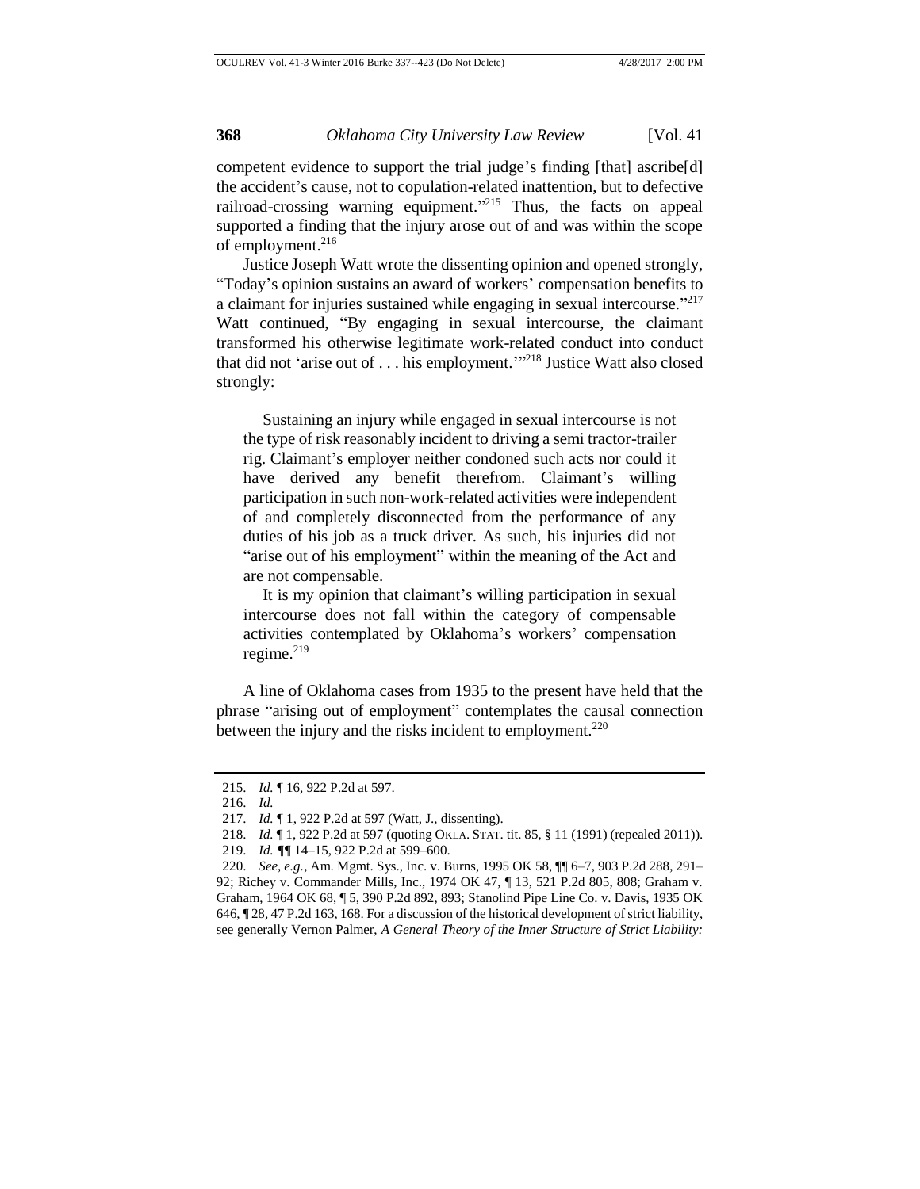competent evidence to support the trial judge's finding [that] ascribe[d] the accident's cause, not to copulation-related inattention, but to defective railroad-crossing warning equipment."[215] Thus, the facts on appeal supported a finding that the injury arose out of and was within the scope of employment.[216]

Justice Joseph Watt wrote the dissenting opinion and opened strongly, "Today's opinion sustains an award of workers' compensation benefits to a claimant for injuries sustained while engaging in sexual intercourse."[217] Watt continued, "By engaging in sexual intercourse, the claimant transformed his otherwise legitimate work-related conduct into conduct that did not 'arise out of . . . his employment.'"[218] Justice Watt also closed strongly:

> Sustaining an injury while engaged in sexual intercourse is not the type of risk reasonably incident to driving a semi tractor-trailer rig. Claimant's employer neither condoned such acts nor could it have derived any benefit therefrom. Claimant's willing participation in such non-work-related activities were independent of and completely disconnected from the performance of any duties of his job as a truck driver. As such, his injuries did not "arise out of his employment" within the meaning of the Act and are not compensable.
>
> It is my opinion that claimant's willing participation in sexual intercourse does not fall within the category of compensable activities contemplated by Oklahoma's workers' compensation regime.[219]

A line of Oklahoma cases from 1935 to the present have held that the phrase "arising out of employment" contemplates the causal connection between the injury and the risks incident to employment.[220]

---

215. *Id.* ¶ 16, 922 P.2d at 597.

216. *Id.*

217. *Id.* ¶ 1, 922 P.2d at 597 (Watt, J., dissenting).

218. *Id.* ¶ 1, 922 P.2d at 597 (quoting OKLA. STAT. tit. 85, § 11 (1991) (repealed 2011)).

219. *Id.* ¶¶ 14–15, 922 P.2d at 599–600.

220. *See, e.g.*, Am. Mgmt. Sys., Inc. v. Burns, 1995 OK 58, ¶¶ 6–7, 903 P.2d 288, 291–92; Richey v. Commander Mills, Inc., 1974 OK 47, ¶ 13, 521 P.2d 805, 808; Graham v. Graham, 1964 OK 68, ¶ 5, 390 P.2d 892, 893; Stanolind Pipe Line Co. v. Davis, 1935 OK 646, ¶ 28, 47 P.2d 163, 168. For a discussion of the historical development of strict liability, see generally Vernon Palmer, *A General Theory of the Inner Structure of Strict Liability:*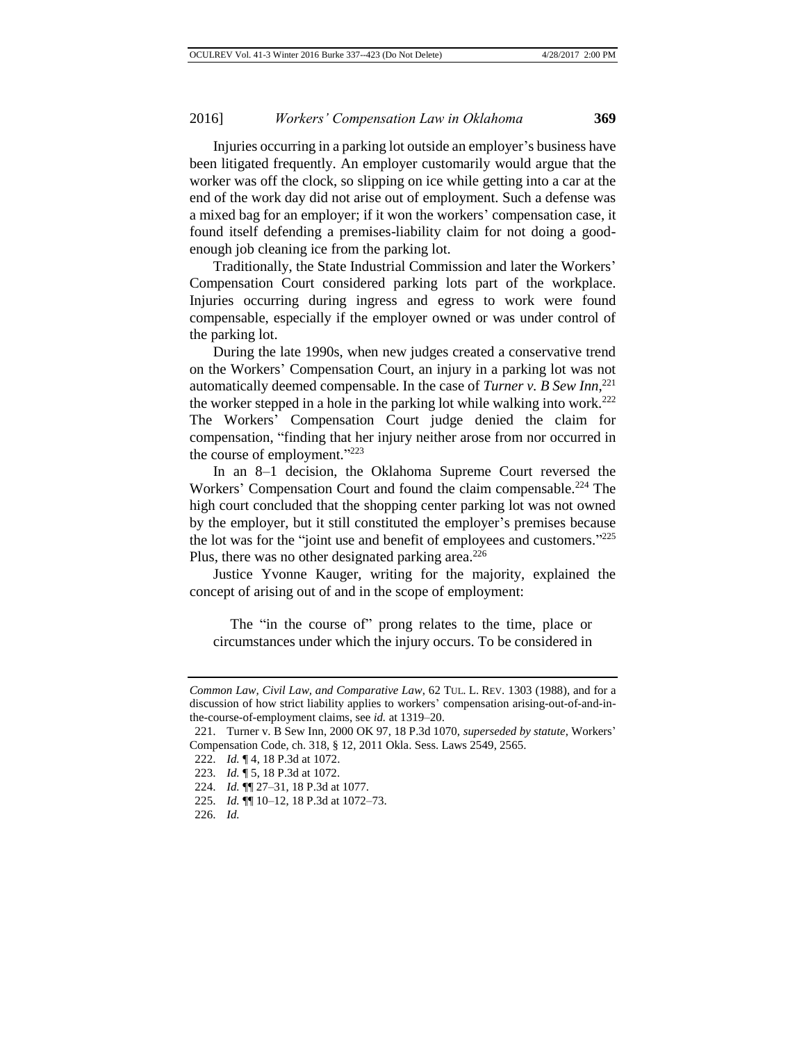Injuries occurring in a parking lot outside an employer's business have been litigated frequently. An employer customarily would argue that the worker was off the clock, so slipping on ice while getting into a car at the end of the work day did not arise out of employment. Such a defense was a mixed bag for an employer; if it won the workers' compensation case, it found itself defending a premises-liability claim for not doing a good-enough job cleaning ice from the parking lot.

Traditionally, the State Industrial Commission and later the Workers' Compensation Court considered parking lots part of the workplace. Injuries occurring during ingress and egress to work were found compensable, especially if the employer owned or was under control of the parking lot.

During the late 1990s, when new judges created a conservative trend on the Workers' Compensation Court, an injury in a parking lot was not automatically deemed compensable. In the case of *Turner v. B Sew Inn*,[221] the worker stepped in a hole in the parking lot while walking into work.[222] The Workers' Compensation Court judge denied the claim for compensation, "finding that her injury neither arose from nor occurred in the course of employment."[223]

In an 8–1 decision, the Oklahoma Supreme Court reversed the Workers' Compensation Court and found the claim compensable.[224] The high court concluded that the shopping center parking lot was not owned by the employer, but it still constituted the employer's premises because the lot was for the "joint use and benefit of employees and customers."[225] Plus, there was no other designated parking area.[226]

Justice Yvonne Kauger, writing for the majority, explained the concept of arising out of and in the scope of employment:

> The "in the course of" prong relates to the time, place or circumstances under which the injury occurs. To be considered in

---

*Common Law, Civil Law, and Comparative Law*, 62 TUL. L. REV. 1303 (1988), and for a discussion of how strict liability applies to workers' compensation arising-out-of-and-in-the-course-of-employment claims, see *id.* at 1319–20.

221. Turner v. B Sew Inn, 2000 OK 97, 18 P.3d 1070, *superseded by statute*, Workers' Compensation Code, ch. 318, § 12, 2011 Okla. Sess. Laws 2549, 2565.

222. *Id.* ¶ 4, 18 P.3d at 1072.

223. *Id.* ¶ 5, 18 P.3d at 1072.

224. *Id.* ¶¶ 27–31, 18 P.3d at 1077.

225. *Id.* ¶¶ 10–12, 18 P.3d at 1072–73.

226. *Id.*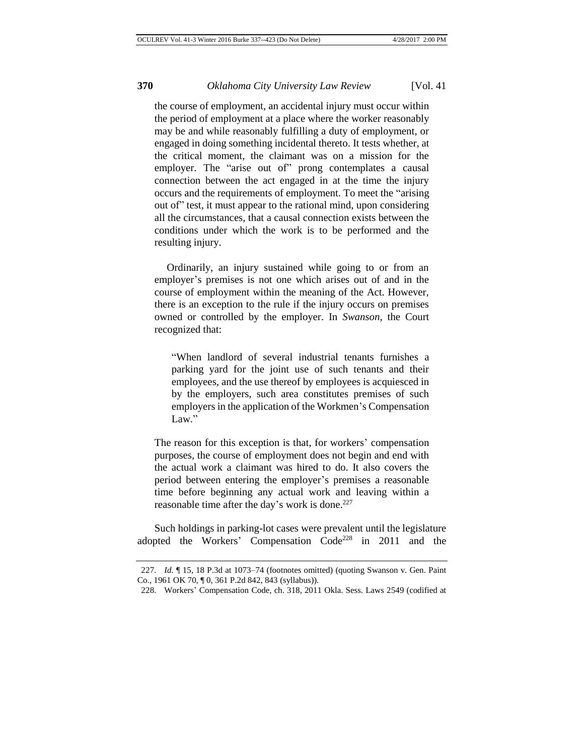the course of employment, an accidental injury must occur within the period of employment at a place where the worker reasonably may be and while reasonably fulfilling a duty of employment, or engaged in doing something incidental thereto. It tests whether, at the critical moment, the claimant was on a mission for the employer. The "arise out of" prong contemplates a causal connection between the act engaged in at the time the injury occurs and the requirements of employment. To meet the "arising out of" test, it must appear to the rational mind, upon considering all the circumstances, that a causal connection exists between the conditions under which the work is to be performed and the resulting injury.

> Ordinarily, an injury sustained while going to or from an employer's premises is not one which arises out of and in the course of employment within the meaning of the Act. However, there is an exception to the rule if the injury occurs on premises owned or controlled by the employer. In *Swanson*, the Court recognized that:
>
> > "When landlord of several industrial tenants furnishes a parking yard for the joint use of such tenants and their employees, and the use thereof by employees is acquiesced in by the employers, such area constitutes premises of such employers in the application of the Workmen's Compensation Law."
>
> The reason for this exception is that, for workers' compensation purposes, the course of employment does not begin and end with the actual work a claimant was hired to do. It also covers the period between entering the employer's premises a reasonable time before beginning any actual work and leaving within a reasonable time after the day's work is done.[227]

Such holdings in parking-lot cases were prevalent until the legislature adopted the Workers' Compensation Code[228] in 2011 and the

---

227. *Id.* ¶ 15, 18 P.3d at 1073–74 (footnotes omitted) (quoting Swanson v. Gen. Paint Co., 1961 OK 70, ¶ 0, 361 P.2d 842, 843 (syllabus)).

228. Workers' Compensation Code, ch. 318, 2011 Okla. Sess. Laws 2549 (codified at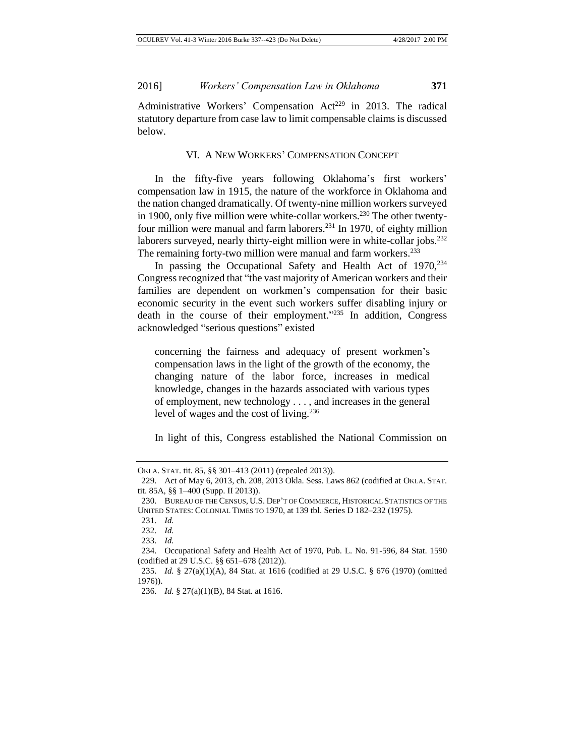Administrative Workers' Compensation Act[229] in 2013. The radical statutory departure from case law to limit compensable claims is discussed below.

## VI. A NEW WORKERS' COMPENSATION CONCEPT

In the fifty-five years following Oklahoma's first workers' compensation law in 1915, the nature of the workforce in Oklahoma and the nation changed dramatically. Of twenty-nine million workers surveyed in 1900, only five million were white-collar workers.[230] The other twenty-four million were manual and farm laborers.[231] In 1970, of eighty million laborers surveyed, nearly thirty-eight million were in white-collar jobs.[232] The remaining forty-two million were manual and farm workers.[233]

In passing the Occupational Safety and Health Act of 1970,[234] Congress recognized that "the vast majority of American workers and their families are dependent on workmen's compensation for their basic economic security in the event such workers suffer disabling injury or death in the course of their employment."[235] In addition, Congress acknowledged "serious questions" existed

> concerning the fairness and adequacy of present workmen's compensation laws in the light of the growth of the economy, the changing nature of the labor force, increases in medical knowledge, changes in the hazards associated with various types of employment, new technology . . . , and increases in the general level of wages and the cost of living.[236]

In light of this, Congress established the National Commission on

---

OKLA. STAT. tit. 85, §§ 301–413 (2011) (repealed 2013)).

229. Act of May 6, 2013, ch. 208, 2013 Okla. Sess. Laws 862 (codified at OKLA. STAT. tit. 85A, §§ 1–400 (Supp. II 2013)).

230. BUREAU OF THE CENSUS, U.S. DEP'T OF COMMERCE, HISTORICAL STATISTICS OF THE UNITED STATES: COLONIAL TIMES TO 1970, at 139 tbl. Series D 182–232 (1975).

231. *Id.*

232. *Id.*

233. *Id.*

234. Occupational Safety and Health Act of 1970, Pub. L. No. 91-596, 84 Stat. 1590 (codified at 29 U.S.C. §§ 651–678 (2012)).

235. *Id.* § 27(a)(1)(A), 84 Stat. at 1616 (codified at 29 U.S.C. § 676 (1970) (omitted 1976)).

236. *Id.* § 27(a)(1)(B), 84 Stat. at 1616.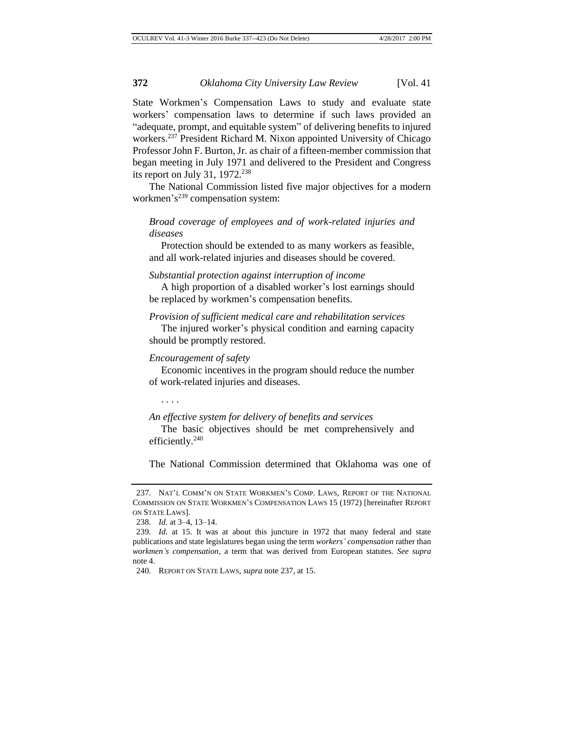State Workmen's Compensation Laws to study and evaluate state workers' compensation laws to determine if such laws provided an "adequate, prompt, and equitable system" of delivering benefits to injured workers.[237] President Richard M. Nixon appointed University of Chicago Professor John F. Burton, Jr. as chair of a fifteen-member commission that began meeting in July 1971 and delivered to the President and Congress its report on July 31, 1972.[238]

The National Commission listed five major objectives for a modern workmen's[239] compensation system:

> *Broad coverage of employees and of work-related injuries and diseases*
>
> Protection should be extended to as many workers as feasible, and all work-related injuries and diseases should be covered.
>
> *Substantial protection against interruption of income*
>
> A high proportion of a disabled worker's lost earnings should be replaced by workmen's compensation benefits.
>
> *Provision of sufficient medical care and rehabilitation services*
>
> The injured worker's physical condition and earning capacity should be promptly restored.
>
> *Encouragement of safety*
>
> Economic incentives in the program should reduce the number of work-related injuries and diseases.
>
> . . . .
>
> *An effective system for delivery of benefits and services*
>
> The basic objectives should be met comprehensively and efficiently.[240]

The National Commission determined that Oklahoma was one of

---

237. NAT'L COMM'N ON STATE WORKMEN'S COMP. LAWS, REPORT OF THE NATIONAL COMMISSION ON STATE WORKMEN'S COMPENSATION LAWS 15 (1972) [hereinafter REPORT ON STATE LAWS].

238. *Id.* at 3–4, 13–14.

239. *Id.* at 15. It was at about this juncture in 1972 that many federal and state publications and state legislatures began using the term *workers' compensation* rather than *workmen's compensation*, a term that was derived from European statutes. *See supra* note 4.

240. REPORT ON STATE LAWS, *supra* note 237, at 15.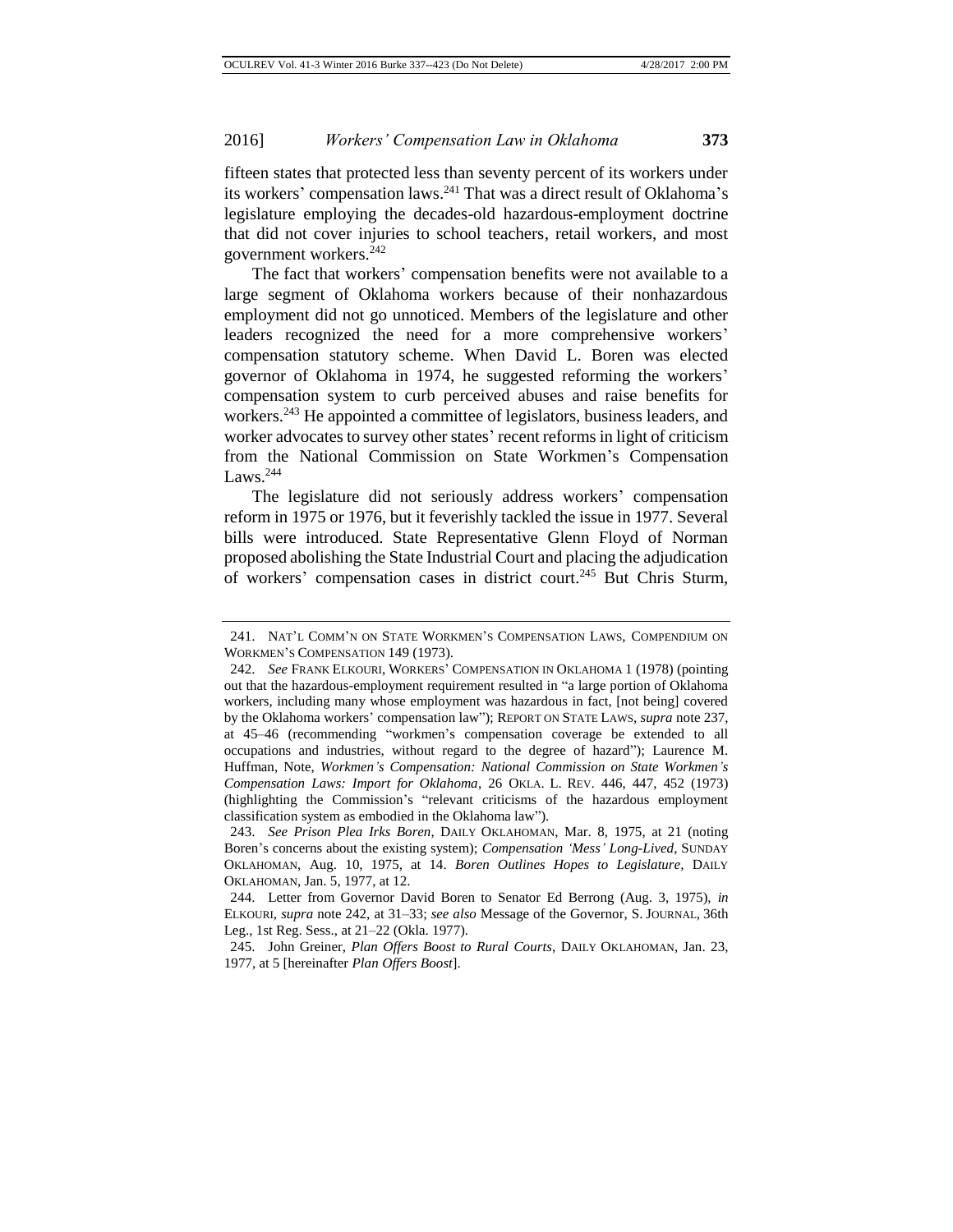fifteen states that protected less than seventy percent of its workers under its workers' compensation laws.[241] That was a direct result of Oklahoma's legislature employing the decades-old hazardous-employment doctrine that did not cover injuries to school teachers, retail workers, and most government workers.[242]

The fact that workers' compensation benefits were not available to a large segment of Oklahoma workers because of their nonhazardous employment did not go unnoticed. Members of the legislature and other leaders recognized the need for a more comprehensive workers' compensation statutory scheme. When David L. Boren was elected governor of Oklahoma in 1974, he suggested reforming the workers' compensation system to curb perceived abuses and raise benefits for workers.[243] He appointed a committee of legislators, business leaders, and worker advocates to survey other states' recent reforms in light of criticism from the National Commission on State Workmen's Compensation Laws.[244]

The legislature did not seriously address workers' compensation reform in 1975 or 1976, but it feverishly tackled the issue in 1977. Several bills were introduced. State Representative Glenn Floyd of Norman proposed abolishing the State Industrial Court and placing the adjudication of workers' compensation cases in district court.[245] But Chris Sturm,

---

241. NAT'L COMM'N ON STATE WORKMEN'S COMPENSATION LAWS, COMPENDIUM ON WORKMEN'S COMPENSATION 149 (1973).

242. *See* FRANK ELKOURI, WORKERS' COMPENSATION IN OKLAHOMA 1 (1978) (pointing out that the hazardous-employment requirement resulted in "a large portion of Oklahoma workers, including many whose employment was hazardous in fact, [not being] covered by the Oklahoma workers' compensation law"); REPORT ON STATE LAWS, *supra* note 237, at 45–46 (recommending "workmen's compensation coverage be extended to all occupations and industries, without regard to the degree of hazard"); Laurence M. Huffman, Note, *Workmen's Compensation: National Commission on State Workmen's Compensation Laws: Import for Oklahoma*, 26 OKLA. L. REV. 446, 447, 452 (1973) (highlighting the Commission's "relevant criticisms of the hazardous employment classification system as embodied in the Oklahoma law").

243. *See Prison Plea Irks Boren*, DAILY OKLAHOMAN, Mar. 8, 1975, at 21 (noting Boren's concerns about the existing system); *Compensation 'Mess' Long-Lived*, SUNDAY OKLAHOMAN, Aug. 10, 1975, at 14. *Boren Outlines Hopes to Legislature*, DAILY OKLAHOMAN, Jan. 5, 1977, at 12.

244. Letter from Governor David Boren to Senator Ed Berrong (Aug. 3, 1975), *in* ELKOURI, *supra* note 242, at 31–33; *see also* Message of the Governor, S. JOURNAL, 36th Leg., 1st Reg. Sess., at 21–22 (Okla. 1977).

245. John Greiner, *Plan Offers Boost to Rural Courts*, DAILY OKLAHOMAN, Jan. 23, 1977, at 5 [hereinafter *Plan Offers Boost*].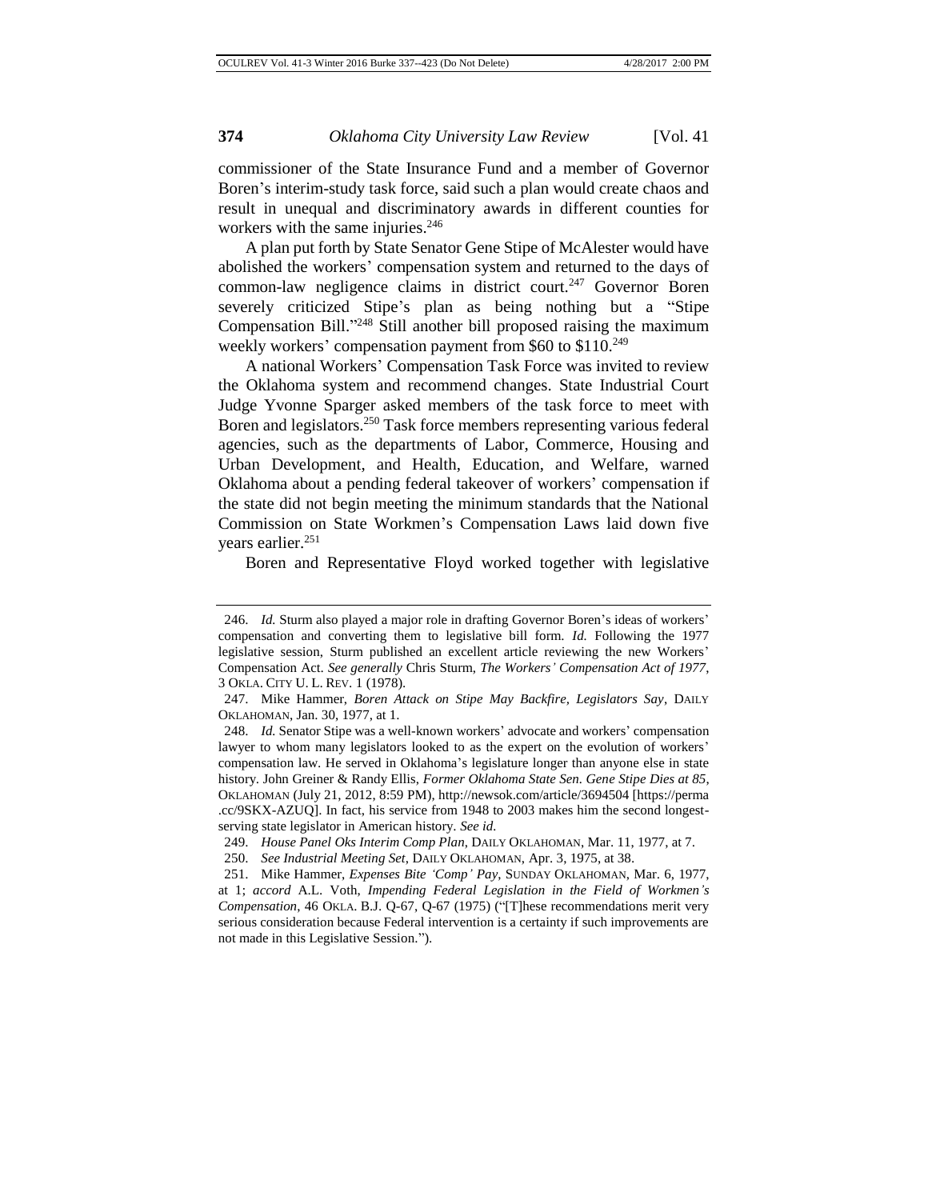commissioner of the State Insurance Fund and a member of Governor Boren's interim-study task force, said such a plan would create chaos and result in unequal and discriminatory awards in different counties for workers with the same injuries.[246]

A plan put forth by State Senator Gene Stipe of McAlester would have abolished the workers' compensation system and returned to the days of common-law negligence claims in district court.[247] Governor Boren severely criticized Stipe's plan as being nothing but a "Stipe Compensation Bill."[248] Still another bill proposed raising the maximum weekly workers' compensation payment from $60 to $110.[249]

A national Workers' Compensation Task Force was invited to review the Oklahoma system and recommend changes. State Industrial Court Judge Yvonne Sparger asked members of the task force to meet with Boren and legislators.[250] Task force members representing various federal agencies, such as the departments of Labor, Commerce, Housing and Urban Development, and Health, Education, and Welfare, warned Oklahoma about a pending federal takeover of workers' compensation if the state did not begin meeting the minimum standards that the National Commission on State Workmen's Compensation Laws laid down five years earlier.[251]

Boren and Representative Floyd worked together with legislative

---

246. *Id.* Sturm also played a major role in drafting Governor Boren's ideas of workers' compensation and converting them to legislative bill form. *Id.* Following the 1977 legislative session, Sturm published an excellent article reviewing the new Workers' Compensation Act. *See generally* Chris Sturm, *The Workers' Compensation Act of 1977*, 3 OKLA. CITY U. L. REV. 1 (1978).

247. Mike Hammer, *Boren Attack on Stipe May Backfire, Legislators Say*, DAILY OKLAHOMAN, Jan. 30, 1977, at 1.

248. *Id.* Senator Stipe was a well-known workers' advocate and workers' compensation lawyer to whom many legislators looked to as the expert on the evolution of workers' compensation law. He served in Oklahoma's legislature longer than anyone else in state history. John Greiner & Randy Ellis, *Former Oklahoma State Sen. Gene Stipe Dies at 85*, OKLAHOMAN (July 21, 2012, 8:59 PM), http://newsok.com/article/3694504 [https://perma.cc/9SKX-AZUQ]. In fact, his service from 1948 to 2003 makes him the second longest-serving state legislator in American history. *See id.*

249. *House Panel Oks Interim Comp Plan*, DAILY OKLAHOMAN, Mar. 11, 1977, at 7.

250. *See Industrial Meeting Set*, DAILY OKLAHOMAN, Apr. 3, 1975, at 38.

251. Mike Hammer, *Expenses Bite 'Comp' Pay*, SUNDAY OKLAHOMAN, Mar. 6, 1977, at 1; *accord* A.L. Voth, *Impending Federal Legislation in the Field of Workmen's Compensation*, 46 OKLA. B.J. Q-67, Q-67 (1975) ("[T]hese recommendations merit very serious consideration because Federal intervention is a certainty if such improvements are not made in this Legislative Session.").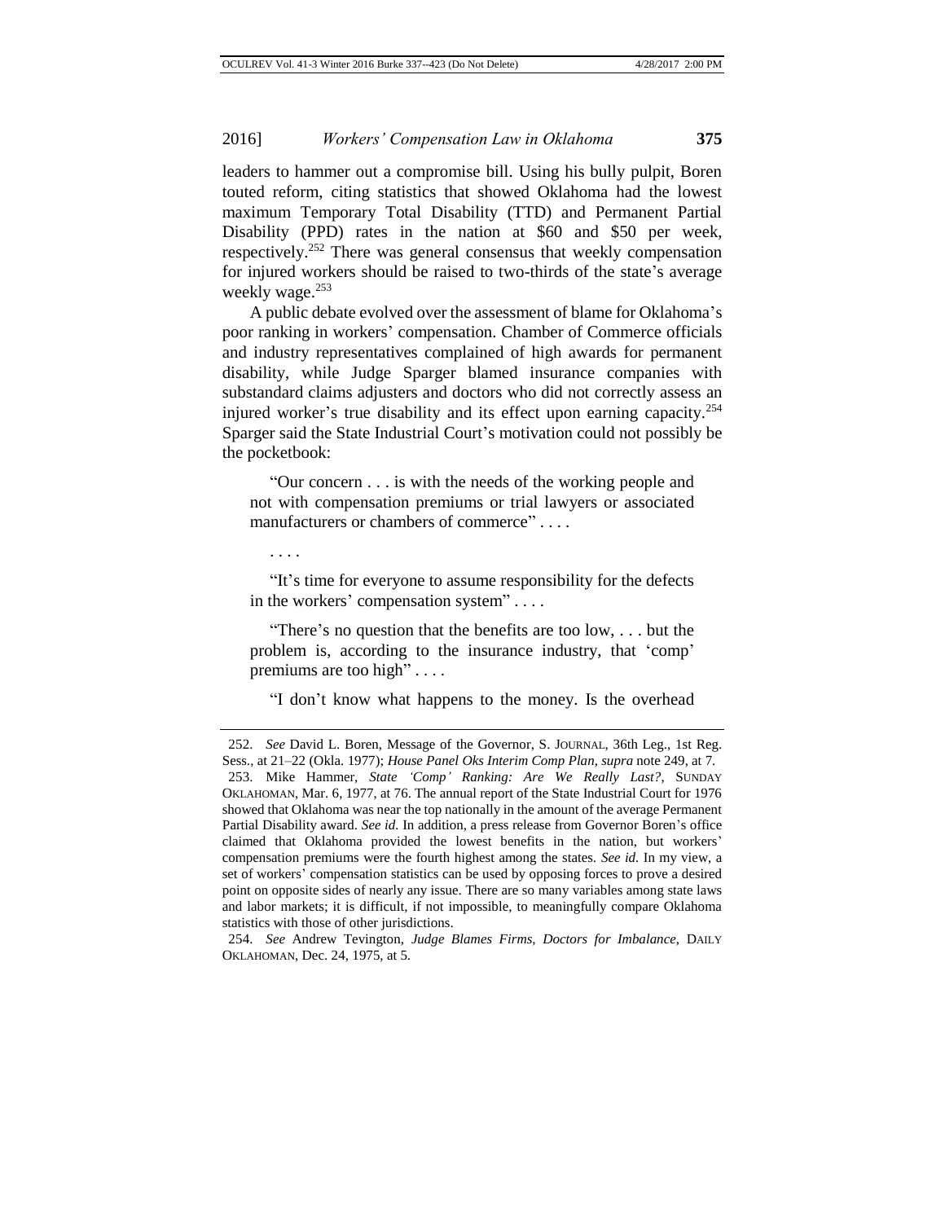leaders to hammer out a compromise bill. Using his bully pulpit, Boren touted reform, citing statistics that showed Oklahoma had the lowest maximum Temporary Total Disability (TTD) and Permanent Partial Disability (PPD) rates in the nation at $60 and $50 per week, respectively.[252] There was general consensus that weekly compensation for injured workers should be raised to two-thirds of the state's average weekly wage.[253]

A public debate evolved over the assessment of blame for Oklahoma's poor ranking in workers' compensation. Chamber of Commerce officials and industry representatives complained of high awards for permanent disability, while Judge Sparger blamed insurance companies with substandard claims adjusters and doctors who did not correctly assess an injured worker's true disability and its effect upon earning capacity.[254] Sparger said the State Industrial Court's motivation could not possibly be the pocketbook:

> "Our concern . . . is with the needs of the working people and not with compensation premiums or trial lawyers or associated manufacturers or chambers of commerce" . . . .
>
> . . . .
>
> "It's time for everyone to assume responsibility for the defects in the workers' compensation system" . . . .
>
> "There's no question that the benefits are too low, . . . but the problem is, according to the insurance industry, that 'comp' premiums are too high" . . . .
>
> "I don't know what happens to the money. Is the overhead

---

252. *See* David L. Boren, Message of the Governor, S. JOURNAL, 36th Leg., 1st Reg. Sess., at 21–22 (Okla. 1977); *House Panel Oks Interim Comp Plan*, *supra* note 249, at 7.

253. Mike Hammer, *State 'Comp' Ranking: Are We Really Last?*, SUNDAY OKLAHOMAN, Mar. 6, 1977, at 76. The annual report of the State Industrial Court for 1976 showed that Oklahoma was near the top nationally in the amount of the average Permanent Partial Disability award. *See id.* In addition, a press release from Governor Boren's office claimed that Oklahoma provided the lowest benefits in the nation, but workers' compensation premiums were the fourth highest among the states. *See id.* In my view, a set of workers' compensation statistics can be used by opposing forces to prove a desired point on opposite sides of nearly any issue. There are so many variables among state laws and labor markets; it is difficult, if not impossible, to meaningfully compare Oklahoma statistics with those of other jurisdictions.

254. *See* Andrew Tevington, *Judge Blames Firms, Doctors for Imbalance*, DAILY OKLAHOMAN, Dec. 24, 1975, at 5.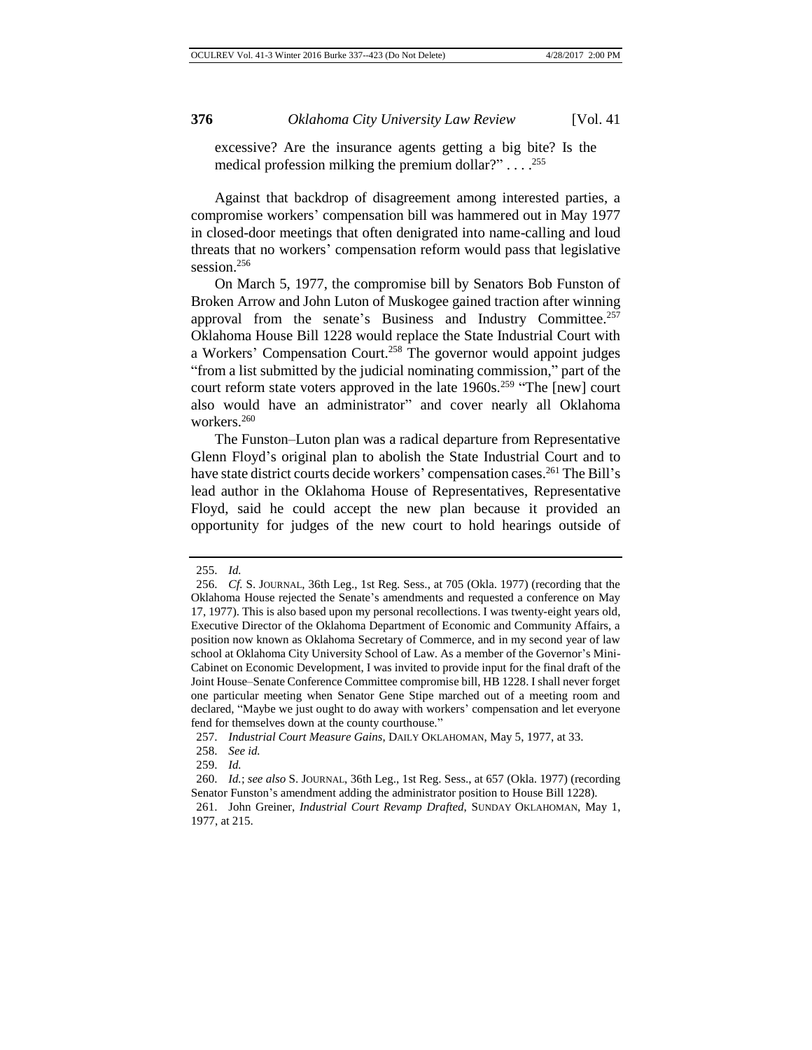excessive? Are the insurance agents getting a big bite? Is the medical profession milking the premium dollar?" . . . .[255]

Against that backdrop of disagreement among interested parties, a compromise workers' compensation bill was hammered out in May 1977 in closed-door meetings that often denigrated into name-calling and loud threats that no workers' compensation reform would pass that legislative session.[256]

On March 5, 1977, the compromise bill by Senators Bob Funston of Broken Arrow and John Luton of Muskogee gained traction after winning approval from the senate's Business and Industry Committee.[257] Oklahoma House Bill 1228 would replace the State Industrial Court with a Workers' Compensation Court.[258] The governor would appoint judges "from a list submitted by the judicial nominating commission," part of the court reform state voters approved in the late 1960s.[259] "The [new] court also would have an administrator" and cover nearly all Oklahoma workers.[260]

The Funston–Luton plan was a radical departure from Representative Glenn Floyd's original plan to abolish the State Industrial Court and to have state district courts decide workers' compensation cases.[261] The Bill's lead author in the Oklahoma House of Representatives, Representative Floyd, said he could accept the new plan because it provided an opportunity for judges of the new court to hold hearings outside of

---

255. *Id.*

256. *Cf.* S. JOURNAL, 36th Leg., 1st Reg. Sess., at 705 (Okla. 1977) (recording that the Oklahoma House rejected the Senate's amendments and requested a conference on May 17, 1977). This is also based upon my personal recollections. I was twenty-eight years old, Executive Director of the Oklahoma Department of Economic and Community Affairs, a position now known as Oklahoma Secretary of Commerce, and in my second year of law school at Oklahoma City University School of Law. As a member of the Governor's Mini-Cabinet on Economic Development, I was invited to provide input for the final draft of the Joint House–Senate Conference Committee compromise bill, HB 1228. I shall never forget one particular meeting when Senator Gene Stipe marched out of a meeting room and declared, "Maybe we just ought to do away with workers' compensation and let everyone fend for themselves down at the county courthouse."

257. *Industrial Court Measure Gains*, DAILY OKLAHOMAN, May 5, 1977, at 33.

258. *See id.*

259. *Id.*

260. *Id.*; *see also* S. JOURNAL, 36th Leg., 1st Reg. Sess., at 657 (Okla. 1977) (recording Senator Funston's amendment adding the administrator position to House Bill 1228).

261. John Greiner, *Industrial Court Revamp Drafted*, SUNDAY OKLAHOMAN, May 1, 1977, at 215.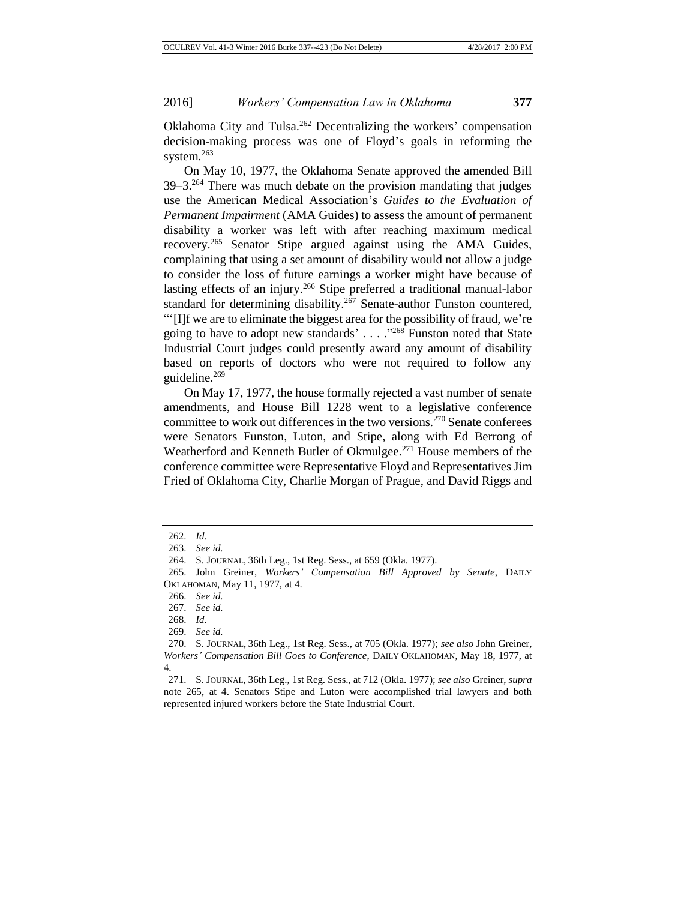Oklahoma City and Tulsa.[262] Decentralizing the workers' compensation decision-making process was one of Floyd's goals in reforming the system.[263]

On May 10, 1977, the Oklahoma Senate approved the amended Bill 39–3.[264] There was much debate on the provision mandating that judges use the American Medical Association's *Guides to the Evaluation of Permanent Impairment* (AMA Guides) to assess the amount of permanent disability a worker was left with after reaching maximum medical recovery.[265] Senator Stipe argued against using the AMA Guides, complaining that using a set amount of disability would not allow a judge to consider the loss of future earnings a worker might have because of lasting effects of an injury.[266] Stipe preferred a traditional manual-labor standard for determining disability.[267] Senate-author Funston countered, "'[I]f we are to eliminate the biggest area for the possibility of fraud, we're going to have to adopt new standards' . . . ."[268] Funston noted that State Industrial Court judges could presently award any amount of disability based on reports of doctors who were not required to follow any guideline.[269]

On May 17, 1977, the house formally rejected a vast number of senate amendments, and House Bill 1228 went to a legislative conference committee to work out differences in the two versions.[270] Senate conferees were Senators Funston, Luton, and Stipe, along with Ed Berrong of Weatherford and Kenneth Butler of Okmulgee.[271] House members of the conference committee were Representative Floyd and Representatives Jim Fried of Oklahoma City, Charlie Morgan of Prague, and David Riggs and

---

262. *Id.*

263. *See id.*

264. S. JOURNAL, 36th Leg., 1st Reg. Sess., at 659 (Okla. 1977).

265. John Greiner, *Workers' Compensation Bill Approved by Senate*, DAILY OKLAHOMAN, May 11, 1977, at 4.

266. *See id.*

267. *See id.*

268. *Id.*

269. *See id.*

270. S. JOURNAL, 36th Leg., 1st Reg. Sess., at 705 (Okla. 1977); *see also* John Greiner, *Workers' Compensation Bill Goes to Conference*, DAILY OKLAHOMAN, May 18, 1977, at 4.

271. S. JOURNAL, 36th Leg., 1st Reg. Sess., at 712 (Okla. 1977); *see also* Greiner, *supra* note 265, at 4. Senators Stipe and Luton were accomplished trial lawyers and both represented injured workers before the State Industrial Court.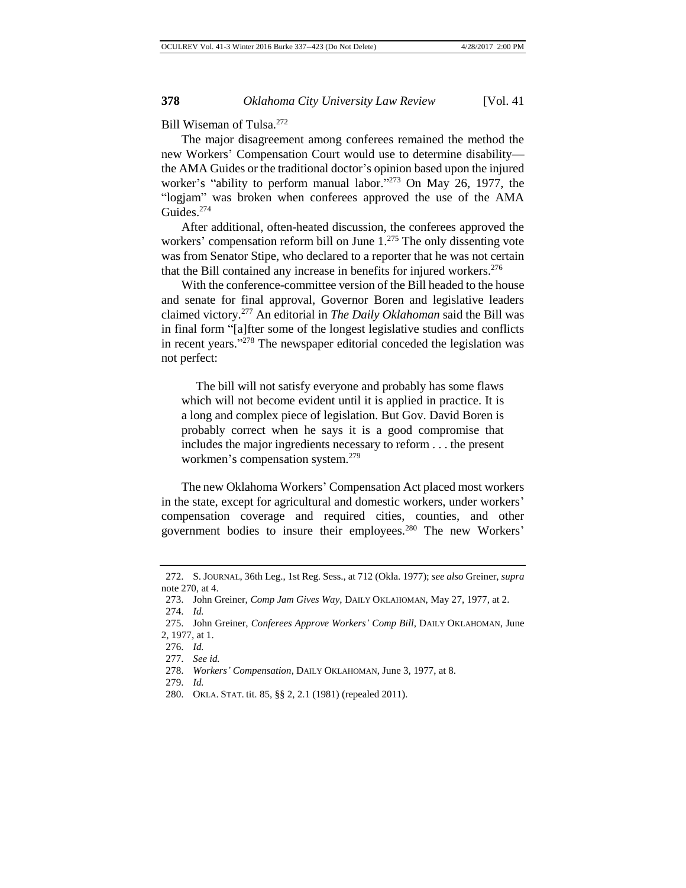Bill Wiseman of Tulsa.[272]

The major disagreement among conferees remained the method the new Workers' Compensation Court would use to determine disability—the AMA Guides or the traditional doctor's opinion based upon the injured worker's "ability to perform manual labor."[273] On May 26, 1977, the "logjam" was broken when conferees approved the use of the AMA Guides.[274]

After additional, often-heated discussion, the conferees approved the workers' compensation reform bill on June 1.[275] The only dissenting vote was from Senator Stipe, who declared to a reporter that he was not certain that the Bill contained any increase in benefits for injured workers.[276]

With the conference-committee version of the Bill headed to the house and senate for final approval, Governor Boren and legislative leaders claimed victory.[277] An editorial in *The Daily Oklahoman* said the Bill was in final form "[a]fter some of the longest legislative studies and conflicts in recent years."[278] The newspaper editorial conceded the legislation was not perfect:

> The bill will not satisfy everyone and probably has some flaws which will not become evident until it is applied in practice. It is a long and complex piece of legislation. But Gov. David Boren is probably correct when he says it is a good compromise that includes the major ingredients necessary to reform . . . the present workmen's compensation system.[279]

The new Oklahoma Workers' Compensation Act placed most workers in the state, except for agricultural and domestic workers, under workers' compensation coverage and required cities, counties, and other government bodies to insure their employees.[280] The new Workers'

---

272. S. JOURNAL, 36th Leg., 1st Reg. Sess., at 712 (Okla. 1977); *see also* Greiner, *supra* note 270, at 4.

273. John Greiner, *Comp Jam Gives Way*, DAILY OKLAHOMAN, May 27, 1977, at 2.

274. *Id.*

275. John Greiner, *Conferees Approve Workers' Comp Bill*, DAILY OKLAHOMAN, June 2, 1977, at 1.

276. *Id.*

277. *See id.*

278. *Workers' Compensation*, DAILY OKLAHOMAN, June 3, 1977, at 8.

279. *Id.*

280. OKLA. STAT. tit. 85, §§ 2, 2.1 (1981) (repealed 2011).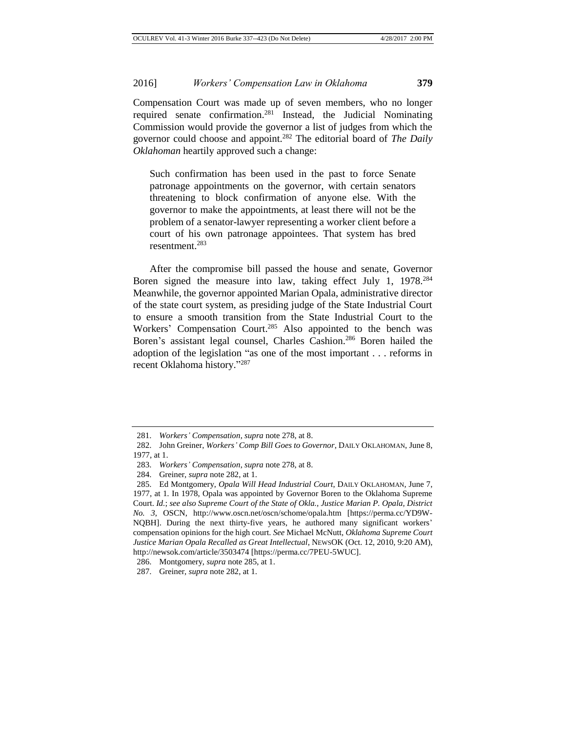Compensation Court was made up of seven members, who no longer required senate confirmation.[281] Instead, the Judicial Nominating Commission would provide the governor a list of judges from which the governor could choose and appoint.[282] The editorial board of *The Daily Oklahoman* heartily approved such a change:

> Such confirmation has been used in the past to force Senate patronage appointments on the governor, with certain senators threatening to block confirmation of anyone else. With the governor to make the appointments, at least there will not be the problem of a senator-lawyer representing a worker client before a court of his own patronage appointees. That system has bred resentment.[283]

After the compromise bill passed the house and senate, Governor Boren signed the measure into law, taking effect July 1, 1978.[284] Meanwhile, the governor appointed Marian Opala, administrative director of the state court system, as presiding judge of the State Industrial Court to ensure a smooth transition from the State Industrial Court to the Workers' Compensation Court.[285] Also appointed to the bench was Boren's assistant legal counsel, Charles Cashion.[286] Boren hailed the adoption of the legislation "as one of the most important . . . reforms in recent Oklahoma history."[287]

---

281. *Workers' Compensation*, *supra* note 278, at 8.

282. John Greiner, *Workers' Comp Bill Goes to Governor*, DAILY OKLAHOMAN, June 8, 1977, at 1.

283. *Workers' Compensation*, *supra* note 278, at 8.

284. Greiner, *supra* note 282, at 1.

285. Ed Montgomery, *Opala Will Head Industrial Court*, DAILY OKLAHOMAN, June 7, 1977, at 1. In 1978, Opala was appointed by Governor Boren to the Oklahoma Supreme Court. *Id.*; *see also Supreme Court of the State of Okla.*, *Justice Marian P. Opala, District No. 3*, OSCN, http://www.oscn.net/oscn/schome/opala.htm [https://perma.cc/YD9W-NQBH]. During the next thirty-five years, he authored many significant workers' compensation opinions for the high court. *See* Michael McNutt, *Oklahoma Supreme Court Justice Marian Opala Recalled as Great Intellectual*, NEWSOK (Oct. 12, 2010, 9:20 AM), http://newsok.com/article/3503474 [https://perma.cc/7PEU-5WUC].

286. Montgomery, *supra* note 285, at 1.

287. Greiner, *supra* note 282, at 1.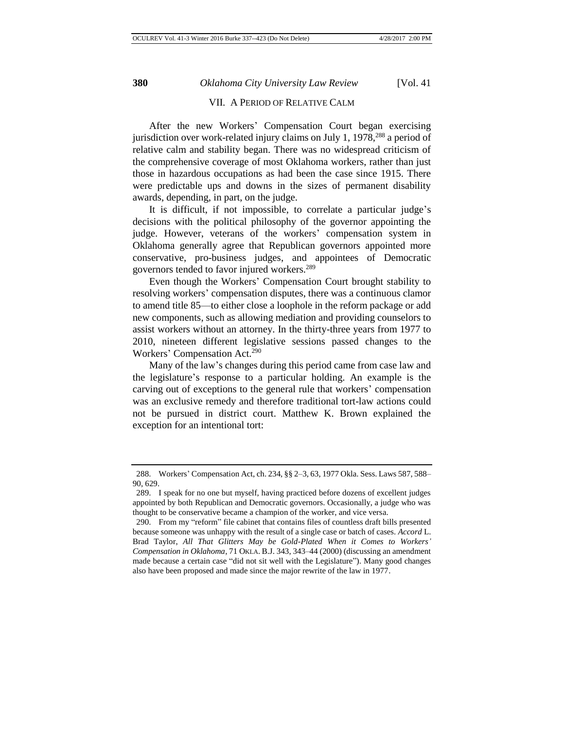## VII. A PERIOD OF RELATIVE CALM

After the new Workers' Compensation Court began exercising jurisdiction over work-related injury claims on July 1, 1978,[288] a period of relative calm and stability began. There was no widespread criticism of the comprehensive coverage of most Oklahoma workers, rather than just those in hazardous occupations as had been the case since 1915. There were predictable ups and downs in the sizes of permanent disability awards, depending, in part, on the judge.

It is difficult, if not impossible, to correlate a particular judge's decisions with the political philosophy of the governor appointing the judge. However, veterans of the workers' compensation system in Oklahoma generally agree that Republican governors appointed more conservative, pro-business judges, and appointees of Democratic governors tended to favor injured workers.[289]

Even though the Workers' Compensation Court brought stability to resolving workers' compensation disputes, there was a continuous clamor to amend title 85—to either close a loophole in the reform package or add new components, such as allowing mediation and providing counselors to assist workers without an attorney. In the thirty-three years from 1977 to 2010, nineteen different legislative sessions passed changes to the Workers' Compensation Act.[290]

Many of the law's changes during this period came from case law and the legislature's response to a particular holding. An example is the carving out of exceptions to the general rule that workers' compensation was an exclusive remedy and therefore traditional tort-law actions could not be pursued in district court. Matthew K. Brown explained the exception for an intentional tort:

---

288. Workers' Compensation Act, ch. 234, §§ 2–3, 63, 1977 Okla. Sess. Laws 587, 588–90, 629.

289. I speak for no one but myself, having practiced before dozens of excellent judges appointed by both Republican and Democratic governors. Occasionally, a judge who was thought to be conservative became a champion of the worker, and vice versa.

290. From my "reform" file cabinet that contains files of countless draft bills presented because someone was unhappy with the result of a single case or batch of cases. *Accord* L. Brad Taylor, *All That Glitters May be Gold-Plated When it Comes to Workers' Compensation in Oklahoma*, 71 OKLA. B.J. 343, 343–44 (2000) (discussing an amendment made because a certain case "did not sit well with the Legislature"). Many good changes also have been proposed and made since the major rewrite of the law in 1977.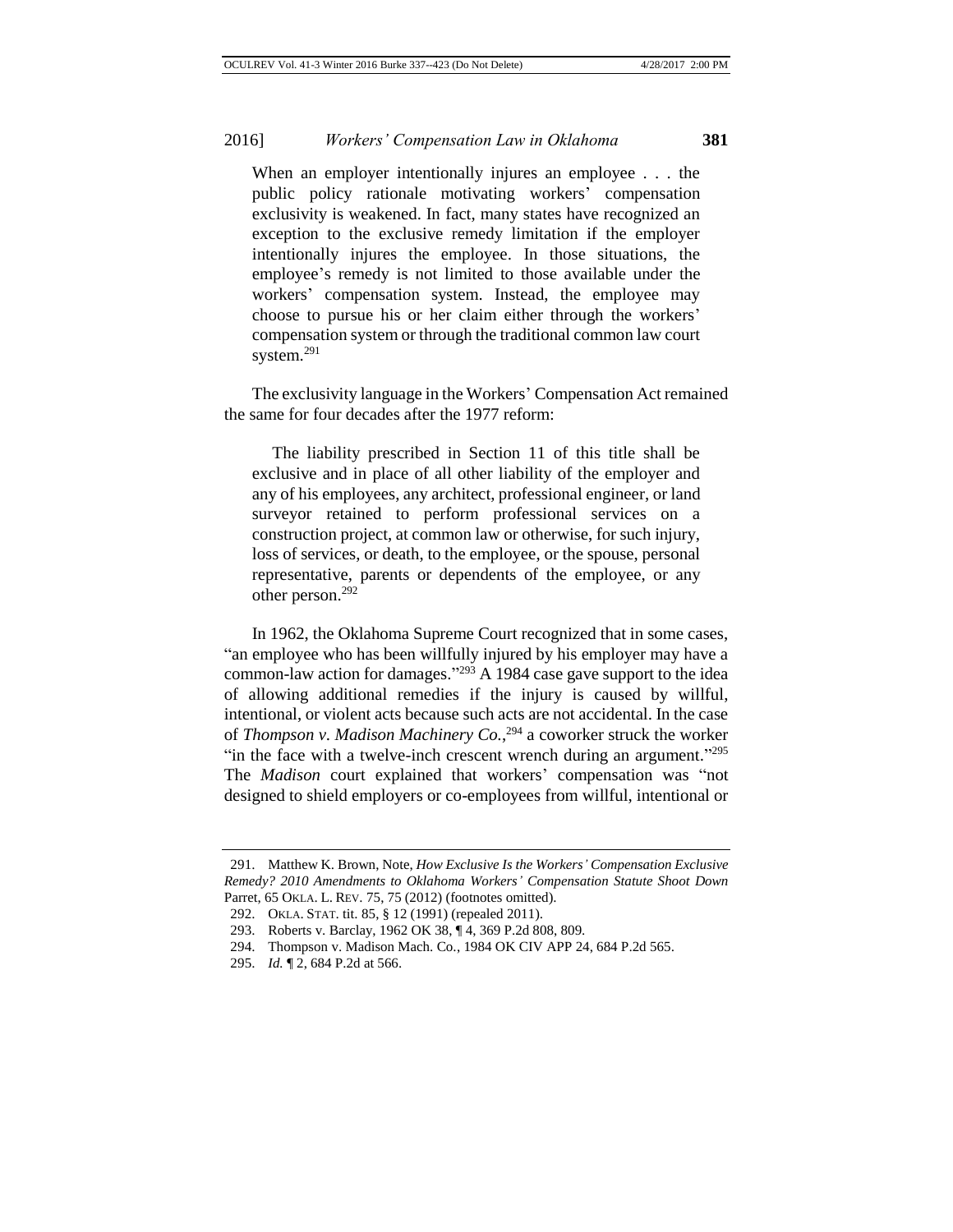> When an employer intentionally injures an employee . . . the public policy rationale motivating workers' compensation exclusivity is weakened. In fact, many states have recognized an exception to the exclusive remedy limitation if the employer intentionally injures the employee. In those situations, the employee's remedy is not limited to those available under the workers' compensation system. Instead, the employee may choose to pursue his or her claim either through the workers' compensation system or through the traditional common law court system.[291]

The exclusivity language in the Workers' Compensation Act remained the same for four decades after the 1977 reform:

> The liability prescribed in Section 11 of this title shall be exclusive and in place of all other liability of the employer and any of his employees, any architect, professional engineer, or land surveyor retained to perform professional services on a construction project, at common law or otherwise, for such injury, loss of services, or death, to the employee, or the spouse, personal representative, parents or dependents of the employee, or any other person.[292]

In 1962, the Oklahoma Supreme Court recognized that in some cases, "an employee who has been willfully injured by his employer may have a common-law action for damages."[293] A 1984 case gave support to the idea of allowing additional remedies if the injury is caused by willful, intentional, or violent acts because such acts are not accidental. In the case of *Thompson v. Madison Machinery Co.*,[294] a coworker struck the worker "in the face with a twelve-inch crescent wrench during an argument."[295] The *Madison* court explained that workers' compensation was "not designed to shield employers or co-employees from willful, intentional or

---

291. Matthew K. Brown, Note, *How Exclusive Is the Workers' Compensation Exclusive Remedy? 2010 Amendments to Oklahoma Workers' Compensation Statute Shoot Down* Parret, 65 OKLA. L. REV. 75, 75 (2012) (footnotes omitted).

292. OKLA. STAT. tit. 85, § 12 (1991) (repealed 2011).

293. Roberts v. Barclay, 1962 OK 38, ¶ 4, 369 P.2d 808, 809.

294. Thompson v. Madison Mach. Co., 1984 OK CIV APP 24, 684 P.2d 565.

295. *Id.* ¶ 2, 684 P.2d at 566.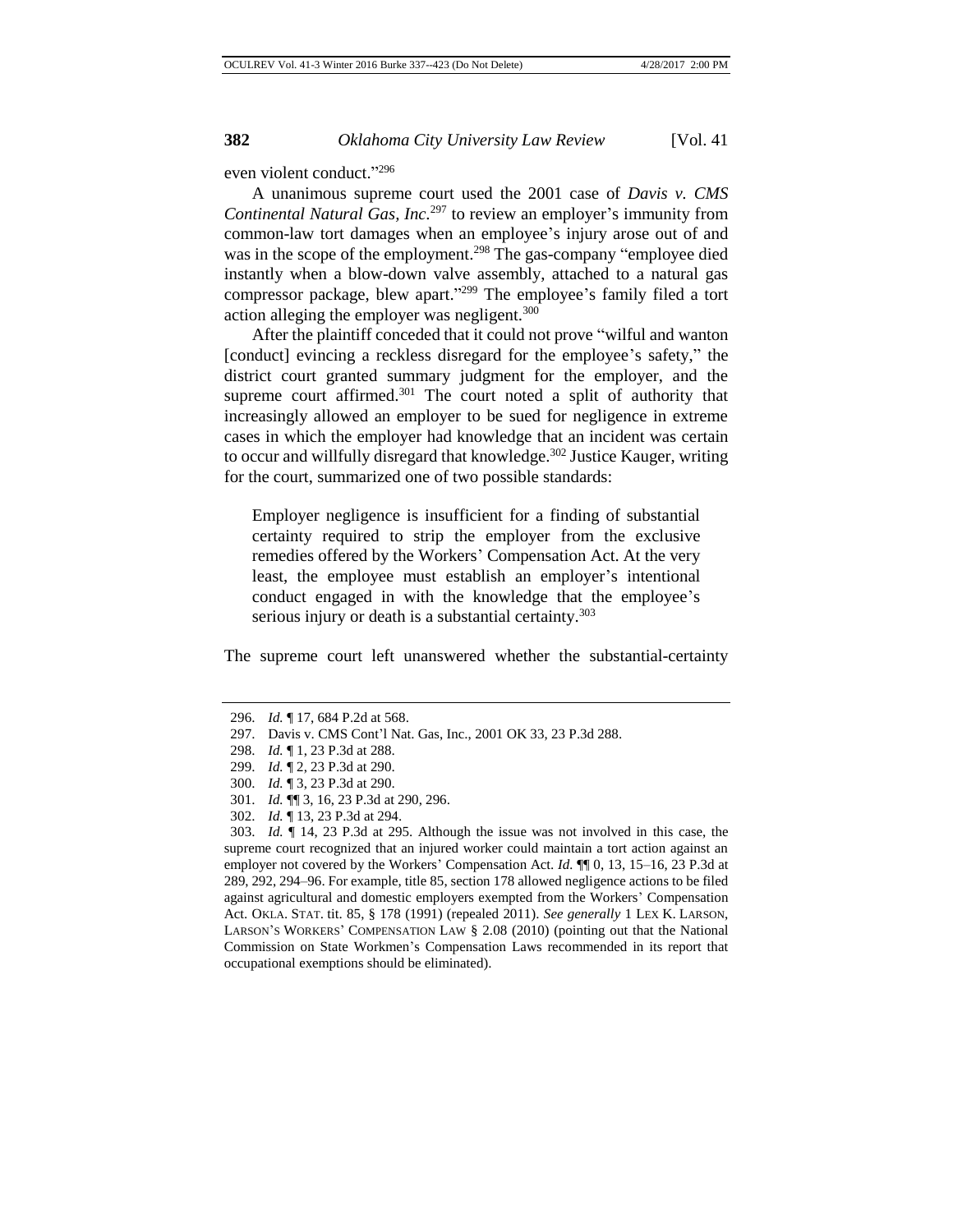even violent conduct."[296]

A unanimous supreme court used the 2001 case of *Davis v. CMS Continental Natural Gas, Inc.*[297] to review an employer's immunity from common-law tort damages when an employee's injury arose out of and was in the scope of the employment.[298] The gas-company "employee died instantly when a blow-down valve assembly, attached to a natural gas compressor package, blew apart."[299] The employee's family filed a tort action alleging the employer was negligent.[300]

After the plaintiff conceded that it could not prove "wilful and wanton [conduct] evincing a reckless disregard for the employee's safety," the district court granted summary judgment for the employer, and the supreme court affirmed.[301] The court noted a split of authority that increasingly allowed an employer to be sued for negligence in extreme cases in which the employer had knowledge that an incident was certain to occur and willfully disregard that knowledge.[302] Justice Kauger, writing for the court, summarized one of two possible standards:

> Employer negligence is insufficient for a finding of substantial certainty required to strip the employer from the exclusive remedies offered by the Workers' Compensation Act. At the very least, the employee must establish an employer's intentional conduct engaged in with the knowledge that the employee's serious injury or death is a substantial certainty.[303]

The supreme court left unanswered whether the substantial-certainty

---

296. *Id.* ¶ 17, 684 P.2d at 568.

297. Davis v. CMS Cont'l Nat. Gas, Inc., 2001 OK 33, 23 P.3d 288.

298. *Id.* ¶ 1, 23 P.3d at 288.

299. *Id.* ¶ 2, 23 P.3d at 290.

300. *Id.* ¶ 3, 23 P.3d at 290.

301. *Id.* ¶¶ 3, 16, 23 P.3d at 290, 296.

302. *Id.* ¶ 13, 23 P.3d at 294.

303. *Id.* ¶ 14, 23 P.3d at 295. Although the issue was not involved in this case, the supreme court recognized that an injured worker could maintain a tort action against an employer not covered by the Workers' Compensation Act. *Id.* ¶¶ 0, 13, 15–16, 23 P.3d at 289, 292, 294–96. For example, title 85, section 178 allowed negligence actions to be filed against agricultural and domestic employers exempted from the Workers' Compensation Act. OKLA. STAT. tit. 85, § 178 (1991) (repealed 2011). *See generally* 1 LEX K. LARSON, LARSON'S WORKERS' COMPENSATION LAW § 2.08 (2010) (pointing out that the National Commission on State Workmen's Compensation Laws recommended in its report that occupational exemptions should be eliminated).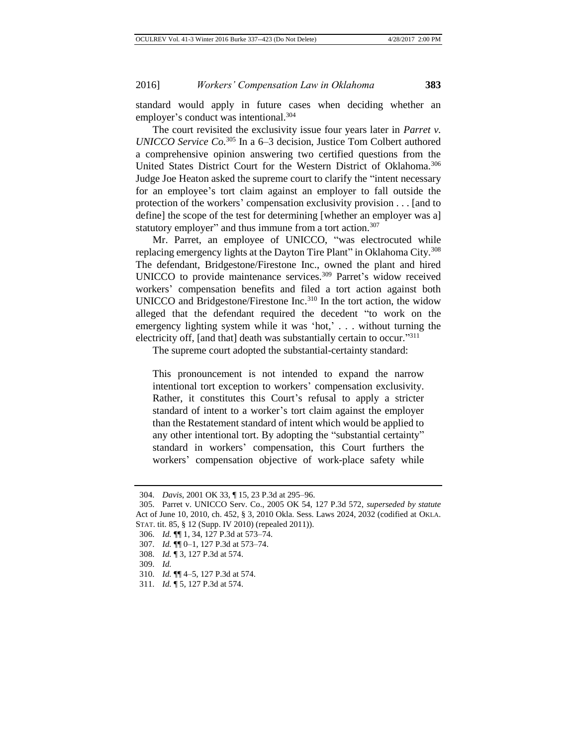standard would apply in future cases when deciding whether an employer's conduct was intentional.[304]

The court revisited the exclusivity issue four years later in *Parret v. UNICCO Service Co.*[305] In a 6–3 decision, Justice Tom Colbert authored a comprehensive opinion answering two certified questions from the United States District Court for the Western District of Oklahoma.[306] Judge Joe Heaton asked the supreme court to clarify the "intent necessary for an employee's tort claim against an employer to fall outside the protection of the workers' compensation exclusivity provision . . . [and to define] the scope of the test for determining [whether an employer was a] statutory employer" and thus immune from a tort action.[307]

Mr. Parret, an employee of UNICCO, "was electrocuted while replacing emergency lights at the Dayton Tire Plant" in Oklahoma City.[308] The defendant, Bridgestone/Firestone Inc., owned the plant and hired UNICCO to provide maintenance services.[309] Parret's widow received workers' compensation benefits and filed a tort action against both UNICCO and Bridgestone/Firestone Inc.[310] In the tort action, the widow alleged that the defendant required the decedent "to work on the emergency lighting system while it was 'hot,' . . . without turning the electricity off, [and that] death was substantially certain to occur."[311]

The supreme court adopted the substantial-certainty standard:

> This pronouncement is not intended to expand the narrow intentional tort exception to workers' compensation exclusivity. Rather, it constitutes this Court's refusal to apply a stricter standard of intent to a worker's tort claim against the employer than the Restatement standard of intent which would be applied to any other intentional tort. By adopting the "substantial certainty" standard in workers' compensation, this Court furthers the workers' compensation objective of work-place safety while

---

304. *Davis*, 2001 OK 33, ¶ 15, 23 P.3d at 295–96.

305. Parret v. UNICCO Serv. Co., 2005 OK 54, 127 P.3d 572, *superseded by statute* Act of June 10, 2010, ch. 452, § 3, 2010 Okla. Sess. Laws 2024, 2032 (codified at OKLA. STAT. tit. 85, § 12 (Supp. IV 2010) (repealed 2011)).

306. *Id.* ¶¶ 1, 34, 127 P.3d at 573–74.

307. *Id.* ¶¶ 0–1, 127 P.3d at 573–74.

308. *Id.* ¶ 3, 127 P.3d at 574.

309. *Id.*

310. *Id.* ¶¶ 4–5, 127 P.3d at 574.

311. *Id.* ¶ 5, 127 P.3d at 574.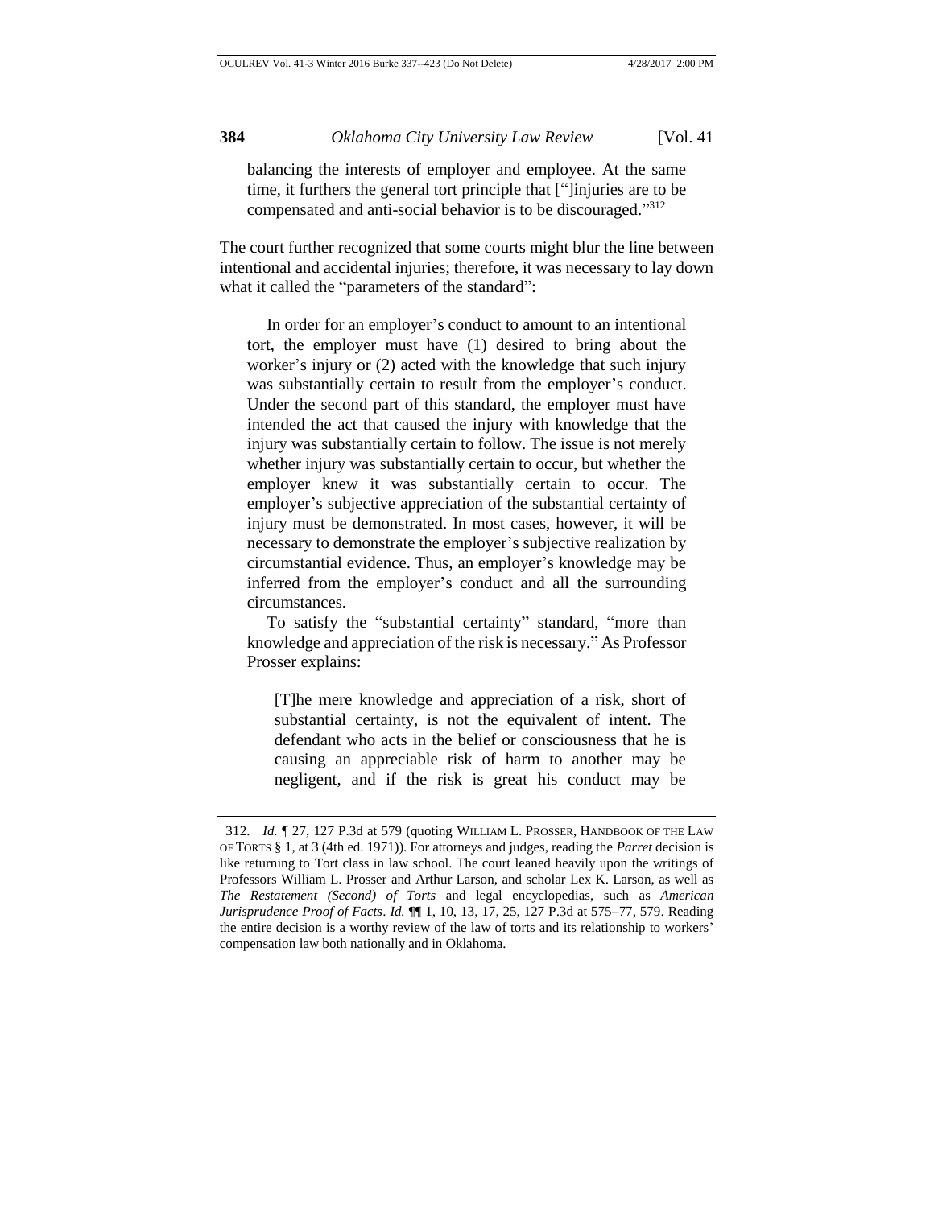> balancing the interests of employer and employee. At the same time, it furthers the general tort principle that ["]injuries are to be compensated and anti-social behavior is to be discouraged."[312]

The court further recognized that some courts might blur the line between intentional and accidental injuries; therefore, it was necessary to lay down what it called the "parameters of the standard":

> In order for an employer's conduct to amount to an intentional tort, the employer must have (1) desired to bring about the worker's injury or (2) acted with the knowledge that such injury was substantially certain to result from the employer's conduct. Under the second part of this standard, the employer must have intended the act that caused the injury with knowledge that the injury was substantially certain to follow. The issue is not merely whether injury was substantially certain to occur, but whether the employer knew it was substantially certain to occur. The employer's subjective appreciation of the substantial certainty of injury must be demonstrated. In most cases, however, it will be necessary to demonstrate the employer's subjective realization by circumstantial evidence. Thus, an employer's knowledge may be inferred from the employer's conduct and all the surrounding circumstances.
>
> To satisfy the "substantial certainty" standard, "more than knowledge and appreciation of the risk is necessary." As Professor Prosser explains:
>
> > [T]he mere knowledge and appreciation of a risk, short of substantial certainty, is not the equivalent of intent. The defendant who acts in the belief or consciousness that he is causing an appreciable risk of harm to another may be negligent, and if the risk is great his conduct may be

---

312. *Id.* ¶ 27, 127 P.3d at 579 (quoting WILLIAM L. PROSSER, HANDBOOK OF THE LAW OF TORTS § 1, at 3 (4th ed. 1971)). For attorneys and judges, reading the *Parret* decision is like returning to Tort class in law school. The court leaned heavily upon the writings of Professors William L. Prosser and Arthur Larson, and scholar Lex K. Larson, as well as *The Restatement (Second) of Torts* and legal encyclopedias, such as *American Jurisprudence Proof of Facts*. *Id.* ¶¶ 1, 10, 13, 17, 25, 127 P.3d at 575–77, 579. Reading the entire decision is a worthy review of the law of torts and its relationship to workers' compensation law both nationally and in Oklahoma.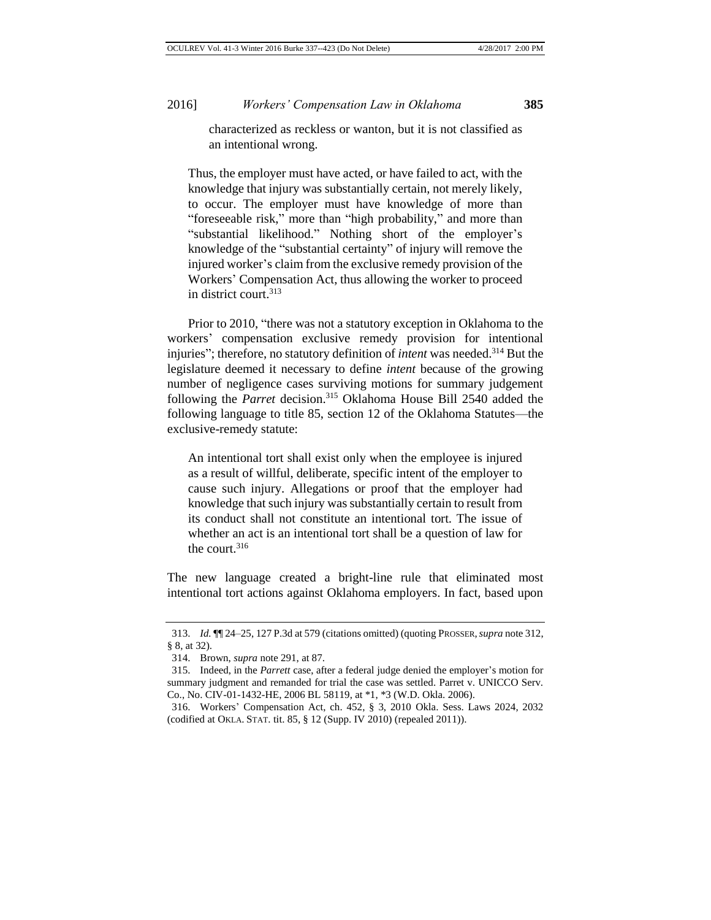> characterized as reckless or wanton, but it is not classified as an intentional wrong.
>
> Thus, the employer must have acted, or have failed to act, with the knowledge that injury was substantially certain, not merely likely, to occur. The employer must have knowledge of more than "foreseeable risk," more than "high probability," and more than "substantial likelihood." Nothing short of the employer's knowledge of the "substantial certainty" of injury will remove the injured worker's claim from the exclusive remedy provision of the Workers' Compensation Act, thus allowing the worker to proceed in district court.[313]

Prior to 2010, "there was not a statutory exception in Oklahoma to the workers' compensation exclusive remedy provision for intentional injuries"; therefore, no statutory definition of *intent* was needed.[314] But the legislature deemed it necessary to define *intent* because of the growing number of negligence cases surviving motions for summary judgement following the *Parret* decision.[315] Oklahoma House Bill 2540 added the following language to title 85, section 12 of the Oklahoma Statutes—the exclusive-remedy statute:

> An intentional tort shall exist only when the employee is injured as a result of willful, deliberate, specific intent of the employer to cause such injury. Allegations or proof that the employer had knowledge that such injury was substantially certain to result from its conduct shall not constitute an intentional tort. The issue of whether an act is an intentional tort shall be a question of law for the court.[316]

The new language created a bright-line rule that eliminated most intentional tort actions against Oklahoma employers. In fact, based upon

---

313. *Id.* ¶¶ 24–25, 127 P.3d at 579 (citations omitted) (quoting PROSSER, *supra* note 312, § 8, at 32).

314. Brown, *supra* note 291, at 87.

315. Indeed, in the *Parrett* case, after a federal judge denied the employer's motion for summary judgment and remanded for trial the case was settled. Parret v. UNICCO Serv. Co., No. CIV-01-1432-HE, 2006 BL 58119, at *1, *3 (W.D. Okla. 2006).

316. Workers' Compensation Act, ch. 452, § 3, 2010 Okla. Sess. Laws 2024, 2032 (codified at OKLA. STAT. tit. 85, § 12 (Supp. IV 2010) (repealed 2011)).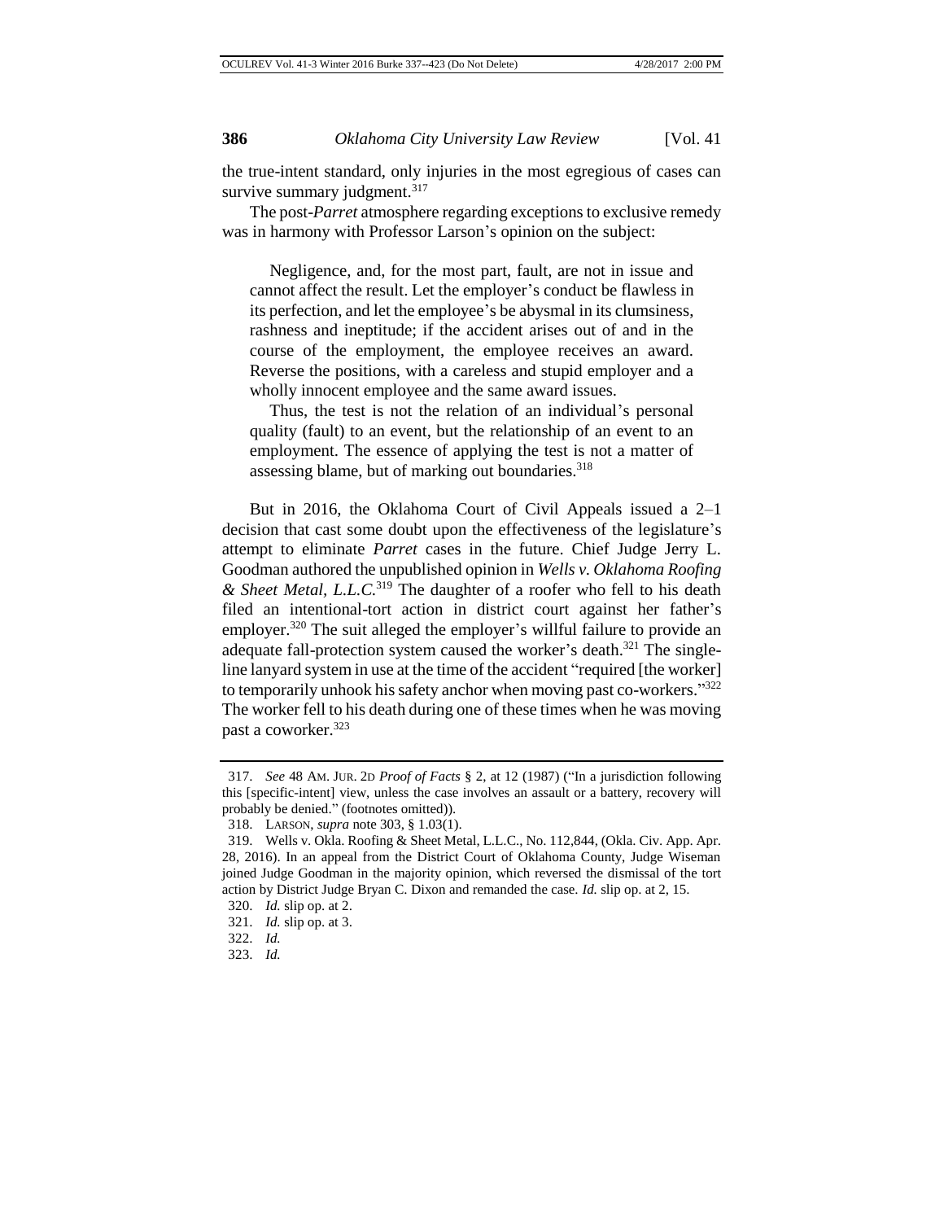the true-intent standard, only injuries in the most egregious of cases can survive summary judgment.[317]

The post-*Parret* atmosphere regarding exceptions to exclusive remedy was in harmony with Professor Larson's opinion on the subject:

> Negligence, and, for the most part, fault, are not in issue and cannot affect the result. Let the employer's conduct be flawless in its perfection, and let the employee's be abysmal in its clumsiness, rashness and ineptitude; if the accident arises out of and in the course of the employment, the employee receives an award. Reverse the positions, with a careless and stupid employer and a wholly innocent employee and the same award issues.
>
> Thus, the test is not the relation of an individual's personal quality (fault) to an event, but the relationship of an event to an employment. The essence of applying the test is not a matter of assessing blame, but of marking out boundaries.[318]

But in 2016, the Oklahoma Court of Civil Appeals issued a 2–1 decision that cast some doubt upon the effectiveness of the legislature's attempt to eliminate *Parret* cases in the future. Chief Judge Jerry L. Goodman authored the unpublished opinion in *Wells v. Oklahoma Roofing & Sheet Metal, L.L.C.*[319] The daughter of a roofer who fell to his death filed an intentional-tort action in district court against her father's employer.[320] The suit alleged the employer's willful failure to provide an adequate fall-protection system caused the worker's death.[321] The single-line lanyard system in use at the time of the accident "required [the worker] to temporarily unhook his safety anchor when moving past co-workers."[322] The worker fell to his death during one of these times when he was moving past a coworker.[323]

---

317. *See* 48 AM. JUR. 2D *Proof of Facts* § 2, at 12 (1987) ("In a jurisdiction following this [specific-intent] view, unless the case involves an assault or a battery, recovery will probably be denied." (footnotes omitted)).

318. LARSON, *supra* note 303, § 1.03(1).

319. Wells v. Okla. Roofing & Sheet Metal, L.L.C., No. 112,844, (Okla. Civ. App. Apr. 28, 2016). In an appeal from the District Court of Oklahoma County, Judge Wiseman joined Judge Goodman in the majority opinion, which reversed the dismissal of the tort action by District Judge Bryan C. Dixon and remanded the case. *Id.* slip op. at 2, 15.

320. *Id.* slip op. at 2.

321. *Id.* slip op. at 3.

322. *Id.*

323. *Id.*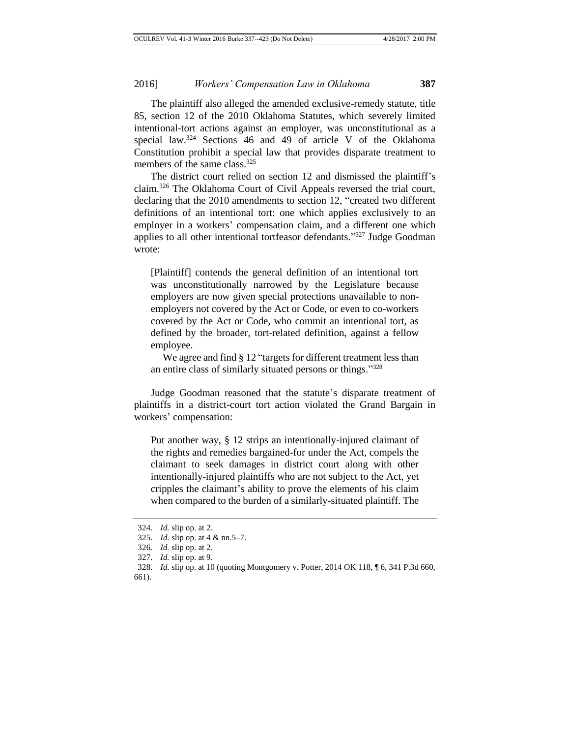The plaintiff also alleged the amended exclusive-remedy statute, title 85, section 12 of the 2010 Oklahoma Statutes, which severely limited intentional-tort actions against an employer, was unconstitutional as a special law.[324] Sections 46 and 49 of article V of the Oklahoma Constitution prohibit a special law that provides disparate treatment to members of the same class.[325]

The district court relied on section 12 and dismissed the plaintiff's claim.[326] The Oklahoma Court of Civil Appeals reversed the trial court, declaring that the 2010 amendments to section 12, "created two different definitions of an intentional tort: one which applies exclusively to an employer in a workers' compensation claim, and a different one which applies to all other intentional tortfeasor defendants."[327] Judge Goodman wrote:

> [Plaintiff] contends the general definition of an intentional tort was unconstitutionally narrowed by the Legislature because employers are now given special protections unavailable to non-employers not covered by the Act or Code, or even to co-workers covered by the Act or Code, who commit an intentional tort, as defined by the broader, tort-related definition, against a fellow employee.
>
> We agree and find § 12 "targets for different treatment less than an entire class of similarly situated persons or things."[328]

Judge Goodman reasoned that the statute's disparate treatment of plaintiffs in a district-court tort action violated the Grand Bargain in workers' compensation:

> Put another way, § 12 strips an intentionally-injured claimant of the rights and remedies bargained-for under the Act, compels the claimant to seek damages in district court along with other intentionally-injured plaintiffs who are not subject to the Act, yet cripples the claimant's ability to prove the elements of his claim when compared to the burden of a similarly-situated plaintiff. The

---

324. *Id.* slip op. at 2.

325. *Id.* slip op. at 4 & nn.5–7.

326. *Id.* slip op. at 2.

327. *Id.* slip op. at 9.

328. *Id.* slip op. at 10 (quoting Montgomery v. Potter, 2014 OK 118, ¶ 6, 341 P.3d 660, 661).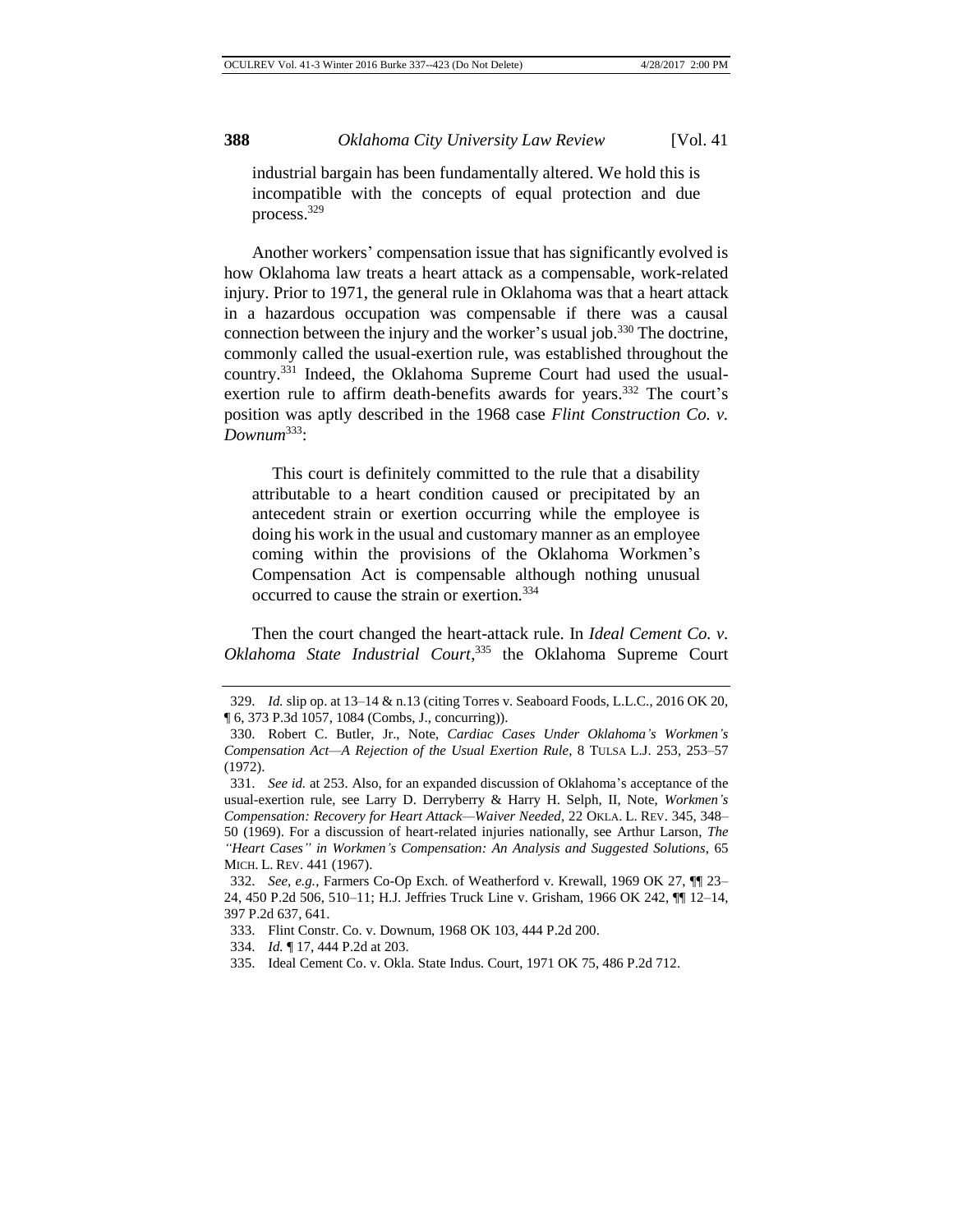> industrial bargain has been fundamentally altered. We hold this is incompatible with the concepts of equal protection and due process.[329]

Another workers' compensation issue that has significantly evolved is how Oklahoma law treats a heart attack as a compensable, work-related injury. Prior to 1971, the general rule in Oklahoma was that a heart attack in a hazardous occupation was compensable if there was a causal connection between the injury and the worker's usual job.[330] The doctrine, commonly called the usual-exertion rule, was established throughout the country.[331] Indeed, the Oklahoma Supreme Court had used the usual-exertion rule to affirm death-benefits awards for years.[332] The court's position was aptly described in the 1968 case *Flint Construction Co. v. Downum*[333]:

> This court is definitely committed to the rule that a disability attributable to a heart condition caused or precipitated by an antecedent strain or exertion occurring while the employee is doing his work in the usual and customary manner as an employee coming within the provisions of the Oklahoma Workmen's Compensation Act is compensable although nothing unusual occurred to cause the strain or exertion.[334]

Then the court changed the heart-attack rule. In *Ideal Cement Co. v. Oklahoma State Industrial Court*,[335] the Oklahoma Supreme Court

---

329. *Id.* slip op. at 13–14 & n.13 (citing Torres v. Seaboard Foods, L.L.C., 2016 OK 20, ¶ 6, 373 P.3d 1057, 1084 (Combs, J., concurring)).

330. Robert C. Butler, Jr., Note, *Cardiac Cases Under Oklahoma's Workmen's Compensation Act—A Rejection of the Usual Exertion Rule*, 8 TULSA L.J. 253, 253–57 (1972).

331. *See id.* at 253. Also, for an expanded discussion of Oklahoma's acceptance of the usual-exertion rule, see Larry D. Derryberry & Harry H. Selph, II, Note, *Workmen's Compensation: Recovery for Heart Attack—Waiver Needed*, 22 OKLA. L. REV. 345, 348–50 (1969). For a discussion of heart-related injuries nationally, see Arthur Larson, *The "Heart Cases" in Workmen's Compensation: An Analysis and Suggested Solutions*, 65 MICH. L. REV. 441 (1967).

332. *See, e.g.*, Farmers Co-Op Exch. of Weatherford v. Krewall, 1969 OK 27, ¶¶ 23–24, 450 P.2d 506, 510–11; H.J. Jeffries Truck Line v. Grisham, 1966 OK 242, ¶¶ 12–14, 397 P.2d 637, 641.

333. Flint Constr. Co. v. Downum, 1968 OK 103, 444 P.2d 200.

334. *Id.* ¶ 17, 444 P.2d at 203.

335. Ideal Cement Co. v. Okla. State Indus. Court, 1971 OK 75, 486 P.2d 712.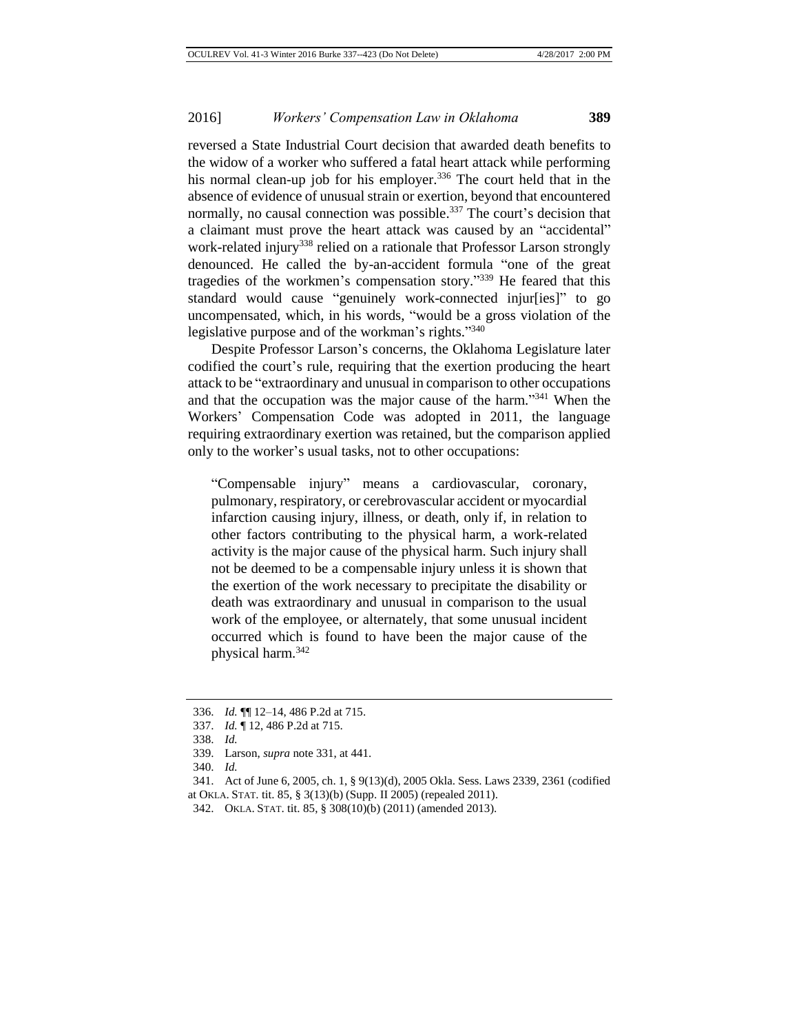reversed a State Industrial Court decision that awarded death benefits to the widow of a worker who suffered a fatal heart attack while performing his normal clean-up job for his employer.[336] The court held that in the absence of evidence of unusual strain or exertion, beyond that encountered normally, no causal connection was possible.[337] The court's decision that a claimant must prove the heart attack was caused by an "accidental" work-related injury[338] relied on a rationale that Professor Larson strongly denounced. He called the by-an-accident formula "one of the great tragedies of the workmen's compensation story."[339] He feared that this standard would cause "genuinely work-connected injur[ies]" to go uncompensated, which, in his words, "would be a gross violation of the legislative purpose and of the workman's rights."[340]

Despite Professor Larson's concerns, the Oklahoma Legislature later codified the court's rule, requiring that the exertion producing the heart attack to be "extraordinary and unusual in comparison to other occupations and that the occupation was the major cause of the harm."[341] When the Workers' Compensation Code was adopted in 2011, the language requiring extraordinary exertion was retained, but the comparison applied only to the worker's usual tasks, not to other occupations:

> "Compensable injury" means a cardiovascular, coronary, pulmonary, respiratory, or cerebrovascular accident or myocardial infarction causing injury, illness, or death, only if, in relation to other factors contributing to the physical harm, a work-related activity is the major cause of the physical harm. Such injury shall not be deemed to be a compensable injury unless it is shown that the exertion of the work necessary to precipitate the disability or death was extraordinary and unusual in comparison to the usual work of the employee, or alternately, that some unusual incident occurred which is found to have been the major cause of the physical harm.[342]

---

336. *Id.* ¶¶ 12–14, 486 P.2d at 715.

337. *Id.* ¶ 12, 486 P.2d at 715.

338. *Id.*

339. Larson, *supra* note 331, at 441.

340. *Id.*

341. Act of June 6, 2005, ch. 1, § 9(13)(d), 2005 Okla. Sess. Laws 2339, 2361 (codified at OKLA. STAT. tit. 85, § 3(13)(b) (Supp. II 2005) (repealed 2011).

342. OKLA. STAT. tit. 85, § 308(10)(b) (2011) (amended 2013).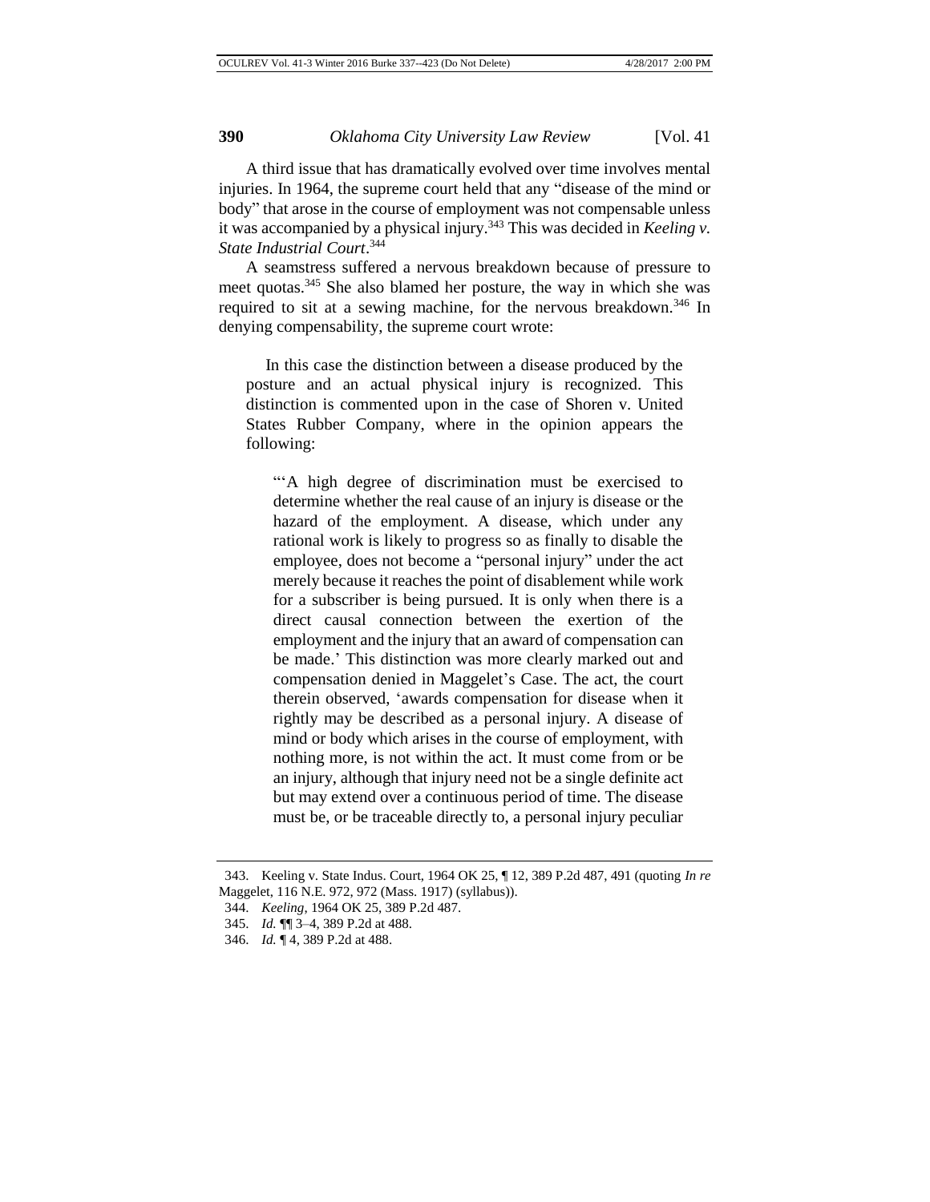A third issue that has dramatically evolved over time involves mental injuries. In 1964, the supreme court held that any "disease of the mind or body" that arose in the course of employment was not compensable unless it was accompanied by a physical injury.[343] This was decided in *Keeling v. State Industrial Court*.[344]

A seamstress suffered a nervous breakdown because of pressure to meet quotas.[345] She also blamed her posture, the way in which she was required to sit at a sewing machine, for the nervous breakdown.[346] In denying compensability, the supreme court wrote:

> In this case the distinction between a disease produced by the posture and an actual physical injury is recognized. This distinction is commented upon in the case of Shoren v. United States Rubber Company, where in the opinion appears the following:
>
> "'A high degree of discrimination must be exercised to determine whether the real cause of an injury is disease or the hazard of the employment. A disease, which under any rational work is likely to progress so as finally to disable the employee, does not become a "personal injury" under the act merely because it reaches the point of disablement while work for a subscriber is being pursued. It is only when there is a direct causal connection between the exertion of the employment and the injury that an award of compensation can be made.' This distinction was more clearly marked out and compensation denied in Maggelet's Case. The act, the court therein observed, 'awards compensation for disease when it rightly may be described as a personal injury. A disease of mind or body which arises in the course of employment, with nothing more, is not within the act. It must come from or be an injury, although that injury need not be a single definite act but may extend over a continuous period of time. The disease must be, or be traceable directly to, a personal injury peculiar

343. Keeling v. State Indus. Court, 1964 OK 25, ¶ 12, 389 P.2d 487, 491 (quoting *In re* Maggelet, 116 N.E. 972, 972 (Mass. 1917) (syllabus)).

344. *Keeling*, 1964 OK 25, 389 P.2d 487.

345. *Id.* ¶¶ 3–4, 389 P.2d at 488.

346. *Id.* ¶ 4, 389 P.2d at 488.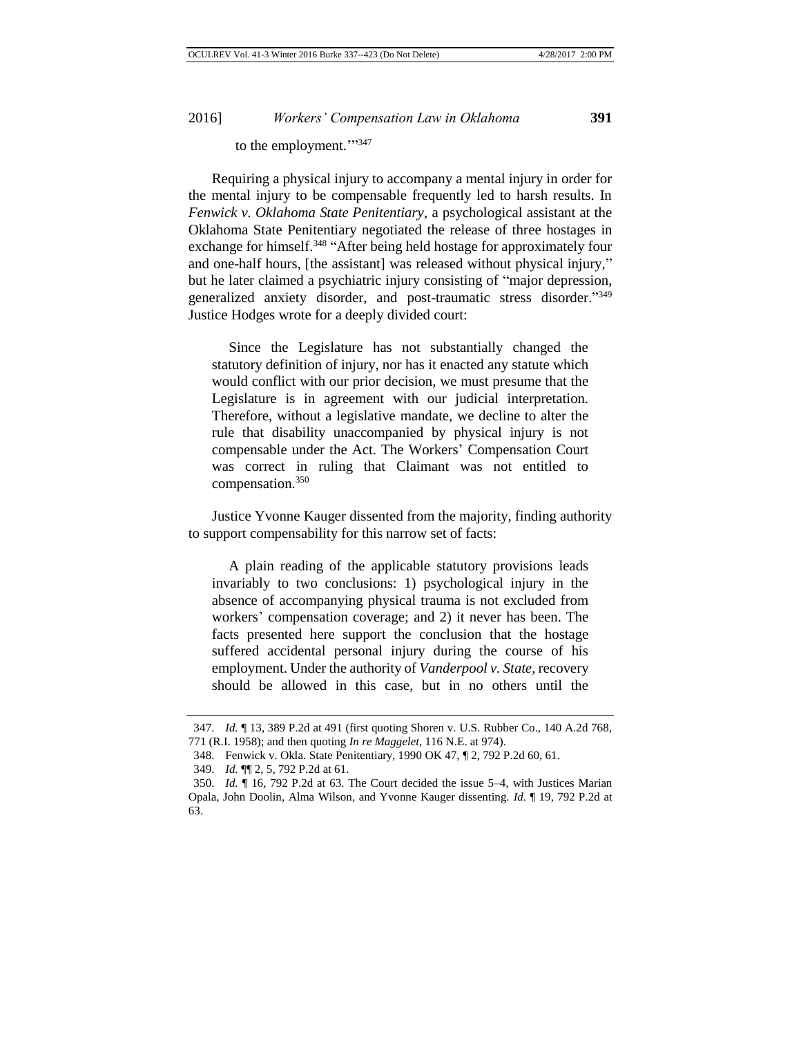to the employment.'"[347]

Requiring a physical injury to accompany a mental injury in order for the mental injury to be compensable frequently led to harsh results. In *Fenwick v. Oklahoma State Penitentiary*, a psychological assistant at the Oklahoma State Penitentiary negotiated the release of three hostages in exchange for himself.[348] "After being held hostage for approximately four and one-half hours, [the assistant] was released without physical injury," but he later claimed a psychiatric injury consisting of "major depression, generalized anxiety disorder, and post-traumatic stress disorder."[349] Justice Hodges wrote for a deeply divided court:

> Since the Legislature has not substantially changed the statutory definition of injury, nor has it enacted any statute which would conflict with our prior decision, we must presume that the Legislature is in agreement with our judicial interpretation. Therefore, without a legislative mandate, we decline to alter the rule that disability unaccompanied by physical injury is not compensable under the Act. The Workers' Compensation Court was correct in ruling that Claimant was not entitled to compensation.[350]

Justice Yvonne Kauger dissented from the majority, finding authority to support compensability for this narrow set of facts:

> A plain reading of the applicable statutory provisions leads invariably to two conclusions: 1) psychological injury in the absence of accompanying physical trauma is not excluded from workers' compensation coverage; and 2) it never has been. The facts presented here support the conclusion that the hostage suffered accidental personal injury during the course of his employment. Under the authority of *Vanderpool v. State*, recovery should be allowed in this case, but in no others until the

---

347. *Id.* ¶ 13, 389 P.2d at 491 (first quoting Shoren v. U.S. Rubber Co., 140 A.2d 768, 771 (R.I. 1958); and then quoting *In re Maggelet*, 116 N.E. at 974).

348. Fenwick v. Okla. State Penitentiary, 1990 OK 47, ¶ 2, 792 P.2d 60, 61.

349. *Id.* ¶¶ 2, 5, 792 P.2d at 61.

350. *Id.* ¶ 16, 792 P.2d at 63. The Court decided the issue 5–4, with Justices Marian Opala, John Doolin, Alma Wilson, and Yvonne Kauger dissenting. *Id.* ¶ 19, 792 P.2d at 63.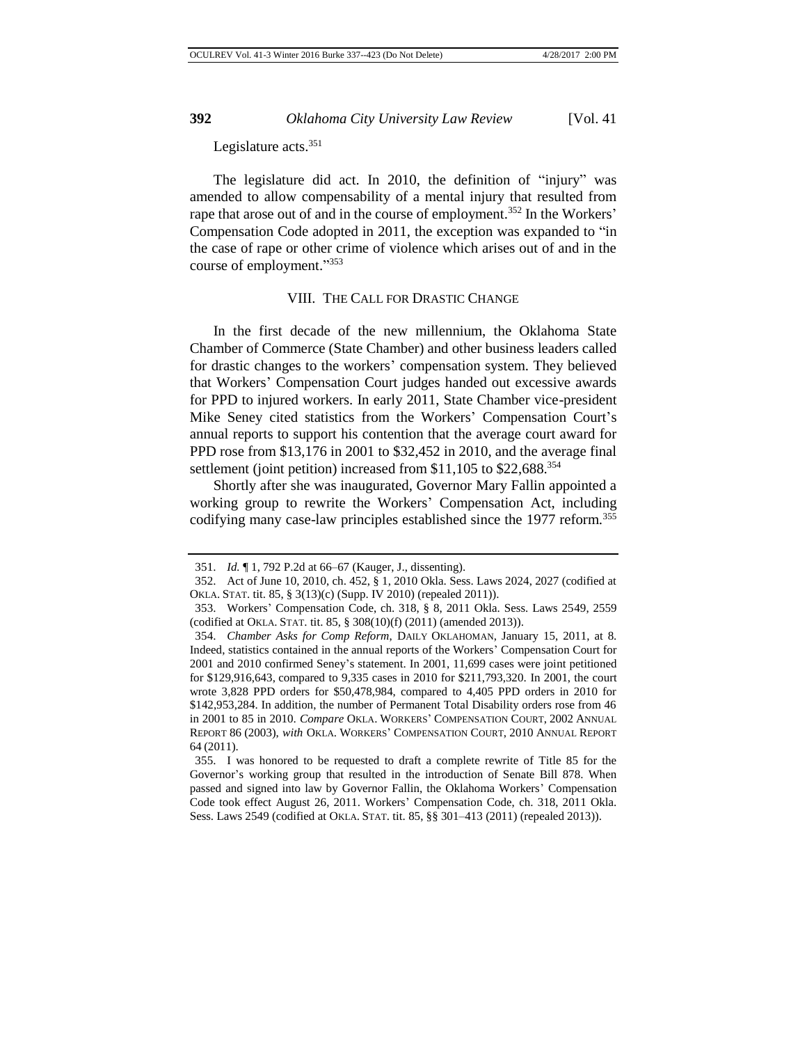Legislature acts.[351]

The legislature did act. In 2010, the definition of "injury" was amended to allow compensability of a mental injury that resulted from rape that arose out of and in the course of employment.[352] In the Workers' Compensation Code adopted in 2011, the exception was expanded to "in the case of rape or other crime of violence which arises out of and in the course of employment."[353]

## VIII. THE CALL FOR DRASTIC CHANGE

In the first decade of the new millennium, the Oklahoma State Chamber of Commerce (State Chamber) and other business leaders called for drastic changes to the workers' compensation system. They believed that Workers' Compensation Court judges handed out excessive awards for PPD to injured workers. In early 2011, State Chamber vice-president Mike Seney cited statistics from the Workers' Compensation Court's annual reports to support his contention that the average court award for PPD rose from $13,176 in 2001 to $32,452 in 2010, and the average final settlement (joint petition) increased from $11,105 to $22,688.[354]

Shortly after she was inaugurated, Governor Mary Fallin appointed a working group to rewrite the Workers' Compensation Act, including codifying many case-law principles established since the 1977 reform.[355]

---

351. *Id.* ¶ 1, 792 P.2d at 66–67 (Kauger, J., dissenting).

352. Act of June 10, 2010, ch. 452, § 1, 2010 Okla. Sess. Laws 2024, 2027 (codified at OKLA. STAT. tit. 85, § 3(13)(c) (Supp. IV 2010) (repealed 2011)).

353. Workers' Compensation Code, ch. 318, § 8, 2011 Okla. Sess. Laws 2549, 2559 (codified at OKLA. STAT. tit. 85, § 308(10)(f) (2011) (amended 2013)).

354. *Chamber Asks for Comp Reform*, DAILY OKLAHOMAN, January 15, 2011, at 8. Indeed, statistics contained in the annual reports of the Workers' Compensation Court for 2001 and 2010 confirmed Seney's statement. In 2001, 11,699 cases were joint petitioned for $129,916,643, compared to 9,335 cases in 2010 for $211,793,320. In 2001, the court wrote 3,828 PPD orders for $50,478,984, compared to 4,405 PPD orders in 2010 for $142,953,284. In addition, the number of Permanent Total Disability orders rose from 46 in 2001 to 85 in 2010. *Compare* OKLA. WORKERS' COMPENSATION COURT, 2002 ANNUAL REPORT 86 (2003), *with* OKLA. WORKERS' COMPENSATION COURT, 2010 ANNUAL REPORT 64 (2011).

355. I was honored to be requested to draft a complete rewrite of Title 85 for the Governor's working group that resulted in the introduction of Senate Bill 878. When passed and signed into law by Governor Fallin, the Oklahoma Workers' Compensation Code took effect August 26, 2011. Workers' Compensation Code, ch. 318, 2011 Okla. Sess. Laws 2549 (codified at OKLA. STAT. tit. 85, §§ 301–413 (2011) (repealed 2013)).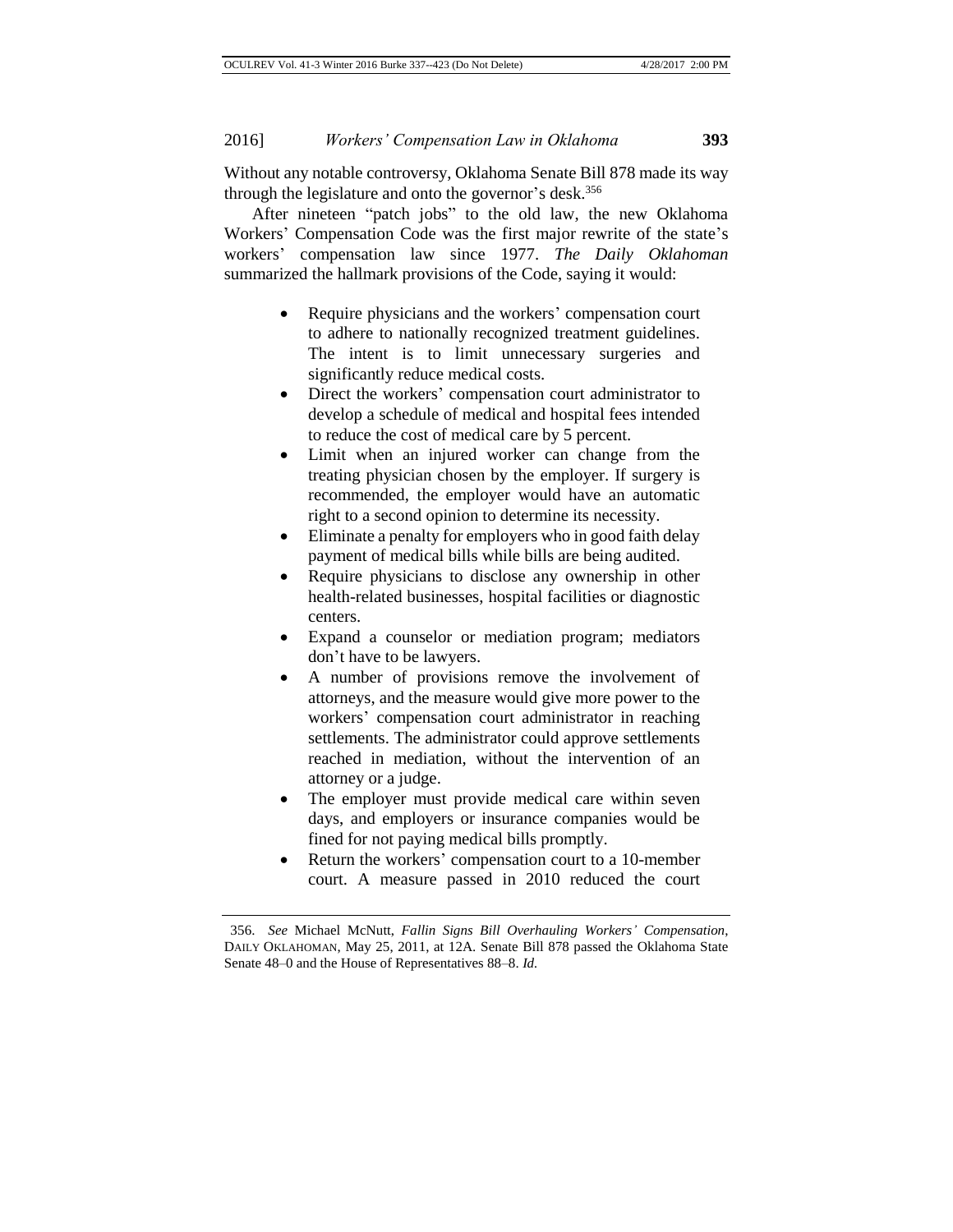Without any notable controversy, Oklahoma Senate Bill 878 made its way through the legislature and onto the governor's desk.[356]

After nineteen "patch jobs" to the old law, the new Oklahoma Workers' Compensation Code was the first major rewrite of the state's workers' compensation law since 1977. *The Daily Oklahoman* summarized the hallmark provisions of the Code, saying it would:

> - Require physicians and the workers' compensation court to adhere to nationally recognized treatment guidelines. The intent is to limit unnecessary surgeries and significantly reduce medical costs.
> - Direct the workers' compensation court administrator to develop a schedule of medical and hospital fees intended to reduce the cost of medical care by 5 percent.
> - Limit when an injured worker can change from the treating physician chosen by the employer. If surgery is recommended, the employer would have an automatic right to a second opinion to determine its necessity.
> - Eliminate a penalty for employers who in good faith delay payment of medical bills while bills are being audited.
> - Require physicians to disclose any ownership in other health-related businesses, hospital facilities or diagnostic centers.
> - Expand a counselor or mediation program; mediators don't have to be lawyers.
> - A number of provisions remove the involvement of attorneys, and the measure would give more power to the workers' compensation court administrator in reaching settlements. The administrator could approve settlements reached in mediation, without the intervention of an attorney or a judge.
> - The employer must provide medical care within seven days, and employers or insurance companies would be fined for not paying medical bills promptly.
> - Return the workers' compensation court to a 10-member court. A measure passed in 2010 reduced the court

356. *See* Michael McNutt, *Fallin Signs Bill Overhauling Workers' Compensation*, DAILY OKLAHOMAN, May 25, 2011, at 12A. Senate Bill 878 passed the Oklahoma State Senate 48–0 and the House of Representatives 88–8. *Id.*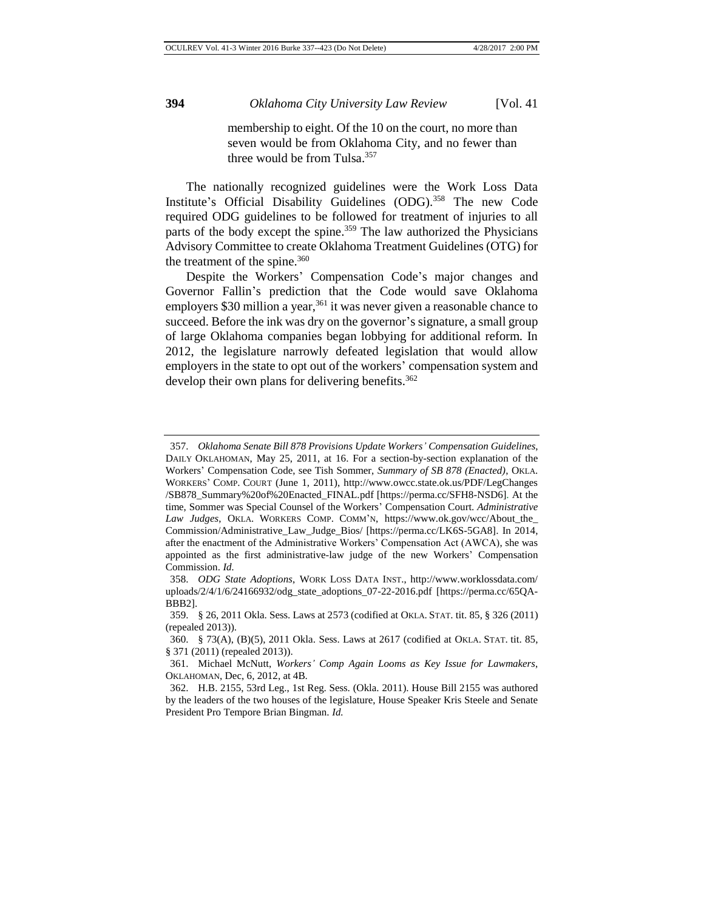> membership to eight. Of the 10 on the court, no more than seven would be from Oklahoma City, and no fewer than three would be from Tulsa.[357]

The nationally recognized guidelines were the Work Loss Data Institute's Official Disability Guidelines (ODG).[358] The new Code required ODG guidelines to be followed for treatment of injuries to all parts of the body except the spine.[359] The law authorized the Physicians Advisory Committee to create Oklahoma Treatment Guidelines (OTG) for the treatment of the spine.[360]

Despite the Workers' Compensation Code's major changes and Governor Fallin's prediction that the Code would save Oklahoma employers $30 million a year,[361] it was never given a reasonable chance to succeed. Before the ink was dry on the governor's signature, a small group of large Oklahoma companies began lobbying for additional reform. In 2012, the legislature narrowly defeated legislation that would allow employers in the state to opt out of the workers' compensation system and develop their own plans for delivering benefits.[362]

---

357. *Oklahoma Senate Bill 878 Provisions Update Workers' Compensation Guidelines*, DAILY OKLAHOMAN, May 25, 2011, at 16. For a section-by-section explanation of the Workers' Compensation Code, see Tish Sommer, *Summary of SB 878 (Enacted)*, OKLA. WORKERS' COMP. COURT (June 1, 2011), http://www.owcc.state.ok.us/PDF/LegChanges/SB878_Summary%20of%20Enacted_FINAL.pdf [https://perma.cc/SFH8-NSD6]. At the time, Sommer was Special Counsel of the Workers' Compensation Court. *Administrative Law Judges*, OKLA. WORKERS COMP. COMM'N, https://www.ok.gov/wcc/About_the_Commission/Administrative_Law_Judge_Bios/ [https://perma.cc/LK6S-5GA8]. In 2014, after the enactment of the Administrative Workers' Compensation Act (AWCA), she was appointed as the first administrative-law judge of the new Workers' Compensation Commission. *Id.*

358. *ODG State Adoptions*, WORK LOSS DATA INST., http://www.worklossdata.com/uploads/2/4/1/6/24166932/odg_state_adoptions_07-22-2016.pdf [https://perma.cc/65QA-BBB2].

359. § 26, 2011 Okla. Sess. Laws at 2573 (codified at OKLA. STAT. tit. 85, § 326 (2011) (repealed 2013)).

360. § 73(A), (B)(5), 2011 Okla. Sess. Laws at 2617 (codified at OKLA. STAT. tit. 85, § 371 (2011) (repealed 2013)).

361. Michael McNutt, *Workers' Comp Again Looms as Key Issue for Lawmakers*, OKLAHOMAN, Dec, 6, 2012, at 4B.

362. H.B. 2155, 53rd Leg., 1st Reg. Sess. (Okla. 2011). House Bill 2155 was authored by the leaders of the two houses of the legislature, House Speaker Kris Steele and Senate President Pro Tempore Brian Bingman. *Id.*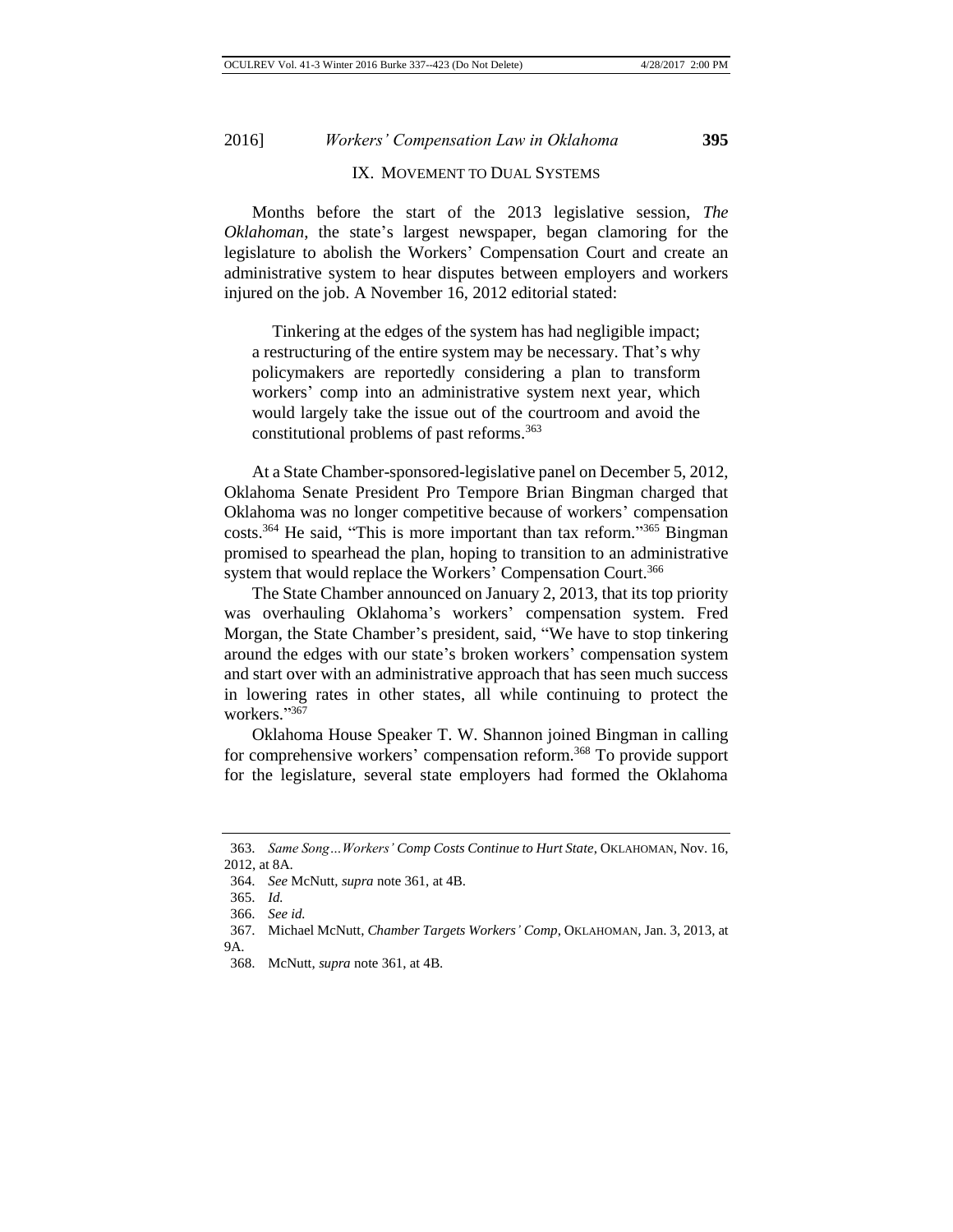## IX. MOVEMENT TO DUAL SYSTEMS

Months before the start of the 2013 legislative session, *The Oklahoman*, the state's largest newspaper, began clamoring for the legislature to abolish the Workers' Compensation Court and create an administrative system to hear disputes between employers and workers injured on the job. A November 16, 2012 editorial stated:

> Tinkering at the edges of the system has had negligible impact; a restructuring of the entire system may be necessary. That's why policymakers are reportedly considering a plan to transform workers' comp into an administrative system next year, which would largely take the issue out of the courtroom and avoid the constitutional problems of past reforms.[363]

At a State Chamber-sponsored-legislative panel on December 5, 2012, Oklahoma Senate President Pro Tempore Brian Bingman charged that Oklahoma was no longer competitive because of workers' compensation costs.[364] He said, "This is more important than tax reform."[365] Bingman promised to spearhead the plan, hoping to transition to an administrative system that would replace the Workers' Compensation Court.[366]

The State Chamber announced on January 2, 2013, that its top priority was overhauling Oklahoma's workers' compensation system. Fred Morgan, the State Chamber's president, said, "We have to stop tinkering around the edges with our state's broken workers' compensation system and start over with an administrative approach that has seen much success in lowering rates in other states, all while continuing to protect the workers."[367]

Oklahoma House Speaker T. W. Shannon joined Bingman in calling for comprehensive workers' compensation reform.[368] To provide support for the legislature, several state employers had formed the Oklahoma

---

363. *Same Song…Workers' Comp Costs Continue to Hurt State*, OKLAHOMAN, Nov. 16, 2012, at 8A.

364. *See* McNutt, *supra* note 361, at 4B.

365. *Id.*

366. *See id.*

367. Michael McNutt, *Chamber Targets Workers' Comp*, OKLAHOMAN, Jan. 3, 2013, at 9A.

368. McNutt, *supra* note 361, at 4B.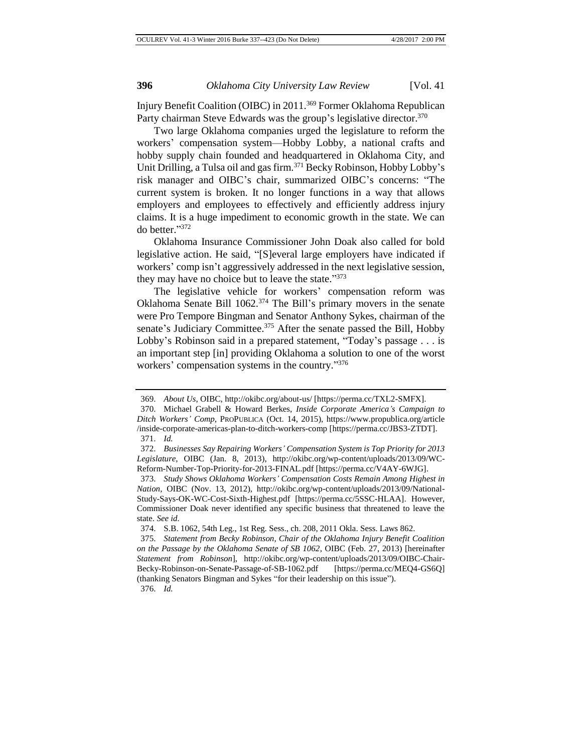Injury Benefit Coalition (OIBC) in 2011.[369] Former Oklahoma Republican Party chairman Steve Edwards was the group's legislative director.[370]

Two large Oklahoma companies urged the legislature to reform the workers' compensation system—Hobby Lobby, a national crafts and hobby supply chain founded and headquartered in Oklahoma City, and Unit Drilling, a Tulsa oil and gas firm.[371] Becky Robinson, Hobby Lobby's risk manager and OIBC's chair, summarized OIBC's concerns: "The current system is broken. It no longer functions in a way that allows employers and employees to effectively and efficiently address injury claims. It is a huge impediment to economic growth in the state. We can do better."[372]

Oklahoma Insurance Commissioner John Doak also called for bold legislative action. He said, "[S]everal large employers have indicated if workers' comp isn't aggressively addressed in the next legislative session, they may have no choice but to leave the state."[373]

The legislative vehicle for workers' compensation reform was Oklahoma Senate Bill 1062.[374] The Bill's primary movers in the senate were Pro Tempore Bingman and Senator Anthony Sykes, chairman of the senate's Judiciary Committee.[375] After the senate passed the Bill, Hobby Lobby's Robinson said in a prepared statement, "Today's passage . . . is an important step [in] providing Oklahoma a solution to one of the worst workers' compensation systems in the country."[376]

---

369. *About Us*, OIBC, http://okibc.org/about-us/ [https://perma.cc/TXL2-SMFX].

370. Michael Grabell & Howard Berkes, *Inside Corporate America's Campaign to Ditch Workers' Comp*, PROPUBLICA (Oct. 14, 2015), https://www.propublica.org/article/inside-corporate-americas-plan-to-ditch-workers-comp [https://perma.cc/JBS3-ZTDT].

371. *Id.*

372. *Businesses Say Repairing Workers' Compensation System is Top Priority for 2013 Legislature*, OIBC (Jan. 8, 2013), http://okibc.org/wp-content/uploads/2013/09/WC-Reform-Number-Top-Priority-for-2013-FINAL.pdf [https://perma.cc/V4AY-6WJG].

373. *Study Shows Oklahoma Workers' Compensation Costs Remain Among Highest in Nation*, OIBC (Nov. 13, 2012), http://okibc.org/wp-content/uploads/2013/09/National-Study-Says-OK-WC-Cost-Sixth-Highest.pdf [https://perma.cc/5SSC-HLAA]. However, Commissioner Doak never identified any specific business that threatened to leave the state. *See id.*

374. S.B. 1062, 54th Leg., 1st Reg. Sess., ch. 208, 2011 Okla. Sess. Laws 862.

375. *Statement from Becky Robinson, Chair of the Oklahoma Injury Benefit Coalition on the Passage by the Oklahoma Senate of SB 1062*, OIBC (Feb. 27, 2013) [hereinafter *Statement from Robinson*], http://okibc.org/wp-content/uploads/2013/09/OIBC-Chair-Becky-Robinson-on-Senate-Passage-of-SB-1062.pdf [https://perma.cc/MEQ4-GS6Q] (thanking Senators Bingman and Sykes "for their leadership on this issue").

376. *Id.*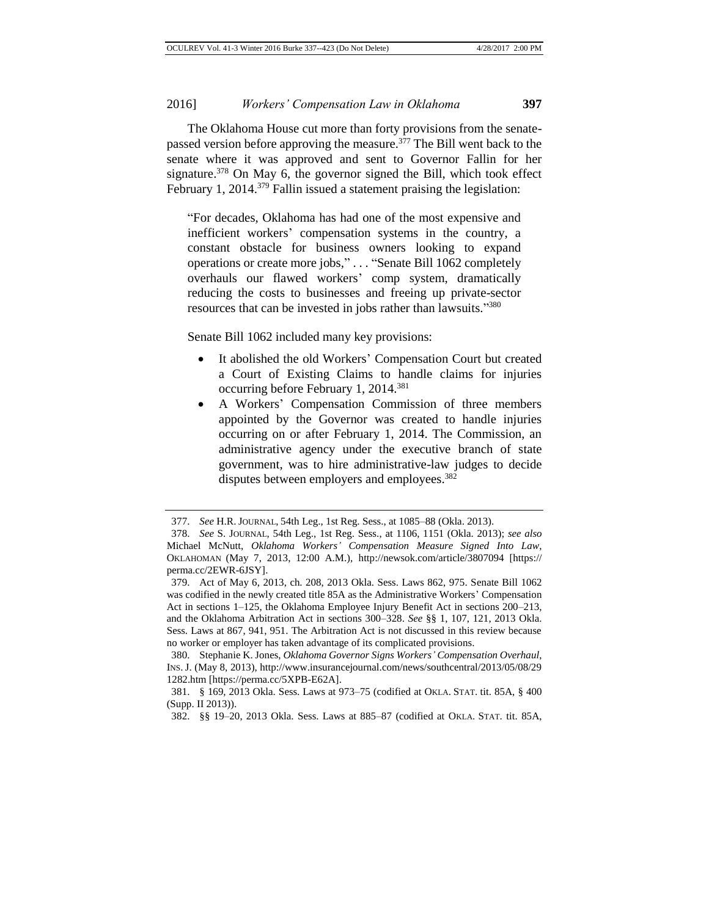The Oklahoma House cut more than forty provisions from the senate-passed version before approving the measure.[377] The Bill went back to the senate where it was approved and sent to Governor Fallin for her signature.[378] On May 6, the governor signed the Bill, which took effect February 1, 2014.[379] Fallin issued a statement praising the legislation:

> "For decades, Oklahoma has had one of the most expensive and inefficient workers' compensation systems in the country, a constant obstacle for business owners looking to expand operations or create more jobs," . . . "Senate Bill 1062 completely overhauls our flawed workers' comp system, dramatically reducing the costs to businesses and freeing up private-sector resources that can be invested in jobs rather than lawsuits."[380]

Senate Bill 1062 included many key provisions:

- It abolished the old Workers' Compensation Court but created a Court of Existing Claims to handle claims for injuries occurring before February 1, 2014.[381]
- A Workers' Compensation Commission of three members appointed by the Governor was created to handle injuries occurring on or after February 1, 2014. The Commission, an administrative agency under the executive branch of state government, was to hire administrative-law judges to decide disputes between employers and employees.[382]

---

377. *See* H.R. JOURNAL, 54th Leg., 1st Reg. Sess., at 1085–88 (Okla. 2013).

378. *See* S. JOURNAL, 54th Leg., 1st Reg. Sess., at 1106, 1151 (Okla. 2013); *see also* Michael McNutt, *Oklahoma Workers' Compensation Measure Signed Into Law*, OKLAHOMAN (May 7, 2013, 12:00 A.M.), http://newsok.com/article/3807094 [https://perma.cc/2EWR-6JSY].

379. Act of May 6, 2013, ch. 208, 2013 Okla. Sess. Laws 862, 975. Senate Bill 1062 was codified in the newly created title 85A as the Administrative Workers' Compensation Act in sections 1–125, the Oklahoma Employee Injury Benefit Act in sections 200–213, and the Oklahoma Arbitration Act in sections 300–328. *See* §§ 1, 107, 121, 2013 Okla. Sess. Laws at 867, 941, 951. The Arbitration Act is not discussed in this review because no worker or employer has taken advantage of its complicated provisions.

380. Stephanie K. Jones, *Oklahoma Governor Signs Workers' Compensation Overhaul*, INS. J. (May 8, 2013), http://www.insurancejournal.com/news/southcentral/2013/05/08/291282.htm [https://perma.cc/5XPB-E62A].

381. § 169, 2013 Okla. Sess. Laws at 973–75 (codified at OKLA. STAT. tit. 85A, § 400 (Supp. II 2013)).

382. §§ 19–20, 2013 Okla. Sess. Laws at 885–87 (codified at OKLA. STAT. tit. 85A,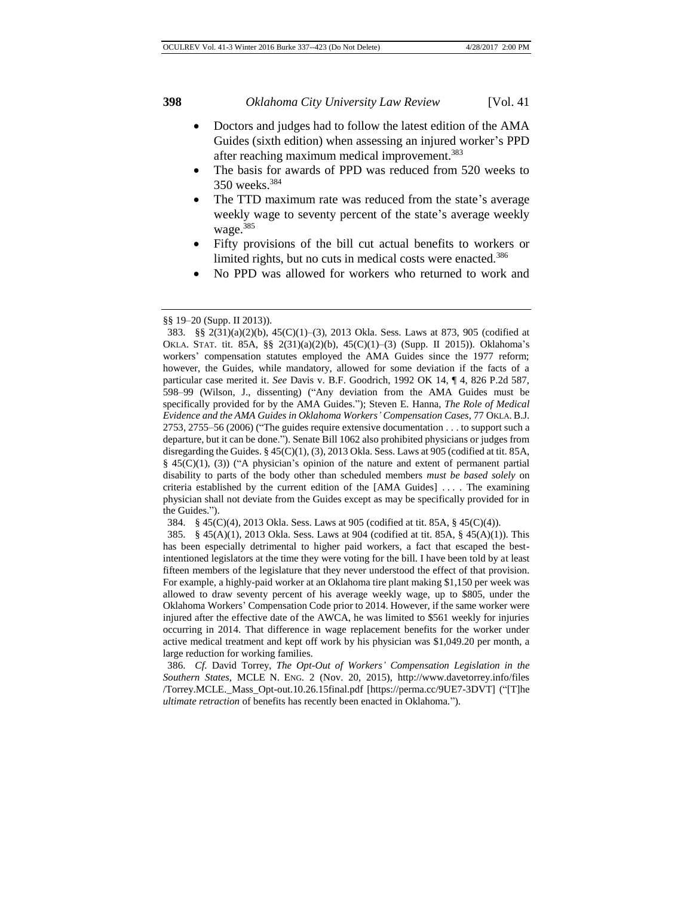- Doctors and judges had to follow the latest edition of the AMA Guides (sixth edition) when assessing an injured worker's PPD after reaching maximum medical improvement.[383]
- The basis for awards of PPD was reduced from 520 weeks to 350 weeks.[384]
- The TTD maximum rate was reduced from the state's average weekly wage to seventy percent of the state's average weekly wage.[385]
- Fifty provisions of the bill cut actual benefits to workers or limited rights, but no cuts in medical costs were enacted.[386]
- No PPD was allowed for workers who returned to work and

---

§§ 19–20 (Supp. II 2013)).

383. §§ 2(31)(a)(2)(b), 45(C)(1)–(3), 2013 Okla. Sess. Laws at 873, 905 (codified at OKLA. STAT. tit. 85A, §§ 2(31)(a)(2)(b), 45(C)(1)–(3) (Supp. II 2015)). Oklahoma's workers' compensation statutes employed the AMA Guides since the 1977 reform; however, the Guides, while mandatory, allowed for some deviation if the facts of a particular case merited it. *See* Davis v. B.F. Goodrich, 1992 OK 14, ¶ 4, 826 P.2d 587, 598–99 (Wilson, J., dissenting) ("Any deviation from the AMA Guides must be specifically provided for by the AMA Guides."); Steven E. Hanna, *The Role of Medical Evidence and the AMA Guides in Oklahoma Workers' Compensation Cases*, 77 OKLA. B.J. 2753, 2755–56 (2006) ("The guides require extensive documentation . . . to support such a departure, but it can be done."). Senate Bill 1062 also prohibited physicians or judges from disregarding the Guides. § 45(C)(1), (3), 2013 Okla. Sess. Laws at 905 (codified at tit. 85A, § 45(C)(1), (3)) ("A physician's opinion of the nature and extent of permanent partial disability to parts of the body other than scheduled members *must be based solely* on criteria established by the current edition of the [AMA Guides] . . . . The examining physician shall not deviate from the Guides except as may be specifically provided for in the Guides.").

384. § 45(C)(4), 2013 Okla. Sess. Laws at 905 (codified at tit. 85A, § 45(C)(4)).

385. § 45(A)(1), 2013 Okla. Sess. Laws at 904 (codified at tit. 85A, § 45(A)(1)). This has been especially detrimental to higher paid workers, a fact that escaped the best-intentioned legislators at the time they were voting for the bill. I have been told by at least fifteen members of the legislature that they never understood the effect of that provision. For example, a highly-paid worker at an Oklahoma tire plant making $1,150 per week was allowed to draw seventy percent of his average weekly wage, up to $805, under the Oklahoma Workers' Compensation Code prior to 2014. However, if the same worker were injured after the effective date of the AWCA, he was limited to $561 weekly for injuries occurring in 2014. That difference in wage replacement benefits for the worker under active medical treatment and kept off work by his physician was $1,049.20 per month, a large reduction for working families.

386. *Cf.* David Torrey, *The Opt-Out of Workers' Compensation Legislation in the Southern States*, MCLE N. ENG. 2 (Nov. 20, 2015), http://www.davetorrey.info/files/Torrey.MCLE._Mass_Opt-out.10.26.15final.pdf [https://perma.cc/9UE7-3DVT] ("[T]he *ultimate retraction* of benefits has recently been enacted in Oklahoma.").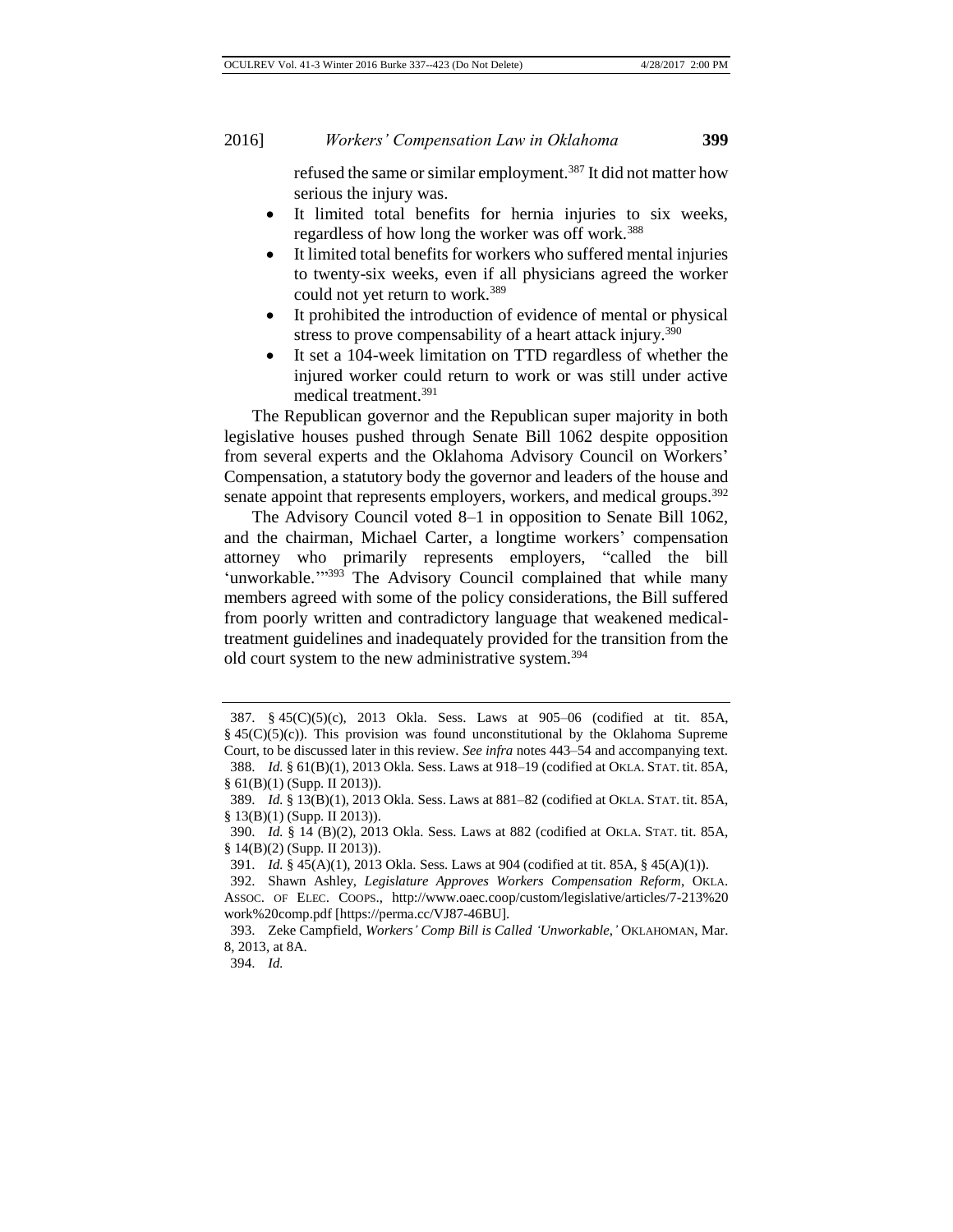refused the same or similar employment.[387] It did not matter how serious the injury was.

- It limited total benefits for hernia injuries to six weeks, regardless of how long the worker was off work.[388]
- It limited total benefits for workers who suffered mental injuries to twenty-six weeks, even if all physicians agreed the worker could not yet return to work.[389]
- It prohibited the introduction of evidence of mental or physical stress to prove compensability of a heart attack injury.[390]
- It set a 104-week limitation on TTD regardless of whether the injured worker could return to work or was still under active medical treatment.[391]

The Republican governor and the Republican super majority in both legislative houses pushed through Senate Bill 1062 despite opposition from several experts and the Oklahoma Advisory Council on Workers' Compensation, a statutory body the governor and leaders of the house and senate appoint that represents employers, workers, and medical groups.[392]

The Advisory Council voted 8–1 in opposition to Senate Bill 1062, and the chairman, Michael Carter, a longtime workers' compensation attorney who primarily represents employers, "called the bill 'unworkable.'"[393] The Advisory Council complained that while many members agreed with some of the policy considerations, the Bill suffered from poorly written and contradictory language that weakened medical-treatment guidelines and inadequately provided for the transition from the old court system to the new administrative system.[394]

---

387. § 45(C)(5)(c), 2013 Okla. Sess. Laws at 905–06 (codified at tit. 85A, § 45(C)(5)(c)). This provision was found unconstitutional by the Oklahoma Supreme Court, to be discussed later in this review. *See infra* notes 443–54 and accompanying text.

388. *Id.* § 61(B)(1), 2013 Okla. Sess. Laws at 918–19 (codified at OKLA. STAT. tit. 85A, § 61(B)(1) (Supp. II 2013)).

389. *Id.* § 13(B)(1), 2013 Okla. Sess. Laws at 881–82 (codified at OKLA. STAT. tit. 85A, § 13(B)(1) (Supp. II 2013)).

390. *Id.* § 14 (B)(2), 2013 Okla. Sess. Laws at 882 (codified at OKLA. STAT. tit. 85A, § 14(B)(2) (Supp. II 2013)).

391. *Id.* § 45(A)(1), 2013 Okla. Sess. Laws at 904 (codified at tit. 85A, § 45(A)(1)).

392. Shawn Ashley, *Legislature Approves Workers Compensation Reform*, OKLA. ASSOC. OF ELEC. COOPS., http://www.oaec.coop/custom/legislative/articles/7-213%20work%20comp.pdf [https://perma.cc/VJ87-46BU].

393. Zeke Campfield, *Workers' Comp Bill is Called 'Unworkable,'* OKLAHOMAN, Mar. 8, 2013, at 8A.

394. *Id.*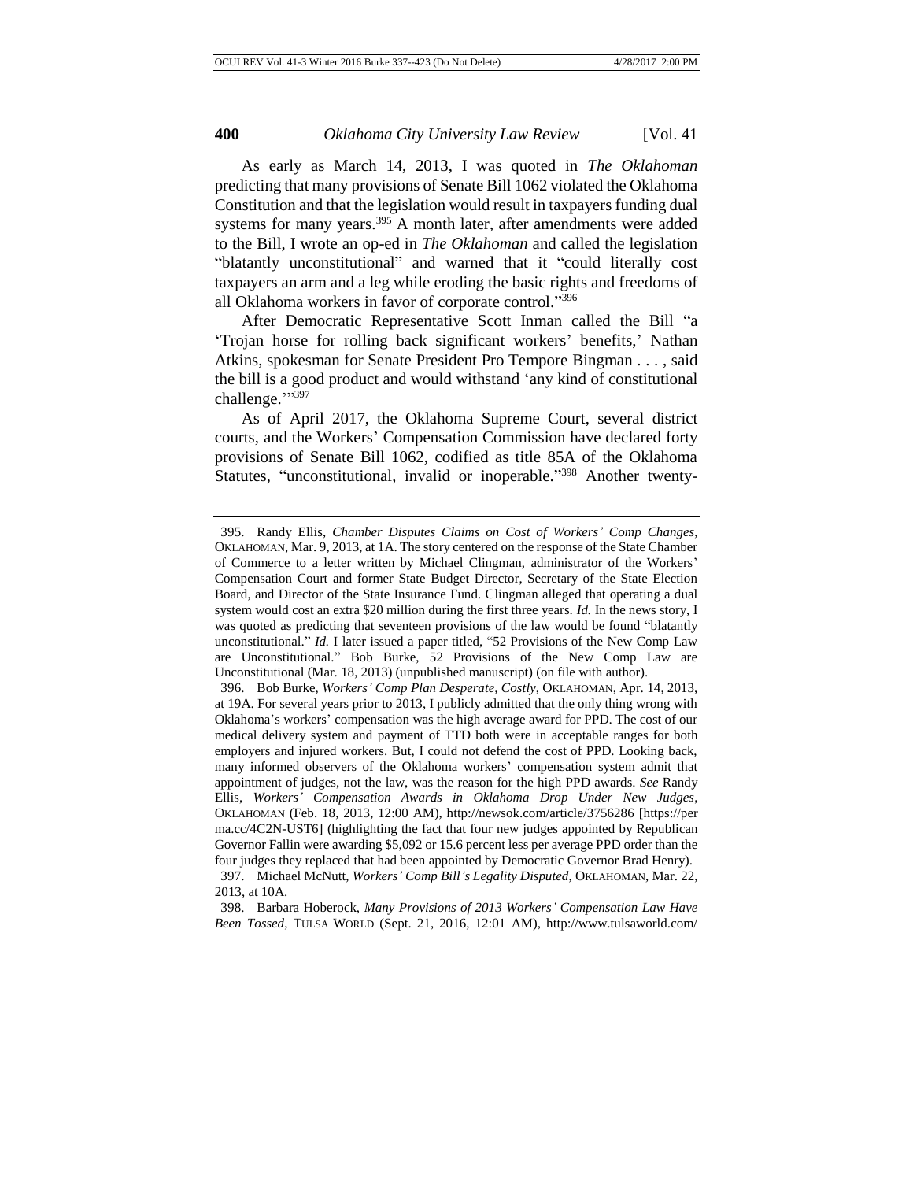As early as March 14, 2013, I was quoted in *The Oklahoman* predicting that many provisions of Senate Bill 1062 violated the Oklahoma Constitution and that the legislation would result in taxpayers funding dual systems for many years.[395] A month later, after amendments were added to the Bill, I wrote an op-ed in *The Oklahoman* and called the legislation "blatantly unconstitutional" and warned that it "could literally cost taxpayers an arm and a leg while eroding the basic rights and freedoms of all Oklahoma workers in favor of corporate control."[396]

After Democratic Representative Scott Inman called the Bill "a 'Trojan horse for rolling back significant workers' benefits,' Nathan Atkins, spokesman for Senate President Pro Tempore Bingman . . . , said the bill is a good product and would withstand 'any kind of constitutional challenge.'"[397]

As of April 2017, the Oklahoma Supreme Court, several district courts, and the Workers' Compensation Commission have declared forty provisions of Senate Bill 1062, codified as title 85A of the Oklahoma Statutes, "unconstitutional, invalid or inoperable."[398] Another twenty-

---

395. Randy Ellis, *Chamber Disputes Claims on Cost of Workers' Comp Changes*, OKLAHOMAN, Mar. 9, 2013, at 1A. The story centered on the response of the State Chamber of Commerce to a letter written by Michael Clingman, administrator of the Workers' Compensation Court and former State Budget Director, Secretary of the State Election Board, and Director of the State Insurance Fund. Clingman alleged that operating a dual system would cost an extra $20 million during the first three years. *Id.* In the news story, I was quoted as predicting that seventeen provisions of the law would be found "blatantly unconstitutional." *Id.* I later issued a paper titled, "52 Provisions of the New Comp Law are Unconstitutional." Bob Burke, 52 Provisions of the New Comp Law are Unconstitutional (Mar. 18, 2013) (unpublished manuscript) (on file with author).

396. Bob Burke, *Workers' Comp Plan Desperate, Costly*, OKLAHOMAN, Apr. 14, 2013, at 19A. For several years prior to 2013, I publicly admitted that the only thing wrong with Oklahoma's workers' compensation was the high average award for PPD. The cost of our medical delivery system and payment of TTD both were in acceptable ranges for both employers and injured workers. But, I could not defend the cost of PPD. Looking back, many informed observers of the Oklahoma workers' compensation system admit that appointment of judges, not the law, was the reason for the high PPD awards. *See* Randy Ellis, *Workers' Compensation Awards in Oklahoma Drop Under New Judges*, OKLAHOMAN (Feb. 18, 2013, 12:00 AM), http://newsok.com/article/3756286 [https://perma.cc/4C2N-UST6] (highlighting the fact that four new judges appointed by Republican Governor Fallin were awarding $5,092 or 15.6 percent less per average PPD order than the four judges they replaced that had been appointed by Democratic Governor Brad Henry).

397. Michael McNutt, *Workers' Comp Bill's Legality Disputed*, OKLAHOMAN, Mar. 22, 2013, at 10A.

398. Barbara Hoberock, *Many Provisions of 2013 Workers' Compensation Law Have Been Tossed*, TULSA WORLD (Sept. 21, 2016, 12:01 AM), http://www.tulsaworld.com/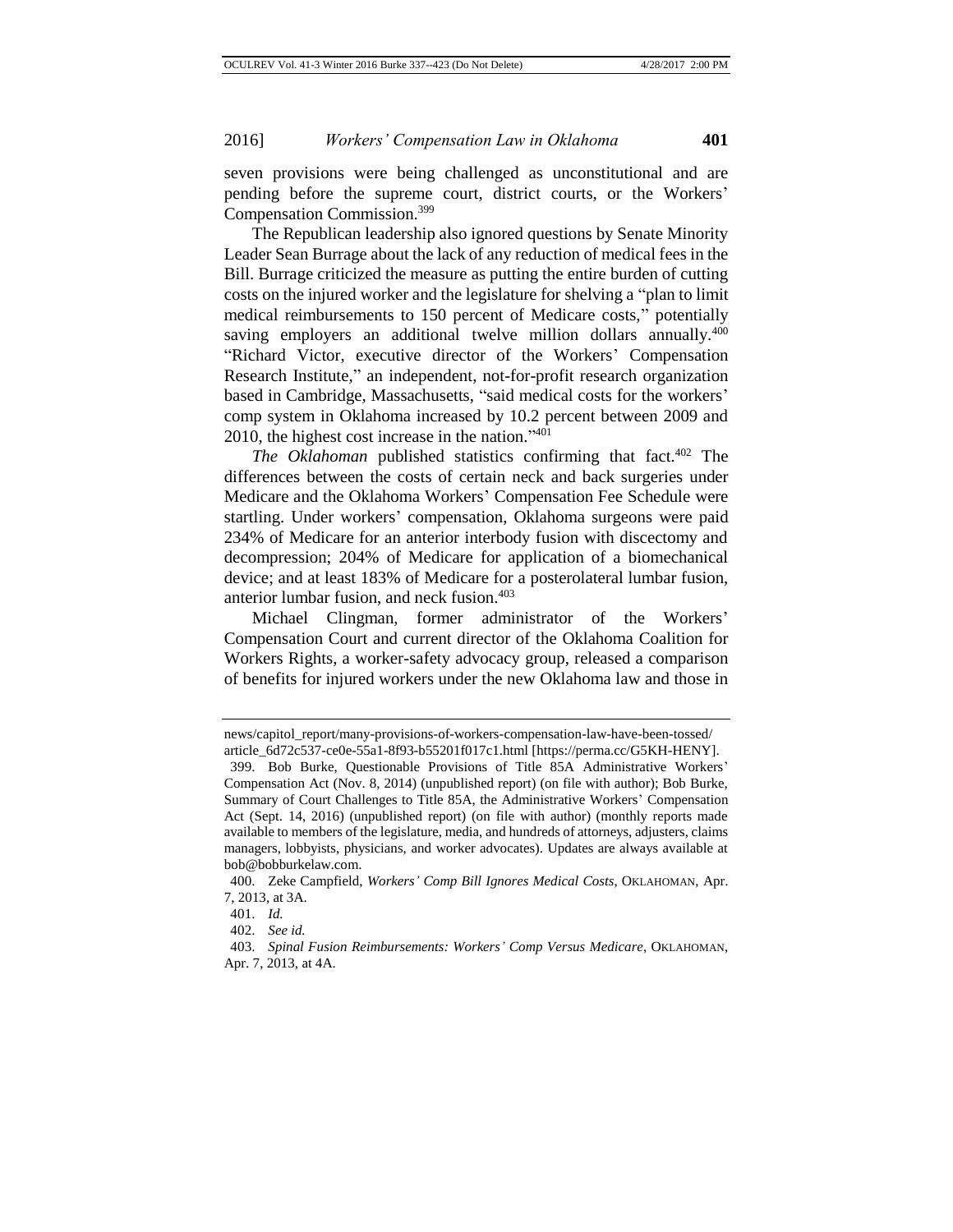seven provisions were being challenged as unconstitutional and are pending before the supreme court, district courts, or the Workers' Compensation Commission.[399]

The Republican leadership also ignored questions by Senate Minority Leader Sean Burrage about the lack of any reduction of medical fees in the Bill. Burrage criticized the measure as putting the entire burden of cutting costs on the injured worker and the legislature for shelving a "plan to limit medical reimbursements to 150 percent of Medicare costs," potentially saving employers an additional twelve million dollars annually.[400] "Richard Victor, executive director of the Workers' Compensation Research Institute," an independent, not-for-profit research organization based in Cambridge, Massachusetts, "said medical costs for the workers' comp system in Oklahoma increased by 10.2 percent between 2009 and 2010, the highest cost increase in the nation."[401]

*The Oklahoman* published statistics confirming that fact.[402] The differences between the costs of certain neck and back surgeries under Medicare and the Oklahoma Workers' Compensation Fee Schedule were startling. Under workers' compensation, Oklahoma surgeons were paid 234% of Medicare for an anterior interbody fusion with discectomy and decompression; 204% of Medicare for application of a biomechanical device; and at least 183% of Medicare for a posterolateral lumbar fusion, anterior lumbar fusion, and neck fusion.[403]

Michael Clingman, former administrator of the Workers' Compensation Court and current director of the Oklahoma Coalition for Workers Rights, a worker-safety advocacy group, released a comparison of benefits for injured workers under the new Oklahoma law and those in

---

news/capitol_report/many-provisions-of-workers-compensation-law-have-been-tossed/article_6d72c537-ce0e-55a1-8f93-b55201f017c1.html [https://perma.cc/G5KH-HENY].

399. Bob Burke, Questionable Provisions of Title 85A Administrative Workers' Compensation Act (Nov. 8, 2014) (unpublished report) (on file with author); Bob Burke, Summary of Court Challenges to Title 85A, the Administrative Workers' Compensation Act (Sept. 14, 2016) (unpublished report) (on file with author) (monthly reports made available to members of the legislature, media, and hundreds of attorneys, adjusters, claims managers, lobbyists, physicians, and worker advocates). Updates are always available at bob@bobburkelaw.com.

400. Zeke Campfield, *Workers' Comp Bill Ignores Medical Costs*, OKLAHOMAN, Apr. 7, 2013, at 3A.

401. *Id.*

402. *See id.*

403. *Spinal Fusion Reimbursements: Workers' Comp Versus Medicare*, OKLAHOMAN, Apr. 7, 2013, at 4A.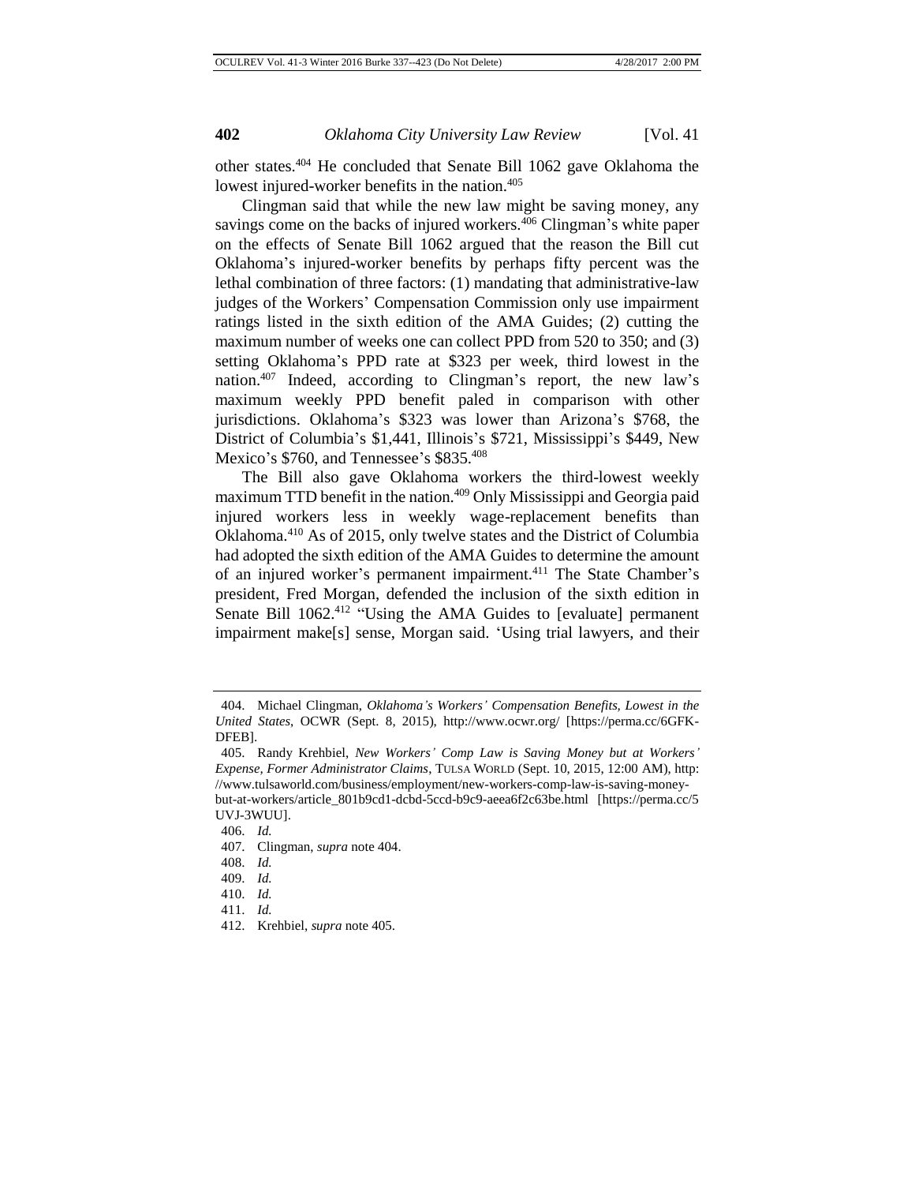other states.[404] He concluded that Senate Bill 1062 gave Oklahoma the lowest injured-worker benefits in the nation.[405]

Clingman said that while the new law might be saving money, any savings come on the backs of injured workers.[406] Clingman's white paper on the effects of Senate Bill 1062 argued that the reason the Bill cut Oklahoma's injured-worker benefits by perhaps fifty percent was the lethal combination of three factors: (1) mandating that administrative-law judges of the Workers' Compensation Commission only use impairment ratings listed in the sixth edition of the AMA Guides; (2) cutting the maximum number of weeks one can collect PPD from 520 to 350; and (3) setting Oklahoma's PPD rate at $323 per week, third lowest in the nation.[407] Indeed, according to Clingman's report, the new law's maximum weekly PPD benefit paled in comparison with other jurisdictions. Oklahoma's $323 was lower than Arizona's $768, the District of Columbia's $1,441, Illinois's $721, Mississippi's $449, New Mexico's $760, and Tennessee's $835.[408]

The Bill also gave Oklahoma workers the third-lowest weekly maximum TTD benefit in the nation.[409] Only Mississippi and Georgia paid injured workers less in weekly wage-replacement benefits than Oklahoma.[410] As of 2015, only twelve states and the District of Columbia had adopted the sixth edition of the AMA Guides to determine the amount of an injured worker's permanent impairment.[411] The State Chamber's president, Fred Morgan, defended the inclusion of the sixth edition in Senate Bill 1062.[412] "Using the AMA Guides to [evaluate] permanent impairment make[s] sense, Morgan said. 'Using trial lawyers, and their

---

404. Michael Clingman, *Oklahoma's Workers' Compensation Benefits, Lowest in the United States*, OCWR (Sept. 8, 2015), http://www.ocwr.org/ [https://perma.cc/6GFK-DFEB].

405. Randy Krehbiel, *New Workers' Comp Law is Saving Money but at Workers' Expense, Former Administrator Claims*, TULSA WORLD (Sept. 10, 2015, 12:00 AM), http://www.tulsaworld.com/business/employment/new-workers-comp-law-is-saving-money-but-at-workers/article_801b9cd1-dcbd-5ccd-b9c9-aeea6f2c63be.html [https://perma.cc/5UVJ-3WUU].

406. *Id.*

407. Clingman, *supra* note 404.

408. *Id.*

409. *Id.*

410. *Id.*

411. *Id.*

412. Krehbiel, *supra* note 405.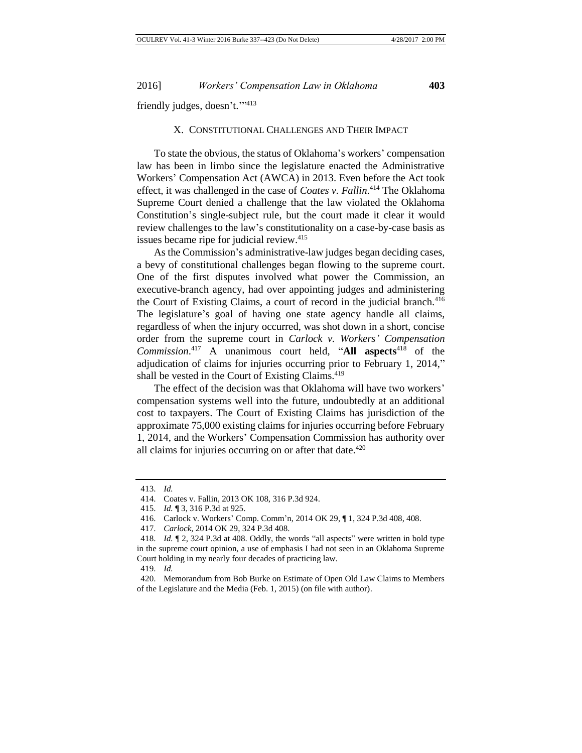friendly judges, doesn't.'"[413]

## X. Constitutional Challenges and Their Impact

To state the obvious, the status of Oklahoma's workers' compensation law has been in limbo since the legislature enacted the Administrative Workers' Compensation Act (AWCA) in 2013. Even before the Act took effect, it was challenged in the case of *Coates v. Fallin*.[414] The Oklahoma Supreme Court denied a challenge that the law violated the Oklahoma Constitution's single-subject rule, but the court made it clear it would review challenges to the law's constitutionality on a case-by-case basis as issues became ripe for judicial review.[415]

As the Commission's administrative-law judges began deciding cases, a bevy of constitutional challenges began flowing to the supreme court. One of the first disputes involved what power the Commission, an executive-branch agency, had over appointing judges and administering the Court of Existing Claims, a court of record in the judicial branch.[416] The legislature's goal of having one state agency handle all claims, regardless of when the injury occurred, was shot down in a short, concise order from the supreme court in *Carlock v. Workers' Compensation Commission*.[417] A unanimous court held, "**All aspects**[418] of the adjudication of claims for injuries occurring prior to February 1, 2014," shall be vested in the Court of Existing Claims.[419]

The effect of the decision was that Oklahoma will have two workers' compensation systems well into the future, undoubtedly at an additional cost to taxpayers. The Court of Existing Claims has jurisdiction of the approximate 75,000 existing claims for injuries occurring before February 1, 2014, and the Workers' Compensation Commission has authority over all claims for injuries occurring on or after that date.[420]

---

413. *Id.*

414. Coates v. Fallin, 2013 OK 108, 316 P.3d 924.

415. *Id.* ¶ 3, 316 P.3d at 925.

416. Carlock v. Workers' Comp. Comm'n, 2014 OK 29, ¶ 1, 324 P.3d 408, 408.

417. *Carlock*, 2014 OK 29, 324 P.3d 408.

418. *Id.* ¶ 2, 324 P.3d at 408. Oddly, the words "all aspects" were written in bold type in the supreme court opinion, a use of emphasis I had not seen in an Oklahoma Supreme Court holding in my nearly four decades of practicing law.

419. *Id.*

420. Memorandum from Bob Burke on Estimate of Open Old Law Claims to Members of the Legislature and the Media (Feb. 1, 2015) (on file with author).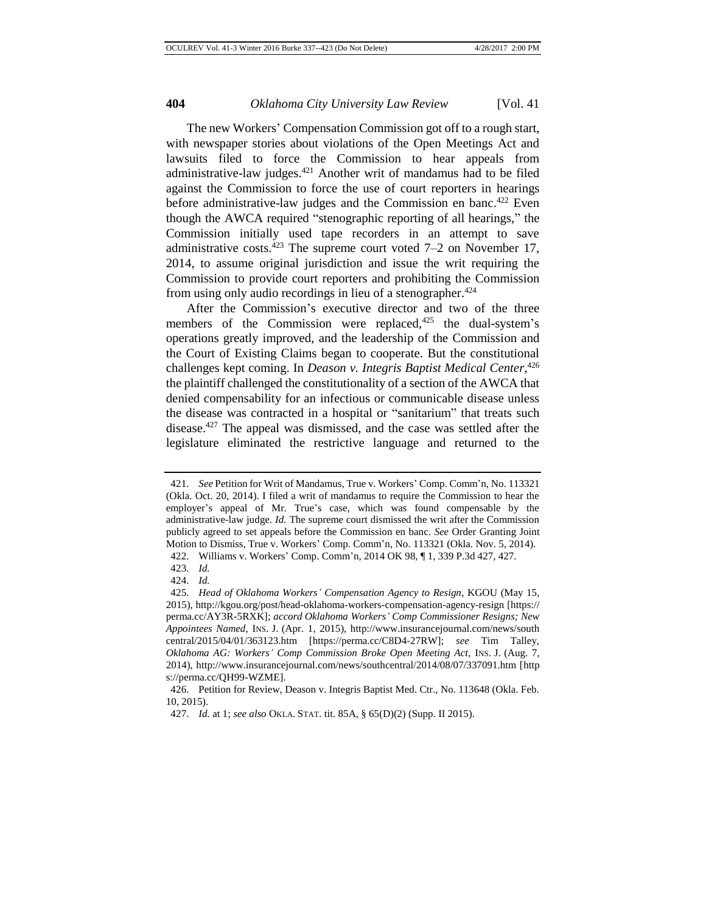The new Workers' Compensation Commission got off to a rough start, with newspaper stories about violations of the Open Meetings Act and lawsuits filed to force the Commission to hear appeals from administrative-law judges.[421] Another writ of mandamus had to be filed against the Commission to force the use of court reporters in hearings before administrative-law judges and the Commission en banc.[422] Even though the AWCA required "stenographic reporting of all hearings," the Commission initially used tape recorders in an attempt to save administrative costs.[423] The supreme court voted 7–2 on November 17, 2014, to assume original jurisdiction and issue the writ requiring the Commission to provide court reporters and prohibiting the Commission from using only audio recordings in lieu of a stenographer.[424]

After the Commission's executive director and two of the three members of the Commission were replaced,[425] the dual-system's operations greatly improved, and the leadership of the Commission and the Court of Existing Claims began to cooperate. But the constitutional challenges kept coming. In *Deason v. Integris Baptist Medical Center*,[426] the plaintiff challenged the constitutionality of a section of the AWCA that denied compensability for an infectious or communicable disease unless the disease was contracted in a hospital or "sanitarium" that treats such disease.[427] The appeal was dismissed, and the case was settled after the legislature eliminated the restrictive language and returned to the

---

421. *See* Petition for Writ of Mandamus, True v. Workers' Comp. Comm'n, No. 113321 (Okla. Oct. 20, 2014). I filed a writ of mandamus to require the Commission to hear the employer's appeal of Mr. True's case, which was found compensable by the administrative-law judge. *Id.* The supreme court dismissed the writ after the Commission publicly agreed to set appeals before the Commission en banc. *See* Order Granting Joint Motion to Dismiss, True v. Workers' Comp. Comm'n, No. 113321 (Okla. Nov. 5, 2014).

422. Williams v. Workers' Comp. Comm'n, 2014 OK 98, ¶ 1, 339 P.3d 427, 427.

423. *Id.*

424. *Id.*

425. *Head of Oklahoma Workers' Compensation Agency to Resign*, KGOU (May 15, 2015), http://kgou.org/post/head-oklahoma-workers-compensation-agency-resign [https://perma.cc/AY3R-5RXK]; *accord Oklahoma Workers' Comp Commissioner Resigns; New Appointees Named*, INS. J. (Apr. 1, 2015), http://www.insurancejournal.com/news/southcentral/2015/04/01/363123.htm [https://perma.cc/C8D4-27RW]; *see* Tim Talley, *Oklahoma AG: Workers' Comp Commission Broke Open Meeting Act*, INS. J. (Aug. 7, 2014), http://www.insurancejournal.com/news/southcentral/2014/08/07/337091.htm [https://perma.cc/QH99-WZME].

426. Petition for Review, Deason v. Integris Baptist Med. Ctr., No. 113648 (Okla. Feb. 10, 2015).

427. *Id.* at 1; *see also* OKLA. STAT. tit. 85A, § 65(D)(2) (Supp. II 2015).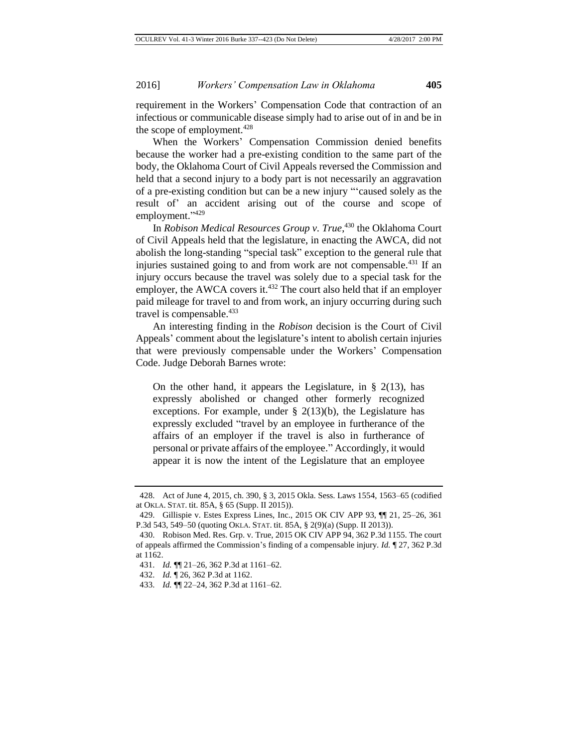requirement in the Workers' Compensation Code that contraction of an infectious or communicable disease simply had to arise out of in and be in the scope of employment.[428]

When the Workers' Compensation Commission denied benefits because the worker had a pre-existing condition to the same part of the body, the Oklahoma Court of Civil Appeals reversed the Commission and held that a second injury to a body part is not necessarily an aggravation of a pre-existing condition but can be a new injury "'caused solely as the result of' an accident arising out of the course and scope of employment."[429]

In *Robison Medical Resources Group v. True*,[430] the Oklahoma Court of Civil Appeals held that the legislature, in enacting the AWCA, did not abolish the long-standing "special task" exception to the general rule that injuries sustained going to and from work are not compensable.[431] If an injury occurs because the travel was solely due to a special task for the employer, the AWCA covers it.[432] The court also held that if an employer paid mileage for travel to and from work, an injury occurring during such travel is compensable.[433]

An interesting finding in the *Robison* decision is the Court of Civil Appeals' comment about the legislature's intent to abolish certain injuries that were previously compensable under the Workers' Compensation Code. Judge Deborah Barnes wrote:

> On the other hand, it appears the Legislature, in § 2(13), has expressly abolished or changed other formerly recognized exceptions. For example, under § 2(13)(b), the Legislature has expressly excluded "travel by an employee in furtherance of the affairs of an employer if the travel is also in furtherance of personal or private affairs of the employee." Accordingly, it would appear it is now the intent of the Legislature that an employee

---

428. Act of June 4, 2015, ch. 390, § 3, 2015 Okla. Sess. Laws 1554, 1563–65 (codified at OKLA. STAT. tit. 85A, § 65 (Supp. II 2015)).

429. Gillispie v. Estes Express Lines, Inc., 2015 OK CIV APP 93, ¶¶ 21, 25–26, 361 P.3d 543, 549–50 (quoting OKLA. STAT. tit. 85A, § 2(9)(a) (Supp. II 2013)).

430. Robison Med. Res. Grp. v. True, 2015 OK CIV APP 94, 362 P.3d 1155. The court of appeals affirmed the Commission's finding of a compensable injury. *Id.* ¶ 27, 362 P.3d at 1162.

431. *Id.* ¶¶ 21–26, 362 P.3d at 1161–62.

432. *Id.* ¶ 26, 362 P.3d at 1162.

433. *Id.* ¶¶ 22–24, 362 P.3d at 1161–62.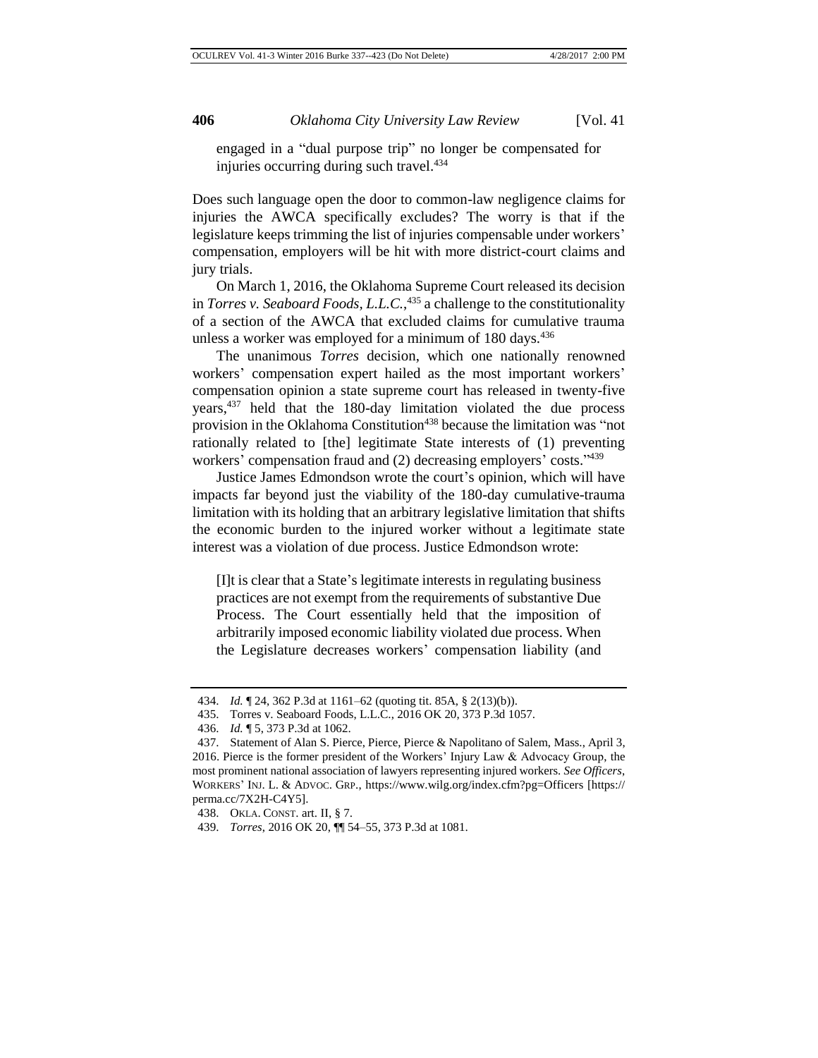engaged in a "dual purpose trip" no longer be compensated for injuries occurring during such travel.[434]

Does such language open the door to common-law negligence claims for injuries the AWCA specifically excludes? The worry is that if the legislature keeps trimming the list of injuries compensable under workers' compensation, employers will be hit with more district-court claims and jury trials.

On March 1, 2016, the Oklahoma Supreme Court released its decision in *Torres v. Seaboard Foods, L.L.C.*,[435] a challenge to the constitutionality of a section of the AWCA that excluded claims for cumulative trauma unless a worker was employed for a minimum of 180 days.[436]

The unanimous *Torres* decision, which one nationally renowned workers' compensation expert hailed as the most important workers' compensation opinion a state supreme court has released in twenty-five years,[437] held that the 180-day limitation violated the due process provision in the Oklahoma Constitution[438] because the limitation was "not rationally related to [the] legitimate State interests of (1) preventing workers' compensation fraud and (2) decreasing employers' costs."[439]

Justice James Edmondson wrote the court's opinion, which will have impacts far beyond just the viability of the 180-day cumulative-trauma limitation with its holding that an arbitrary legislative limitation that shifts the economic burden to the injured worker without a legitimate state interest was a violation of due process. Justice Edmondson wrote:

> [I]t is clear that a State's legitimate interests in regulating business practices are not exempt from the requirements of substantive Due Process. The Court essentially held that the imposition of arbitrarily imposed economic liability violated due process. When the Legislature decreases workers' compensation liability (and

---

434. *Id.* ¶ 24, 362 P.3d at 1161–62 (quoting tit. 85A, § 2(13)(b)).

435. Torres v. Seaboard Foods, L.L.C., 2016 OK 20, 373 P.3d 1057.

436. *Id.* ¶ 5, 373 P.3d at 1062.

437. Statement of Alan S. Pierce, Pierce, Pierce & Napolitano of Salem, Mass., April 3, 2016. Pierce is the former president of the Workers' Injury Law & Advocacy Group, the most prominent national association of lawyers representing injured workers. *See Officers*, WORKERS' INJ. L. & ADVOC. GRP., https://www.wilg.org/index.cfm?pg=Officers [https://perma.cc/7X2H-C4Y5].

438. OKLA. CONST. art. II, § 7.

439. *Torres*, 2016 OK 20, ¶¶ 54–55, 373 P.3d at 1081.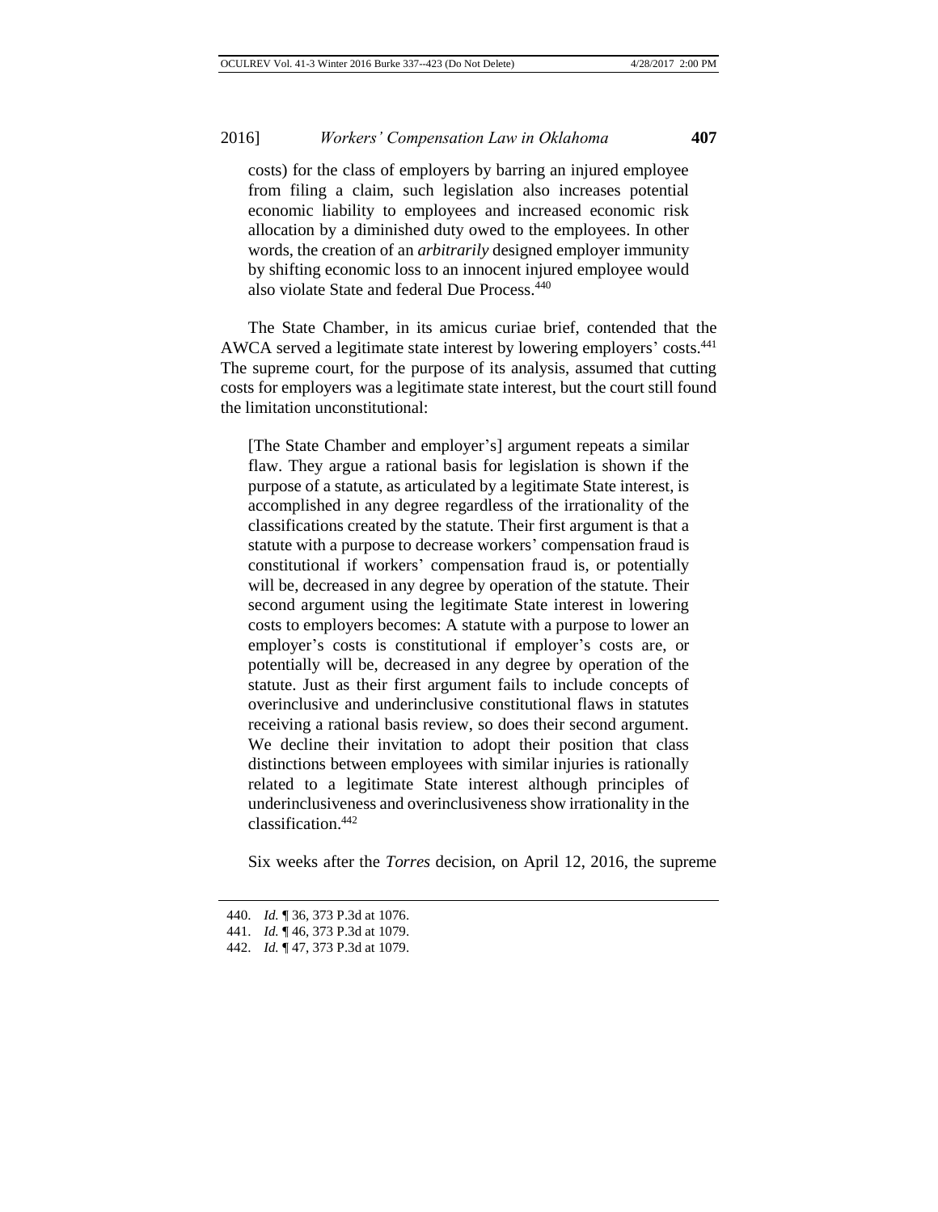costs) for the class of employers by barring an injured employee from filing a claim, such legislation also increases potential economic liability to employees and increased economic risk allocation by a diminished duty owed to the employees. In other words, the creation of an *arbitrarily* designed employer immunity by shifting economic loss to an innocent injured employee would also violate State and federal Due Process.[440]

The State Chamber, in its amicus curiae brief, contended that the AWCA served a legitimate state interest by lowering employers' costs.[441] The supreme court, for the purpose of its analysis, assumed that cutting costs for employers was a legitimate state interest, but the court still found the limitation unconstitutional:

> [The State Chamber and employer's] argument repeats a similar flaw. They argue a rational basis for legislation is shown if the purpose of a statute, as articulated by a legitimate State interest, is accomplished in any degree regardless of the irrationality of the classifications created by the statute. Their first argument is that a statute with a purpose to decrease workers' compensation fraud is constitutional if workers' compensation fraud is, or potentially will be, decreased in any degree by operation of the statute. Their second argument using the legitimate State interest in lowering costs to employers becomes: A statute with a purpose to lower an employer's costs is constitutional if employer's costs are, or potentially will be, decreased in any degree by operation of the statute. Just as their first argument fails to include concepts of overinclusive and underinclusive constitutional flaws in statutes receiving a rational basis review, so does their second argument. We decline their invitation to adopt their position that class distinctions between employees with similar injuries is rationally related to a legitimate State interest although principles of underinclusiveness and overinclusiveness show irrationality in the classification.[442]

Six weeks after the *Torres* decision, on April 12, 2016, the supreme

---

440. *Id.* ¶ 36, 373 P.3d at 1076.
441. *Id.* ¶ 46, 373 P.3d at 1079.
442. *Id.* ¶ 47, 373 P.3d at 1079.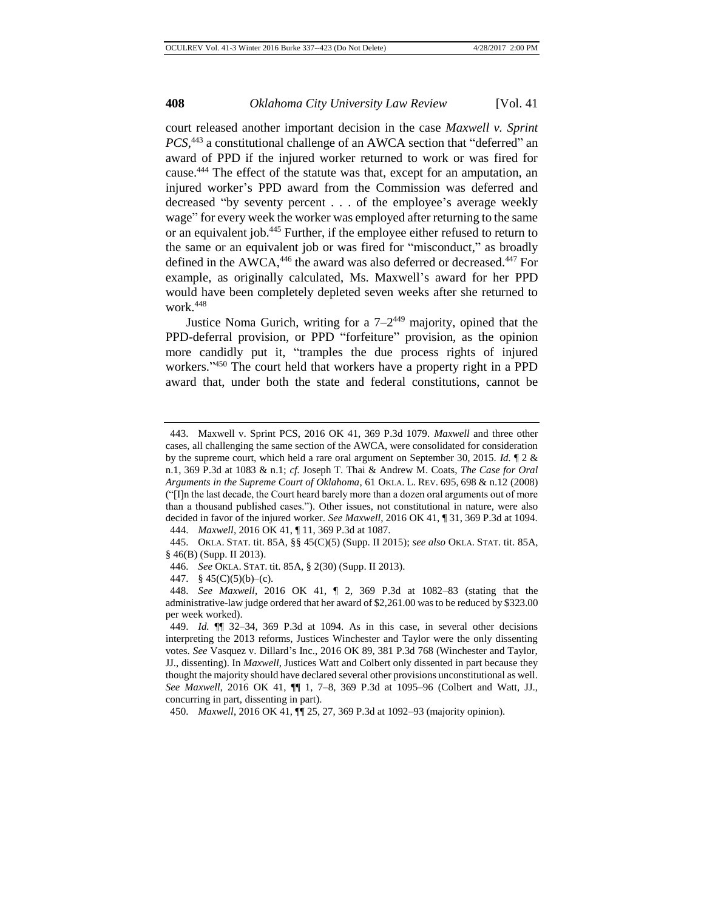court released another important decision in the case *Maxwell v. Sprint PCS*,[443] a constitutional challenge of an AWCA section that "deferred" an award of PPD if the injured worker returned to work or was fired for cause.[444] The effect of the statute was that, except for an amputation, an injured worker's PPD award from the Commission was deferred and decreased "by seventy percent . . . of the employee's average weekly wage" for every week the worker was employed after returning to the same or an equivalent job.[445] Further, if the employee either refused to return to the same or an equivalent job or was fired for "misconduct," as broadly defined in the AWCA,[446] the award was also deferred or decreased.[447] For example, as originally calculated, Ms. Maxwell's award for her PPD would have been completely depleted seven weeks after she returned to work.[448]

Justice Noma Gurich, writing for a 7–2[449] majority, opined that the PPD-deferral provision, or PPD "forfeiture" provision, as the opinion more candidly put it, "tramples the due process rights of injured workers."[450] The court held that workers have a property right in a PPD award that, under both the state and federal constitutions, cannot be

---

443. Maxwell v. Sprint PCS, 2016 OK 41, 369 P.3d 1079. *Maxwell* and three other cases, all challenging the same section of the AWCA, were consolidated for consideration by the supreme court, which held a rare oral argument on September 30, 2015. *Id.* ¶ 2 & n.1, 369 P.3d at 1083 & n.1; *cf.* Joseph T. Thai & Andrew M. Coats, *The Case for Oral Arguments in the Supreme Court of Oklahoma*, 61 OKLA. L. REV. 695, 698 & n.12 (2008) ("[I]n the last decade, the Court heard barely more than a dozen oral arguments out of more than a thousand published cases."). Other issues, not constitutional in nature, were also decided in favor of the injured worker. *See Maxwell*, 2016 OK 41, ¶ 31, 369 P.3d at 1094.

444. *Maxwell*, 2016 OK 41, ¶ 11, 369 P.3d at 1087.

445. OKLA. STAT. tit. 85A, §§ 45(C)(5) (Supp. II 2015); *see also* OKLA. STAT. tit. 85A, § 46(B) (Supp. II 2013).

446. *See* OKLA. STAT. tit. 85A, § 2(30) (Supp. II 2013).

447. § 45(C)(5)(b)–(c).

448. *See Maxwell*, 2016 OK 41, ¶ 2, 369 P.3d at 1082–83 (stating that the administrative-law judge ordered that her award of $2,261.00 was to be reduced by $323.00 per week worked).

449. *Id.* ¶¶ 32–34, 369 P.3d at 1094. As in this case, in several other decisions interpreting the 2013 reforms, Justices Winchester and Taylor were the only dissenting votes. *See* Vasquez v. Dillard's Inc., 2016 OK 89, 381 P.3d 768 (Winchester and Taylor, JJ., dissenting). In *Maxwell*, Justices Watt and Colbert only dissented in part because they thought the majority should have declared several other provisions unconstitutional as well. *See Maxwell*, 2016 OK 41, ¶¶ 1, 7–8, 369 P.3d at 1095–96 (Colbert and Watt, JJ., concurring in part, dissenting in part).

450. *Maxwell*, 2016 OK 41, ¶¶ 25, 27, 369 P.3d at 1092–93 (majority opinion).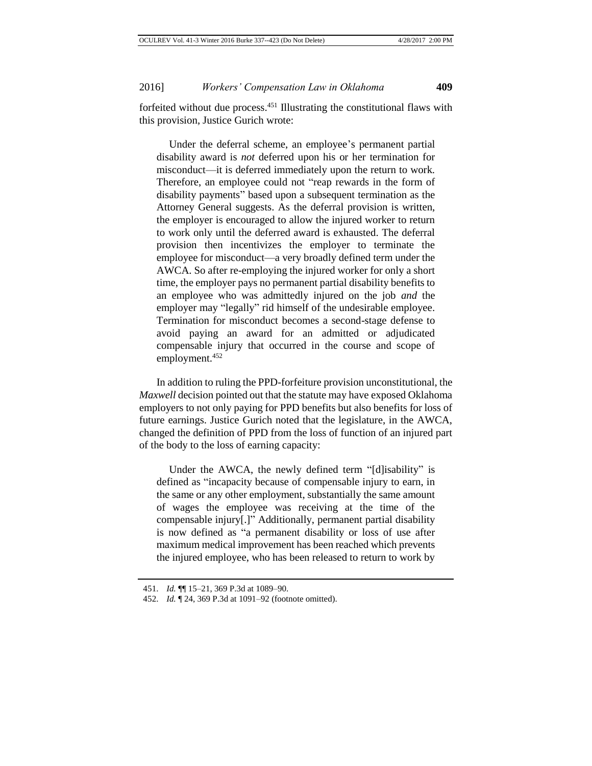forfeited without due process.[451] Illustrating the constitutional flaws with this provision, Justice Gurich wrote:

> Under the deferral scheme, an employee's permanent partial disability award is *not* deferred upon his or her termination for misconduct—it is deferred immediately upon the return to work. Therefore, an employee could not "reap rewards in the form of disability payments" based upon a subsequent termination as the Attorney General suggests. As the deferral provision is written, the employer is encouraged to allow the injured worker to return to work only until the deferred award is exhausted. The deferral provision then incentivizes the employer to terminate the employee for misconduct—a very broadly defined term under the AWCA. So after re-employing the injured worker for only a short time, the employer pays no permanent partial disability benefits to an employee who was admittedly injured on the job *and* the employer may "legally" rid himself of the undesirable employee. Termination for misconduct becomes a second-stage defense to avoid paying an award for an admitted or adjudicated compensable injury that occurred in the course and scope of employment.[452]

In addition to ruling the PPD-forfeiture provision unconstitutional, the *Maxwell* decision pointed out that the statute may have exposed Oklahoma employers to not only paying for PPD benefits but also benefits for loss of future earnings. Justice Gurich noted that the legislature, in the AWCA, changed the definition of PPD from the loss of function of an injured part of the body to the loss of earning capacity:

> Under the AWCA, the newly defined term "[d]isability" is defined as "incapacity because of compensable injury to earn, in the same or any other employment, substantially the same amount of wages the employee was receiving at the time of the compensable injury[.]" Additionally, permanent partial disability is now defined as "a permanent disability or loss of use after maximum medical improvement has been reached which prevents the injured employee, who has been released to return to work by

---

451. *Id.* ¶¶ 15–21, 369 P.3d at 1089–90.

452. *Id.* ¶ 24, 369 P.3d at 1091–92 (footnote omitted).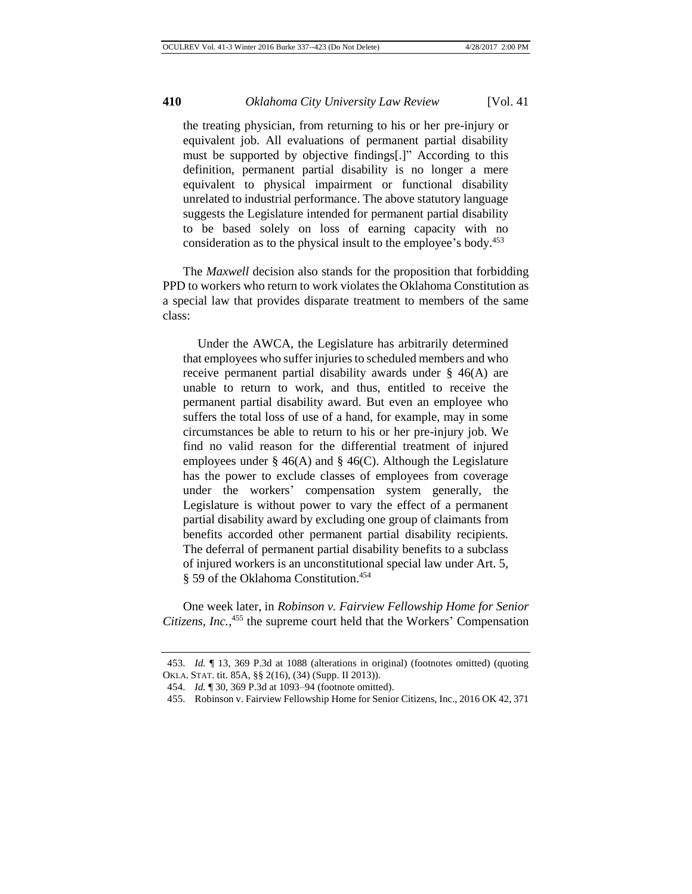the treating physician, from returning to his or her pre-injury or equivalent job. All evaluations of permanent partial disability must be supported by objective findings[.]" According to this definition, permanent partial disability is no longer a mere equivalent to physical impairment or functional disability unrelated to industrial performance. The above statutory language suggests the Legislature intended for permanent partial disability to be based solely on loss of earning capacity with no consideration as to the physical insult to the employee's body.[453]

The *Maxwell* decision also stands for the proposition that forbidding PPD to workers who return to work violates the Oklahoma Constitution as a special law that provides disparate treatment to members of the same class:

> Under the AWCA, the Legislature has arbitrarily determined that employees who suffer injuries to scheduled members and who receive permanent partial disability awards under § 46(A) are unable to return to work, and thus, entitled to receive the permanent partial disability award. But even an employee who suffers the total loss of use of a hand, for example, may in some circumstances be able to return to his or her pre-injury job. We find no valid reason for the differential treatment of injured employees under § 46(A) and § 46(C). Although the Legislature has the power to exclude classes of employees from coverage under the workers' compensation system generally, the Legislature is without power to vary the effect of a permanent partial disability award by excluding one group of claimants from benefits accorded other permanent partial disability recipients. The deferral of permanent partial disability benefits to a subclass of injured workers is an unconstitutional special law under Art. 5, § 59 of the Oklahoma Constitution.[454]

One week later, in *Robinson v. Fairview Fellowship Home for Senior Citizens, Inc.*,[455] the supreme court held that the Workers' Compensation

---

453. *Id.* ¶ 13, 369 P.3d at 1088 (alterations in original) (footnotes omitted) (quoting OKLA. STAT. tit. 85A, §§ 2(16), (34) (Supp. II 2013)).

454. *Id.* ¶ 30, 369 P.3d at 1093–94 (footnote omitted).

455. Robinson v. Fairview Fellowship Home for Senior Citizens, Inc., 2016 OK 42, 371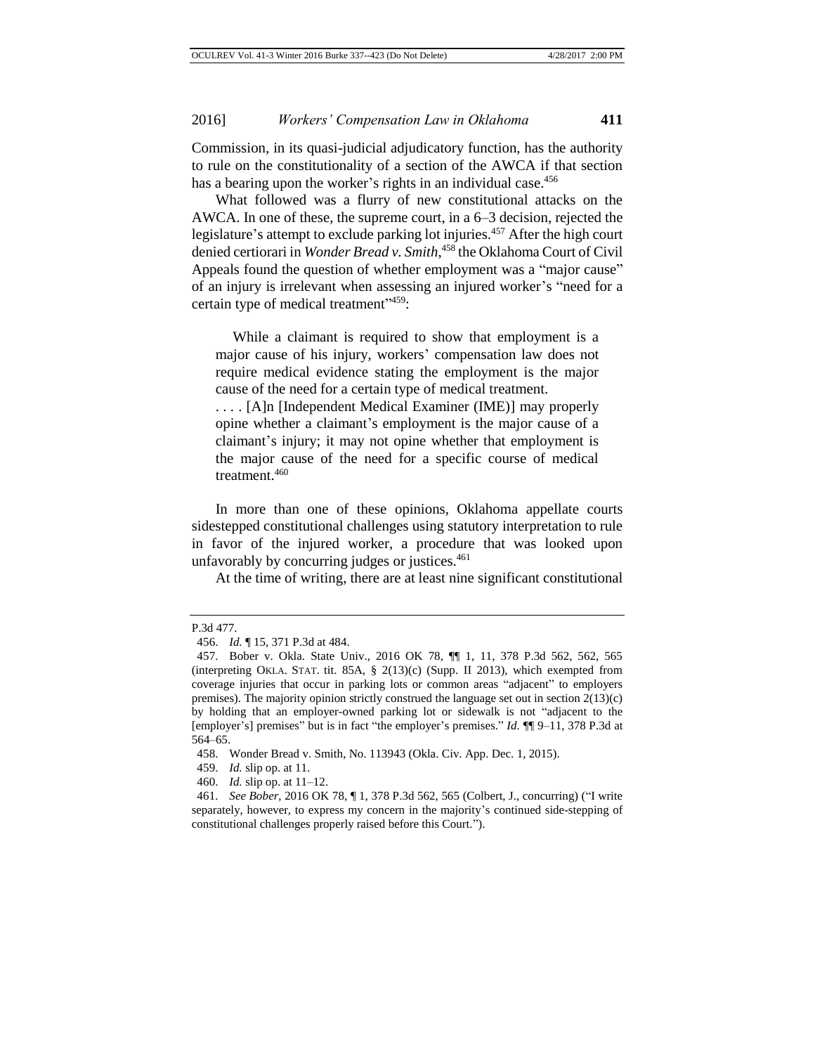Commission, in its quasi-judicial adjudicatory function, has the authority to rule on the constitutionality of a section of the AWCA if that section has a bearing upon the worker's rights in an individual case.[456]

What followed was a flurry of new constitutional attacks on the AWCA. In one of these, the supreme court, in a 6–3 decision, rejected the legislature's attempt to exclude parking lot injuries.[457] After the high court denied certiorari in *Wonder Bread v. Smith*,[458] the Oklahoma Court of Civil Appeals found the question of whether employment was a "major cause" of an injury is irrelevant when assessing an injured worker's "need for a certain type of medical treatment"[459]:

> While a claimant is required to show that employment is a major cause of his injury, workers' compensation law does not require medical evidence stating the employment is the major cause of the need for a certain type of medical treatment.
>
> . . . . [A]n [Independent Medical Examiner (IME)] may properly opine whether a claimant's employment is the major cause of a claimant's injury; it may not opine whether that employment is the major cause of the need for a specific course of medical treatment.[460]

In more than one of these opinions, Oklahoma appellate courts sidestepped constitutional challenges using statutory interpretation to rule in favor of the injured worker, a procedure that was looked upon unfavorably by concurring judges or justices.[461]

At the time of writing, there are at least nine significant constitutional

---

P.3d 477.

456. *Id.* ¶ 15, 371 P.3d at 484.

457. Bober v. Okla. State Univ., 2016 OK 78, ¶¶ 1, 11, 378 P.3d 562, 562, 565 (interpreting OKLA. STAT. tit. 85A, § 2(13)(c) (Supp. II 2013), which exempted from coverage injuries that occur in parking lots or common areas "adjacent" to employers premises). The majority opinion strictly construed the language set out in section 2(13)(c) by holding that an employer-owned parking lot or sidewalk is not "adjacent to the [employer's] premises" but is in fact "the employer's premises." *Id.* ¶¶ 9–11, 378 P.3d at 564–65.

458. Wonder Bread v. Smith, No. 113943 (Okla. Civ. App. Dec. 1, 2015).

459. *Id.* slip op. at 11.

460. *Id.* slip op. at 11–12.

461. *See Bober*, 2016 OK 78, ¶ 1, 378 P.3d 562, 565 (Colbert, J., concurring) ("I write separately, however, to express my concern in the majority's continued side-stepping of constitutional challenges properly raised before this Court.").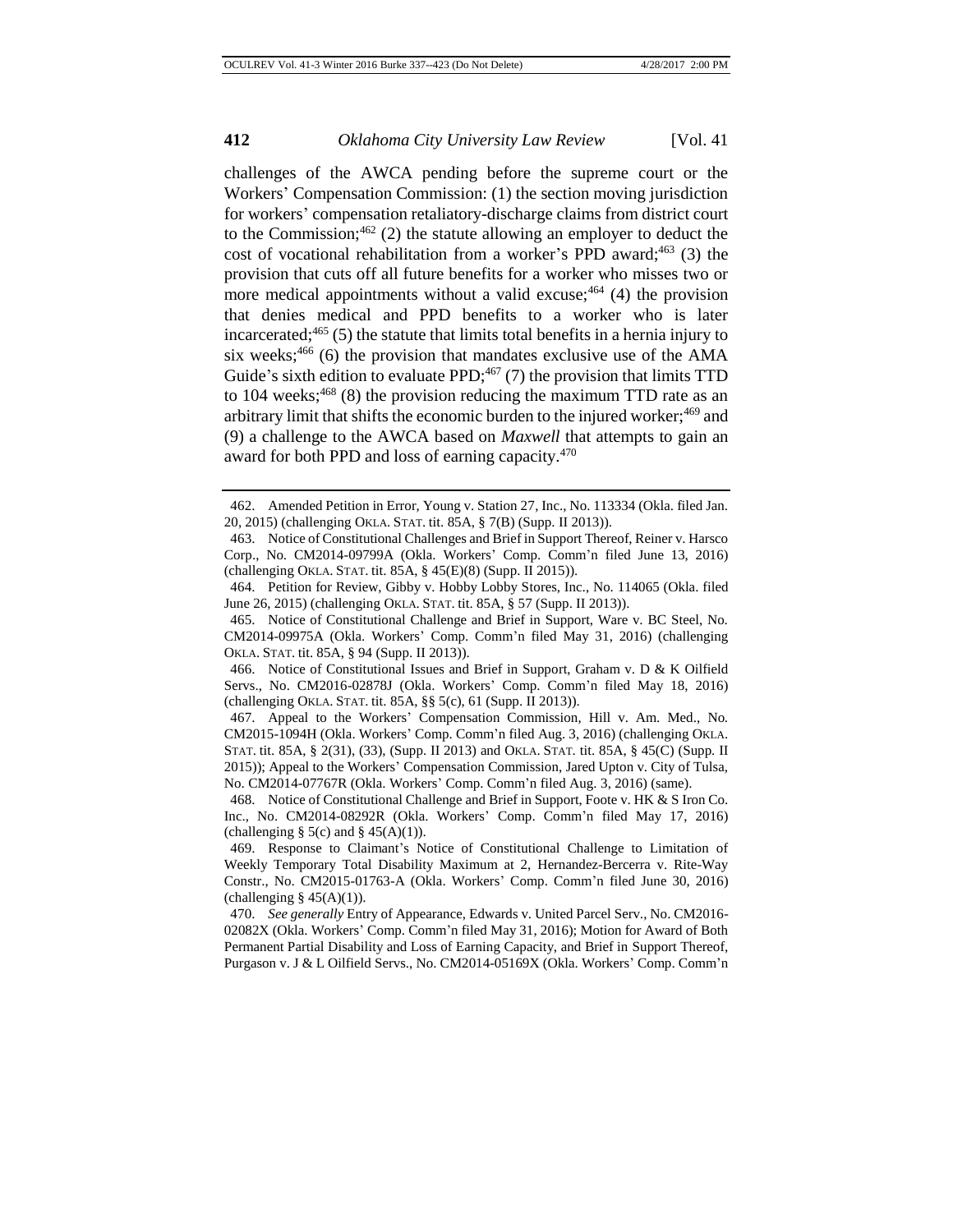challenges of the AWCA pending before the supreme court or the Workers' Compensation Commission: (1) the section moving jurisdiction for workers' compensation retaliatory-discharge claims from district court to the Commission;[462] (2) the statute allowing an employer to deduct the cost of vocational rehabilitation from a worker's PPD award;[463] (3) the provision that cuts off all future benefits for a worker who misses two or more medical appointments without a valid excuse;[464] (4) the provision that denies medical and PPD benefits to a worker who is later incarcerated;[465] (5) the statute that limits total benefits in a hernia injury to six weeks;[466] (6) the provision that mandates exclusive use of the AMA Guide's sixth edition to evaluate PPD;[467] (7) the provision that limits TTD to 104 weeks;[468] (8) the provision reducing the maximum TTD rate as an arbitrary limit that shifts the economic burden to the injured worker;[469] and (9) a challenge to the AWCA based on *Maxwell* that attempts to gain an award for both PPD and loss of earning capacity.[470]

---

462. Amended Petition in Error, Young v. Station 27, Inc., No. 113334 (Okla. filed Jan. 20, 2015) (challenging OKLA. STAT. tit. 85A, § 7(B) (Supp. II 2013)).

463. Notice of Constitutional Challenges and Brief in Support Thereof, Reiner v. Harsco Corp., No. CM2014-09799A (Okla. Workers' Comp. Comm'n filed June 13, 2016) (challenging OKLA. STAT. tit. 85A, § 45(E)(8) (Supp. II 2015)).

464. Petition for Review, Gibby v. Hobby Lobby Stores, Inc., No. 114065 (Okla. filed June 26, 2015) (challenging OKLA. STAT. tit. 85A, § 57 (Supp. II 2013)).

465. Notice of Constitutional Challenge and Brief in Support, Ware v. BC Steel, No. CM2014-09975A (Okla. Workers' Comp. Comm'n filed May 31, 2016) (challenging OKLA. STAT. tit. 85A, § 94 (Supp. II 2013)).

466. Notice of Constitutional Issues and Brief in Support, Graham v. D & K Oilfield Servs., No. CM2016-02878J (Okla. Workers' Comp. Comm'n filed May 18, 2016) (challenging OKLA. STAT. tit. 85A, §§ 5(c), 61 (Supp. II 2013)).

467. Appeal to the Workers' Compensation Commission, Hill v. Am. Med., No. CM2015-1094H (Okla. Workers' Comp. Comm'n filed Aug. 3, 2016) (challenging OKLA. STAT. tit. 85A, § 2(31), (33), (Supp. II 2013) and OKLA. STAT. tit. 85A, § 45(C) (Supp. II 2015)); Appeal to the Workers' Compensation Commission, Jared Upton v. City of Tulsa, No. CM2014-07767R (Okla. Workers' Comp. Comm'n filed Aug. 3, 2016) (same).

468. Notice of Constitutional Challenge and Brief in Support, Foote v. HK & S Iron Co. Inc., No. CM2014-08292R (Okla. Workers' Comp. Comm'n filed May 17, 2016) (challenging § 5(c) and § 45(A)(1)).

469. Response to Claimant's Notice of Constitutional Challenge to Limitation of Weekly Temporary Total Disability Maximum at 2, Hernandez-Bercerra v. Rite-Way Constr., No. CM2015-01763-A (Okla. Workers' Comp. Comm'n filed June 30, 2016) (challenging § 45(A)(1)).

470. *See generally* Entry of Appearance, Edwards v. United Parcel Serv., No. CM2016-02082X (Okla. Workers' Comp. Comm'n filed May 31, 2016); Motion for Award of Both Permanent Partial Disability and Loss of Earning Capacity, and Brief in Support Thereof, Purgason v. J & L Oilfield Servs., No. CM2014-05169X (Okla. Workers' Comp. Comm'n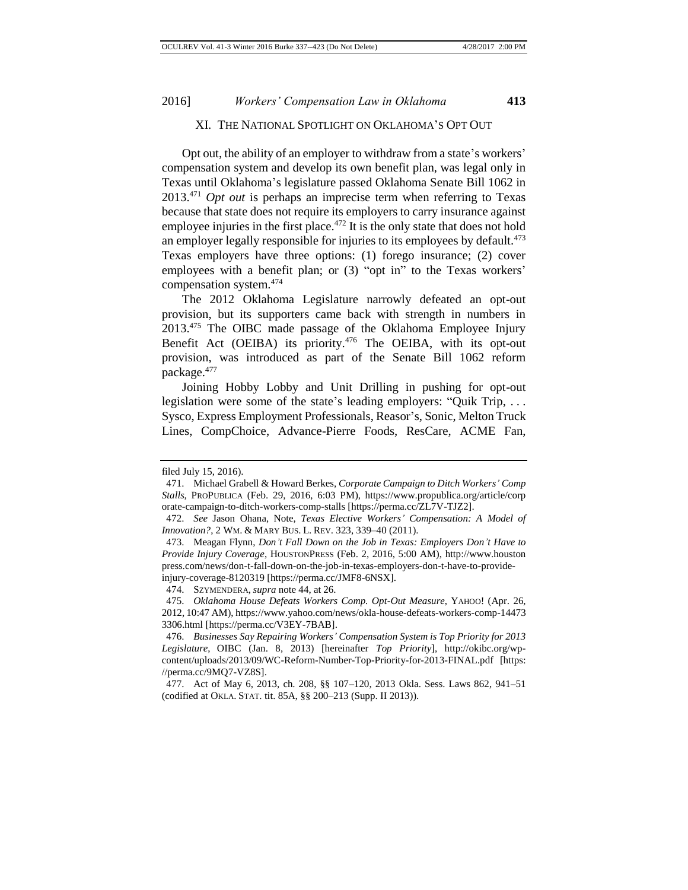## XI. THE NATIONAL SPOTLIGHT ON OKLAHOMA'S OPT OUT

Opt out, the ability of an employer to withdraw from a state's workers' compensation system and develop its own benefit plan, was legal only in Texas until Oklahoma's legislature passed Oklahoma Senate Bill 1062 in 2013.[471] *Opt out* is perhaps an imprecise term when referring to Texas because that state does not require its employers to carry insurance against employee injuries in the first place.[472] It is the only state that does not hold an employer legally responsible for injuries to its employees by default.[473] Texas employers have three options: (1) forego insurance; (2) cover employees with a benefit plan; or (3) "opt in" to the Texas workers' compensation system.[474]

The 2012 Oklahoma Legislature narrowly defeated an opt-out provision, but its supporters came back with strength in numbers in 2013.[475] The OIBC made passage of the Oklahoma Employee Injury Benefit Act (OEIBA) its priority.[476] The OEIBA, with its opt-out provision, was introduced as part of the Senate Bill 1062 reform package.[477]

Joining Hobby Lobby and Unit Drilling in pushing for opt-out legislation were some of the state's leading employers: "Quik Trip, . . . Sysco, Express Employment Professionals, Reasor's, Sonic, Melton Truck Lines, CompChoice, Advance-Pierre Foods, ResCare, ACME Fan,

---

filed July 15, 2016).

471. Michael Grabell & Howard Berkes, *Corporate Campaign to Ditch Workers' Comp Stalls*, PROPUBLICA (Feb. 29, 2016, 6:03 PM), https://www.propublica.org/article/corporate-campaign-to-ditch-workers-comp-stalls [https://perma.cc/ZL7V-TJZ2].

472. *See* Jason Ohana, Note, *Texas Elective Workers' Compensation: A Model of Innovation?*, 2 WM. & MARY BUS. L. REV. 323, 339–40 (2011).

473. Meagan Flynn, *Don't Fall Down on the Job in Texas: Employers Don't Have to Provide Injury Coverage*, HOUSTONPRESS (Feb. 2, 2016, 5:00 AM), http://www.houstonpress.com/news/don-t-fall-down-on-the-job-in-texas-employers-don-t-have-to-provide-injury-coverage-8120319 [https://perma.cc/JMF8-6NSX].

474. SZYMENDERA, *supra* note 44, at 26.

475. *Oklahoma House Defeats Workers Comp. Opt-Out Measure*, YAHOO! (Apr. 26, 2012, 10:47 AM), https://www.yahoo.com/news/okla-house-defeats-workers-comp-144733306.html [https://perma.cc/V3EY-7BAB].

476. *Businesses Say Repairing Workers' Compensation System is Top Priority for 2013 Legislature*, OIBC (Jan. 8, 2013) [hereinafter *Top Priority*], http://okibc.org/wp-content/uploads/2013/09/WC-Reform-Number-Top-Priority-for-2013-FINAL.pdf [https://perma.cc/9MQ7-VZ8S].

477. Act of May 6, 2013, ch. 208, §§ 107–120, 2013 Okla. Sess. Laws 862, 941–51 (codified at OKLA. STAT. tit. 85A, §§ 200–213 (Supp. II 2013)).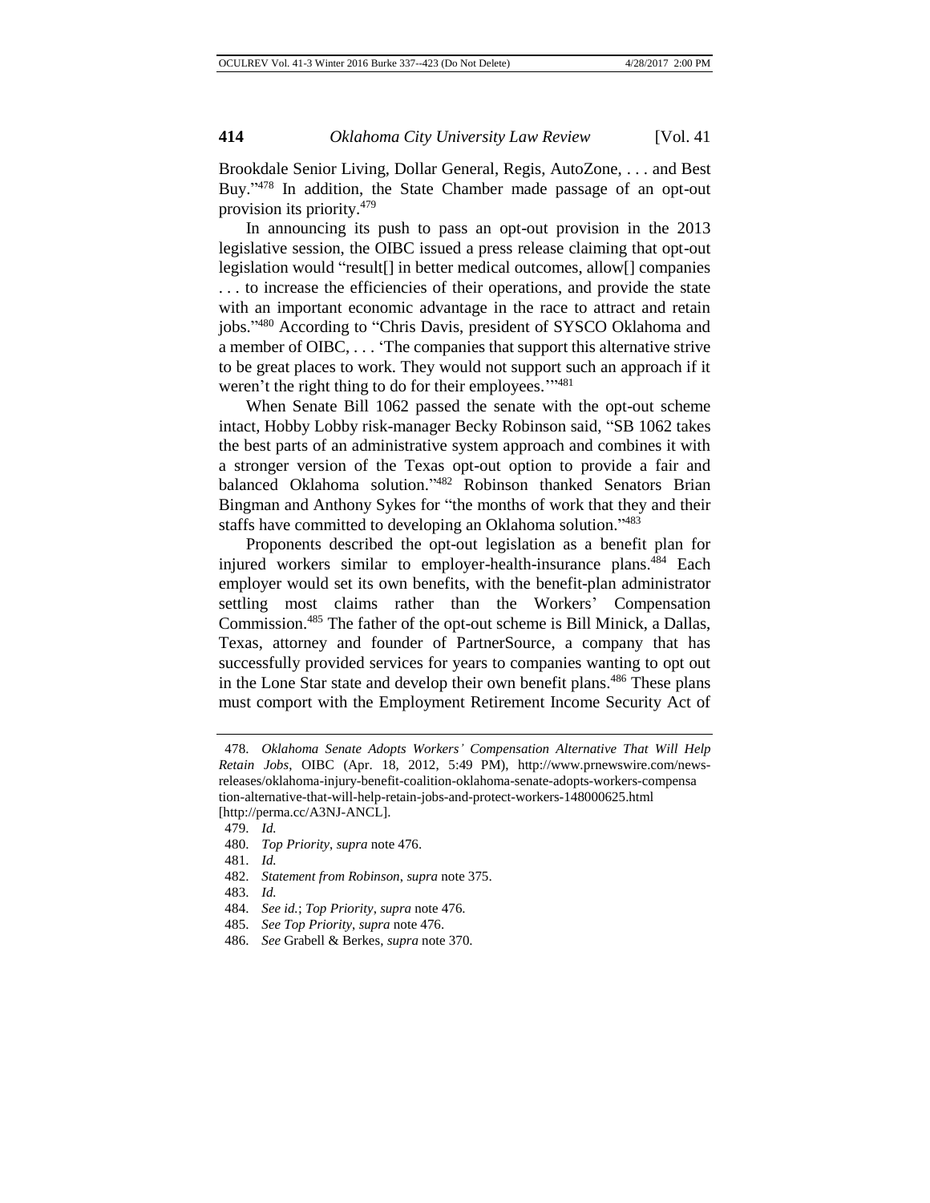Brookdale Senior Living, Dollar General, Regis, AutoZone, . . . and Best Buy."[478] In addition, the State Chamber made passage of an opt-out provision its priority.[479]

In announcing its push to pass an opt-out provision in the 2013 legislative session, the OIBC issued a press release claiming that opt-out legislation would "result[] in better medical outcomes, allow[] companies . . . to increase the efficiencies of their operations, and provide the state with an important economic advantage in the race to attract and retain jobs."[480] According to "Chris Davis, president of SYSCO Oklahoma and a member of OIBC, . . . 'The companies that support this alternative strive to be great places to work. They would not support such an approach if it weren't the right thing to do for their employees.'"[481]

When Senate Bill 1062 passed the senate with the opt-out scheme intact, Hobby Lobby risk-manager Becky Robinson said, "SB 1062 takes the best parts of an administrative system approach and combines it with a stronger version of the Texas opt-out option to provide a fair and balanced Oklahoma solution."[482] Robinson thanked Senators Brian Bingman and Anthony Sykes for "the months of work that they and their staffs have committed to developing an Oklahoma solution."[483]

Proponents described the opt-out legislation as a benefit plan for injured workers similar to employer-health-insurance plans.[484] Each employer would set its own benefits, with the benefit-plan administrator settling most claims rather than the Workers' Compensation Commission.[485] The father of the opt-out scheme is Bill Minick, a Dallas, Texas, attorney and founder of PartnerSource, a company that has successfully provided services for years to companies wanting to opt out in the Lone Star state and develop their own benefit plans.[486] These plans must comport with the Employment Retirement Income Security Act of

---

478. *Oklahoma Senate Adopts Workers' Compensation Alternative That Will Help Retain Jobs*, OIBC (Apr. 18, 2012, 5:49 PM), http://www.prnewswire.com/news-releases/oklahoma-injury-benefit-coalition-oklahoma-senate-adopts-workers-compensation-alternative-that-will-help-retain-jobs-and-protect-workers-148000625.html [http://perma.cc/A3NJ-ANCL].

479. *Id.*

480. *Top Priority*, *supra* note 476.

481. *Id.*

482. *Statement from Robinson*, *supra* note 375.

483. *Id.*

484. *See id.*; *Top Priority*, *supra* note 476.

485. *See Top Priority*, *supra* note 476.

486. *See* Grabell & Berkes, *supra* note 370.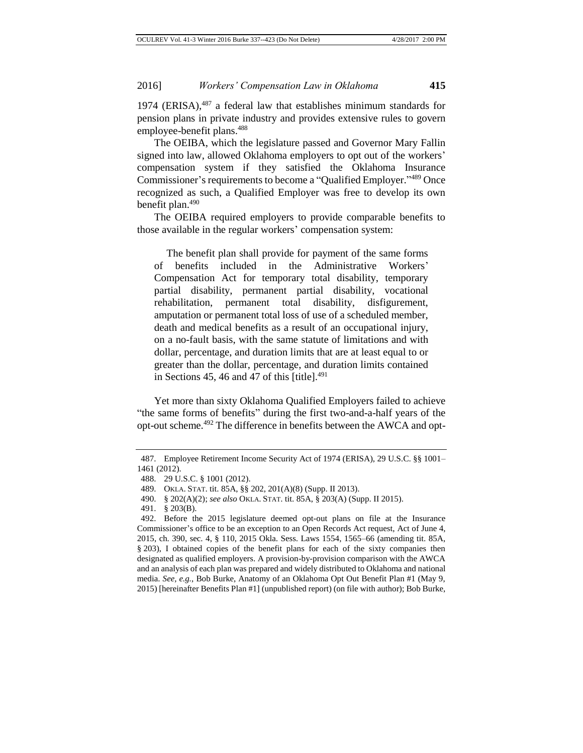1974 (ERISA),[487] a federal law that establishes minimum standards for pension plans in private industry and provides extensive rules to govern employee-benefit plans.[488]

The OEIBA, which the legislature passed and Governor Mary Fallin signed into law, allowed Oklahoma employers to opt out of the workers' compensation system if they satisfied the Oklahoma Insurance Commissioner's requirements to become a "Qualified Employer."[489] Once recognized as such, a Qualified Employer was free to develop its own benefit plan.[490]

The OEIBA required employers to provide comparable benefits to those available in the regular workers' compensation system:

> The benefit plan shall provide for payment of the same forms of benefits included in the Administrative Workers' Compensation Act for temporary total disability, temporary partial disability, permanent partial disability, vocational rehabilitation, permanent total disability, disfigurement, amputation or permanent total loss of use of a scheduled member, death and medical benefits as a result of an occupational injury, on a no-fault basis, with the same statute of limitations and with dollar, percentage, and duration limits that are at least equal to or greater than the dollar, percentage, and duration limits contained in Sections 45, 46 and 47 of this [title].[491]

Yet more than sixty Oklahoma Qualified Employers failed to achieve "the same forms of benefits" during the first two-and-a-half years of the opt-out scheme.[492] The difference in benefits between the AWCA and opt-

---

487. Employee Retirement Income Security Act of 1974 (ERISA), 29 U.S.C. §§ 1001–1461 (2012).

488. 29 U.S.C. § 1001 (2012).

489. OKLA. STAT. tit. 85A, §§ 202, 201(A)(8) (Supp. II 2013).

490. § 202(A)(2); *see also* OKLA. STAT. tit. 85A, § 203(A) (Supp. II 2015).

491. § 203(B).

492. Before the 2015 legislature deemed opt-out plans on file at the Insurance Commissioner's office to be an exception to an Open Records Act request, Act of June 4, 2015, ch. 390, sec. 4, § 110, 2015 Okla. Sess. Laws 1554, 1565–66 (amending tit. 85A, § 203), I obtained copies of the benefit plans for each of the sixty companies then designated as qualified employers. A provision-by-provision comparison with the AWCA and an analysis of each plan was prepared and widely distributed to Oklahoma and national media. *See, e.g.*, Bob Burke, Anatomy of an Oklahoma Opt Out Benefit Plan #1 (May 9, 2015) [hereinafter Benefits Plan #1] (unpublished report) (on file with author); Bob Burke,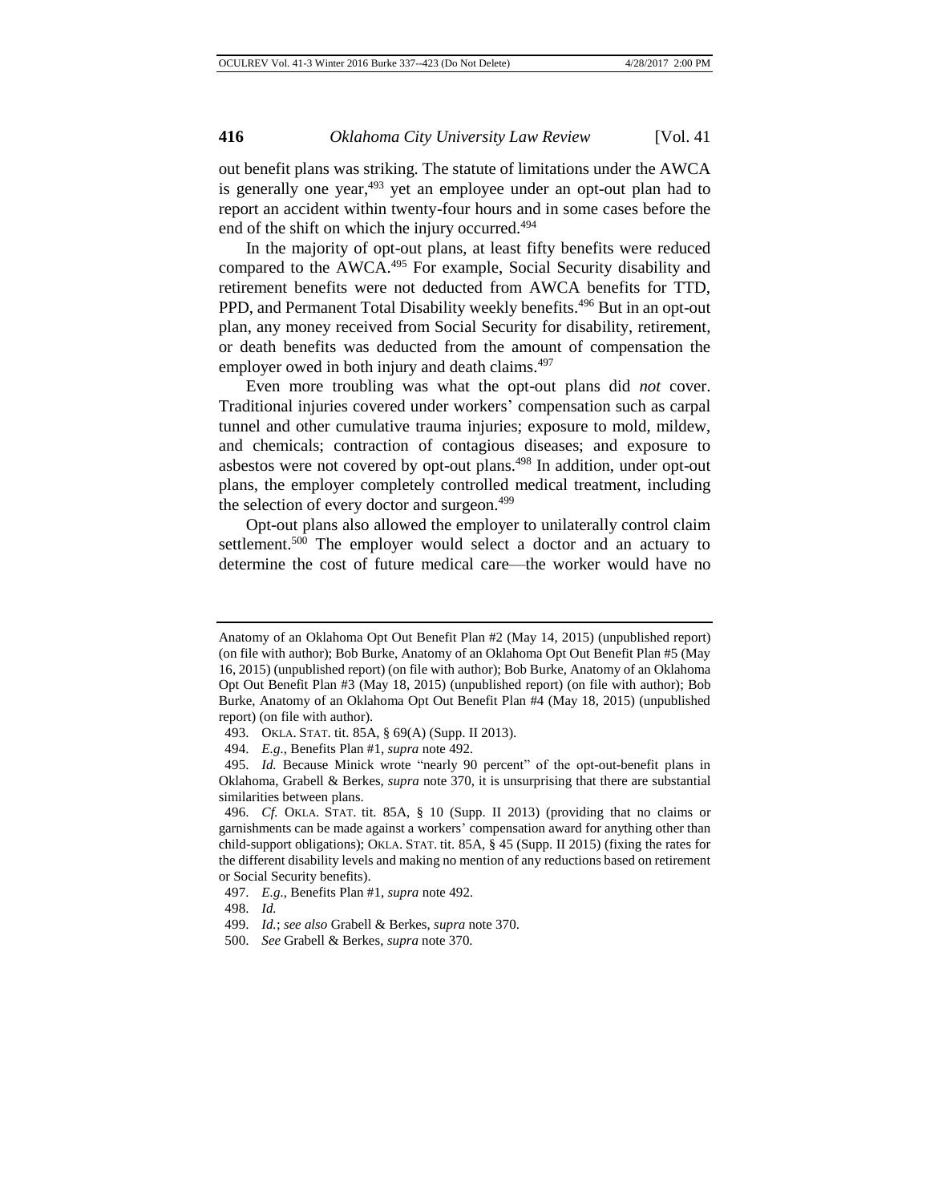out benefit plans was striking. The statute of limitations under the AWCA is generally one year,[493] yet an employee under an opt-out plan had to report an accident within twenty-four hours and in some cases before the end of the shift on which the injury occurred.[494]

In the majority of opt-out plans, at least fifty benefits were reduced compared to the AWCA.[495] For example, Social Security disability and retirement benefits were not deducted from AWCA benefits for TTD, PPD, and Permanent Total Disability weekly benefits.[496] But in an opt-out plan, any money received from Social Security for disability, retirement, or death benefits was deducted from the amount of compensation the employer owed in both injury and death claims.[497]

Even more troubling was what the opt-out plans did *not* cover. Traditional injuries covered under workers' compensation such as carpal tunnel and other cumulative trauma injuries; exposure to mold, mildew, and chemicals; contraction of contagious diseases; and exposure to asbestos were not covered by opt-out plans.[498] In addition, under opt-out plans, the employer completely controlled medical treatment, including the selection of every doctor and surgeon.[499]

Opt-out plans also allowed the employer to unilaterally control claim settlement.[500] The employer would select a doctor and an actuary to determine the cost of future medical care—the worker would have no

---

Anatomy of an Oklahoma Opt Out Benefit Plan #2 (May 14, 2015) (unpublished report) (on file with author); Bob Burke, Anatomy of an Oklahoma Opt Out Benefit Plan #5 (May 16, 2015) (unpublished report) (on file with author); Bob Burke, Anatomy of an Oklahoma Opt Out Benefit Plan #3 (May 18, 2015) (unpublished report) (on file with author); Bob Burke, Anatomy of an Oklahoma Opt Out Benefit Plan #4 (May 18, 2015) (unpublished report) (on file with author).

493. OKLA. STAT. tit. 85A, § 69(A) (Supp. II 2013).

494. *E.g.*, Benefits Plan #1, *supra* note 492.

495. *Id.* Because Minick wrote "nearly 90 percent" of the opt-out-benefit plans in Oklahoma, Grabell & Berkes, *supra* note 370, it is unsurprising that there are substantial similarities between plans.

496. *Cf.* OKLA. STAT. tit. 85A, § 10 (Supp. II 2013) (providing that no claims or garnishments can be made against a workers' compensation award for anything other than child-support obligations); OKLA. STAT. tit. 85A, § 45 (Supp. II 2015) (fixing the rates for the different disability levels and making no mention of any reductions based on retirement or Social Security benefits).

497. *E.g.*, Benefits Plan #1, *supra* note 492.

498. *Id.*

499. *Id.*; *see also* Grabell & Berkes, *supra* note 370.

500. *See* Grabell & Berkes, *supra* note 370.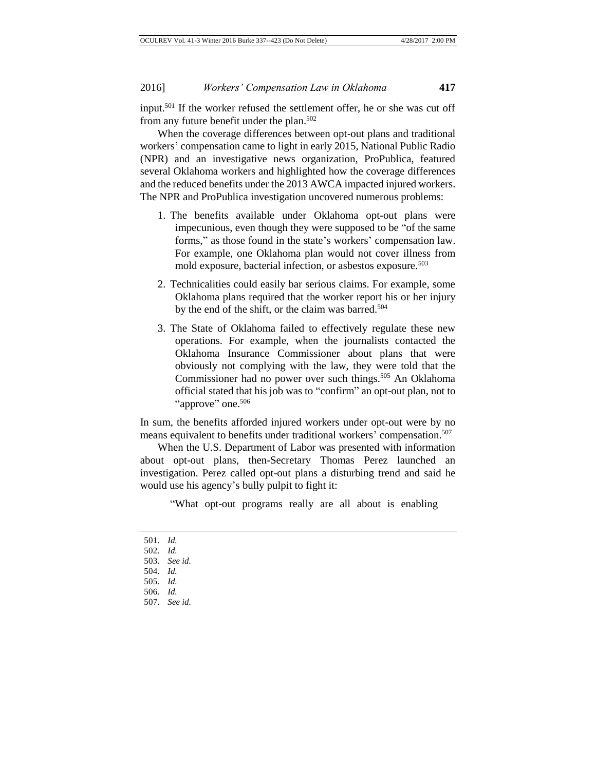input.[501] If the worker refused the settlement offer, he or she was cut off from any future benefit under the plan.[502]

When the coverage differences between opt-out plans and traditional workers' compensation came to light in early 2015, National Public Radio (NPR) and an investigative news organization, ProPublica, featured several Oklahoma workers and highlighted how the coverage differences and the reduced benefits under the 2013 AWCA impacted injured workers. The NPR and ProPublica investigation uncovered numerous problems:

1. The benefits available under Oklahoma opt-out plans were impecunious, even though they were supposed to be "of the same forms," as those found in the state's workers' compensation law. For example, one Oklahoma plan would not cover illness from mold exposure, bacterial infection, or asbestos exposure.[503]
2. Technicalities could easily bar serious claims. For example, some Oklahoma plans required that the worker report his or her injury by the end of the shift, or the claim was barred.[504]
3. The State of Oklahoma failed to effectively regulate these new operations. For example, when the journalists contacted the Oklahoma Insurance Commissioner about plans that were obviously not complying with the law, they were told that the Commissioner had no power over such things.[505] An Oklahoma official stated that his job was to "confirm" an opt-out plan, not to "approve" one.[506]

In sum, the benefits afforded injured workers under opt-out were by no means equivalent to benefits under traditional workers' compensation.[507]

When the U.S. Department of Labor was presented with information about opt-out plans, then-Secretary Thomas Perez launched an investigation. Perez called opt-out plans a disturbing trend and said he would use his agency's bully pulpit to fight it:

> "What opt-out programs really are all about is enabling

---

501. *Id.*
502. *Id.*
503. *See id.*
504. *Id.*
505. *Id.*
506. *Id.*
507. *See id.*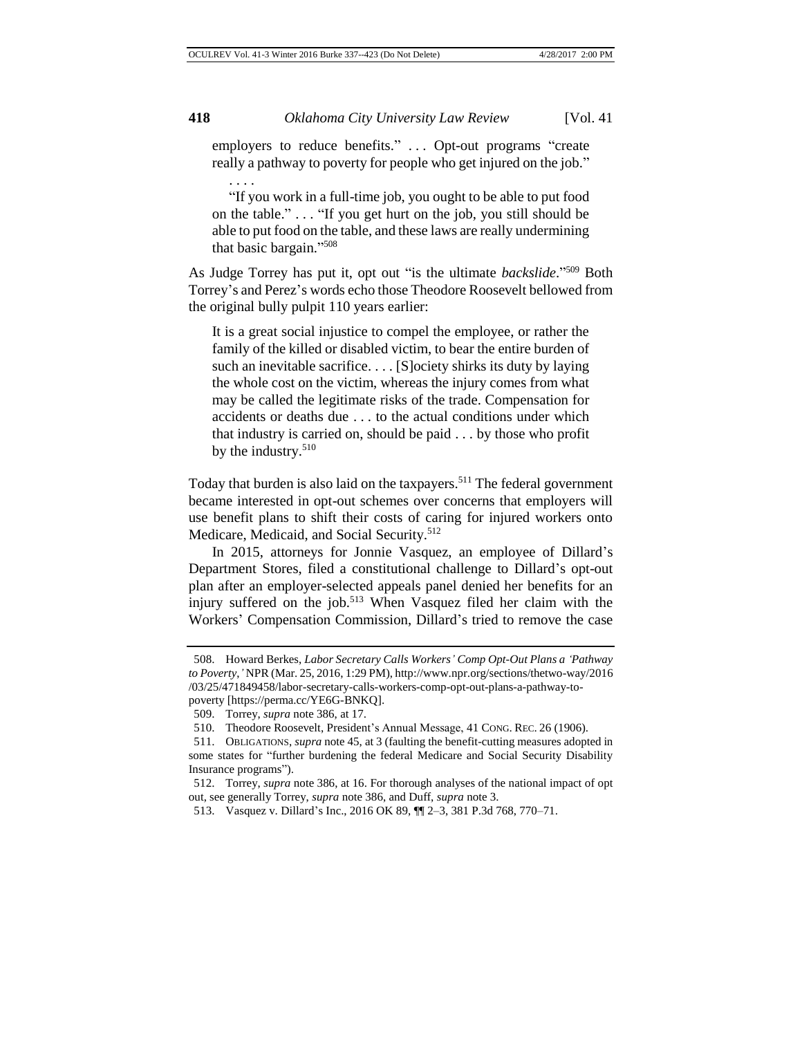> employers to reduce benefits." . . . Opt-out programs "create really a pathway to poverty for people who get injured on the job."
>
> . . . .
>
> "If you work in a full-time job, you ought to be able to put food on the table." . . . "If you get hurt on the job, you still should be able to put food on the table, and these laws are really undermining that basic bargain."[508]

As Judge Torrey has put it, opt out "is the ultimate *backslide*."[509] Both Torrey's and Perez's words echo those Theodore Roosevelt bellowed from the original bully pulpit 110 years earlier:

> It is a great social injustice to compel the employee, or rather the family of the killed or disabled victim, to bear the entire burden of such an inevitable sacrifice. . . . [S]ociety shirks its duty by laying the whole cost on the victim, whereas the injury comes from what may be called the legitimate risks of the trade. Compensation for accidents or deaths due . . . to the actual conditions under which that industry is carried on, should be paid . . . by those who profit by the industry.[510]

Today that burden is also laid on the taxpayers.[511] The federal government became interested in opt-out schemes over concerns that employers will use benefit plans to shift their costs of caring for injured workers onto Medicare, Medicaid, and Social Security.[512]

In 2015, attorneys for Jonnie Vasquez, an employee of Dillard's Department Stores, filed a constitutional challenge to Dillard's opt-out plan after an employer-selected appeals panel denied her benefits for an injury suffered on the job.[513] When Vasquez filed her claim with the Workers' Compensation Commission, Dillard's tried to remove the case

---

508. Howard Berkes, *Labor Secretary Calls Workers' Comp Opt-Out Plans a 'Pathway to Poverty*,*'* NPR (Mar. 25, 2016, 1:29 PM), http://www.npr.org/sections/thetwo-way/2016/03/25/471849458/labor-secretary-calls-workers-comp-opt-out-plans-a-pathway-to-poverty [https://perma.cc/YE6G-BNKQ].

509. Torrey, *supra* note 386, at 17.

510. Theodore Roosevelt, President's Annual Message, 41 CONG. REC. 26 (1906).

511. OBLIGATIONS, *supra* note 45, at 3 (faulting the benefit-cutting measures adopted in some states for "further burdening the federal Medicare and Social Security Disability Insurance programs").

512. Torrey, *supra* note 386, at 16. For thorough analyses of the national impact of opt out, see generally Torrey, *supra* note 386, and Duff, *supra* note 3.

513. Vasquez v. Dillard's Inc., 2016 OK 89, ¶¶ 2–3, 381 P.3d 768, 770–71.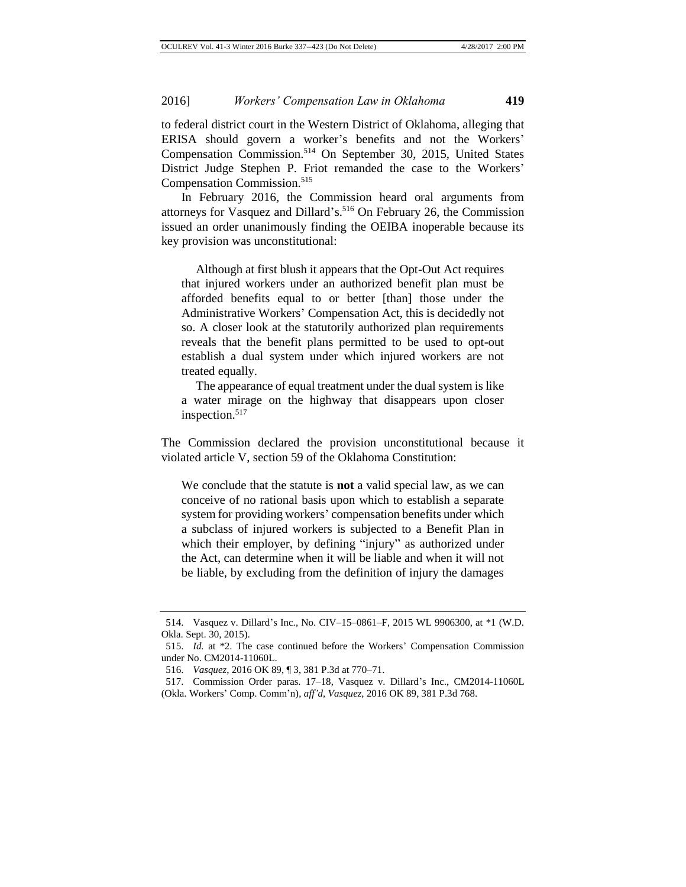to federal district court in the Western District of Oklahoma, alleging that ERISA should govern a worker's benefits and not the Workers' Compensation Commission.[514] On September 30, 2015, United States District Judge Stephen P. Friot remanded the case to the Workers' Compensation Commission.[515]

In February 2016, the Commission heard oral arguments from attorneys for Vasquez and Dillard's.[516] On February 26, the Commission issued an order unanimously finding the OEIBA inoperable because its key provision was unconstitutional:

> Although at first blush it appears that the Opt-Out Act requires that injured workers under an authorized benefit plan must be afforded benefits equal to or better [than] those under the Administrative Workers' Compensation Act, this is decidedly not so. A closer look at the statutorily authorized plan requirements reveals that the benefit plans permitted to be used to opt-out establish a dual system under which injured workers are not treated equally.
>
> The appearance of equal treatment under the dual system is like a water mirage on the highway that disappears upon closer inspection.[517]

The Commission declared the provision unconstitutional because it violated article V, section 59 of the Oklahoma Constitution:

> We conclude that the statute is **not** a valid special law, as we can conceive of no rational basis upon which to establish a separate system for providing workers' compensation benefits under which a subclass of injured workers is subjected to a Benefit Plan in which their employer, by defining "injury" as authorized under the Act, can determine when it will be liable and when it will not be liable, by excluding from the definition of injury the damages

514. Vasquez v. Dillard's Inc., No. CIV–15–0861–F, 2015 WL 9906300, at *1 (W.D. Okla. Sept. 30, 2015).

515. *Id.* at *2. The case continued before the Workers' Compensation Commission under No. CM2014-11060L.

516. *Vasquez*, 2016 OK 89, ¶ 3, 381 P.3d at 770–71.

517. Commission Order paras. 17–18, Vasquez v. Dillard's Inc., CM2014-11060L (Okla. Workers' Comp. Comm'n), *aff'd*, *Vasquez*, 2016 OK 89, 381 P.3d 768.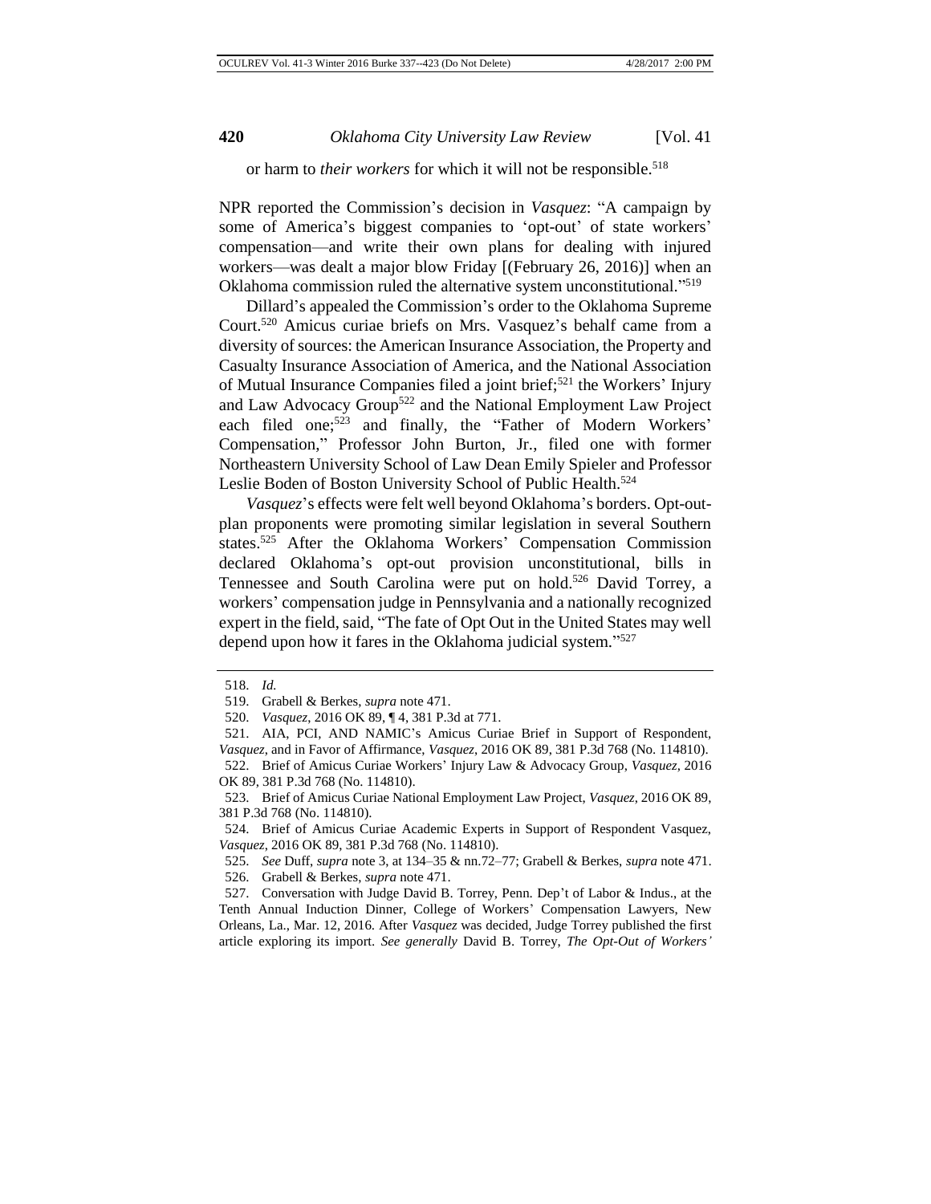or harm to *their workers* for which it will not be responsible.[518]

NPR reported the Commission's decision in *Vasquez*: "A campaign by some of America's biggest companies to 'opt-out' of state workers' compensation—and write their own plans for dealing with injured workers—was dealt a major blow Friday [(February 26, 2016)] when an Oklahoma commission ruled the alternative system unconstitutional."[519]

Dillard's appealed the Commission's order to the Oklahoma Supreme Court.[520] Amicus curiae briefs on Mrs. Vasquez's behalf came from a diversity of sources: the American Insurance Association, the Property and Casualty Insurance Association of America, and the National Association of Mutual Insurance Companies filed a joint brief;[521] the Workers' Injury and Law Advocacy Group[522] and the National Employment Law Project each filed one;[523] and finally, the "Father of Modern Workers' Compensation," Professor John Burton, Jr., filed one with former Northeastern University School of Law Dean Emily Spieler and Professor Leslie Boden of Boston University School of Public Health.[524]

*Vasquez*'s effects were felt well beyond Oklahoma's borders. Opt-out-plan proponents were promoting similar legislation in several Southern states.[525] After the Oklahoma Workers' Compensation Commission declared Oklahoma's opt-out provision unconstitutional, bills in Tennessee and South Carolina were put on hold.[526] David Torrey, a workers' compensation judge in Pennsylvania and a nationally recognized expert in the field, said, "The fate of Opt Out in the United States may well depend upon how it fares in the Oklahoma judicial system."[527]

---

518. *Id.*

519. Grabell & Berkes, *supra* note 471.

520. *Vasquez*, 2016 OK 89, ¶ 4, 381 P.3d at 771.

521. AIA, PCI, AND NAMIC's Amicus Curiae Brief in Support of Respondent, *Vasquez*, and in Favor of Affirmance, *Vasquez*, 2016 OK 89, 381 P.3d 768 (No. 114810).

522. Brief of Amicus Curiae Workers' Injury Law & Advocacy Group, *Vasquez*, 2016 OK 89, 381 P.3d 768 (No. 114810).

523. Brief of Amicus Curiae National Employment Law Project, *Vasquez*, 2016 OK 89, 381 P.3d 768 (No. 114810).

524. Brief of Amicus Curiae Academic Experts in Support of Respondent Vasquez, *Vasquez*, 2016 OK 89, 381 P.3d 768 (No. 114810).

525. *See* Duff, *supra* note 3, at 134–35 & nn.72–77; Grabell & Berkes, *supra* note 471.

526. Grabell & Berkes, *supra* note 471.

527. Conversation with Judge David B. Torrey, Penn. Dep't of Labor & Indus., at the Tenth Annual Induction Dinner, College of Workers' Compensation Lawyers, New Orleans, La., Mar. 12, 2016. After *Vasquez* was decided, Judge Torrey published the first article exploring its import. *See generally* David B. Torrey, *The Opt-Out of Workers'*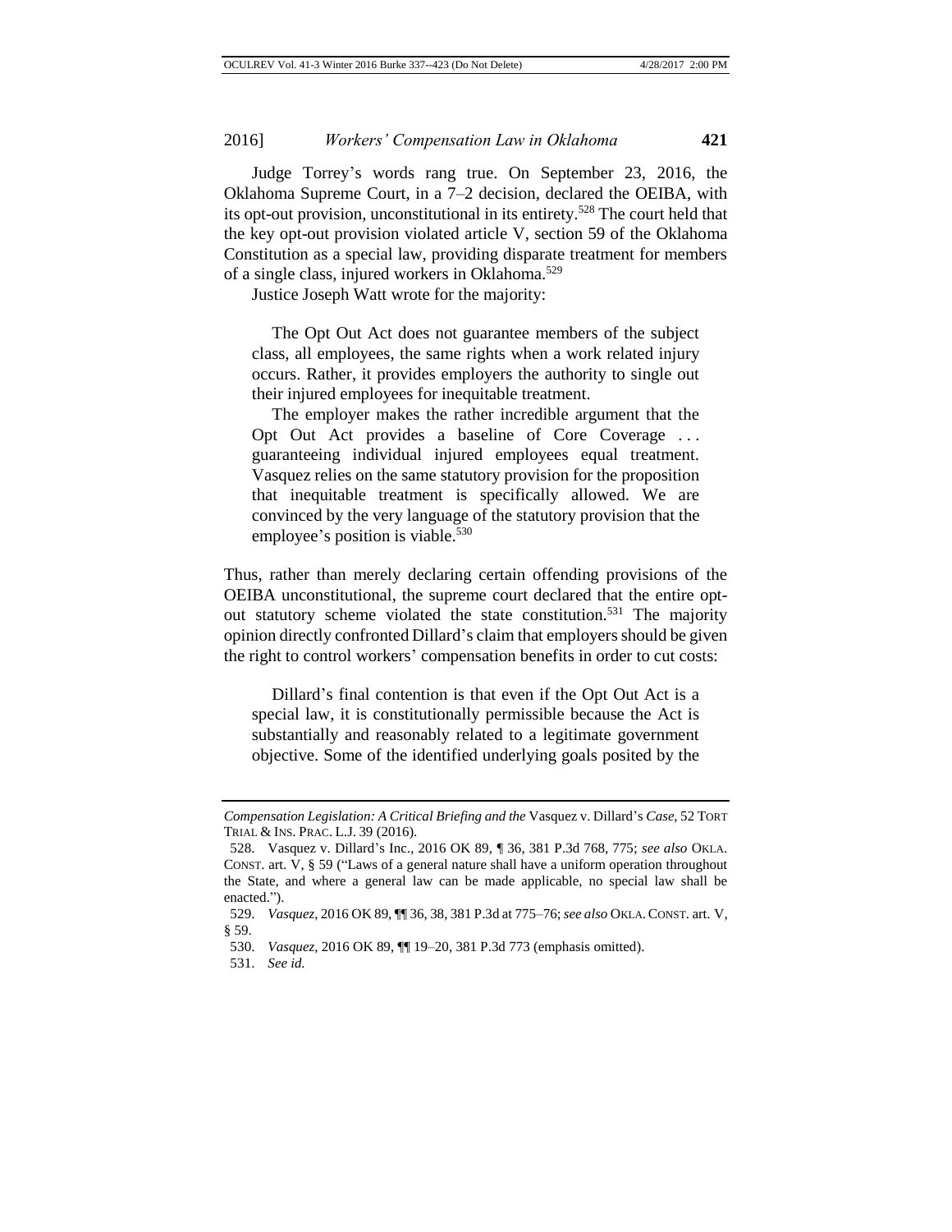Judge Torrey's words rang true. On September 23, 2016, the Oklahoma Supreme Court, in a 7–2 decision, declared the OEIBA, with its opt-out provision, unconstitutional in its entirety.[528] The court held that the key opt-out provision violated article V, section 59 of the Oklahoma Constitution as a special law, providing disparate treatment for members of a single class, injured workers in Oklahoma.[529]

Justice Joseph Watt wrote for the majority:

> The Opt Out Act does not guarantee members of the subject class, all employees, the same rights when a work related injury occurs. Rather, it provides employers the authority to single out their injured employees for inequitable treatment.
>
> The employer makes the rather incredible argument that the Opt Out Act provides a baseline of Core Coverage . . . guaranteeing individual injured employees equal treatment. Vasquez relies on the same statutory provision for the proposition that inequitable treatment is specifically allowed. We are convinced by the very language of the statutory provision that the employee's position is viable.[530]

Thus, rather than merely declaring certain offending provisions of the OEIBA unconstitutional, the supreme court declared that the entire opt-out statutory scheme violated the state constitution.[531] The majority opinion directly confronted Dillard's claim that employers should be given the right to control workers' compensation benefits in order to cut costs:

> Dillard's final contention is that even if the Opt Out Act is a special law, it is constitutionally permissible because the Act is substantially and reasonably related to a legitimate government objective. Some of the identified underlying goals posited by the

---

*Compensation Legislation: A Critical Briefing and the* Vasquez v. Dillard's *Case*, 52 TORT TRIAL & INS. PRAC. L.J. 39 (2016).

528. Vasquez v. Dillard's Inc., 2016 OK 89, ¶ 36, 381 P.3d 768, 775; *see also* OKLA. CONST. art. V, § 59 ("Laws of a general nature shall have a uniform operation throughout the State, and where a general law can be made applicable, no special law shall be enacted.").

529. *Vasquez*, 2016 OK 89, ¶¶ 36, 38, 381 P.3d at 775–76; *see also* OKLA. CONST. art. V, § 59.

530. *Vasquez*, 2016 OK 89, ¶¶ 19–20, 381 P.3d 773 (emphasis omitted).

531. *See id.*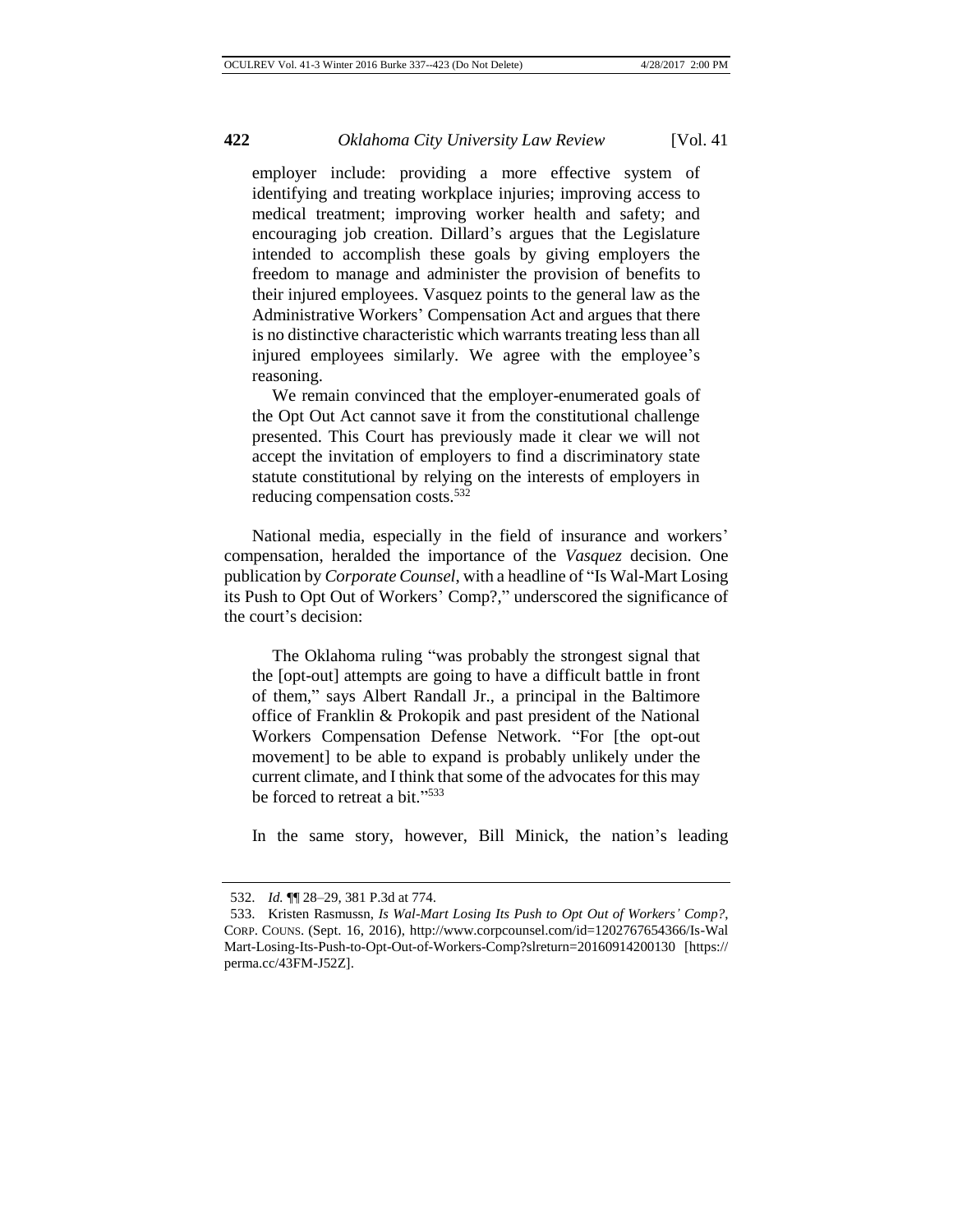> employer include: providing a more effective system of identifying and treating workplace injuries; improving access to medical treatment; improving worker health and safety; and encouraging job creation. Dillard's argues that the Legislature intended to accomplish these goals by giving employers the freedom to manage and administer the provision of benefits to their injured employees. Vasquez points to the general law as the Administrative Workers' Compensation Act and argues that there is no distinctive characteristic which warrants treating less than all injured employees similarly. We agree with the employee's reasoning.
>
> We remain convinced that the employer-enumerated goals of the Opt Out Act cannot save it from the constitutional challenge presented. This Court has previously made it clear we will not accept the invitation of employers to find a discriminatory state statute constitutional by relying on the interests of employers in reducing compensation costs.[532]

National media, especially in the field of insurance and workers' compensation, heralded the importance of the *Vasquez* decision. One publication by *Corporate Counsel*, with a headline of "Is Wal-Mart Losing its Push to Opt Out of Workers' Comp?," underscored the significance of the court's decision:

> The Oklahoma ruling "was probably the strongest signal that the [opt-out] attempts are going to have a difficult battle in front of them," says Albert Randall Jr., a principal in the Baltimore office of Franklin & Prokopik and past president of the National Workers Compensation Defense Network. "For [the opt-out movement] to be able to expand is probably unlikely under the current climate, and I think that some of the advocates for this may be forced to retreat a bit."[533]

In the same story, however, Bill Minick, the nation's leading

---

532. *Id.* ¶¶ 28–29, 381 P.3d at 774.

533. Kristen Rasmussn, *Is Wal-Mart Losing Its Push to Opt Out of Workers' Comp?*, CORP. COUNS. (Sept. 16, 2016), http://www.corpcounsel.com/id=1202767654366/Is-Wal Mart-Losing-Its-Push-to-Opt-Out-of-Workers-Comp?slreturn=20160914200130 [https://perma.cc/43FM-J52Z].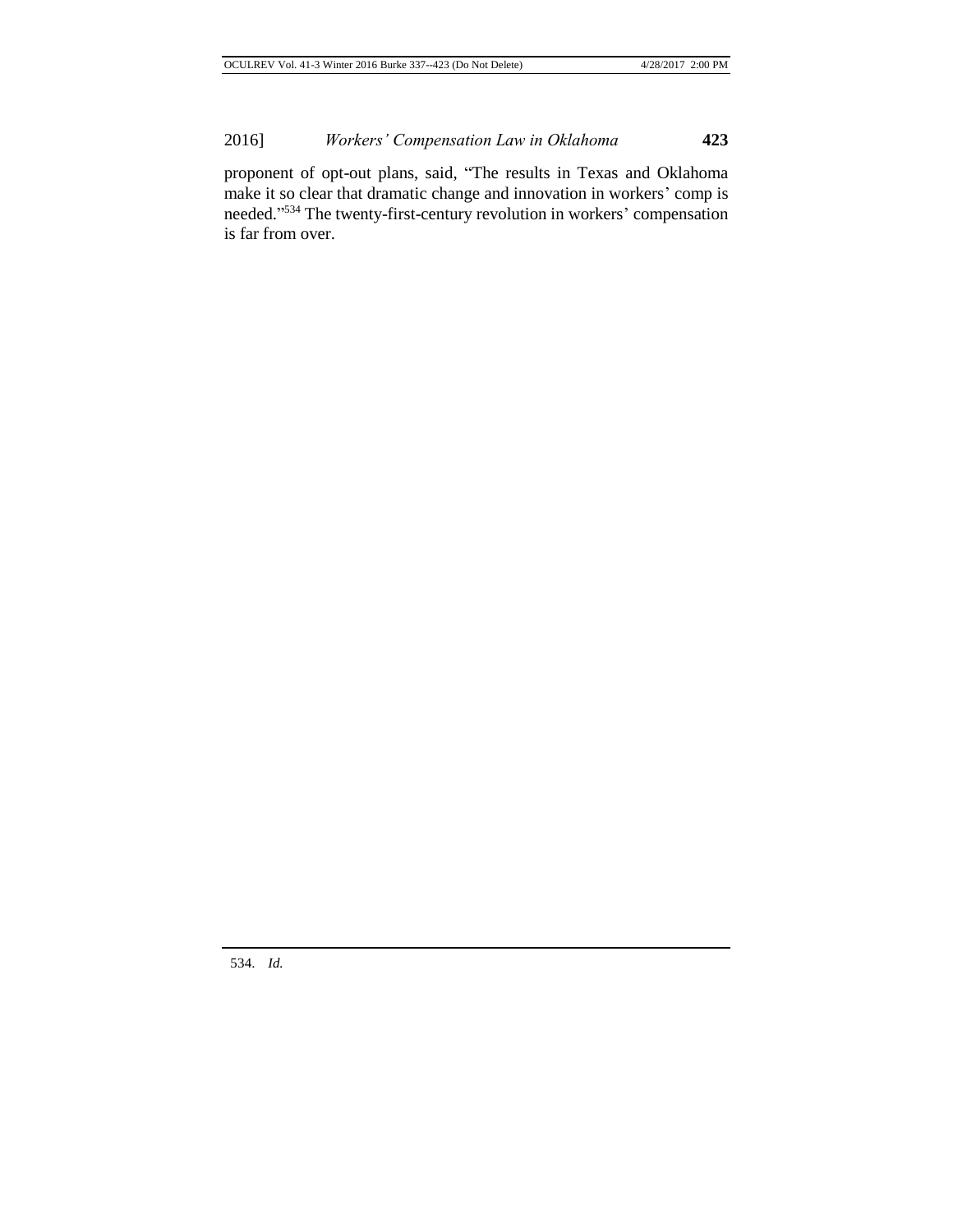proponent of opt-out plans, said, "The results in Texas and Oklahoma make it so clear that dramatic change and innovation in workers' comp is needed."[534] The twenty-first-century revolution in workers' compensation is far from over.

---

534. *Id.*